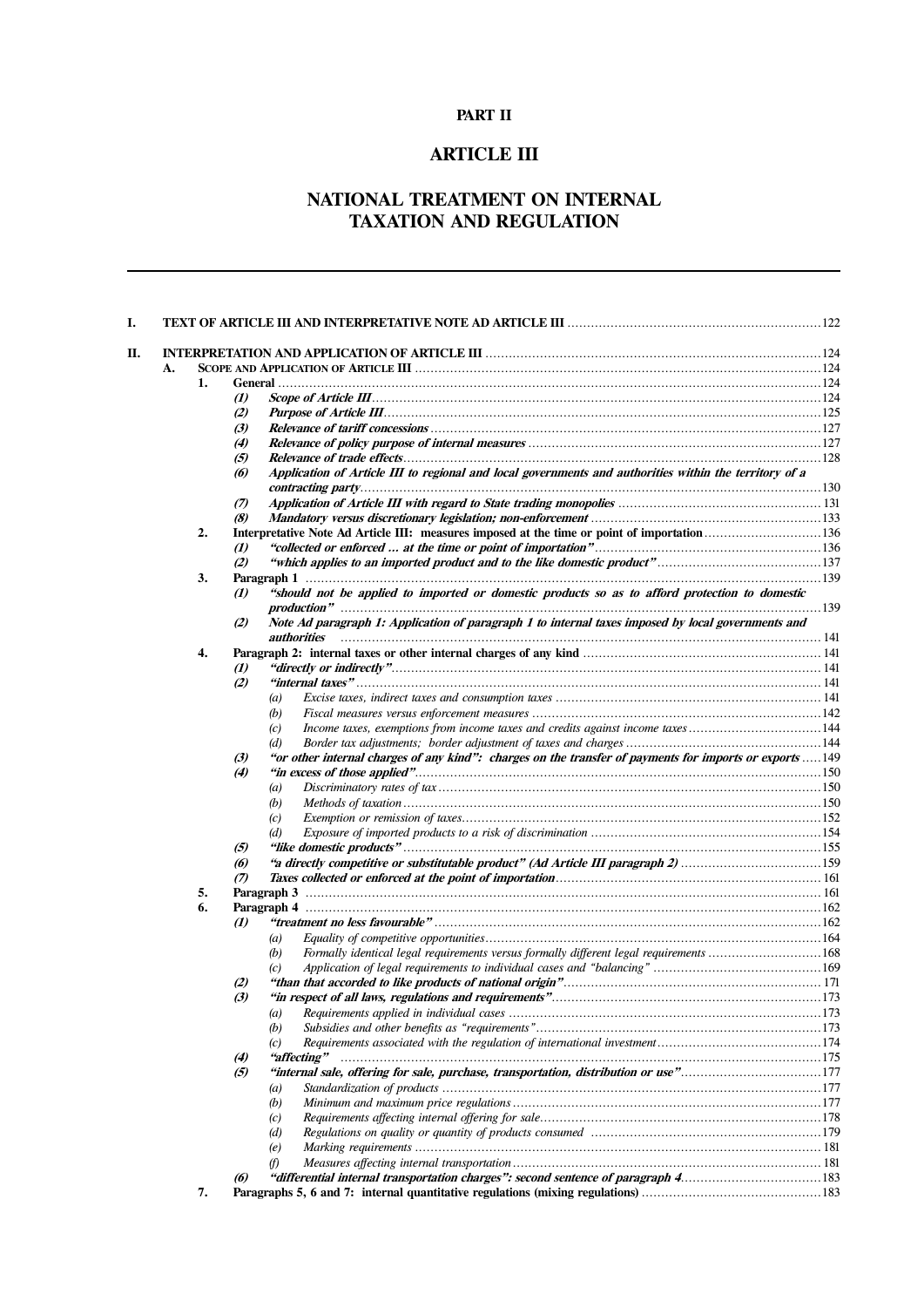# PART II

# ARTICLE III

# NATIONAL TREATMENT ON INTERNAL TAXATION AND REGULATION

---

- **I. TEXT OF ARTICLE III AND INTERPRETATIVE NOTE AD ARTICLE III** ..... 122
- **II. INTERPRETATION AND APPLICATION OF ARTICLE III** ..... 124
  - **A. SCOPE AND APPLICATION OF ARTICLE III** ..... 124
    - **1. General** ..... 124
      - ***(1) Scope of Article III*** ..... 124
      - ***(2) Purpose of Article III*** ..... 125
      - ***(3) Relevance of tariff concessions*** ..... 127
      - ***(4) Relevance of policy purpose of internal measures*** ..... 127
      - ***(5) Relevance of trade effects*** ..... 128
      - ***(6) Application of Article III to regional and local governments and authorities within the territory of a contracting party*** ..... 130
      - ***(7) Application of Article III with regard to State trading monopolies*** ..... 131
      - ***(8) Mandatory versus discretionary legislation; non-enforcement*** ..... 133
    - **2. Interpretative Note Ad Article III: measures imposed at the time or point of importation** ..... 136
      - ***(1) "collected or enforced ... at the time or point of importation"*** ..... 136
      - ***(2) "which applies to an imported product and to the like domestic product"*** ..... 137
    - **3. Paragraph 1** ..... 139
      - ***(1) "should not be applied to imported or domestic products so as to afford protection to domestic production"*** ..... 139
      - ***(2) Note Ad paragraph 1: Application of paragraph 1 to internal taxes imposed by local governments and authorities*** ..... 141
    - **4. Paragraph 2: internal taxes or other internal charges of any kind** ..... 141
      - ***(1) "directly or indirectly"*** ..... 141
      - ***(2) "internal taxes"*** ..... 141
        - *(a) Excise taxes, indirect taxes and consumption taxes* ..... 141
        - *(b) Fiscal measures versus enforcement measures* ..... 142
        - *(c) Income taxes, exemptions from income taxes and credits against income taxes* ..... 144
        - *(d) Border tax adjustments; border adjustment of taxes and charges* ..... 144
      - ***(3) "or other internal charges of any kind": charges on the transfer of payments for imports or exports*** ..... 149
      - ***(4) "in excess of those applied"*** ..... 150
        - *(a) Discriminatory rates of tax* ..... 150
        - *(b) Methods of taxation* ..... 150
        - *(c) Exemption or remission of taxes* ..... 152
        - *(d) Exposure of imported products to a risk of discrimination* ..... 154
      - ***(5) "like domestic products"*** ..... 155
      - ***(6) "a directly competitive or substitutable product" (Ad Article III paragraph 2)*** ..... 159
      - ***(7) Taxes collected or enforced at the point of importation*** ..... 161
    - **5. Paragraph 3** ..... 161
    - **6. Paragraph 4** ..... 162
      - ***(1) "treatment no less favourable"*** ..... 162
        - *(a) Equality of competitive opportunities* ..... 164
        - *(b) Formally identical legal requirements versus formally different legal requirements* ..... 168
        - *(c) Application of legal requirements to individual cases and "balancing"* ..... 169
      - ***(2) "than that accorded to like products of national origin"*** ..... 171
      - ***(3) "in respect of all laws, regulations and requirements"*** ..... 173
        - *(a) Requirements applied in individual cases* ..... 173
        - *(b) Subsidies and other benefits as "requirements"* ..... 173
        - *(c) Requirements associated with the regulation of international investment* ..... 174
      - ***(4) "affecting"*** ..... 175
      - ***(5) "internal sale, offering for sale, purchase, transportation, distribution or use"*** ..... 177
        - *(a) Standardization of products* ..... 177
        - *(b) Minimum and maximum price regulations* ..... 177
        - *(c) Requirements affecting internal offering for sale* ..... 178
        - *(d) Regulations on quality or quantity of products consumed* ..... 179
        - *(e) Marking requirements* ..... 181
        - *(f) Measures affecting internal transportation* ..... 181
      - ***(6) "differential internal transportation charges": second sentence of paragraph 4*** ..... 183
    - **7. Paragraphs 5, 6 and 7: internal quantitative regulations (mixing regulations)** ..... 183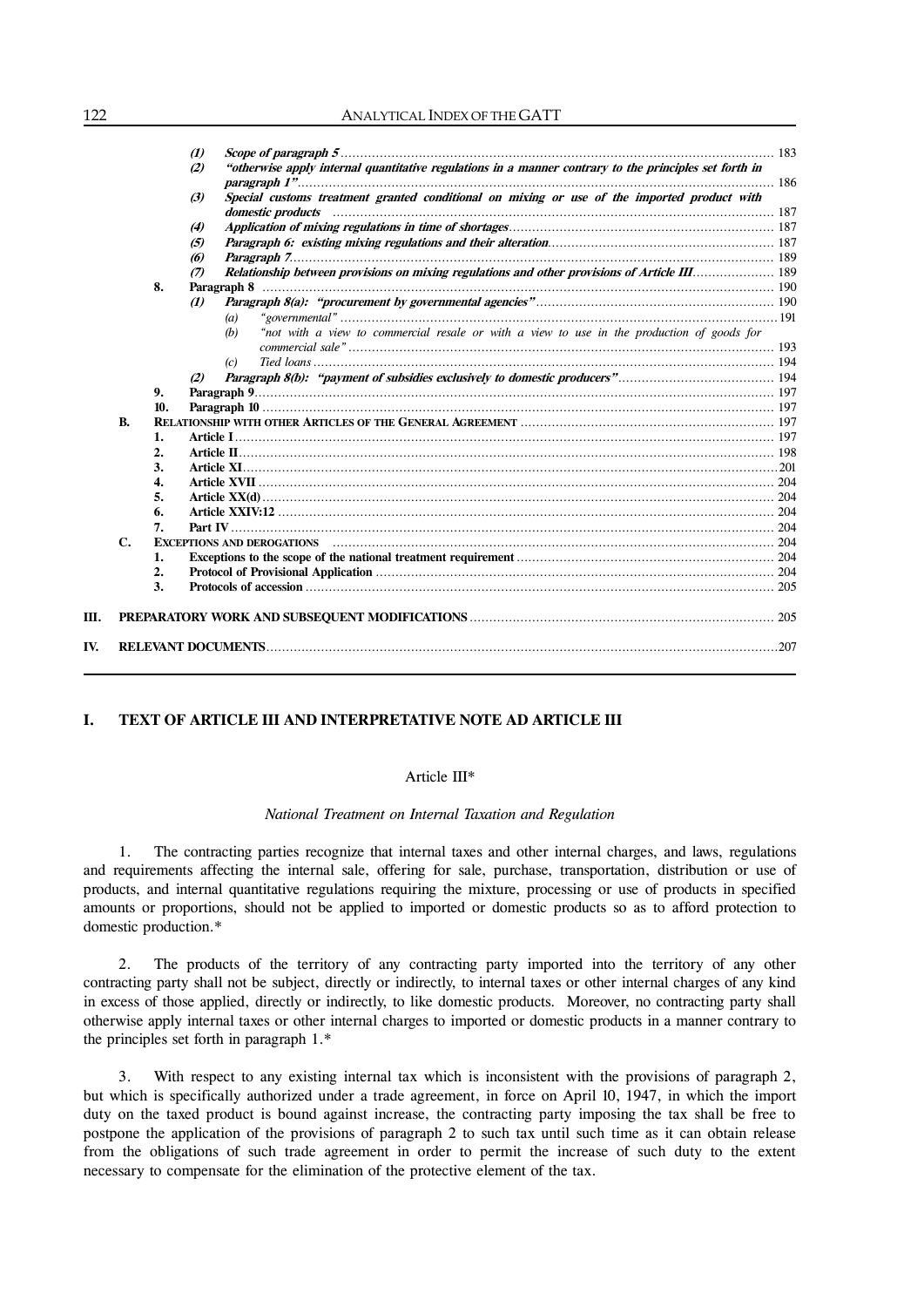- *(1)* ***Scope of paragraph 5*** ...... 183
- *(2)* ***"otherwise apply internal quantitative regulations in a manner contrary to the principles set forth in paragraph 1"*** ...... 186
- *(3)* ***Special customs treatment granted conditional on mixing or use of the imported product with domestic products*** ...... 187
- *(4)* ***Application of mixing regulations in time of shortages*** ...... 187
- *(5)* ***Paragraph 6: existing mixing regulations and their alteration*** ...... 187
- *(6)* ***Paragraph 7*** ...... 189
- *(7)* ***Relationship between provisions on mixing regulations and other provisions of Article III*** ...... 189

**8. Paragraph 8** ...... 190
- *(1)* ***Paragraph 8(a): "procurement by governmental agencies"*** ...... 190
  - *(a)* *"governmental"* ...... 191
  - *(b)* *"not with a view to commercial resale or with a view to use in the production of goods for commercial sale"* ...... 193
  - *(c)* *Tied loans* ...... 194
- *(2)* ***Paragraph 8(b): "payment of subsidies exclusively to domestic producers"*** ...... 194

**9. Paragraph 9** ...... 197

**10. Paragraph 10** ...... 197

**B. RELATIONSHIP WITH OTHER ARTICLES OF THE GENERAL AGREEMENT** ...... 197
1. **Article I** ...... 197
2. **Article II** ...... 198
3. **Article XI** ...... 201
4. **Article XVII** ...... 204
5. **Article XX(d)** ...... 204
6. **Article XXIV:12** ...... 204
7. **Part IV** ...... 204

**C. EXCEPTIONS AND DEROGATIONS** ...... 204
1. **Exceptions to the scope of the national treatment requirement** ...... 204
2. **Protocol of Provisional Application** ...... 204
3. **Protocols of accession** ...... 205

**III. PREPARATORY WORK AND SUBSEQUENT MODIFICATIONS** ...... 205

**IV. RELEVANT DOCUMENTS** ...... 207

## I. TEXT OF ARTICLE III AND INTERPRETATIVE NOTE AD ARTICLE III

### Article III*

*National Treatment on Internal Taxation and Regulation*

1. The contracting parties recognize that internal taxes and other internal charges, and laws, regulations and requirements affecting the internal sale, offering for sale, purchase, transportation, distribution or use of products, and internal quantitative regulations requiring the mixture, processing or use of products in specified amounts or proportions, should not be applied to imported or domestic products so as to afford protection to domestic production.*

2. The products of the territory of any contracting party imported into the territory of any other contracting party shall not be subject, directly or indirectly, to internal taxes or other internal charges of any kind in excess of those applied, directly or indirectly, to like domestic products. Moreover, no contracting party shall otherwise apply internal taxes or other internal charges to imported or domestic products in a manner contrary to the principles set forth in paragraph 1.*

3. With respect to any existing internal tax which is inconsistent with the provisions of paragraph 2, but which is specifically authorized under a trade agreement, in force on April 10, 1947, in which the import duty on the taxed product is bound against increase, the contracting party imposing the tax shall be free to postpone the application of the provisions of paragraph 2 to such tax until such time as it can obtain release from the obligations of such trade agreement in order to permit the increase of such duty to the extent necessary to compensate for the elimination of the protective element of the tax.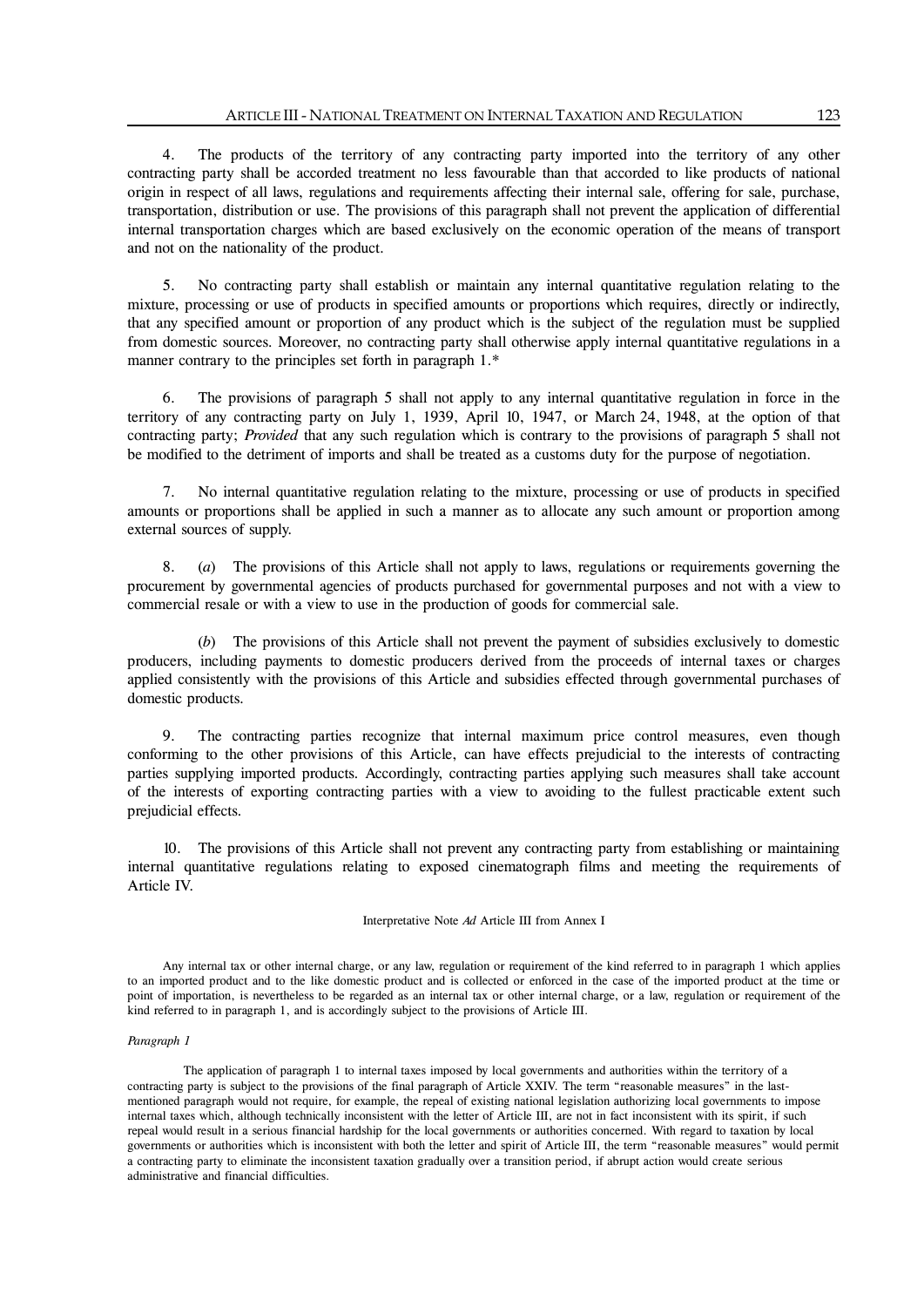4. The products of the territory of any contracting party imported into the territory of any other contracting party shall be accorded treatment no less favourable than that accorded to like products of national origin in respect of all laws, regulations and requirements affecting their internal sale, offering for sale, purchase, transportation, distribution or use. The provisions of this paragraph shall not prevent the application of differential internal transportation charges which are based exclusively on the economic operation of the means of transport and not on the nationality of the product.

5. No contracting party shall establish or maintain any internal quantitative regulation relating to the mixture, processing or use of products in specified amounts or proportions which requires, directly or indirectly, that any specified amount or proportion of any product which is the subject of the regulation must be supplied from domestic sources. Moreover, no contracting party shall otherwise apply internal quantitative regulations in a manner contrary to the principles set forth in paragraph 1.*

6. The provisions of paragraph 5 shall not apply to any internal quantitative regulation in force in the territory of any contracting party on July 1, 1939, April 10, 1947, or March 24, 1948, at the option of that contracting party; *Provided* that any such regulation which is contrary to the provisions of paragraph 5 shall not be modified to the detriment of imports and shall be treated as a customs duty for the purpose of negotiation.

7. No internal quantitative regulation relating to the mixture, processing or use of products in specified amounts or proportions shall be applied in such a manner as to allocate any such amount or proportion among external sources of supply.

8. (*a*) The provisions of this Article shall not apply to laws, regulations or requirements governing the procurement by governmental agencies of products purchased for governmental purposes and not with a view to commercial resale or with a view to use in the production of goods for commercial sale.

(*b*) The provisions of this Article shall not prevent the payment of subsidies exclusively to domestic producers, including payments to domestic producers derived from the proceeds of internal taxes or charges applied consistently with the provisions of this Article and subsidies effected through governmental purchases of domestic products.

9. The contracting parties recognize that internal maximum price control measures, even though conforming to the other provisions of this Article, can have effects prejudicial to the interests of contracting parties supplying imported products. Accordingly, contracting parties applying such measures shall take account of the interests of exporting contracting parties with a view to avoiding to the fullest practicable extent such prejudicial effects.

10. The provisions of this Article shall not prevent any contracting party from establishing or maintaining internal quantitative regulations relating to exposed cinematograph films and meeting the requirements of Article IV.

Interpretative Note *Ad* Article III from Annex I

Any internal tax or other internal charge, or any law, regulation or requirement of the kind referred to in paragraph 1 which applies to an imported product and to the like domestic product and is collected or enforced in the case of the imported product at the time or point of importation, is nevertheless to be regarded as an internal tax or other internal charge, or a law, regulation or requirement of the kind referred to in paragraph 1, and is accordingly subject to the provisions of Article III.

*Paragraph 1*

The application of paragraph 1 to internal taxes imposed by local governments and authorities within the territory of a contracting party is subject to the provisions of the final paragraph of Article XXIV. The term "reasonable measures" in the last-mentioned paragraph would not require, for example, the repeal of existing national legislation authorizing local governments to impose internal taxes which, although technically inconsistent with the letter of Article III, are not in fact inconsistent with its spirit, if such repeal would result in a serious financial hardship for the local governments or authorities concerned. With regard to taxation by local governments or authorities which is inconsistent with both the letter and spirit of Article III, the term "reasonable measures" would permit a contracting party to eliminate the inconsistent taxation gradually over a transition period, if abrupt action would create serious administrative and financial difficulties.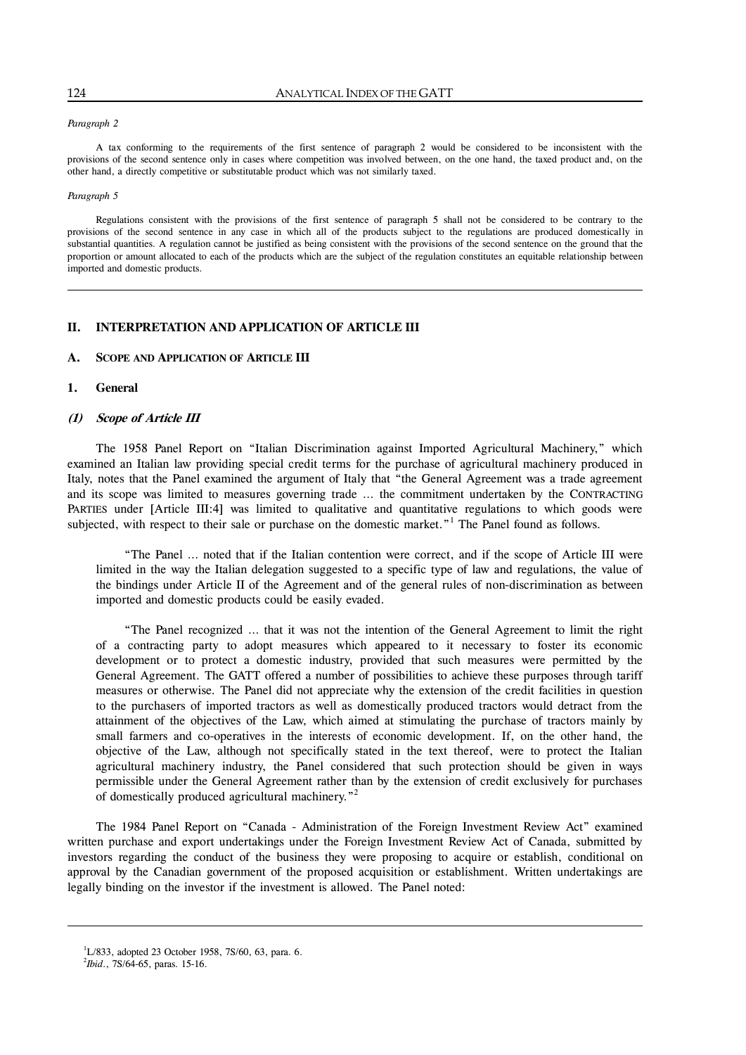*Paragraph 2*

A tax conforming to the requirements of the first sentence of paragraph 2 would be considered to be inconsistent with the provisions of the second sentence only in cases where competition was involved between, on the one hand, the taxed product and, on the other hand, a directly competitive or substitutable product which was not similarly taxed.

*Paragraph 5*

Regulations consistent with the provisions of the first sentence of paragraph 5 shall not be considered to be contrary to the provisions of the second sentence in any case in which all of the products subject to the regulations are produced domestically in substantial quantities. A regulation cannot be justified as being consistent with the provisions of the second sentence on the ground that the proportion or amount allocated to each of the products which are the subject of the regulation constitutes an equitable relationship between imported and domestic products.

---

## II. INTERPRETATION AND APPLICATION OF ARTICLE III

### A. SCOPE AND APPLICATION OF ARTICLE III

#### 1. General

##### *(1) Scope of Article III*

The 1958 Panel Report on "Italian Discrimination against Imported Agricultural Machinery," which examined an Italian law providing special credit terms for the purchase of agricultural machinery produced in Italy, notes that the Panel examined the argument of Italy that "the General Agreement was a trade agreement and its scope was limited to measures governing trade … the commitment undertaken by the CONTRACTING PARTIES under [Article III:4] was limited to qualitative and quantitative regulations to which goods were subjected, with respect to their sale or purchase on the domestic market."[1] The Panel found as follows.

> "The Panel … noted that if the Italian contention were correct, and if the scope of Article III were limited in the way the Italian delegation suggested to a specific type of law and regulations, the value of the bindings under Article II of the Agreement and of the general rules of non-discrimination as between imported and domestic products could be easily evaded.
>
> "The Panel recognized … that it was not the intention of the General Agreement to limit the right of a contracting party to adopt measures which appeared to it necessary to foster its economic development or to protect a domestic industry, provided that such measures were permitted by the General Agreement. The GATT offered a number of possibilities to achieve these purposes through tariff measures or otherwise. The Panel did not appreciate why the extension of the credit facilities in question to the purchasers of imported tractors as well as domestically produced tractors would detract from the attainment of the objectives of the Law, which aimed at stimulating the purchase of tractors mainly by small farmers and co-operatives in the interests of economic development. If, on the other hand, the objective of the Law, although not specifically stated in the text thereof, were to protect the Italian agricultural machinery industry, the Panel considered that such protection should be given in ways permissible under the General Agreement rather than by the extension of credit exclusively for purchases of domestically produced agricultural machinery."[2]

The 1984 Panel Report on "Canada - Administration of the Foreign Investment Review Act" examined written purchase and export undertakings under the Foreign Investment Review Act of Canada, submitted by investors regarding the conduct of the business they were proposing to acquire or establish, conditional on approval by the Canadian government of the proposed acquisition or establishment. Written undertakings are legally binding on the investor if the investment is allowed. The Panel noted:

---

[1] L/833, adopted 23 October 1958, 7S/60, 63, para. 6.

[2] *Ibid.*, 7S/64-65, paras. 15-16.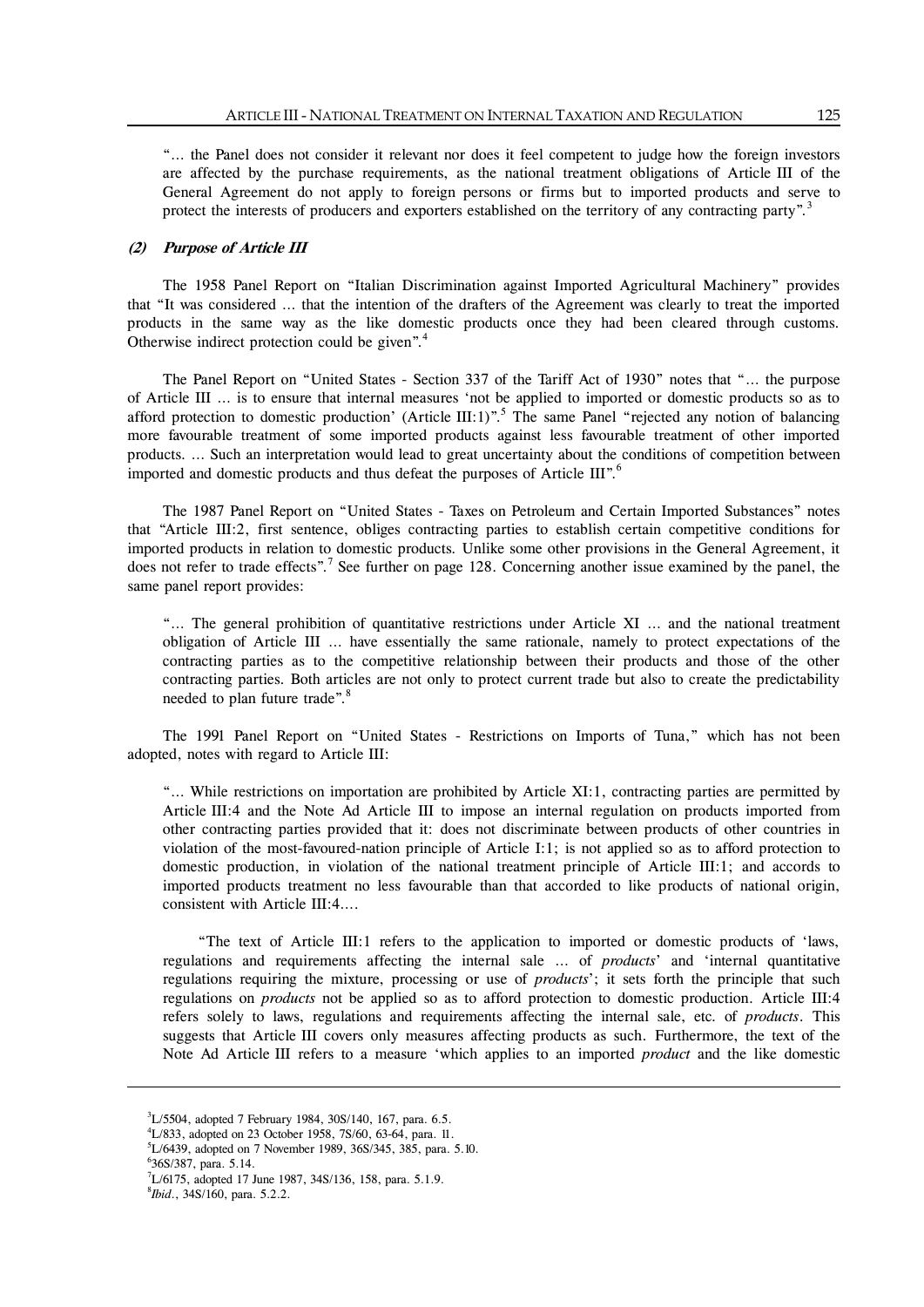"… the Panel does not consider it relevant nor does it feel competent to judge how the foreign investors are affected by the purchase requirements, as the national treatment obligations of Article III of the General Agreement do not apply to foreign persons or firms but to imported products and serve to protect the interests of producers and exporters established on the territory of any contracting party".[3]

#### *(2) Purpose of Article III*

The 1958 Panel Report on "Italian Discrimination against Imported Agricultural Machinery" provides that "It was considered … that the intention of the drafters of the Agreement was clearly to treat the imported products in the same way as the like domestic products once they had been cleared through customs. Otherwise indirect protection could be given".[4]

The Panel Report on "United States - Section 337 of the Tariff Act of 1930" notes that "… the purpose of Article III … is to ensure that internal measures 'not be applied to imported or domestic products so as to afford protection to domestic production' (Article III:1)".[5] The same Panel "rejected any notion of balancing more favourable treatment of some imported products against less favourable treatment of other imported products. … Such an interpretation would lead to great uncertainty about the conditions of competition between imported and domestic products and thus defeat the purposes of Article III".[6]

The 1987 Panel Report on "United States - Taxes on Petroleum and Certain Imported Substances" notes that "Article III:2, first sentence, obliges contracting parties to establish certain competitive conditions for imported products in relation to domestic products. Unlike some other provisions in the General Agreement, it does not refer to trade effects".[7] See further on page 128. Concerning another issue examined by the panel, the same panel report provides:

"… The general prohibition of quantitative restrictions under Article XI … and the national treatment obligation of Article III … have essentially the same rationale, namely to protect expectations of the contracting parties as to the competitive relationship between their products and those of the other contracting parties. Both articles are not only to protect current trade but also to create the predictability needed to plan future trade".[8]

The 1991 Panel Report on "United States - Restrictions on Imports of Tuna," which has not been adopted, notes with regard to Article III:

"… While restrictions on importation are prohibited by Article XI:1, contracting parties are permitted by Article III:4 and the Note Ad Article III to impose an internal regulation on products imported from other contracting parties provided that it: does not discriminate between products of other countries in violation of the most-favoured-nation principle of Article I:1; is not applied so as to afford protection to domestic production, in violation of the national treatment principle of Article III:1; and accords to imported products treatment no less favourable than that accorded to like products of national origin, consistent with Article III:4.…

"The text of Article III:1 refers to the application to imported or domestic products of 'laws, regulations and requirements affecting the internal sale … of *products*' and 'internal quantitative regulations requiring the mixture, processing or use of *products*'; it sets forth the principle that such regulations on *products* not be applied so as to afford protection to domestic production. Article III:4 refers solely to laws, regulations and requirements affecting the internal sale, etc. of *products*. This suggests that Article III covers only measures affecting products as such. Furthermore, the text of the Note Ad Article III refers to a measure 'which applies to an imported *product* and the like domestic

---

[3] L/5504, adopted 7 February 1984, 30S/140, 167, para. 6.5.

[4] L/833, adopted on 23 October 1958, 7S/60, 63-64, para. 11.

[5] L/6439, adopted on 7 November 1989, 36S/345, 385, para. 5.10.

[6] 36S/387, para. 5.14.

[7] L/6175, adopted 17 June 1987, 34S/136, 158, para. 5.1.9.

[8] *Ibid*., 34S/160, para. 5.2.2.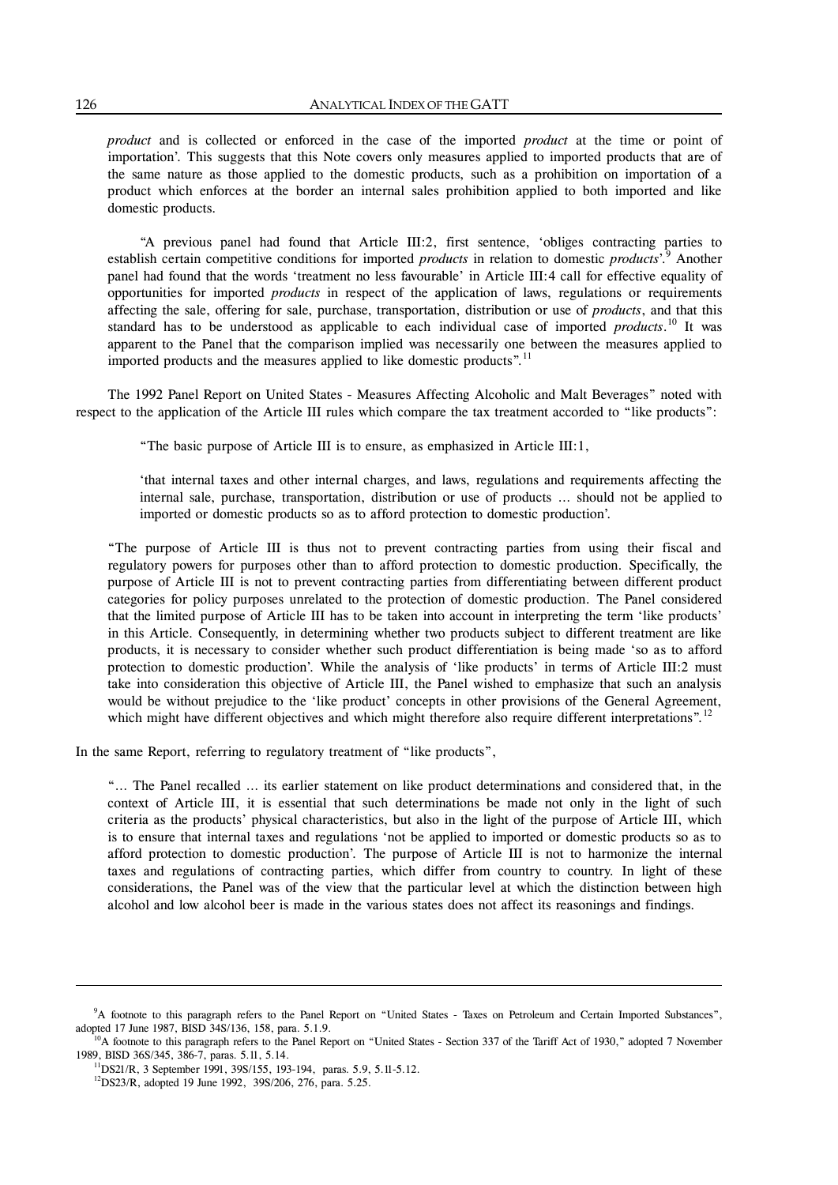*product* and is collected or enforced in the case of the imported *product* at the time or point of importation'. This suggests that this Note covers only measures applied to imported products that are of the same nature as those applied to the domestic products, such as a prohibition on importation of a product which enforces at the border an internal sales prohibition applied to both imported and like domestic products.

"A previous panel had found that Article III:2, first sentence, 'obliges contracting parties to establish certain competitive conditions for imported *products* in relation to domestic *products*'.[9] Another panel had found that the words 'treatment no less favourable' in Article III:4 call for effective equality of opportunities for imported *products* in respect of the application of laws, regulations or requirements affecting the sale, offering for sale, purchase, transportation, distribution or use of *products*, and that this standard has to be understood as applicable to each individual case of imported *products*.[10] It was apparent to the Panel that the comparison implied was necessarily one between the measures applied to imported products and the measures applied to like domestic products".[11]

The 1992 Panel Report on United States - Measures Affecting Alcoholic and Malt Beverages" noted with respect to the application of the Article III rules which compare the tax treatment accorded to "like products":

> "The basic purpose of Article III is to ensure, as emphasized in Article III:1,
>
> > 'that internal taxes and other internal charges, and laws, regulations and requirements affecting the internal sale, purchase, transportation, distribution or use of products ... should not be applied to imported or domestic products so as to afford protection to domestic production'.
>
> "The purpose of Article III is thus not to prevent contracting parties from using their fiscal and regulatory powers for purposes other than to afford protection to domestic production. Specifically, the purpose of Article III is not to prevent contracting parties from differentiating between different product categories for policy purposes unrelated to the protection of domestic production. The Panel considered that the limited purpose of Article III has to be taken into account in interpreting the term 'like products' in this Article. Consequently, in determining whether two products subject to different treatment are like products, it is necessary to consider whether such product differentiation is being made 'so as to afford protection to domestic production'. While the analysis of 'like products' in terms of Article III:2 must take into consideration this objective of Article III, the Panel wished to emphasize that such an analysis would be without prejudice to the 'like product' concepts in other provisions of the General Agreement, which might have different objectives and which might therefore also require different interpretations".[12]

In the same Report, referring to regulatory treatment of "like products",

> "... The Panel recalled ... its earlier statement on like product determinations and considered that, in the context of Article III, it is essential that such determinations be made not only in the light of such criteria as the products' physical characteristics, but also in the light of the purpose of Article III, which is to ensure that internal taxes and regulations 'not be applied to imported or domestic products so as to afford protection to domestic production'. The purpose of Article III is not to harmonize the internal taxes and regulations of contracting parties, which differ from country to country. In light of these considerations, the Panel was of the view that the particular level at which the distinction between high alcohol and low alcohol beer is made in the various states does not affect its reasonings and findings.

---

[9] A footnote to this paragraph refers to the Panel Report on "United States - Taxes on Petroleum and Certain Imported Substances", adopted 17 June 1987, BISD 34S/136, 158, para. 5.1.9.

[10] A footnote to this paragraph refers to the Panel Report on "United States - Section 337 of the Tariff Act of 1930," adopted 7 November 1989, BISD 36S/345, 386-7, paras. 5.11, 5.14.

[11] DS21/R, 3 September 1991, 39S/155, 193-194, paras. 5.9, 5.11-5.12.

[12] DS23/R, adopted 19 June 1992, 39S/206, 276, para. 5.25.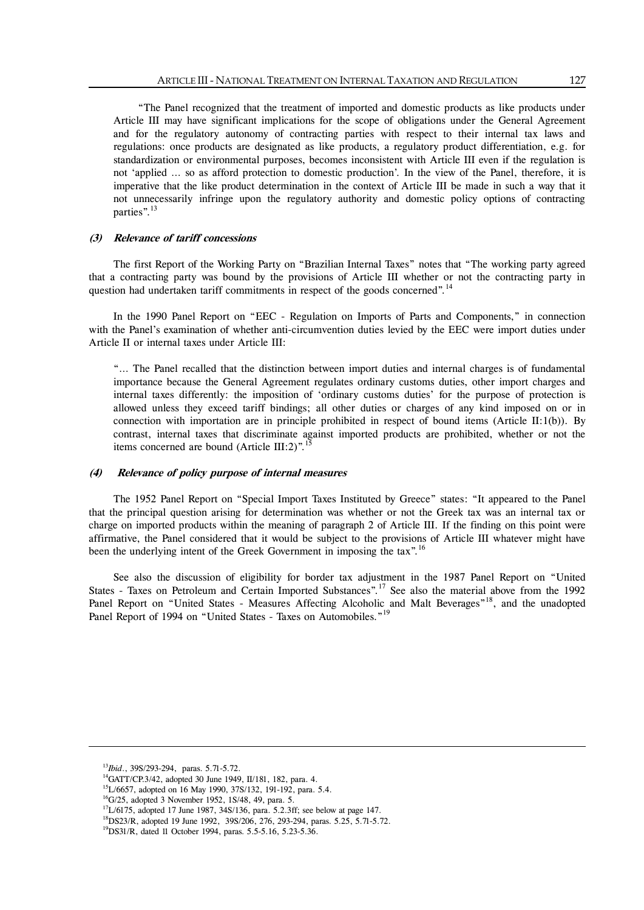> "The Panel recognized that the treatment of imported and domestic products as like products under Article III may have significant implications for the scope of obligations under the General Agreement and for the regulatory autonomy of contracting parties with respect to their internal tax laws and regulations: once products are designated as like products, a regulatory product differentiation, e.g. for standardization or environmental purposes, becomes inconsistent with Article III even if the regulation is not 'applied ... so as afford protection to domestic production'. In the view of the Panel, therefore, it is imperative that the like product determination in the context of Article III be made in such a way that it not unnecessarily infringe upon the regulatory authority and domestic policy options of contracting parties".[13]

#### *(3) Relevance of tariff concessions*

The first Report of the Working Party on "Brazilian Internal Taxes" notes that "The working party agreed that a contracting party was bound by the provisions of Article III whether or not the contracting party in question had undertaken tariff commitments in respect of the goods concerned".[14]

In the 1990 Panel Report on "EEC - Regulation on Imports of Parts and Components," in connection with the Panel's examination of whether anti-circumvention duties levied by the EEC were import duties under Article II or internal taxes under Article III:

> "... The Panel recalled that the distinction between import duties and internal charges is of fundamental importance because the General Agreement regulates ordinary customs duties, other import charges and internal taxes differently: the imposition of 'ordinary customs duties' for the purpose of protection is allowed unless they exceed tariff bindings; all other duties or charges of any kind imposed on or in connection with importation are in principle prohibited in respect of bound items (Article II:1(b)). By contrast, internal taxes that discriminate against imported products are prohibited, whether or not the items concerned are bound (Article III:2)".[15]

#### *(4) Relevance of policy purpose of internal measures*

The 1952 Panel Report on "Special Import Taxes Instituted by Greece" states: "It appeared to the Panel that the principal question arising for determination was whether or not the Greek tax was an internal tax or charge on imported products within the meaning of paragraph 2 of Article III. If the finding on this point were affirmative, the Panel considered that it would be subject to the provisions of Article III whatever might have been the underlying intent of the Greek Government in imposing the tax".[16]

See also the discussion of eligibility for border tax adjustment in the 1987 Panel Report on "United States - Taxes on Petroleum and Certain Imported Substances".[17] See also the material above from the 1992 Panel Report on "United States - Measures Affecting Alcoholic and Malt Beverages"[18], and the unadopted Panel Report of 1994 on "United States - Taxes on Automobiles."[19]

---

[13] *Ibid.*, 39S/293-294, paras. 5.71-5.72.

[14] GATT/CP.3/42, adopted 30 June 1949, II/181, 182, para. 4.

[15] L/6657, adopted on 16 May 1990, 37S/132, 191-192, para. 5.4.

[16] G/25, adopted 3 November 1952, 1S/48, 49, para. 5.

[17] L/6175, adopted 17 June 1987, 34S/136, para. 5.2.3ff; see below at page 147.

[18] DS23/R, adopted 19 June 1992, 39S/206, 276, 293-294, paras. 5.25, 5.71-5.72.

[19] DS31/R, dated 11 October 1994, paras. 5.5-5.16, 5.23-5.36.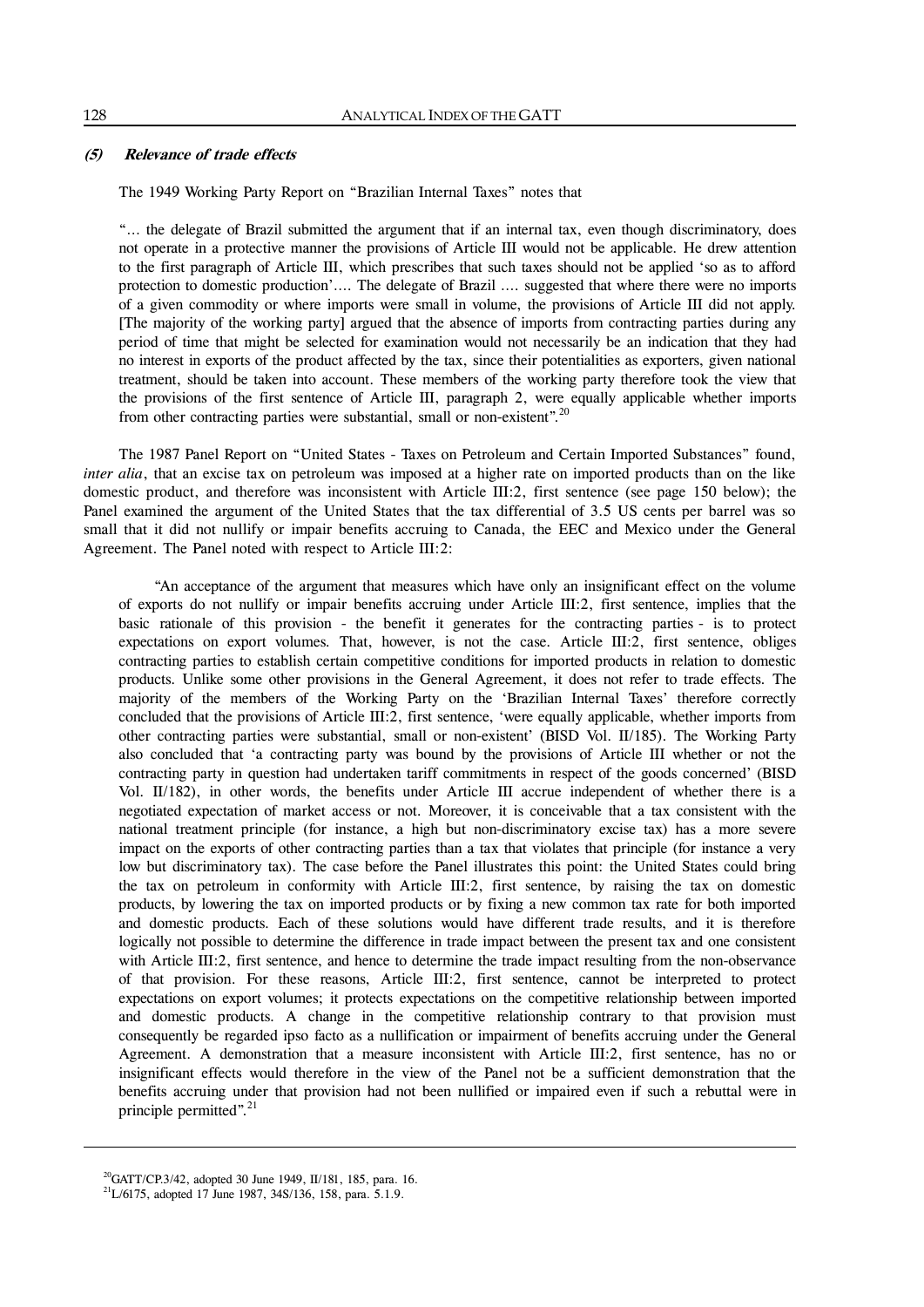#### *(5) Relevance of trade effects*

The 1949 Working Party Report on "Brazilian Internal Taxes" notes that

> "… the delegate of Brazil submitted the argument that if an internal tax, even though discriminatory, does not operate in a protective manner the provisions of Article III would not be applicable. He drew attention to the first paragraph of Article III, which prescribes that such taxes should not be applied 'so as to afford protection to domestic production'…. The delegate of Brazil …. suggested that where there were no imports of a given commodity or where imports were small in volume, the provisions of Article III did not apply. [The majority of the working party] argued that the absence of imports from contracting parties during any period of time that might be selected for examination would not necessarily be an indication that they had no interest in exports of the product affected by the tax, since their potentialities as exporters, given national treatment, should be taken into account. These members of the working party therefore took the view that the provisions of the first sentence of Article III, paragraph 2, were equally applicable whether imports from other contracting parties were substantial, small or non-existent".[20]

The 1987 Panel Report on "United States - Taxes on Petroleum and Certain Imported Substances" found, *inter alia*, that an excise tax on petroleum was imposed at a higher rate on imported products than on the like domestic product, and therefore was inconsistent with Article III:2, first sentence (see page 150 below); the Panel examined the argument of the United States that the tax differential of 3.5 US cents per barrel was so small that it did not nullify or impair benefits accruing to Canada, the EEC and Mexico under the General Agreement. The Panel noted with respect to Article III:2:

> "An acceptance of the argument that measures which have only an insignificant effect on the volume of exports do not nullify or impair benefits accruing under Article III:2, first sentence, implies that the basic rationale of this provision - the benefit it generates for the contracting parties - is to protect expectations on export volumes. That, however, is not the case. Article III:2, first sentence, obliges contracting parties to establish certain competitive conditions for imported products in relation to domestic products. Unlike some other provisions in the General Agreement, it does not refer to trade effects. The majority of the members of the Working Party on the 'Brazilian Internal Taxes' therefore correctly concluded that the provisions of Article III:2, first sentence, 'were equally applicable, whether imports from other contracting parties were substantial, small or non-existent' (BISD Vol. II/185). The Working Party also concluded that 'a contracting party was bound by the provisions of Article III whether or not the contracting party in question had undertaken tariff commitments in respect of the goods concerned' (BISD Vol. II/182), in other words, the benefits under Article III accrue independent of whether there is a negotiated expectation of market access or not. Moreover, it is conceivable that a tax consistent with the national treatment principle (for instance, a high but non-discriminatory excise tax) has a more severe impact on the exports of other contracting parties than a tax that violates that principle (for instance a very low but discriminatory tax). The case before the Panel illustrates this point: the United States could bring the tax on petroleum in conformity with Article III:2, first sentence, by raising the tax on domestic products, by lowering the tax on imported products or by fixing a new common tax rate for both imported and domestic products. Each of these solutions would have different trade results, and it is therefore logically not possible to determine the difference in trade impact between the present tax and one consistent with Article III:2, first sentence, and hence to determine the trade impact resulting from the non-observance of that provision. For these reasons, Article III:2, first sentence, cannot be interpreted to protect expectations on export volumes; it protects expectations on the competitive relationship between imported and domestic products. A change in the competitive relationship contrary to that provision must consequently be regarded ipso facto as a nullification or impairment of benefits accruing under the General Agreement. A demonstration that a measure inconsistent with Article III:2, first sentence, has no or insignificant effects would therefore in the view of the Panel not be a sufficient demonstration that the benefits accruing under that provision had not been nullified or impaired even if such a rebuttal were in principle permitted".[21]

---

[20] GATT/CP.3/42, adopted 30 June 1949, II/181, 185, para. 16.
[21] L/6175, adopted 17 June 1987, 34S/136, 158, para. 5.1.9.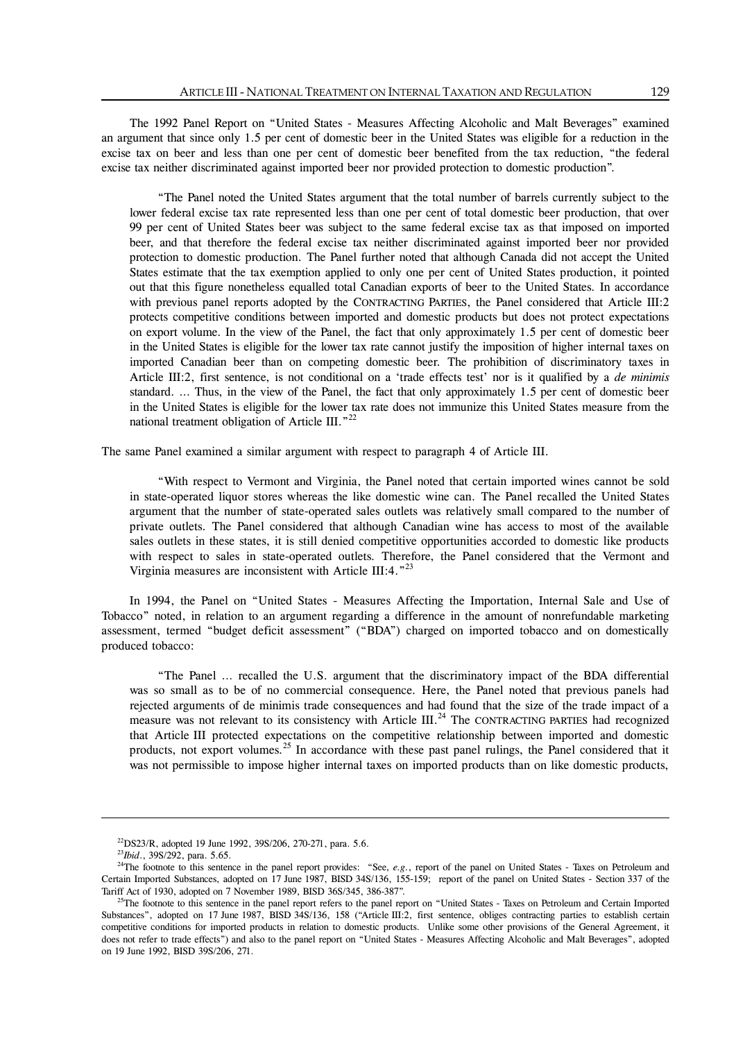The 1992 Panel Report on "United States - Measures Affecting Alcoholic and Malt Beverages" examined an argument that since only 1.5 per cent of domestic beer in the United States was eligible for a reduction in the excise tax on beer and less than one per cent of domestic beer benefited from the tax reduction, "the federal excise tax neither discriminated against imported beer nor provided protection to domestic production".

> "The Panel noted the United States argument that the total number of barrels currently subject to the lower federal excise tax rate represented less than one per cent of total domestic beer production, that over 99 per cent of United States beer was subject to the same federal excise tax as that imposed on imported beer, and that therefore the federal excise tax neither discriminated against imported beer nor provided protection to domestic production. The Panel further noted that although Canada did not accept the United States estimate that the tax exemption applied to only one per cent of United States production, it pointed out that this figure nonetheless equalled total Canadian exports of beer to the United States. In accordance with previous panel reports adopted by the CONTRACTING PARTIES, the Panel considered that Article III:2 protects competitive conditions between imported and domestic products but does not protect expectations on export volume. In the view of the Panel, the fact that only approximately 1.5 per cent of domestic beer in the United States is eligible for the lower tax rate cannot justify the imposition of higher internal taxes on imported Canadian beer than on competing domestic beer. The prohibition of discriminatory taxes in Article III:2, first sentence, is not conditional on a 'trade effects test' nor is it qualified by a *de minimis* standard. ... Thus, in the view of the Panel, the fact that only approximately 1.5 per cent of domestic beer in the United States is eligible for the lower tax rate does not immunize this United States measure from the national treatment obligation of Article III."[22]

The same Panel examined a similar argument with respect to paragraph 4 of Article III.

> "With respect to Vermont and Virginia, the Panel noted that certain imported wines cannot be sold in state-operated liquor stores whereas the like domestic wine can. The Panel recalled the United States argument that the number of state-operated sales outlets was relatively small compared to the number of private outlets. The Panel considered that although Canadian wine has access to most of the available sales outlets in these states, it is still denied competitive opportunities accorded to domestic like products with respect to sales in state-operated outlets. Therefore, the Panel considered that the Vermont and Virginia measures are inconsistent with Article III:4."[23]

In 1994, the Panel on "United States - Measures Affecting the Importation, Internal Sale and Use of Tobacco" noted, in relation to an argument regarding a difference in the amount of nonrefundable marketing assessment, termed "budget deficit assessment" ("BDA") charged on imported tobacco and on domestically produced tobacco:

> "The Panel ... recalled the U.S. argument that the discriminatory impact of the BDA differential was so small as to be of no commercial consequence. Here, the Panel noted that previous panels had rejected arguments of de minimis trade consequences and had found that the size of the trade impact of a measure was not relevant to its consistency with Article III.[24] The CONTRACTING PARTIES had recognized that Article III protected expectations on the competitive relationship between imported and domestic products, not export volumes.[25] In accordance with these past panel rulings, the Panel considered that it was not permissible to impose higher internal taxes on imported products than on like domestic products,

---

[22] DS23/R, adopted 19 June 1992, 39S/206, 270-271, para. 5.6.

[23] *Ibid.*, 39S/292, para. 5.65.

[24] The footnote to this sentence in the panel report provides: "See, *e.g.*, report of the panel on United States - Taxes on Petroleum and Certain Imported Substances, adopted on 17 June 1987, BISD 34S/136, 155-159; report of the panel on United States - Section 337 of the Tariff Act of 1930, adopted on 7 November 1989, BISD 36S/345, 386-387".

[25] The footnote to this sentence in the panel report refers to the panel report on "United States - Taxes on Petroleum and Certain Imported Substances", adopted on 17 June 1987, BISD 34S/136, 158 ("Article III:2, first sentence, obliges contracting parties to establish certain competitive conditions for imported products in relation to domestic products. Unlike some other provisions of the General Agreement, it does not refer to trade effects") and also to the panel report on "United States - Measures Affecting Alcoholic and Malt Beverages", adopted on 19 June 1992, BISD 39S/206, 271.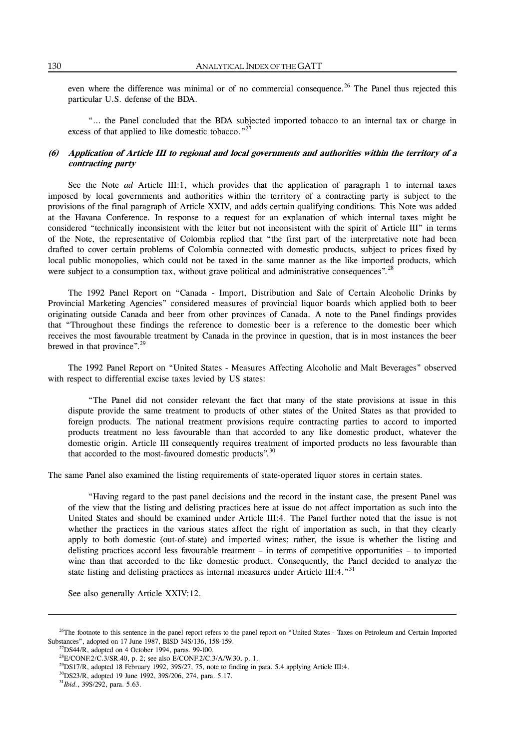even where the difference was minimal or of no commercial consequence.[26] The Panel thus rejected this particular U.S. defense of the BDA.

> "... the Panel concluded that the BDA subjected imported tobacco to an internal tax or charge in excess of that applied to like domestic tobacco."[27]

### *(6) Application of Article III to regional and local governments and authorities within the territory of a contracting party*

See the Note *ad* Article III:1, which provides that the application of paragraph 1 to internal taxes imposed by local governments and authorities within the territory of a contracting party is subject to the provisions of the final paragraph of Article XXIV, and adds certain qualifying conditions. This Note was added at the Havana Conference. In response to a request for an explanation of which internal taxes might be considered "technically inconsistent with the letter but not inconsistent with the spirit of Article III" in terms of the Note, the representative of Colombia replied that "the first part of the interpretative note had been drafted to cover certain problems of Colombia connected with domestic products, subject to prices fixed by local public monopolies, which could not be taxed in the same manner as the like imported products, which were subject to a consumption tax, without grave political and administrative consequences".[28]

The 1992 Panel Report on "Canada - Import, Distribution and Sale of Certain Alcoholic Drinks by Provincial Marketing Agencies" considered measures of provincial liquor boards which applied both to beer originating outside Canada and beer from other provinces of Canada. A note to the Panel findings provides that "Throughout these findings the reference to domestic beer is a reference to the domestic beer which receives the most favourable treatment by Canada in the province in question, that is in most instances the beer brewed in that province".[29]

The 1992 Panel Report on "United States - Measures Affecting Alcoholic and Malt Beverages" observed with respect to differential excise taxes levied by US states:

> "The Panel did not consider relevant the fact that many of the state provisions at issue in this dispute provide the same treatment to products of other states of the United States as that provided to foreign products. The national treatment provisions require contracting parties to accord to imported products treatment no less favourable than that accorded to any like domestic product, whatever the domestic origin. Article III consequently requires treatment of imported products no less favourable than that accorded to the most-favoured domestic products".[30]

The same Panel also examined the listing requirements of state-operated liquor stores in certain states.

> "Having regard to the past panel decisions and the record in the instant case, the present Panel was of the view that the listing and delisting practices here at issue do not affect importation as such into the United States and should be examined under Article III:4. The Panel further noted that the issue is not whether the practices in the various states affect the right of importation as such, in that they clearly apply to both domestic (out-of-state) and imported wines; rather, the issue is whether the listing and delisting practices accord less favourable treatment – in terms of competitive opportunities – to imported wine than that accorded to the like domestic product. Consequently, the Panel decided to analyze the state listing and delisting practices as internal measures under Article III:4."[31]

See also generally Article XXIV:12.

---

[26] The footnote to this sentence in the panel report refers to the panel report on "United States - Taxes on Petroleum and Certain Imported Substances", adopted on 17 June 1987, BISD 34S/136, 158-159.

[27] DS44/R, adopted on 4 October 1994, paras. 99-100.

[28] E/CONF.2/C.3/SR.40, p. 2; see also E/CONF.2/C.3/A/W.30, p. 1.

[29] DS17/R, adopted 18 February 1992, 39S/27, 75, note to finding in para. 5.4 applying Article III:4.

[30] DS23/R, adopted 19 June 1992, 39S/206, 274, para. 5.17.

[31] *Ibid.*, 39S/292, para. 5.63.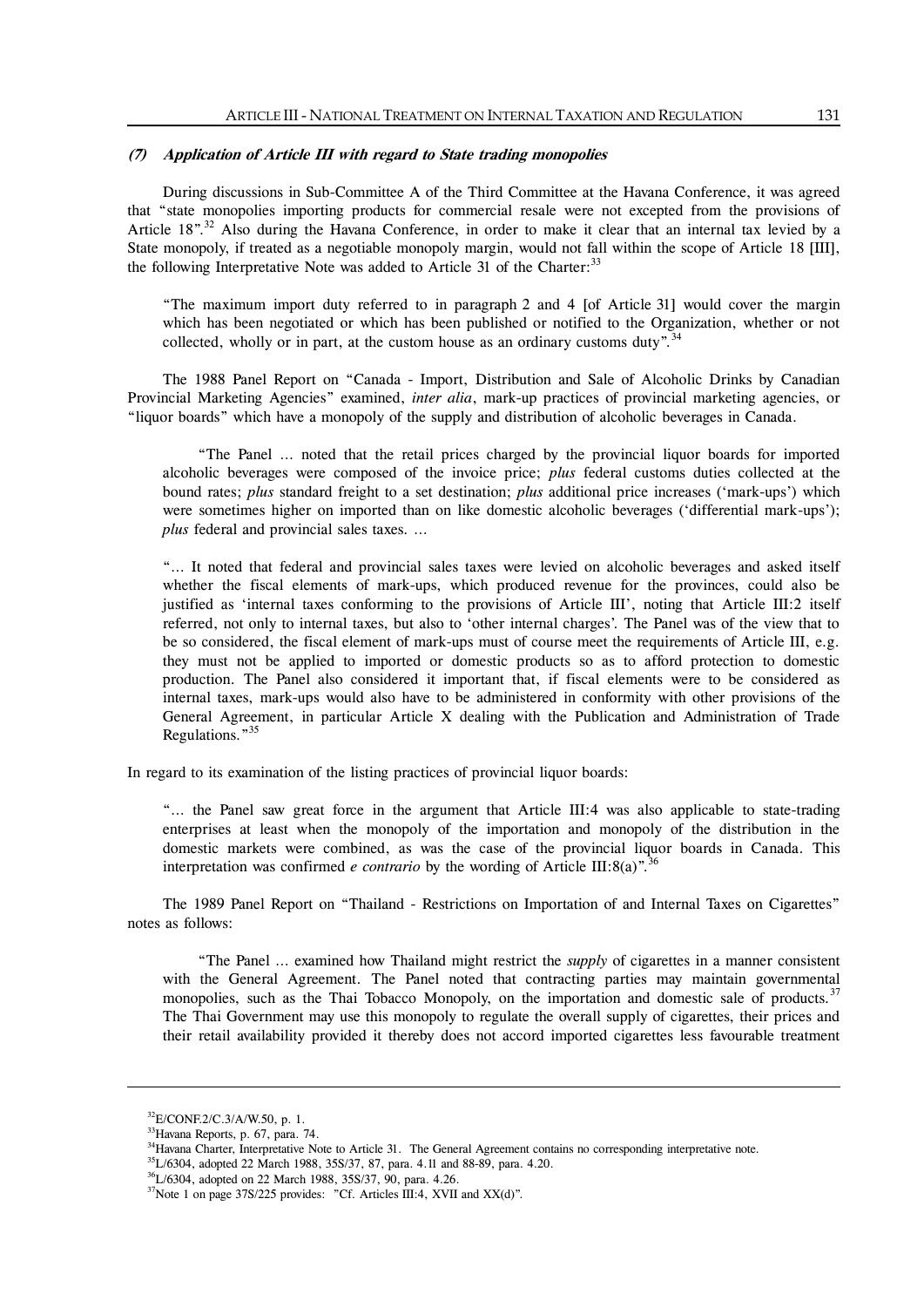#### (7) *Application of Article III with regard to State trading monopolies*

During discussions in Sub-Committee A of the Third Committee at the Havana Conference, it was agreed that "state monopolies importing products for commercial resale were not excepted from the provisions of Article 18".[32] Also during the Havana Conference, in order to make it clear that an internal tax levied by a State monopoly, if treated as a negotiable monopoly margin, would not fall within the scope of Article 18 [III], the following Interpretative Note was added to Article 31 of the Charter:[33]

> "The maximum import duty referred to in paragraph 2 and 4 [of Article 31] would cover the margin which has been negotiated or which has been published or notified to the Organization, whether or not collected, wholly or in part, at the custom house as an ordinary customs duty".[34]

The 1988 Panel Report on "Canada - Import, Distribution and Sale of Alcoholic Drinks by Canadian Provincial Marketing Agencies" examined, *inter alia*, mark-up practices of provincial marketing agencies, or "liquor boards" which have a monopoly of the supply and distribution of alcoholic beverages in Canada.

> "The Panel ... noted that the retail prices charged by the provincial liquor boards for imported alcoholic beverages were composed of the invoice price; *plus* federal customs duties collected at the bound rates; *plus* standard freight to a set destination; *plus* additional price increases ('mark-ups') which were sometimes higher on imported than on like domestic alcoholic beverages ('differential mark-ups'); *plus* federal and provincial sales taxes. ...
>
> "... It noted that federal and provincial sales taxes were levied on alcoholic beverages and asked itself whether the fiscal elements of mark-ups, which produced revenue for the provinces, could also be justified as 'internal taxes conforming to the provisions of Article III', noting that Article III:2 itself referred, not only to internal taxes, but also to 'other internal charges'. The Panel was of the view that to be so considered, the fiscal element of mark-ups must of course meet the requirements of Article III, e.g. they must not be applied to imported or domestic products so as to afford protection to domestic production. The Panel also considered it important that, if fiscal elements were to be considered as internal taxes, mark-ups would also have to be administered in conformity with other provisions of the General Agreement, in particular Article X dealing with the Publication and Administration of Trade Regulations."[35]

In regard to its examination of the listing practices of provincial liquor boards:

> "... the Panel saw great force in the argument that Article III:4 was also applicable to state-trading enterprises at least when the monopoly of the importation and monopoly of the distribution in the domestic markets were combined, as was the case of the provincial liquor boards in Canada. This interpretation was confirmed *e contrario* by the wording of Article III:8(a)".[36]

The 1989 Panel Report on "Thailand - Restrictions on Importation of and Internal Taxes on Cigarettes" notes as follows:

> "The Panel ... examined how Thailand might restrict the *supply* of cigarettes in a manner consistent with the General Agreement. The Panel noted that contracting parties may maintain governmental monopolies, such as the Thai Tobacco Monopoly, on the importation and domestic sale of products.[37] The Thai Government may use this monopoly to regulate the overall supply of cigarettes, their prices and their retail availability provided it thereby does not accord imported cigarettes less favourable treatment

---

[32] E/CONF.2/C.3/A/W.50, p. 1.

[33] Havana Reports, p. 67, para. 74.

[34] Havana Charter, Interpretative Note to Article 31. The General Agreement contains no corresponding interpretative note.

[35] L/6304, adopted 22 March 1988, 35S/37, 87, para. 4.11 and 88-89, para. 4.20.

[36] L/6304, adopted on 22 March 1988, 35S/37, 90, para. 4.26.

[37] Note 1 on page 37S/225 provides: "Cf. Articles III:4, XVII and XX(d)".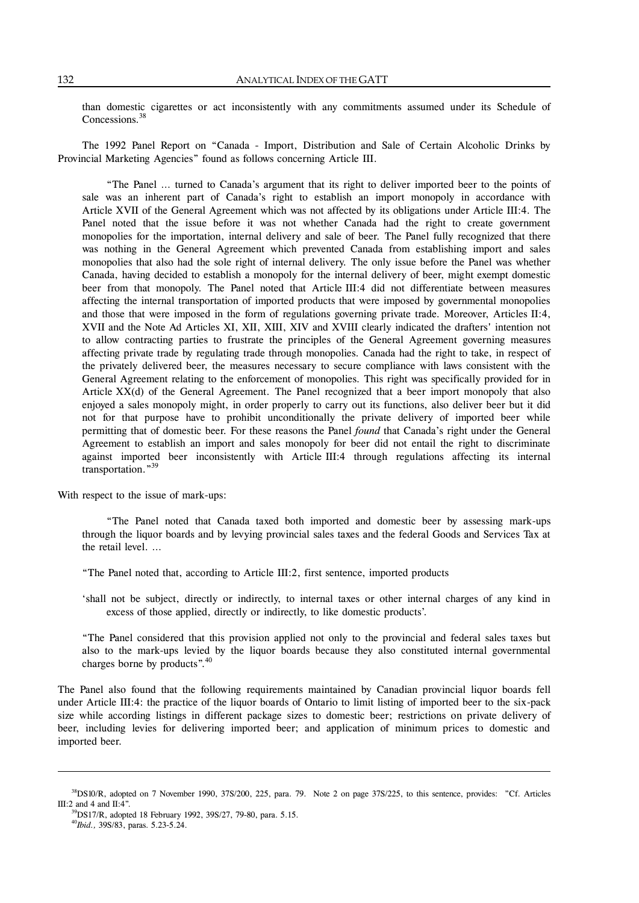than domestic cigarettes or act inconsistently with any commitments assumed under its Schedule of Concessions.[38]

The 1992 Panel Report on "Canada - Import, Distribution and Sale of Certain Alcoholic Drinks by Provincial Marketing Agencies" found as follows concerning Article III.

> "The Panel ... turned to Canada's argument that its right to deliver imported beer to the points of sale was an inherent part of Canada's right to establish an import monopoly in accordance with Article XVII of the General Agreement which was not affected by its obligations under Article III:4. The Panel noted that the issue before it was not whether Canada had the right to create government monopolies for the importation, internal delivery and sale of beer. The Panel fully recognized that there was nothing in the General Agreement which prevented Canada from establishing import and sales monopolies that also had the sole right of internal delivery. The only issue before the Panel was whether Canada, having decided to establish a monopoly for the internal delivery of beer, might exempt domestic beer from that monopoly. The Panel noted that Article III:4 did not differentiate between measures affecting the internal transportation of imported products that were imposed by governmental monopolies and those that were imposed in the form of regulations governing private trade. Moreover, Articles II:4, XVII and the Note Ad Articles XI, XII, XIII, XIV and XVIII clearly indicated the drafters' intention not to allow contracting parties to frustrate the principles of the General Agreement governing measures affecting private trade by regulating trade through monopolies. Canada had the right to take, in respect of the privately delivered beer, the measures necessary to secure compliance with laws consistent with the General Agreement relating to the enforcement of monopolies. This right was specifically provided for in Article XX(d) of the General Agreement. The Panel recognized that a beer import monopoly that also enjoyed a sales monopoly might, in order properly to carry out its functions, also deliver beer but it did not for that purpose have to prohibit unconditionally the private delivery of imported beer while permitting that of domestic beer. For these reasons the Panel *found* that Canada's right under the General Agreement to establish an import and sales monopoly for beer did not entail the right to discriminate against imported beer inconsistently with Article III:4 through regulations affecting its internal transportation."[39]

With respect to the issue of mark-ups:

> "The Panel noted that Canada taxed both imported and domestic beer by assessing mark-ups through the liquor boards and by levying provincial sales taxes and the federal Goods and Services Tax at the retail level. ...
>
> "The Panel noted that, according to Article III:2, first sentence, imported products
>
> 'shall not be subject, directly or indirectly, to internal taxes or other internal charges of any kind in excess of those applied, directly or indirectly, to like domestic products'.
>
> "The Panel considered that this provision applied not only to the provincial and federal sales taxes but also to the mark-ups levied by the liquor boards because they also constituted internal governmental charges borne by products".[40]

The Panel also found that the following requirements maintained by Canadian provincial liquor boards fell under Article III:4: the practice of the liquor boards of Ontario to limit listing of imported beer to the six-pack size while according listings in different package sizes to domestic beer; restrictions on private delivery of beer, including levies for delivering imported beer; and application of minimum prices to domestic and imported beer.

---

[38] DS10/R, adopted on 7 November 1990, 37S/200, 225, para. 79. Note 2 on page 37S/225, to this sentence, provides: "Cf. Articles III:2 and 4 and II:4".

[39] DS17/R, adopted 18 February 1992, 39S/27, 79-80, para. 5.15.

[40] *Ibid.,* 39S/83, paras. 5.23-5.24.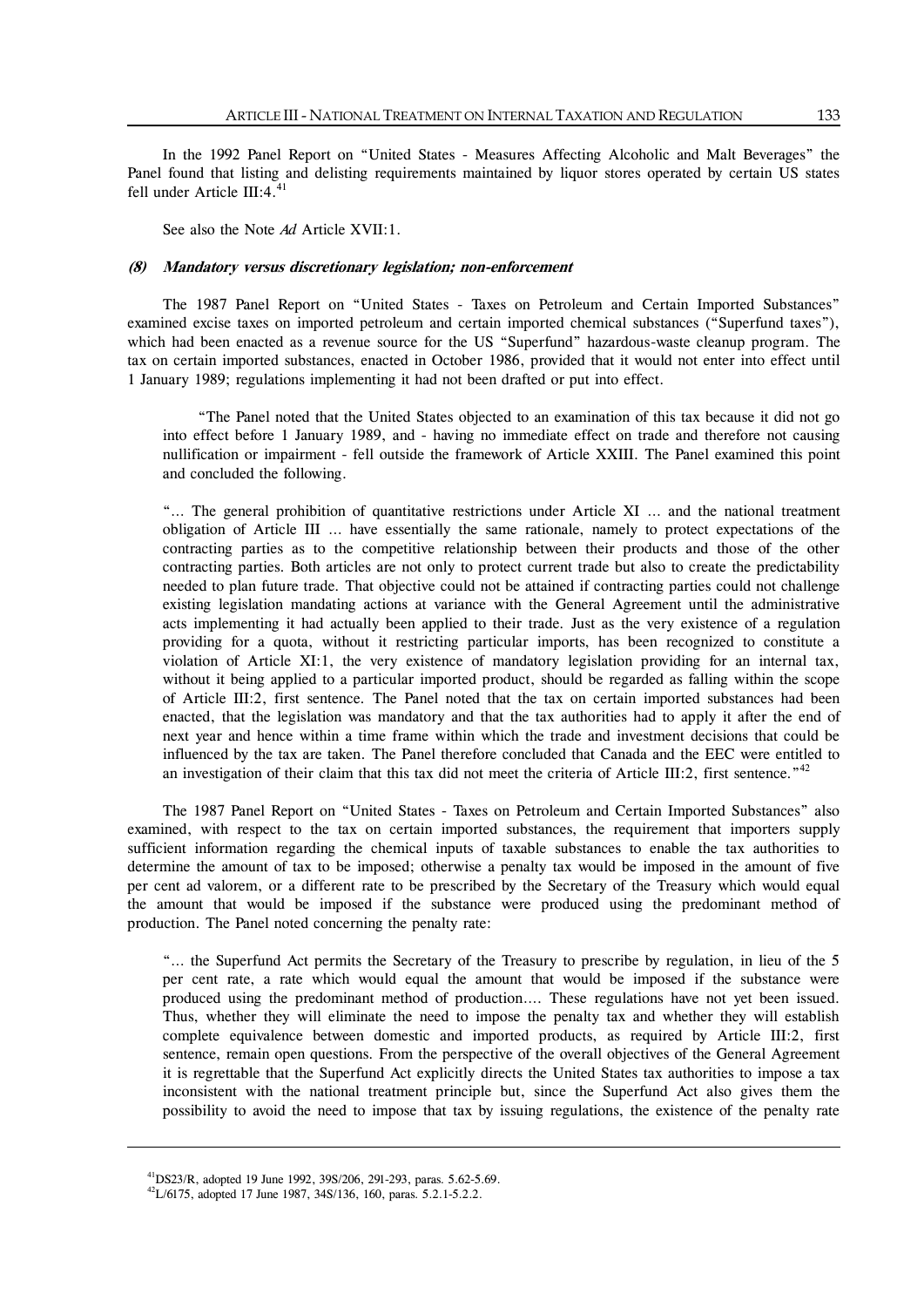In the 1992 Panel Report on "United States - Measures Affecting Alcoholic and Malt Beverages" the Panel found that listing and delisting requirements maintained by liquor stores operated by certain US states fell under Article III:4.[41]

See also the Note *Ad* Article XVII:1.

#### *(8) Mandatory versus discretionary legislation; non-enforcement*

The 1987 Panel Report on "United States - Taxes on Petroleum and Certain Imported Substances" examined excise taxes on imported petroleum and certain imported chemical substances ("Superfund taxes"), which had been enacted as a revenue source for the US "Superfund" hazardous-waste cleanup program. The tax on certain imported substances, enacted in October 1986, provided that it would not enter into effect until 1 January 1989; regulations implementing it had not been drafted or put into effect.

> "The Panel noted that the United States objected to an examination of this tax because it did not go into effect before 1 January 1989, and - having no immediate effect on trade and therefore not causing nullification or impairment - fell outside the framework of Article XXIII. The Panel examined this point and concluded the following.
>
> "... The general prohibition of quantitative restrictions under Article XI ... and the national treatment obligation of Article III ... have essentially the same rationale, namely to protect expectations of the contracting parties as to the competitive relationship between their products and those of the other contracting parties. Both articles are not only to protect current trade but also to create the predictability needed to plan future trade. That objective could not be attained if contracting parties could not challenge existing legislation mandating actions at variance with the General Agreement until the administrative acts implementing it had actually been applied to their trade. Just as the very existence of a regulation providing for a quota, without it restricting particular imports, has been recognized to constitute a violation of Article XI:1, the very existence of mandatory legislation providing for an internal tax, without it being applied to a particular imported product, should be regarded as falling within the scope of Article III:2, first sentence. The Panel noted that the tax on certain imported substances had been enacted, that the legislation was mandatory and that the tax authorities had to apply it after the end of next year and hence within a time frame within which the trade and investment decisions that could be influenced by the tax are taken. The Panel therefore concluded that Canada and the EEC were entitled to an investigation of their claim that this tax did not meet the criteria of Article III:2, first sentence."[42]

The 1987 Panel Report on "United States - Taxes on Petroleum and Certain Imported Substances" also examined, with respect to the tax on certain imported substances, the requirement that importers supply sufficient information regarding the chemical inputs of taxable substances to enable the tax authorities to determine the amount of tax to be imposed; otherwise a penalty tax would be imposed in the amount of five per cent ad valorem, or a different rate to be prescribed by the Secretary of the Treasury which would equal the amount that would be imposed if the substance were produced using the predominant method of production. The Panel noted concerning the penalty rate:

> "... the Superfund Act permits the Secretary of the Treasury to prescribe by regulation, in lieu of the 5 per cent rate, a rate which would equal the amount that would be imposed if the substance were produced using the predominant method of production.... These regulations have not yet been issued. Thus, whether they will eliminate the need to impose the penalty tax and whether they will establish complete equivalence between domestic and imported products, as required by Article III:2, first sentence, remain open questions. From the perspective of the overall objectives of the General Agreement it is regrettable that the Superfund Act explicitly directs the United States tax authorities to impose a tax inconsistent with the national treatment principle but, since the Superfund Act also gives them the possibility to avoid the need to impose that tax by issuing regulations, the existence of the penalty rate

---

[41] DS23/R, adopted 19 June 1992, 39S/206, 291-293, paras. 5.62-5.69.

[42] L/6175, adopted 17 June 1987, 34S/136, 160, paras. 5.2.1-5.2.2.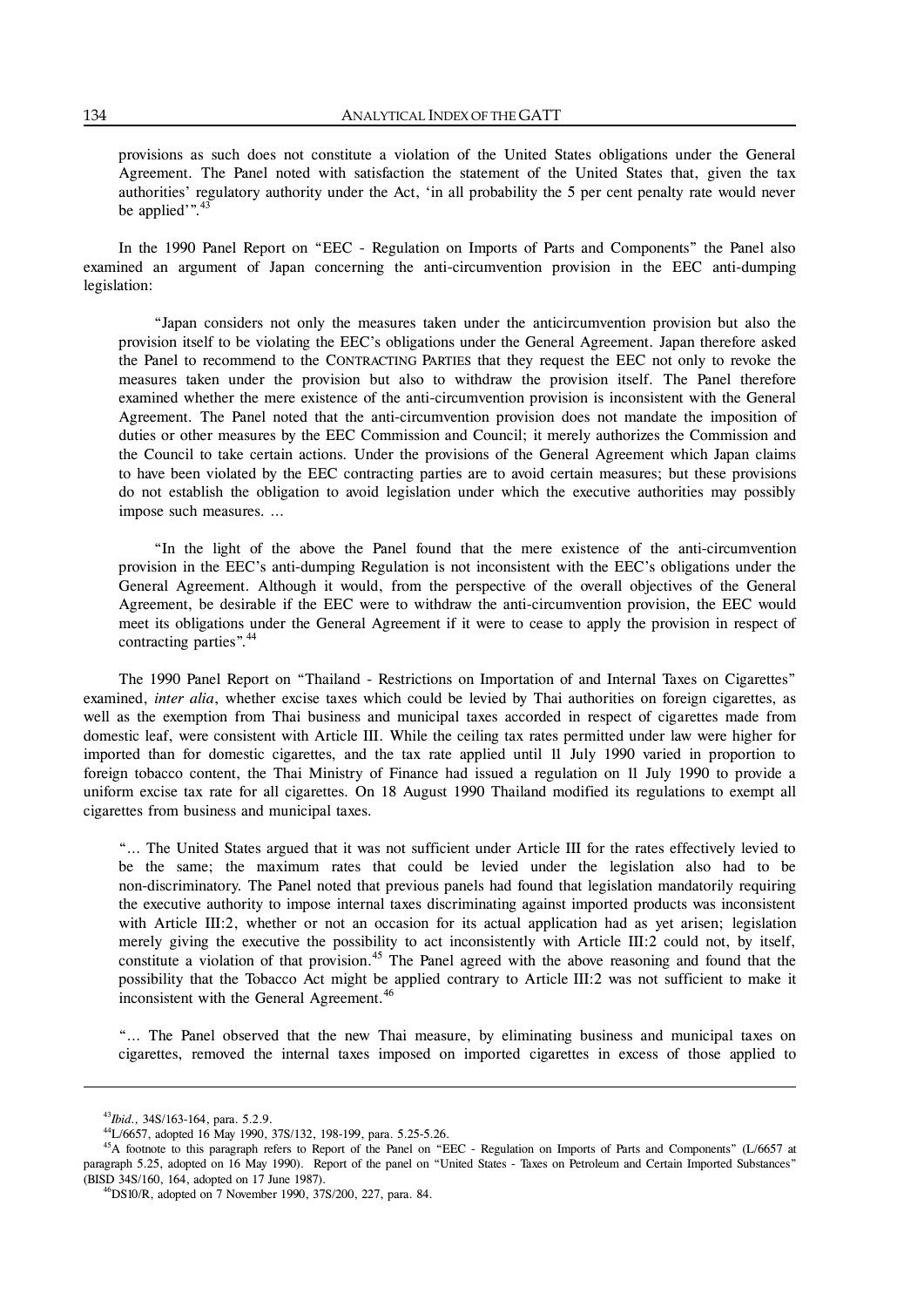provisions as such does not constitute a violation of the United States obligations under the General Agreement. The Panel noted with satisfaction the statement of the United States that, given the tax authorities' regulatory authority under the Act, 'in all probability the 5 per cent penalty rate would never be applied'".[43]

In the 1990 Panel Report on "EEC - Regulation on Imports of Parts and Components" the Panel also examined an argument of Japan concerning the anti-circumvention provision in the EEC anti-dumping legislation:

> "Japan considers not only the measures taken under the anticircumvention provision but also the provision itself to be violating the EEC's obligations under the General Agreement. Japan therefore asked the Panel to recommend to the CONTRACTING PARTIES that they request the EEC not only to revoke the measures taken under the provision but also to withdraw the provision itself. The Panel therefore examined whether the mere existence of the anti-circumvention provision is inconsistent with the General Agreement. The Panel noted that the anti-circumvention provision does not mandate the imposition of duties or other measures by the EEC Commission and Council; it merely authorizes the Commission and the Council to take certain actions. Under the provisions of the General Agreement which Japan claims to have been violated by the EEC contracting parties are to avoid certain measures; but these provisions do not establish the obligation to avoid legislation under which the executive authorities may possibly impose such measures. ...
>
> "In the light of the above the Panel found that the mere existence of the anti-circumvention provision in the EEC's anti-dumping Regulation is not inconsistent with the EEC's obligations under the General Agreement. Although it would, from the perspective of the overall objectives of the General Agreement, be desirable if the EEC were to withdraw the anti-circumvention provision, the EEC would meet its obligations under the General Agreement if it were to cease to apply the provision in respect of contracting parties".[44]

The 1990 Panel Report on "Thailand - Restrictions on Importation of and Internal Taxes on Cigarettes" examined, *inter alia*, whether excise taxes which could be levied by Thai authorities on foreign cigarettes, as well as the exemption from Thai business and municipal taxes accorded in respect of cigarettes made from domestic leaf, were consistent with Article III. While the ceiling tax rates permitted under law were higher for imported than for domestic cigarettes, and the tax rate applied until 11 July 1990 varied in proportion to foreign tobacco content, the Thai Ministry of Finance had issued a regulation on 11 July 1990 to provide a uniform excise tax rate for all cigarettes. On 18 August 1990 Thailand modified its regulations to exempt all cigarettes from business and municipal taxes.

> "... The United States argued that it was not sufficient under Article III for the rates effectively levied to be the same; the maximum rates that could be levied under the legislation also had to be non-discriminatory. The Panel noted that previous panels had found that legislation mandatorily requiring the executive authority to impose internal taxes discriminating against imported products was inconsistent with Article III:2, whether or not an occasion for its actual application had as yet arisen; legislation merely giving the executive the possibility to act inconsistently with Article III:2 could not, by itself, constitute a violation of that provision.[45] The Panel agreed with the above reasoning and found that the possibility that the Tobacco Act might be applied contrary to Article III:2 was not sufficient to make it inconsistent with the General Agreement.[46]
>
> "... The Panel observed that the new Thai measure, by eliminating business and municipal taxes on cigarettes, removed the internal taxes imposed on imported cigarettes in excess of those applied to

---

[43] *Ibid.*, 34S/163-164, para. 5.2.9.

[44] L/6657, adopted 16 May 1990, 37S/132, 198-199, para. 5.25-5.26.

[45] A footnote to this paragraph refers to Report of the Panel on "EEC - Regulation on Imports of Parts and Components" (L/6657 at paragraph 5.25, adopted on 16 May 1990). Report of the panel on "United States - Taxes on Petroleum and Certain Imported Substances" (BISD 34S/160, 164, adopted on 17 June 1987).

[46] DS10/R, adopted on 7 November 1990, 37S/200, 227, para. 84.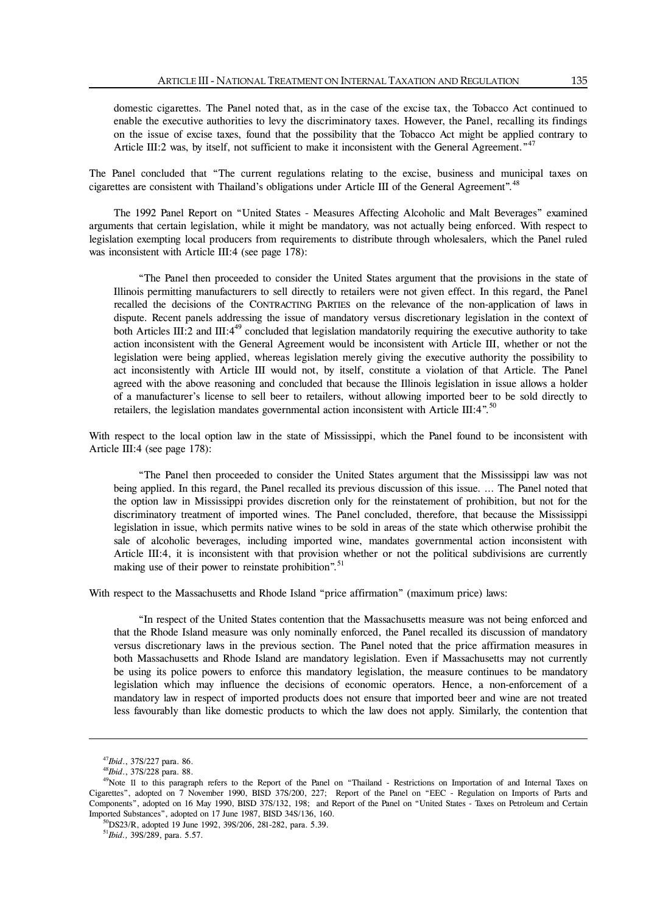domestic cigarettes. The Panel noted that, as in the case of the excise tax, the Tobacco Act continued to enable the executive authorities to levy the discriminatory taxes. However, the Panel, recalling its findings on the issue of excise taxes, found that the possibility that the Tobacco Act might be applied contrary to Article III:2 was, by itself, not sufficient to make it inconsistent with the General Agreement."[47]

The Panel concluded that "The current regulations relating to the excise, business and municipal taxes on cigarettes are consistent with Thailand's obligations under Article III of the General Agreement".[48]

The 1992 Panel Report on "United States - Measures Affecting Alcoholic and Malt Beverages" examined arguments that certain legislation, while it might be mandatory, was not actually being enforced. With respect to legislation exempting local producers from requirements to distribute through wholesalers, which the Panel ruled was inconsistent with Article III:4 (see page 178):

> "The Panel then proceeded to consider the United States argument that the provisions in the state of Illinois permitting manufacturers to sell directly to retailers were not given effect. In this regard, the Panel recalled the decisions of the CONTRACTING PARTIES on the relevance of the non-application of laws in dispute. Recent panels addressing the issue of mandatory versus discretionary legislation in the context of both Articles III:2 and III:4[49] concluded that legislation mandatorily requiring the executive authority to take action inconsistent with the General Agreement would be inconsistent with Article III, whether or not the legislation were being applied, whereas legislation merely giving the executive authority the possibility to act inconsistently with Article III would not, by itself, constitute a violation of that Article. The Panel agreed with the above reasoning and concluded that because the Illinois legislation in issue allows a holder of a manufacturer's license to sell beer to retailers, without allowing imported beer to be sold directly to retailers, the legislation mandates governmental action inconsistent with Article III:4".[50]

With respect to the local option law in the state of Mississippi, which the Panel found to be inconsistent with Article III:4 (see page 178):

> "The Panel then proceeded to consider the United States argument that the Mississippi law was not being applied. In this regard, the Panel recalled its previous discussion of this issue. … The Panel noted that the option law in Mississippi provides discretion only for the reinstatement of prohibition, but not for the discriminatory treatment of imported wines. The Panel concluded, therefore, that because the Mississippi legislation in issue, which permits native wines to be sold in areas of the state which otherwise prohibit the sale of alcoholic beverages, including imported wine, mandates governmental action inconsistent with Article III:4, it is inconsistent with that provision whether or not the political subdivisions are currently making use of their power to reinstate prohibition".[51]

With respect to the Massachusetts and Rhode Island "price affirmation" (maximum price) laws:

> "In respect of the United States contention that the Massachusetts measure was not being enforced and that the Rhode Island measure was only nominally enforced, the Panel recalled its discussion of mandatory versus discretionary laws in the previous section. The Panel noted that the price affirmation measures in both Massachusetts and Rhode Island are mandatory legislation. Even if Massachusetts may not currently be using its police powers to enforce this mandatory legislation, the measure continues to be mandatory legislation which may influence the decisions of economic operators. Hence, a non-enforcement of a mandatory law in respect of imported products does not ensure that imported beer and wine are not treated less favourably than like domestic products to which the law does not apply. Similarly, the contention that

---

[47] *Ibid.*, 37S/227 para. 86.

[48] *Ibid.*, 37S/228 para. 88.

[49] Note 11 to this paragraph refers to the Report of the Panel on "Thailand - Restrictions on Importation of and Internal Taxes on Cigarettes", adopted on 7 November 1990, BISD 37S/200, 227; Report of the Panel on "EEC - Regulation on Imports of Parts and Components", adopted on 16 May 1990, BISD 37S/132, 198; and Report of the Panel on "United States - Taxes on Petroleum and Certain Imported Substances", adopted on 17 June 1987, BISD 34S/136, 160.

[50] DS23/R, adopted 19 June 1992, 39S/206, 281-282, para. 5.39.

[51] *Ibid.,* 39S/289, para. 5.57.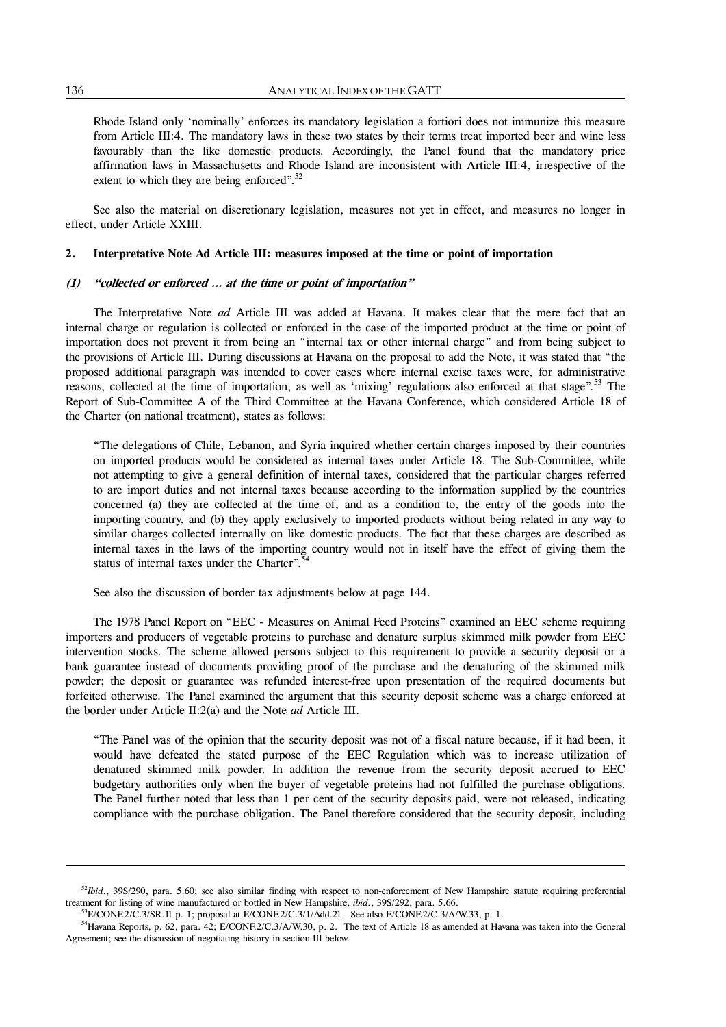Rhode Island only 'nominally' enforces its mandatory legislation a fortiori does not immunize this measure from Article III:4. The mandatory laws in these two states by their terms treat imported beer and wine less favourably than the like domestic products. Accordingly, the Panel found that the mandatory price affirmation laws in Massachusetts and Rhode Island are inconsistent with Article III:4, irrespective of the extent to which they are being enforced".[52]

See also the material on discretionary legislation, measures not yet in effect, and measures no longer in effect, under Article XXIII.

### 2. Interpretative Note Ad Article III: measures imposed at the time or point of importation

#### (1) *"collected or enforced ... at the time or point of importation"*

The Interpretative Note *ad* Article III was added at Havana. It makes clear that the mere fact that an internal charge or regulation is collected or enforced in the case of the imported product at the time or point of importation does not prevent it from being an "internal tax or other internal charge" and from being subject to the provisions of Article III. During discussions at Havana on the proposal to add the Note, it was stated that "the proposed additional paragraph was intended to cover cases where internal excise taxes were, for administrative reasons, collected at the time of importation, as well as 'mixing' regulations also enforced at that stage".[53] The Report of Sub-Committee A of the Third Committee at the Havana Conference, which considered Article 18 of the Charter (on national treatment), states as follows:

> "The delegations of Chile, Lebanon, and Syria inquired whether certain charges imposed by their countries on imported products would be considered as internal taxes under Article 18. The Sub-Committee, while not attempting to give a general definition of internal taxes, considered that the particular charges referred to are import duties and not internal taxes because according to the information supplied by the countries concerned (a) they are collected at the time of, and as a condition to, the entry of the goods into the importing country, and (b) they apply exclusively to imported products without being related in any way to similar charges collected internally on like domestic products. The fact that these charges are described as internal taxes in the laws of the importing country would not in itself have the effect of giving them the status of internal taxes under the Charter".[54]

See also the discussion of border tax adjustments below at page 144.

The 1978 Panel Report on "EEC - Measures on Animal Feed Proteins" examined an EEC scheme requiring importers and producers of vegetable proteins to purchase and denature surplus skimmed milk powder from EEC intervention stocks. The scheme allowed persons subject to this requirement to provide a security deposit or a bank guarantee instead of documents providing proof of the purchase and the denaturing of the skimmed milk powder; the deposit or guarantee was refunded interest-free upon presentation of the required documents but forfeited otherwise. The Panel examined the argument that this security deposit scheme was a charge enforced at the border under Article II:2(a) and the Note *ad* Article III.

> "The Panel was of the opinion that the security deposit was not of a fiscal nature because, if it had been, it would have defeated the stated purpose of the EEC Regulation which was to increase utilization of denatured skimmed milk powder. In addition the revenue from the security deposit accrued to EEC budgetary authorities only when the buyer of vegetable proteins had not fulfilled the purchase obligations. The Panel further noted that less than 1 per cent of the security deposits paid, were not released, indicating compliance with the purchase obligation. The Panel therefore considered that the security deposit, including

---

[52] *Ibid.*, 39S/290, para. 5.60; see also similar finding with respect to non-enforcement of New Hampshire statute requiring preferential treatment for listing of wine manufactured or bottled in New Hampshire, *ibid.*, 39S/292, para. 5.66.

[53] E/CONF.2/C.3/SR.11 p. 1; proposal at E/CONF.2/C.3/1/Add.21. See also E/CONF.2/C.3/A/W.33, p. 1.

[54] Havana Reports, p. 62, para. 42; E/CONF.2/C.3/A/W.30, p. 2. The text of Article 18 as amended at Havana was taken into the General Agreement; see the discussion of negotiating history in section III below.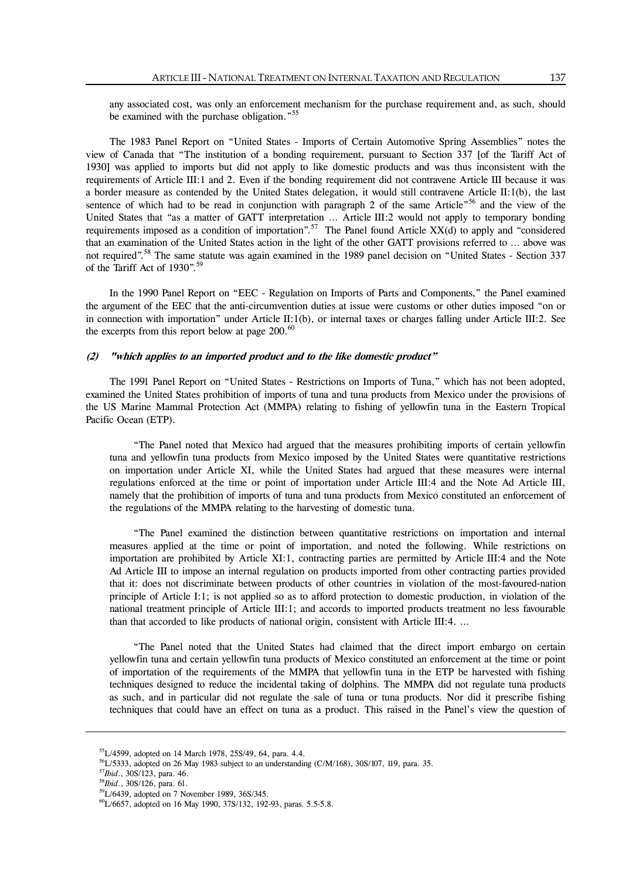any associated cost, was only an enforcement mechanism for the purchase requirement and, as such, should be examined with the purchase obligation."[55]

The 1983 Panel Report on "United States - Imports of Certain Automotive Spring Assemblies" notes the view of Canada that "The institution of a bonding requirement, pursuant to Section 337 [of the Tariff Act of 1930] was applied to imports but did not apply to like domestic products and was thus inconsistent with the requirements of Article III:1 and 2. Even if the bonding requirement did not contravene Article III because it was a border measure as contended by the United States delegation, it would still contravene Article II:1(b), the last sentence of which had to be read in conjunction with paragraph 2 of the same Article"[56] and the view of the United States that "as a matter of GATT interpretation ... Article III:2 would not apply to temporary bonding requirements imposed as a condition of importation".[57] The Panel found Article XX(d) to apply and "considered that an examination of the United States action in the light of the other GATT provisions referred to ... above was not required".[58] The same statute was again examined in the 1989 panel decision on "United States - Section 337 of the Tariff Act of 1930".[59]

In the 1990 Panel Report on "EEC - Regulation on Imports of Parts and Components," the Panel examined the argument of the EEC that the anti-circumvention duties at issue were customs or other duties imposed "on or in connection with importation" under Article II:1(b), or internal taxes or charges falling under Article III:2. See the excerpts from this report below at page 200.[60]

#### (2) *"which applies to an imported product and to the like domestic product"*

The 1991 Panel Report on "United States - Restrictions on Imports of Tuna," which has not been adopted, examined the United States prohibition of imports of tuna and tuna products from Mexico under the provisions of the US Marine Mammal Protection Act (MMPA) relating to fishing of yellowfin tuna in the Eastern Tropical Pacific Ocean (ETP).

> "The Panel noted that Mexico had argued that the measures prohibiting imports of certain yellowfin tuna and yellowfin tuna products from Mexico imposed by the United States were quantitative restrictions on importation under Article XI, while the United States had argued that these measures were internal regulations enforced at the time or point of importation under Article III:4 and the Note Ad Article III, namely that the prohibition of imports of tuna and tuna products from Mexico constituted an enforcement of the regulations of the MMPA relating to the harvesting of domestic tuna.
>
> "The Panel examined the distinction between quantitative restrictions on importation and internal measures applied at the time or point of importation, and noted the following. While restrictions on importation are prohibited by Article XI:1, contracting parties are permitted by Article III:4 and the Note Ad Article III to impose an internal regulation on products imported from other contracting parties provided that it: does not discriminate between products of other countries in violation of the most-favoured-nation principle of Article I:1; is not applied so as to afford protection to domestic production, in violation of the national treatment principle of Article III:1; and accords to imported products treatment no less favourable than that accorded to like products of national origin, consistent with Article III:4. ...
>
> "The Panel noted that the United States had claimed that the direct import embargo on certain yellowfin tuna and certain yellowfin tuna products of Mexico constituted an enforcement at the time or point of importation of the requirements of the MMPA that yellowfin tuna in the ETP be harvested with fishing techniques designed to reduce the incidental taking of dolphins. The MMPA did not regulate tuna products as such, and in particular did not regulate the sale of tuna or tuna products. Nor did it prescribe fishing techniques that could have an effect on tuna as a product. This raised in the Panel's view the question of

---

[55] L/4599, adopted on 14 March 1978, 25S/49, 64, para. 4.4.

[56] L/5333, adopted on 26 May 1983 subject to an understanding (C/M/168), 30S/107, 119, para. 35.

[57] *Ibid.*, 30S/123, para. 46.

[58] *Ibid.*, 30S/126, para. 61.

[59] L/6439, adopted on 7 November 1989, 36S/345.

[60] L/6657, adopted on 16 May 1990, 37S/132, 192-93, paras. 5.5-5.8.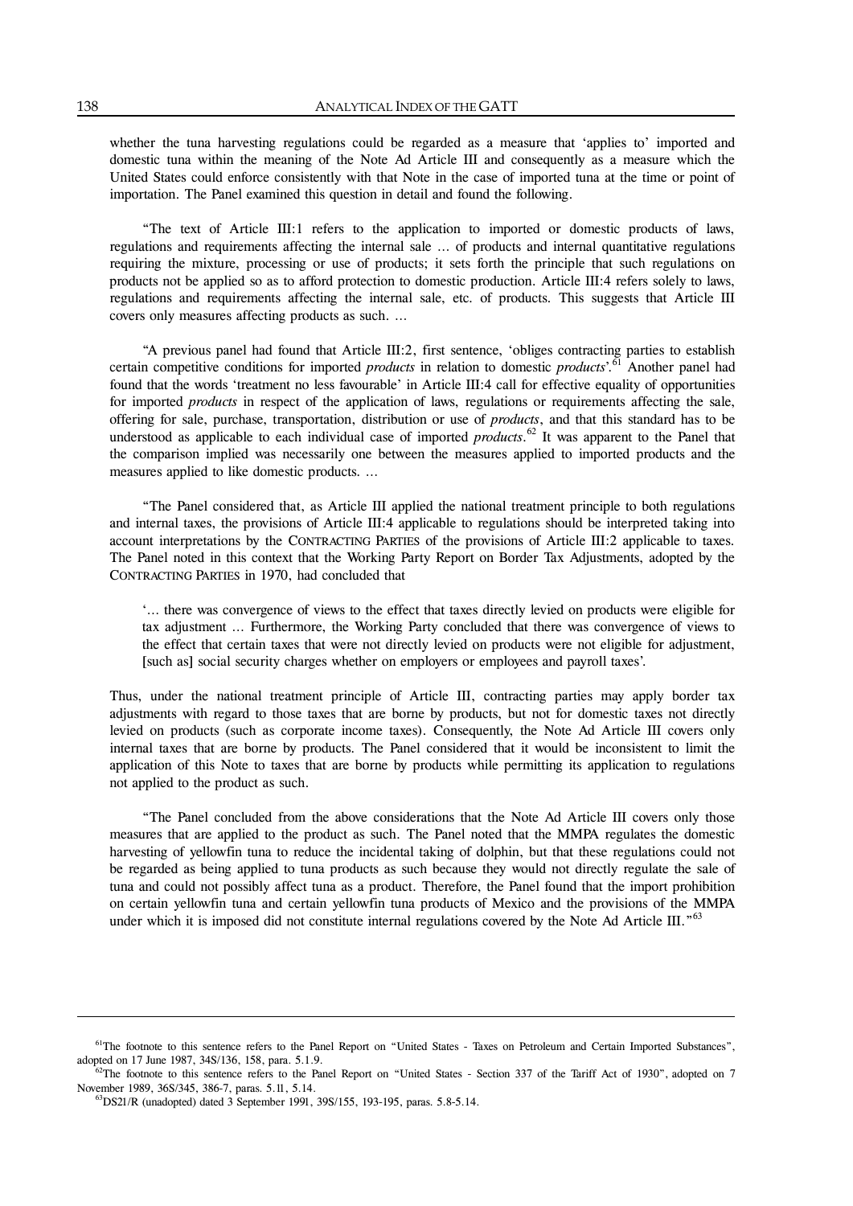whether the tuna harvesting regulations could be regarded as a measure that 'applies to' imported and domestic tuna within the meaning of the Note Ad Article III and consequently as a measure which the United States could enforce consistently with that Note in the case of imported tuna at the time or point of importation. The Panel examined this question in detail and found the following.

"The text of Article III:1 refers to the application to imported or domestic products of laws, regulations and requirements affecting the internal sale … of products and internal quantitative regulations requiring the mixture, processing or use of products; it sets forth the principle that such regulations on products not be applied so as to afford protection to domestic production. Article III:4 refers solely to laws, regulations and requirements affecting the internal sale, etc. of products. This suggests that Article III covers only measures affecting products as such. …

"A previous panel had found that Article III:2, first sentence, 'obliges contracting parties to establish certain competitive conditions for imported *products* in relation to domestic *products*'.[61] Another panel had found that the words 'treatment no less favourable' in Article III:4 call for effective equality of opportunities for imported *products* in respect of the application of laws, regulations or requirements affecting the sale, offering for sale, purchase, transportation, distribution or use of *products*, and that this standard has to be understood as applicable to each individual case of imported *products*.[62] It was apparent to the Panel that the comparison implied was necessarily one between the measures applied to imported products and the measures applied to like domestic products. …

"The Panel considered that, as Article III applied the national treatment principle to both regulations and internal taxes, the provisions of Article III:4 applicable to regulations should be interpreted taking into account interpretations by the CONTRACTING PARTIES of the provisions of Article III:2 applicable to taxes. The Panel noted in this context that the Working Party Report on Border Tax Adjustments, adopted by the CONTRACTING PARTIES in 1970, had concluded that

> '… there was convergence of views to the effect that taxes directly levied on products were eligible for tax adjustment … Furthermore, the Working Party concluded that there was convergence of views to the effect that certain taxes that were not directly levied on products were not eligible for adjustment, [such as] social security charges whether on employers or employees and payroll taxes'.

Thus, under the national treatment principle of Article III, contracting parties may apply border tax adjustments with regard to those taxes that are borne by products, but not for domestic taxes not directly levied on products (such as corporate income taxes). Consequently, the Note Ad Article III covers only internal taxes that are borne by products. The Panel considered that it would be inconsistent to limit the application of this Note to taxes that are borne by products while permitting its application to regulations not applied to the product as such.

"The Panel concluded from the above considerations that the Note Ad Article III covers only those measures that are applied to the product as such. The Panel noted that the MMPA regulates the domestic harvesting of yellowfin tuna to reduce the incidental taking of dolphin, but that these regulations could not be regarded as being applied to tuna products as such because they would not directly regulate the sale of tuna and could not possibly affect tuna as a product. Therefore, the Panel found that the import prohibition on certain yellowfin tuna and certain yellowfin tuna products of Mexico and the provisions of the MMPA under which it is imposed did not constitute internal regulations covered by the Note Ad Article III."[63]

---

[61] The footnote to this sentence refers to the Panel Report on "United States - Taxes on Petroleum and Certain Imported Substances", adopted on 17 June 1987, 34S/136, 158, para. 5.1.9.

[62] The footnote to this sentence refers to the Panel Report on "United States - Section 337 of the Tariff Act of 1930", adopted on 7 November 1989, 36S/345, 386-7, paras. 5.11, 5.14.

[63] DS21/R (unadopted) dated 3 September 1991, 39S/155, 193-195, paras. 5.8-5.14.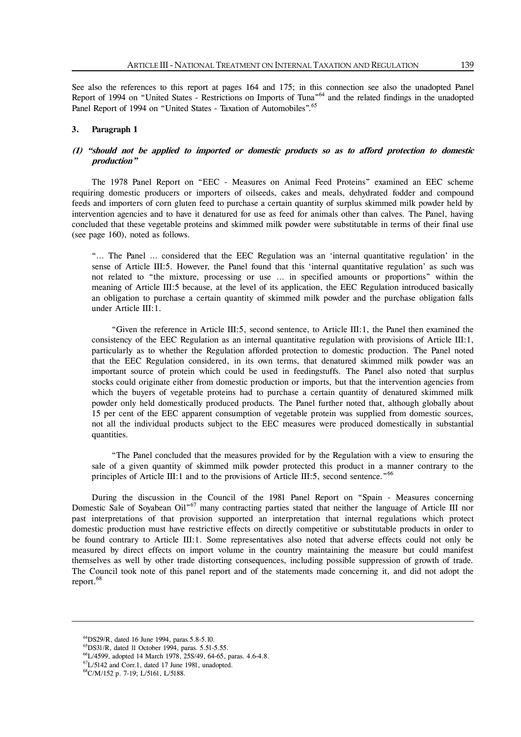See also the references to this report at pages 164 and 175; in this connection see also the unadopted Panel Report of 1994 on "United States - Restrictions on Imports of Tuna"[64] and the related findings in the unadopted Panel Report of 1994 on "United States - Taxation of Automobiles".[65]

### 3. Paragraph 1

#### *(1) "should not be applied to imported or domestic products so as to afford protection to domestic production"*

The 1978 Panel Report on "EEC - Measures on Animal Feed Proteins" examined an EEC scheme requiring domestic producers or importers of oilseeds, cakes and meals, dehydrated fodder and compound feeds and importers of corn gluten feed to purchase a certain quantity of surplus skimmed milk powder held by intervention agencies and to have it denatured for use as feed for animals other than calves. The Panel, having concluded that these vegetable proteins and skimmed milk powder were substitutable in terms of their final use (see page 160), noted as follows.

> "… The Panel … considered that the EEC Regulation was an 'internal quantitative regulation' in the sense of Article III:5. However, the Panel found that this 'internal quantitative regulation' as such was not related to "the mixture, processing or use … in specified amounts or proportions" within the meaning of Article III:5 because, at the level of its application, the EEC Regulation introduced basically an obligation to purchase a certain quantity of skimmed milk powder and the purchase obligation falls under Article III:1.
>
> "Given the reference in Article III:5, second sentence, to Article III:1, the Panel then examined the consistency of the EEC Regulation as an internal quantitative regulation with provisions of Article III:1, particularly as to whether the Regulation afforded protection to domestic production. The Panel noted that the EEC Regulation considered, in its own terms, that denatured skimmed milk powder was an important source of protein which could be used in feedingstuffs. The Panel also noted that surplus stocks could originate either from domestic production or imports, but that the intervention agencies from which the buyers of vegetable proteins had to purchase a certain quantity of denatured skimmed milk powder only held domestically produced products. The Panel further noted that, although globally about 15 per cent of the EEC apparent consumption of vegetable protein was supplied from domestic sources, not all the individual products subject to the EEC measures were produced domestically in substantial quantities.
>
> "The Panel concluded that the measures provided for by the Regulation with a view to ensuring the sale of a given quantity of skimmed milk powder protected this product in a manner contrary to the principles of Article III:1 and to the provisions of Article III:5, second sentence."[66]

During the discussion in the Council of the 1981 Panel Report on "Spain - Measures concerning Domestic Sale of Soyabean Oil"[67] many contracting parties stated that neither the language of Article III nor past interpretations of that provision supported an interpretation that internal regulations which protect domestic production must have restrictive effects on directly competitive or substitutable products in order to be found contrary to Article III:1. Some representatives also noted that adverse effects could not only be measured by direct effects on import volume in the country maintaining the measure but could manifest themselves as well by other trade distorting consequences, including possible suppression of growth of trade. The Council took note of this panel report and of the statements made concerning it, and did not adopt the report.[68]

---

[64]DS29/R, dated 16 June 1994, paras.5.8-5.10.

[65]DS31/R, dated 11 October 1994, paras. 5.51-5.55.

[66]L/4599, adopted 14 March 1978, 25S/49, 64-65, paras. 4.6-4.8.

[67]L/5142 and Corr.1, dated 17 June 1981, unadopted.

[68]C/M/152 p. 7-19; L/5161, L/5188.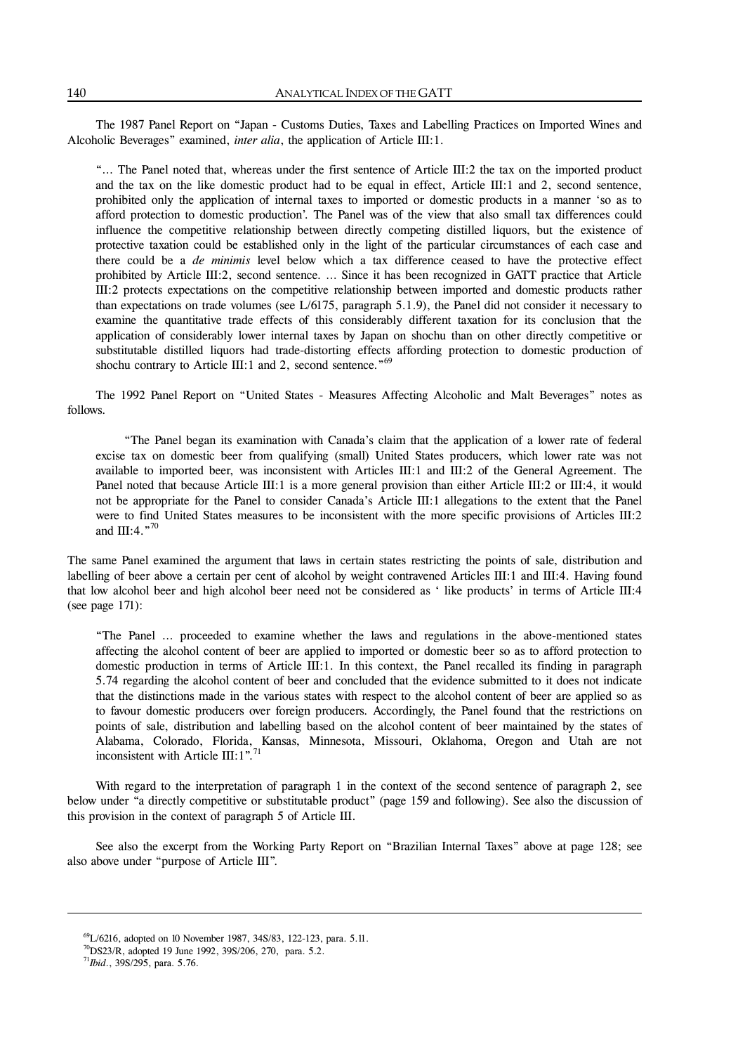The 1987 Panel Report on "Japan - Customs Duties, Taxes and Labelling Practices on Imported Wines and Alcoholic Beverages" examined, *inter alia*, the application of Article III:1.

> "… The Panel noted that, whereas under the first sentence of Article III:2 the tax on the imported product and the tax on the like domestic product had to be equal in effect, Article III:1 and 2, second sentence, prohibited only the application of internal taxes to imported or domestic products in a manner 'so as to afford protection to domestic production'. The Panel was of the view that also small tax differences could influence the competitive relationship between directly competing distilled liquors, but the existence of protective taxation could be established only in the light of the particular circumstances of each case and there could be a *de minimis* level below which a tax difference ceased to have the protective effect prohibited by Article III:2, second sentence. … Since it has been recognized in GATT practice that Article III:2 protects expectations on the competitive relationship between imported and domestic products rather than expectations on trade volumes (see L/6175, paragraph 5.1.9), the Panel did not consider it necessary to examine the quantitative trade effects of this considerably different taxation for its conclusion that the application of considerably lower internal taxes by Japan on shochu than on other directly competitive or substitutable distilled liquors had trade-distorting effects affording protection to domestic production of shochu contrary to Article III:1 and 2, second sentence."[69]

The 1992 Panel Report on "United States - Measures Affecting Alcoholic and Malt Beverages" notes as follows.

> "The Panel began its examination with Canada's claim that the application of a lower rate of federal excise tax on domestic beer from qualifying (small) United States producers, which lower rate was not available to imported beer, was inconsistent with Articles III:1 and III:2 of the General Agreement. The Panel noted that because Article III:1 is a more general provision than either Article III:2 or III:4, it would not be appropriate for the Panel to consider Canada's Article III:1 allegations to the extent that the Panel were to find United States measures to be inconsistent with the more specific provisions of Articles III:2 and III:4."[70]

The same Panel examined the argument that laws in certain states restricting the points of sale, distribution and labelling of beer above a certain per cent of alcohol by weight contravened Articles III:1 and III:4. Having found that low alcohol beer and high alcohol beer need not be considered as 'like products' in terms of Article III:4 (see page 171):

> "The Panel … proceeded to examine whether the laws and regulations in the above-mentioned states affecting the alcohol content of beer are applied to imported or domestic beer so as to afford protection to domestic production in terms of Article III:1. In this context, the Panel recalled its finding in paragraph 5.74 regarding the alcohol content of beer and concluded that the evidence submitted to it does not indicate that the distinctions made in the various states with respect to the alcohol content of beer are applied so as to favour domestic producers over foreign producers. Accordingly, the Panel found that the restrictions on points of sale, distribution and labelling based on the alcohol content of beer maintained by the states of Alabama, Colorado, Florida, Kansas, Minnesota, Missouri, Oklahoma, Oregon and Utah are not inconsistent with Article III:1".[71]

With regard to the interpretation of paragraph 1 in the context of the second sentence of paragraph 2, see below under "a directly competitive or substitutable product" (page 159 and following). See also the discussion of this provision in the context of paragraph 5 of Article III.

See also the excerpt from the Working Party Report on "Brazilian Internal Taxes" above at page 128; see also above under "purpose of Article III".

---

[69] L/6216, adopted on 10 November 1987, 34S/83, 122-123, para. 5.11.

[70] DS23/R, adopted 19 June 1992, 39S/206, 270, para. 5.2.

[71] *Ibid.*, 39S/295, para. 5.76.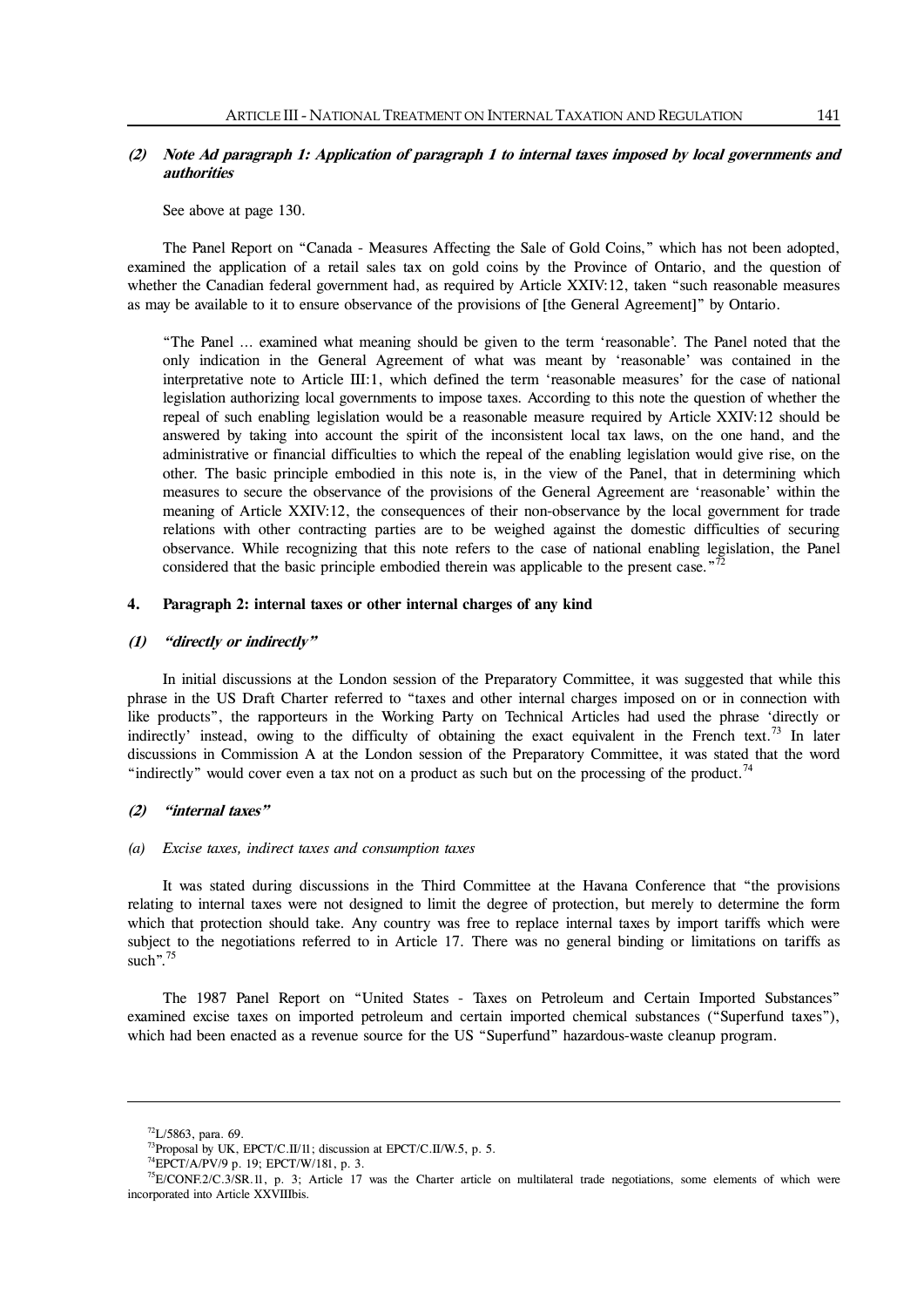### (2) *Note Ad paragraph 1: Application of paragraph 1 to internal taxes imposed by local governments and authorities*

See above at page 130.

The Panel Report on "Canada - Measures Affecting the Sale of Gold Coins," which has not been adopted, examined the application of a retail sales tax on gold coins by the Province of Ontario, and the question of whether the Canadian federal government had, as required by Article XXIV:12, taken "such reasonable measures as may be available to it to ensure observance of the provisions of [the General Agreement]" by Ontario.

> "The Panel ... examined what meaning should be given to the term 'reasonable'. The Panel noted that the only indication in the General Agreement of what was meant by 'reasonable' was contained in the interpretative note to Article III:1, which defined the term 'reasonable measures' for the case of national legislation authorizing local governments to impose taxes. According to this note the question of whether the repeal of such enabling legislation would be a reasonable measure required by Article XXIV:12 should be answered by taking into account the spirit of the inconsistent local tax laws, on the one hand, and the administrative or financial difficulties to which the repeal of the enabling legislation would give rise, on the other. The basic principle embodied in this note is, in the view of the Panel, that in determining which measures to secure the observance of the provisions of the General Agreement are 'reasonable' within the meaning of Article XXIV:12, the consequences of their non-observance by the local government for trade relations with other contracting parties are to be weighed against the domestic difficulties of securing observance. While recognizing that this note refers to the case of national enabling legislation, the Panel considered that the basic principle embodied therein was applicable to the present case."[72]

## 4. Paragraph 2: internal taxes or other internal charges of any kind

### (1) *"directly or indirectly"*

In initial discussions at the London session of the Preparatory Committee, it was suggested that while this phrase in the US Draft Charter referred to "taxes and other internal charges imposed on or in connection with like products", the rapporteurs in the Working Party on Technical Articles had used the phrase 'directly or indirectly' instead, owing to the difficulty of obtaining the exact equivalent in the French text.[73] In later discussions in Commission A at the London session of the Preparatory Committee, it was stated that the word "indirectly" would cover even a tax not on a product as such but on the processing of the product.[74]

### (2) *"internal taxes"*

#### (a) *Excise taxes, indirect taxes and consumption taxes*

It was stated during discussions in the Third Committee at the Havana Conference that "the provisions relating to internal taxes were not designed to limit the degree of protection, but merely to determine the form which that protection should take. Any country was free to replace internal taxes by import tariffs which were subject to the negotiations referred to in Article 17. There was no general binding or limitations on tariffs as such".[75]

The 1987 Panel Report on "United States - Taxes on Petroleum and Certain Imported Substances" examined excise taxes on imported petroleum and certain imported chemical substances ("Superfund taxes"), which had been enacted as a revenue source for the US "Superfund" hazardous-waste cleanup program.

---

[72] L/5863, para. 69.

[73] Proposal by UK, EPCT/C.II/11; discussion at EPCT/C.II/W.5, p. 5.

[74] EPCT/A/PV/9 p. 19; EPCT/W/181, p. 3.

[75] E/CONF.2/C.3/SR.11, p. 3; Article 17 was the Charter article on multilateral trade negotiations, some elements of which were incorporated into Article XXVIIIbis.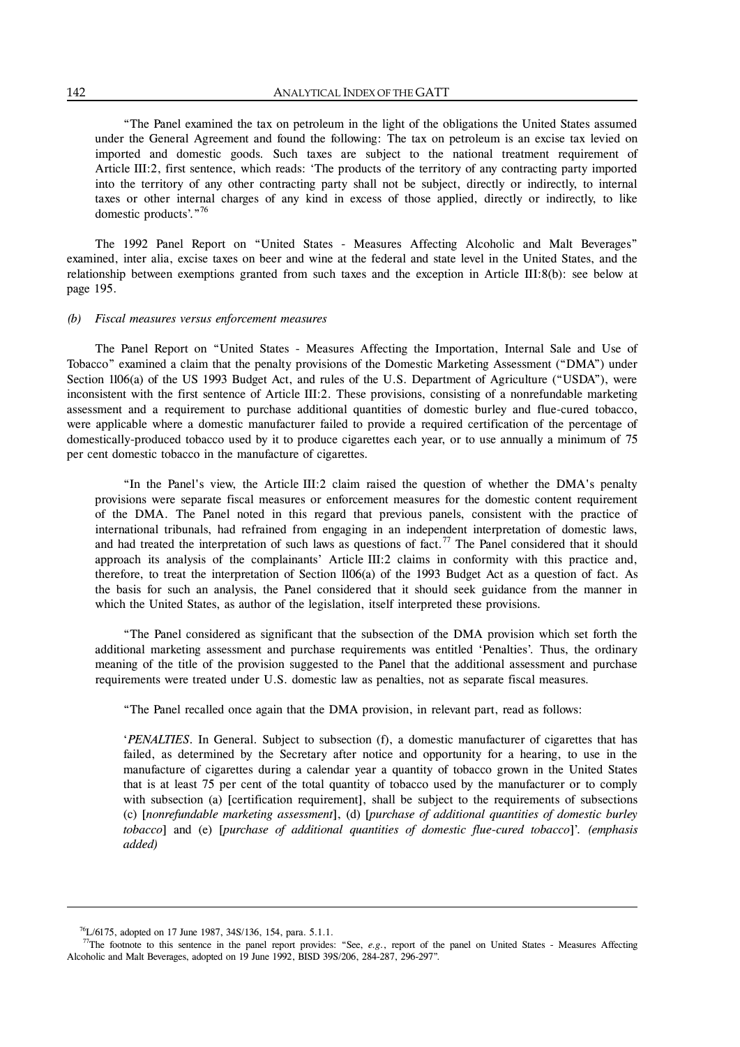"The Panel examined the tax on petroleum in the light of the obligations the United States assumed under the General Agreement and found the following: The tax on petroleum is an excise tax levied on imported and domestic goods. Such taxes are subject to the national treatment requirement of Article III:2, first sentence, which reads: 'The products of the territory of any contracting party imported into the territory of any other contracting party shall not be subject, directly or indirectly, to internal taxes or other internal charges of any kind in excess of those applied, directly or indirectly, to like domestic products'."[76]

The 1992 Panel Report on "United States - Measures Affecting Alcoholic and Malt Beverages" examined, inter alia, excise taxes on beer and wine at the federal and state level in the United States, and the relationship between exemptions granted from such taxes and the exception in Article III:8(b): see below at page 195.

*(b) Fiscal measures versus enforcement measures*

The Panel Report on "United States - Measures Affecting the Importation, Internal Sale and Use of Tobacco" examined a claim that the penalty provisions of the Domestic Marketing Assessment ("DMA") under Section 1106(a) of the US 1993 Budget Act, and rules of the U.S. Department of Agriculture ("USDA"), were inconsistent with the first sentence of Article III:2. These provisions, consisting of a nonrefundable marketing assessment and a requirement to purchase additional quantities of domestic burley and flue-cured tobacco, were applicable where a domestic manufacturer failed to provide a required certification of the percentage of domestically-produced tobacco used by it to produce cigarettes each year, or to use annually a minimum of 75 per cent domestic tobacco in the manufacture of cigarettes.

"In the Panel's view, the Article III:2 claim raised the question of whether the DMA's penalty provisions were separate fiscal measures or enforcement measures for the domestic content requirement of the DMA. The Panel noted in this regard that previous panels, consistent with the practice of international tribunals, had refrained from engaging in an independent interpretation of domestic laws, and had treated the interpretation of such laws as questions of fact.[77] The Panel considered that it should approach its analysis of the complainants' Article III:2 claims in conformity with this practice and, therefore, to treat the interpretation of Section 1106(a) of the 1993 Budget Act as a question of fact. As the basis for such an analysis, the Panel considered that it should seek guidance from the manner in which the United States, as author of the legislation, itself interpreted these provisions.

"The Panel considered as significant that the subsection of the DMA provision which set forth the additional marketing assessment and purchase requirements was entitled 'Penalties'. Thus, the ordinary meaning of the title of the provision suggested to the Panel that the additional assessment and purchase requirements were treated under U.S. domestic law as penalties, not as separate fiscal measures.

"The Panel recalled once again that the DMA provision, in relevant part, read as follows:

'*PENALTIES*. In General. Subject to subsection (f), a domestic manufacturer of cigarettes that has failed, as determined by the Secretary after notice and opportunity for a hearing, to use in the manufacture of cigarettes during a calendar year a quantity of tobacco grown in the United States that is at least 75 per cent of the total quantity of tobacco used by the manufacturer or to comply with subsection (a) [certification requirement], shall be subject to the requirements of subsections (c) [*nonrefundable marketing assessment*], (d) [*purchase of additional quantities of domestic burley tobacco*] and (e) [*purchase of additional quantities of domestic flue-cured tobacco*]'. *(emphasis added)*

---

[76] L/6175, adopted on 17 June 1987, 34S/136, 154, para. 5.1.1.

[77] The footnote to this sentence in the panel report provides: "See, *e.g.*, report of the panel on United States - Measures Affecting Alcoholic and Malt Beverages, adopted on 19 June 1992, BISD 39S/206, 284-287, 296-297".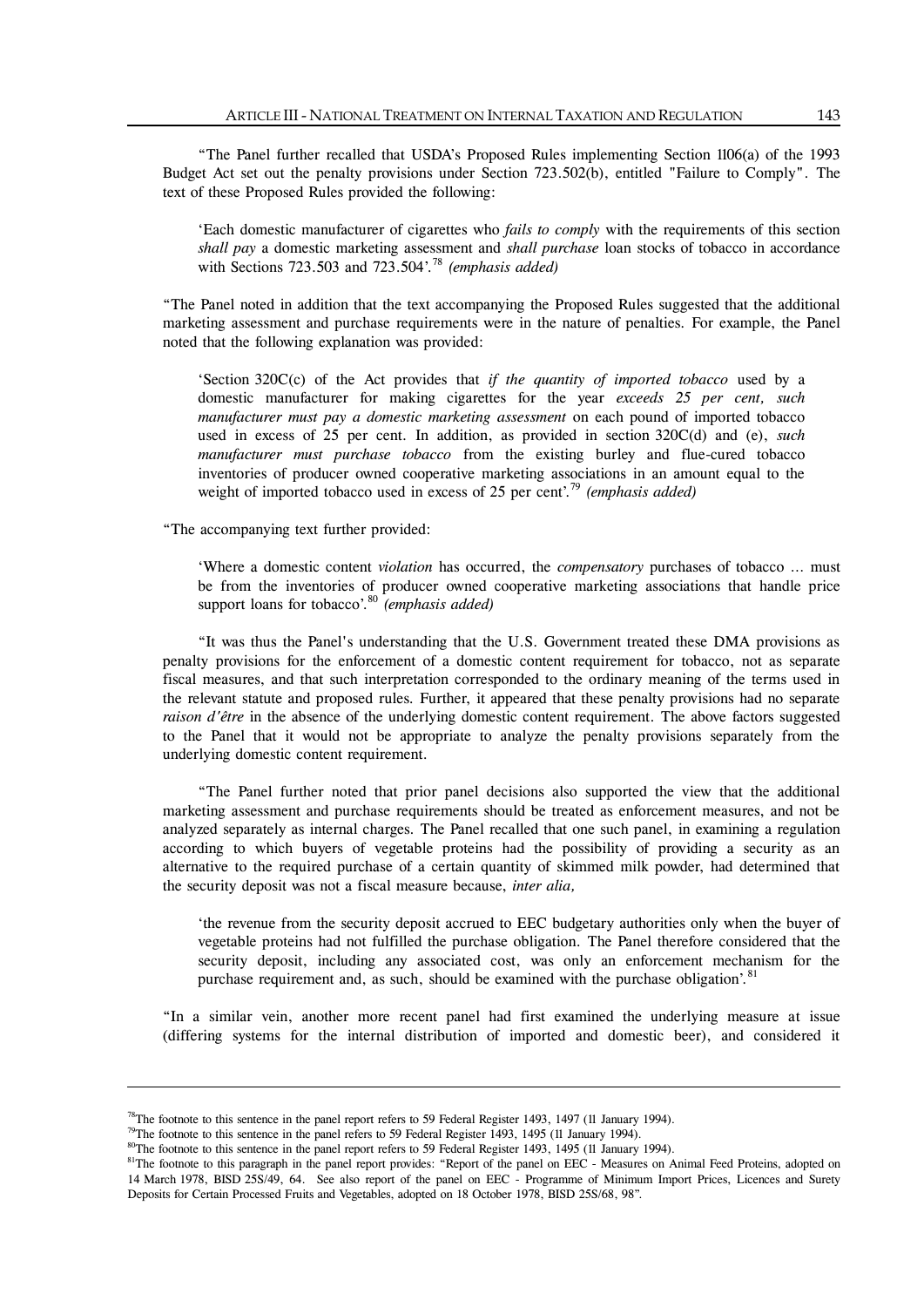"The Panel further recalled that USDA's Proposed Rules implementing Section 1106(a) of the 1993 Budget Act set out the penalty provisions under Section 723.502(b), entitled "Failure to Comply". The text of these Proposed Rules provided the following:

> 'Each domestic manufacturer of cigarettes who *fails to comply* with the requirements of this section *shall pay* a domestic marketing assessment and *shall purchase* loan stocks of tobacco in accordance with Sections 723.503 and 723.504'.[78] *(emphasis added)*

"The Panel noted in addition that the text accompanying the Proposed Rules suggested that the additional marketing assessment and purchase requirements were in the nature of penalties. For example, the Panel noted that the following explanation was provided:

> 'Section 320C(c) of the Act provides that *if the quantity of imported tobacco* used by a domestic manufacturer for making cigarettes for the year *exceeds 25 per cent, such manufacturer must pay a domestic marketing assessment* on each pound of imported tobacco used in excess of 25 per cent. In addition, as provided in section 320C(d) and (e), *such manufacturer must purchase tobacco* from the existing burley and flue-cured tobacco inventories of producer owned cooperative marketing associations in an amount equal to the weight of imported tobacco used in excess of 25 per cent'.[79] *(emphasis added)*

"The accompanying text further provided:

> 'Where a domestic content *violation* has occurred, the *compensatory* purchases of tobacco ... must be from the inventories of producer owned cooperative marketing associations that handle price support loans for tobacco'.[80] *(emphasis added)*

"It was thus the Panel's understanding that the U.S. Government treated these DMA provisions as penalty provisions for the enforcement of a domestic content requirement for tobacco, not as separate fiscal measures, and that such interpretation corresponded to the ordinary meaning of the terms used in the relevant statute and proposed rules. Further, it appeared that these penalty provisions had no separate *raison d'être* in the absence of the underlying domestic content requirement. The above factors suggested to the Panel that it would not be appropriate to analyze the penalty provisions separately from the underlying domestic content requirement.

"The Panel further noted that prior panel decisions also supported the view that the additional marketing assessment and purchase requirements should be treated as enforcement measures, and not be analyzed separately as internal charges. The Panel recalled that one such panel, in examining a regulation according to which buyers of vegetable proteins had the possibility of providing a security as an alternative to the required purchase of a certain quantity of skimmed milk powder, had determined that the security deposit was not a fiscal measure because, *inter alia,*

> 'the revenue from the security deposit accrued to EEC budgetary authorities only when the buyer of vegetable proteins had not fulfilled the purchase obligation. The Panel therefore considered that the security deposit, including any associated cost, was only an enforcement mechanism for the purchase requirement and, as such, should be examined with the purchase obligation'.[81]

"In a similar vein, another more recent panel had first examined the underlying measure at issue (differing systems for the internal distribution of imported and domestic beer), and considered it

---

[78] The footnote to this sentence in the panel report refers to 59 Federal Register 1493, 1497 (11 January 1994).

[79] The footnote to this sentence in the panel refers to 59 Federal Register 1493, 1495 (11 January 1994).

[80] The footnote to this sentence in the panel report refers to 59 Federal Register 1493, 1495 (11 January 1994).

[81] The footnote to this paragraph in the panel report provides: "Report of the panel on EEC - Measures on Animal Feed Proteins, adopted on 14 March 1978, BISD 25S/49, 64. See also report of the panel on EEC - Programme of Minimum Import Prices, Licences and Surety Deposits for Certain Processed Fruits and Vegetables, adopted on 18 October 1978, BISD 25S/68, 98".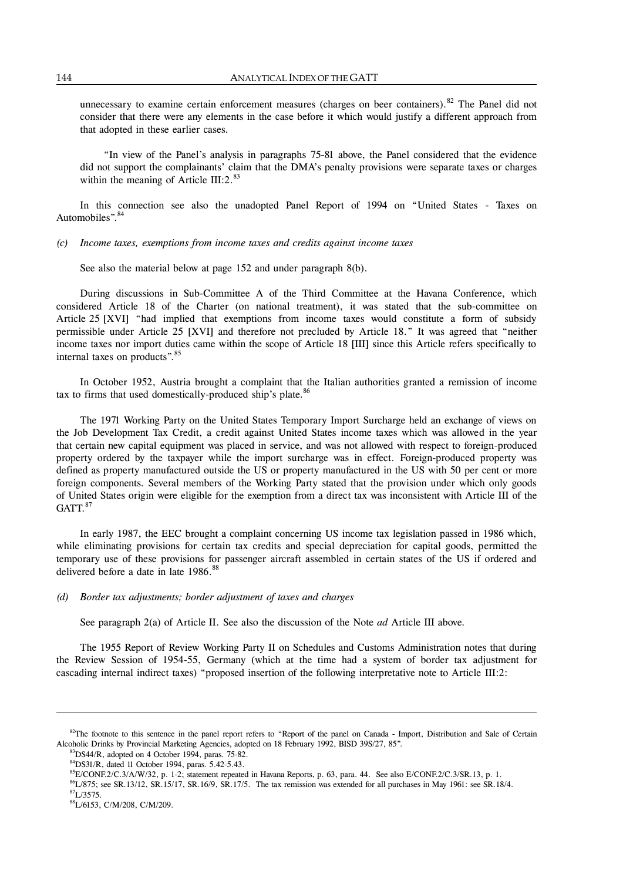unnecessary to examine certain enforcement measures (charges on beer containers).[82] The Panel did not consider that there were any elements in the case before it which would justify a different approach from that adopted in these earlier cases.

"In view of the Panel's analysis in paragraphs 75-81 above, the Panel considered that the evidence did not support the complainants' claim that the DMA's penalty provisions were separate taxes or charges within the meaning of Article III:2.[83]

In this connection see also the unadopted Panel Report of 1994 on "United States - Taxes on Automobiles".[84]

*(c) Income taxes, exemptions from income taxes and credits against income taxes*

See also the material below at page 152 and under paragraph 8(b).

During discussions in Sub-Committee A of the Third Committee at the Havana Conference, which considered Article 18 of the Charter (on national treatment), it was stated that the sub-committee on Article 25 [XVI] "had implied that exemptions from income taxes would constitute a form of subsidy permissible under Article 25 [XVI] and therefore not precluded by Article 18." It was agreed that "neither income taxes nor import duties came within the scope of Article 18 [III] since this Article refers specifically to internal taxes on products".[85]

In October 1952, Austria brought a complaint that the Italian authorities granted a remission of income tax to firms that used domestically-produced ship's plate.[86]

The 1971 Working Party on the United States Temporary Import Surcharge held an exchange of views on the Job Development Tax Credit, a credit against United States income taxes which was allowed in the year that certain new capital equipment was placed in service, and was not allowed with respect to foreign-produced property ordered by the taxpayer while the import surcharge was in effect. Foreign-produced property was defined as property manufactured outside the US or property manufactured in the US with 50 per cent or more foreign components. Several members of the Working Party stated that the provision under which only goods of United States origin were eligible for the exemption from a direct tax was inconsistent with Article III of the GATT.[87]

In early 1987, the EEC brought a complaint concerning US income tax legislation passed in 1986 which, while eliminating provisions for certain tax credits and special depreciation for capital goods, permitted the temporary use of these provisions for passenger aircraft assembled in certain states of the US if ordered and delivered before a date in late 1986.[88]

*(d) Border tax adjustments; border adjustment of taxes and charges*

See paragraph 2(a) of Article II. See also the discussion of the Note *ad* Article III above.

The 1955 Report of Review Working Party II on Schedules and Customs Administration notes that during the Review Session of 1954-55, Germany (which at the time had a system of border tax adjustment for cascading internal indirect taxes) "proposed insertion of the following interpretative note to Article III:2:

---

[82] The footnote to this sentence in the panel report refers to "Report of the panel on Canada - Import, Distribution and Sale of Certain Alcoholic Drinks by Provincial Marketing Agencies, adopted on 18 February 1992, BISD 39S/27, 85".

[83] DS44/R, adopted on 4 October 1994, paras. 75-82.

[84] DS31/R, dated 11 October 1994, paras. 5.42-5.43.

[85] E/CONF.2/C.3/A/W/32, p. 1-2; statement repeated in Havana Reports, p. 63, para. 44. See also E/CONF.2/C.3/SR.13, p. 1.

[86] L/875; see SR.13/12, SR.15/17, SR.16/9, SR.17/5. The tax remission was extended for all purchases in May 1961: see SR.18/4.

[87] L/3575.

[88] L/6153, C/M/208, C/M/209.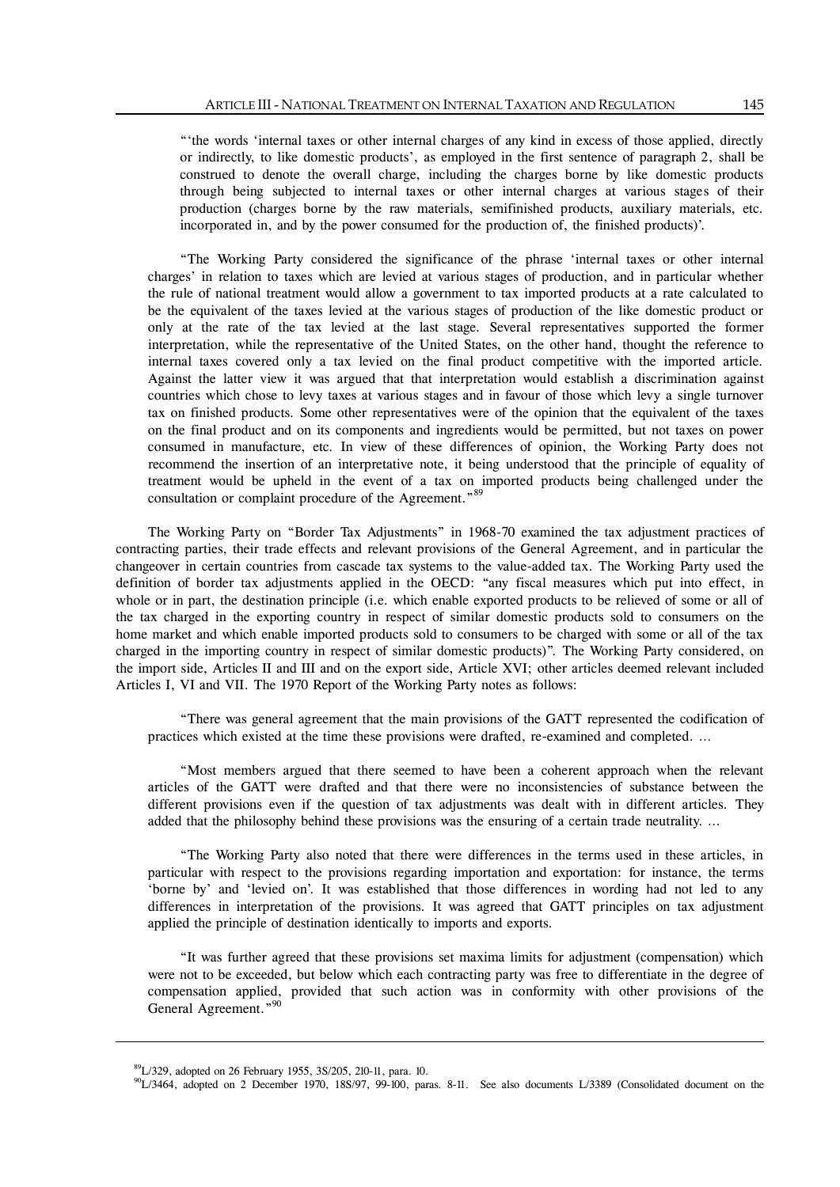"'the words 'internal taxes or other internal charges of any kind in excess of those applied, directly or indirectly, to like domestic products', as employed in the first sentence of paragraph 2, shall be construed to denote the overall charge, including the charges borne by like domestic products through being subjected to internal taxes or other internal charges at various stages of their production (charges borne by the raw materials, semifinished products, auxiliary materials, etc. incorporated in, and by the power consumed for the production of, the finished products)'.

"The Working Party considered the significance of the phrase 'internal taxes or other internal charges' in relation to taxes which are levied at various stages of production, and in particular whether the rule of national treatment would allow a government to tax imported products at a rate calculated to be the equivalent of the taxes levied at the various stages of production of the like domestic product or only at the rate of the tax levied at the last stage. Several representatives supported the former interpretation, while the representative of the United States, on the other hand, thought the reference to internal taxes covered only a tax levied on the final product competitive with the imported article. Against the latter view it was argued that that interpretation would establish a discrimination against countries which chose to levy taxes at various stages and in favour of those which levy a single turnover tax on finished products. Some other representatives were of the opinion that the equivalent of the taxes on the final product and on its components and ingredients would be permitted, but not taxes on power consumed in manufacture, etc. In view of these differences of opinion, the Working Party does not recommend the insertion of an interpretative note, it being understood that the principle of equality of treatment would be upheld in the event of a tax on imported products being challenged under the consultation or complaint procedure of the Agreement."[89]

The Working Party on "Border Tax Adjustments" in 1968-70 examined the tax adjustment practices of contracting parties, their trade effects and relevant provisions of the General Agreement, and in particular the changeover in certain countries from cascade tax systems to the value-added tax. The Working Party used the definition of border tax adjustments applied in the OECD: "any fiscal measures which put into effect, in whole or in part, the destination principle (i.e. which enable exported products to be relieved of some or all of the tax charged in the exporting country in respect of similar domestic products sold to consumers on the home market and which enable imported products sold to consumers to be charged with some or all of the tax charged in the importing country in respect of similar domestic products)". The Working Party considered, on the import side, Articles II and III and on the export side, Article XVI; other articles deemed relevant included Articles I, VI and VII. The 1970 Report of the Working Party notes as follows:

"There was general agreement that the main provisions of the GATT represented the codification of practices which existed at the time these provisions were drafted, re-examined and completed. …

"Most members argued that there seemed to have been a coherent approach when the relevant articles of the GATT were drafted and that there were no inconsistencies of substance between the different provisions even if the question of tax adjustments was dealt with in different articles. They added that the philosophy behind these provisions was the ensuring of a certain trade neutrality. …

"The Working Party also noted that there were differences in the terms used in these articles, in particular with respect to the provisions regarding importation and exportation: for instance, the terms 'borne by' and 'levied on'. It was established that those differences in wording had not led to any differences in interpretation of the provisions. It was agreed that GATT principles on tax adjustment applied the principle of destination identically to imports and exports.

"It was further agreed that these provisions set maxima limits for adjustment (compensation) which were not to be exceeded, but below which each contracting party was free to differentiate in the degree of compensation applied, provided that such action was in conformity with other provisions of the General Agreement."[90]

---

[89] L/329, adopted on 26 February 1955, 3S/205, 210-11, para. 10.

[90] L/3464, adopted on 2 December 1970, 18S/97, 99-100, paras. 8-11. See also documents L/3389 (Consolidated document on the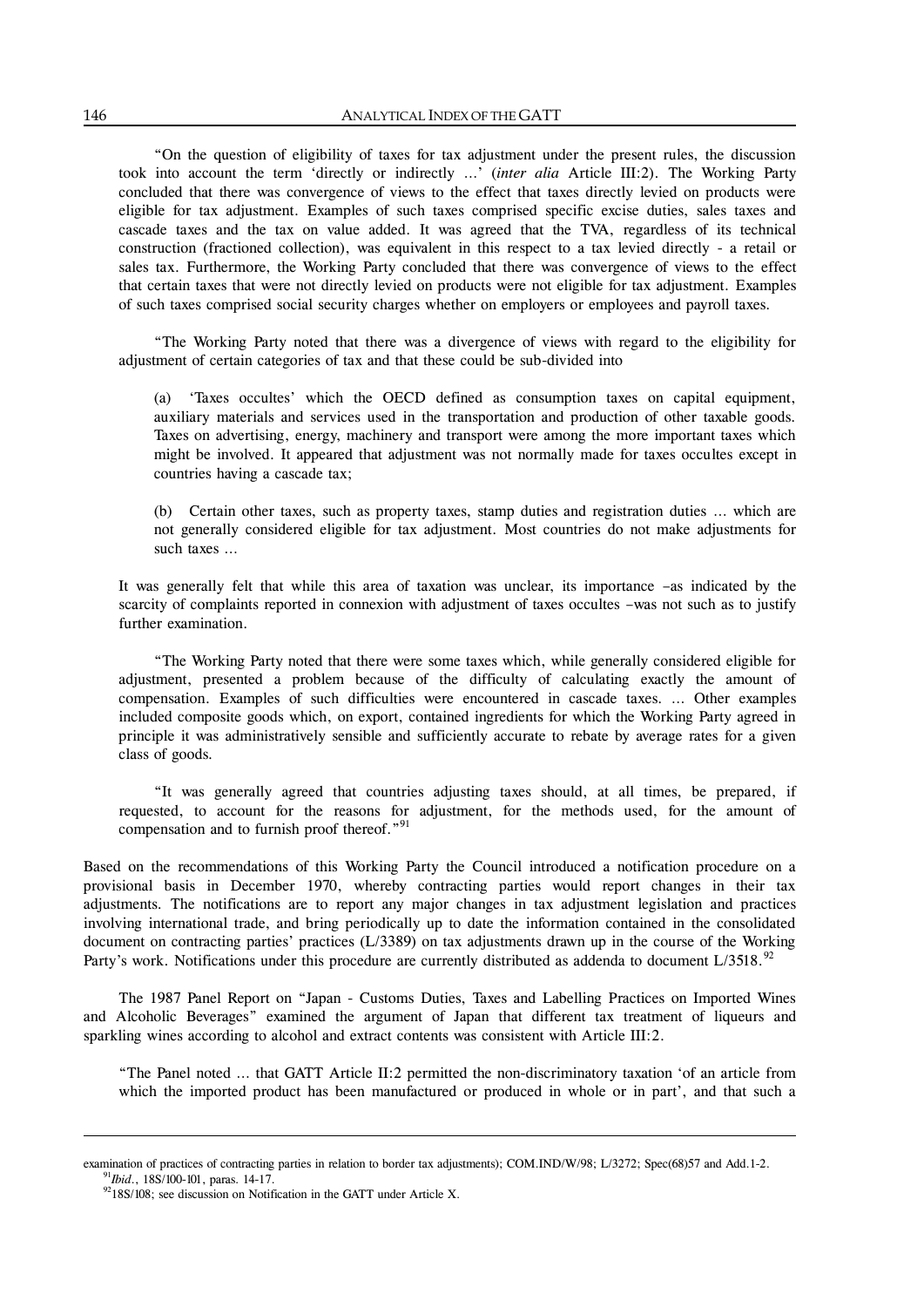"On the question of eligibility of taxes for tax adjustment under the present rules, the discussion took into account the term 'directly or indirectly …' (*inter alia* Article III:2). The Working Party concluded that there was convergence of views to the effect that taxes directly levied on products were eligible for tax adjustment. Examples of such taxes comprised specific excise duties, sales taxes and cascade taxes and the tax on value added. It was agreed that the TVA, regardless of its technical construction (fractioned collection), was equivalent in this respect to a tax levied directly - a retail or sales tax. Furthermore, the Working Party concluded that there was convergence of views to the effect that certain taxes that were not directly levied on products were not eligible for tax adjustment. Examples of such taxes comprised social security charges whether on employers or employees and payroll taxes.

"The Working Party noted that there was a divergence of views with regard to the eligibility for adjustment of certain categories of tax and that these could be sub-divided into

> (a) 'Taxes occultes' which the OECD defined as consumption taxes on capital equipment, auxiliary materials and services used in the transportation and production of other taxable goods. Taxes on advertising, energy, machinery and transport were among the more important taxes which might be involved. It appeared that adjustment was not normally made for taxes occultes except in countries having a cascade tax;
>
> (b) Certain other taxes, such as property taxes, stamp duties and registration duties … which are not generally considered eligible for tax adjustment. Most countries do not make adjustments for such taxes …

It was generally felt that while this area of taxation was unclear, its importance –as indicated by the scarcity of complaints reported in connexion with adjustment of taxes occultes –was not such as to justify further examination.

"The Working Party noted that there were some taxes which, while generally considered eligible for adjustment, presented a problem because of the difficulty of calculating exactly the amount of compensation. Examples of such difficulties were encountered in cascade taxes. … Other examples included composite goods which, on export, contained ingredients for which the Working Party agreed in principle it was administratively sensible and sufficiently accurate to rebate by average rates for a given class of goods.

"It was generally agreed that countries adjusting taxes should, at all times, be prepared, if requested, to account for the reasons for adjustment, for the methods used, for the amount of compensation and to furnish proof thereof."[91]

Based on the recommendations of this Working Party the Council introduced a notification procedure on a provisional basis in December 1970, whereby contracting parties would report changes in their tax adjustments. The notifications are to report any major changes in tax adjustment legislation and practices involving international trade, and bring periodically up to date the information contained in the consolidated document on contracting parties' practices (L/3389) on tax adjustments drawn up in the course of the Working Party's work. Notifications under this procedure are currently distributed as addenda to document L/3518.[92]

The 1987 Panel Report on "Japan - Customs Duties, Taxes and Labelling Practices on Imported Wines and Alcoholic Beverages" examined the argument of Japan that different tax treatment of liqueurs and sparkling wines according to alcohol and extract contents was consistent with Article III:2.

"The Panel noted … that GATT Article II:2 permitted the non-discriminatory taxation 'of an article from which the imported product has been manufactured or produced in whole or in part', and that such a

---

examination of practices of contracting parties in relation to border tax adjustments); COM.IND/W/98; L/3272; Spec(68)57 and Add.1-2.

[91] *Ibid.*, 18S/100-101, paras. 14-17.

[92] 18S/108; see discussion on Notification in the GATT under Article X.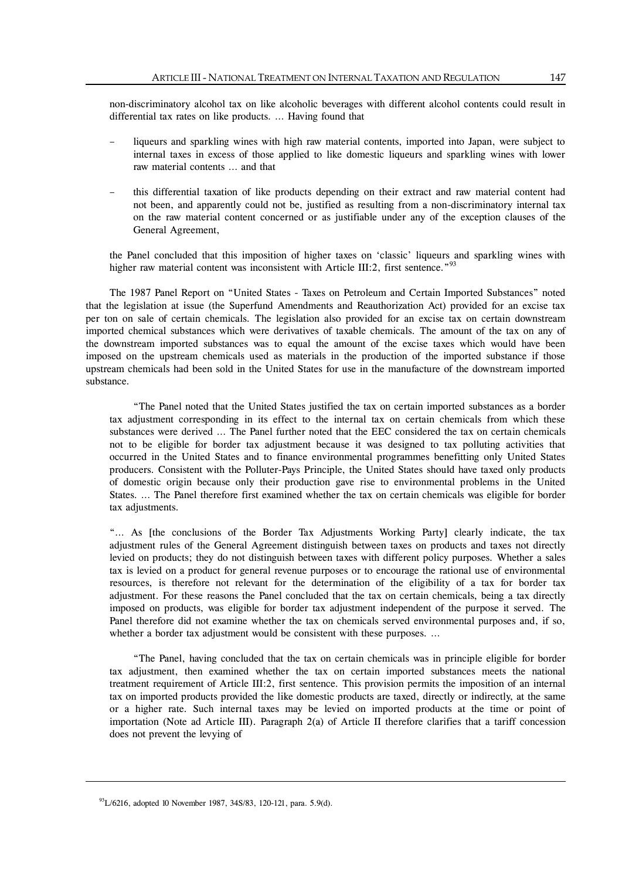non-discriminatory alcohol tax on like alcoholic beverages with different alcohol contents could result in differential tax rates on like products. … Having found that

- liqueurs and sparkling wines with high raw material contents, imported into Japan, were subject to internal taxes in excess of those applied to like domestic liqueurs and sparkling wines with lower raw material contents … and that

- this differential taxation of like products depending on their extract and raw material content had not been, and apparently could not be, justified as resulting from a non-discriminatory internal tax on the raw material content concerned or as justifiable under any of the exception clauses of the General Agreement,

the Panel concluded that this imposition of higher taxes on 'classic' liqueurs and sparkling wines with higher raw material content was inconsistent with Article III:2, first sentence."[93]

The 1987 Panel Report on "United States - Taxes on Petroleum and Certain Imported Substances" noted that the legislation at issue (the Superfund Amendments and Reauthorization Act) provided for an excise tax per ton on sale of certain chemicals. The legislation also provided for an excise tax on certain downstream imported chemical substances which were derivatives of taxable chemicals. The amount of the tax on any of the downstream imported substances was to equal the amount of the excise taxes which would have been imposed on the upstream chemicals used as materials in the production of the imported substance if those upstream chemicals had been sold in the United States for use in the manufacture of the downstream imported substance.

"The Panel noted that the United States justified the tax on certain imported substances as a border tax adjustment corresponding in its effect to the internal tax on certain chemicals from which these substances were derived … The Panel further noted that the EEC considered the tax on certain chemicals not to be eligible for border tax adjustment because it was designed to tax polluting activities that occurred in the United States and to finance environmental programmes benefitting only United States producers. Consistent with the Polluter-Pays Principle, the United States should have taxed only products of domestic origin because only their production gave rise to environmental problems in the United States. … The Panel therefore first examined whether the tax on certain chemicals was eligible for border tax adjustments.

"… As [the conclusions of the Border Tax Adjustments Working Party] clearly indicate, the tax adjustment rules of the General Agreement distinguish between taxes on products and taxes not directly levied on products; they do not distinguish between taxes with different policy purposes. Whether a sales tax is levied on a product for general revenue purposes or to encourage the rational use of environmental resources, is therefore not relevant for the determination of the eligibility of a tax for border tax adjustment. For these reasons the Panel concluded that the tax on certain chemicals, being a tax directly imposed on products, was eligible for border tax adjustment independent of the purpose it served. The Panel therefore did not examine whether the tax on chemicals served environmental purposes and, if so, whether a border tax adjustment would be consistent with these purposes. …

"The Panel, having concluded that the tax on certain chemicals was in principle eligible for border tax adjustment, then examined whether the tax on certain imported substances meets the national treatment requirement of Article III:2, first sentence. This provision permits the imposition of an internal tax on imported products provided the like domestic products are taxed, directly or indirectly, at the same or a higher rate. Such internal taxes may be levied on imported products at the time or point of importation (Note ad Article III). Paragraph 2(a) of Article II therefore clarifies that a tariff concession does not prevent the levying of

---

[93] L/6216, adopted 10 November 1987, 34S/83, 120-121, para. 5.9(d).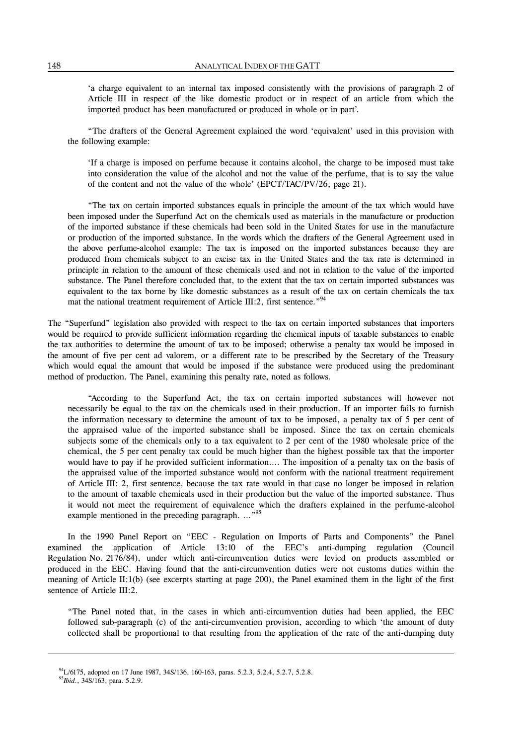> 'a charge equivalent to an internal tax imposed consistently with the provisions of paragraph 2 of Article III in respect of the like domestic product or in respect of an article from which the imported product has been manufactured or produced in whole or in part'.

"The drafters of the General Agreement explained the word 'equivalent' used in this provision with the following example:

> 'If a charge is imposed on perfume because it contains alcohol, the charge to be imposed must take into consideration the value of the alcohol and not the value of the perfume, that is to say the value of the content and not the value of the whole' (EPCT/TAC/PV/26, page 21).

"The tax on certain imported substances equals in principle the amount of the tax which would have been imposed under the Superfund Act on the chemicals used as materials in the manufacture or production of the imported substance if these chemicals had been sold in the United States for use in the manufacture or production of the imported substance. In the words which the drafters of the General Agreement used in the above perfume-alcohol example: The tax is imposed on the imported substances because they are produced from chemicals subject to an excise tax in the United States and the tax rate is determined in principle in relation to the amount of these chemicals used and not in relation to the value of the imported substance. The Panel therefore concluded that, to the extent that the tax on certain imported substances was equivalent to the tax borne by like domestic substances as a result of the tax on certain chemicals the tax mat the national treatment requirement of Article III:2, first sentence."[94]

The "Superfund" legislation also provided with respect to the tax on certain imported substances that importers would be required to provide sufficient information regarding the chemical inputs of taxable substances to enable the tax authorities to determine the amount of tax to be imposed; otherwise a penalty tax would be imposed in the amount of five per cent ad valorem, or a different rate to be prescribed by the Secretary of the Treasury which would equal the amount that would be imposed if the substance were produced using the predominant method of production. The Panel, examining this penalty rate, noted as follows.

> "According to the Superfund Act, the tax on certain imported substances will however not necessarily be equal to the tax on the chemicals used in their production. If an importer fails to furnish the information necessary to determine the amount of tax to be imposed, a penalty tax of 5 per cent of the appraised value of the imported substance shall be imposed. Since the tax on certain chemicals subjects some of the chemicals only to a tax equivalent to 2 per cent of the 1980 wholesale price of the chemical, the 5 per cent penalty tax could be much higher than the highest possible tax that the importer would have to pay if he provided sufficient information.... The imposition of a penalty tax on the basis of the appraised value of the imported substance would not conform with the national treatment requirement of Article III: 2, first sentence, because the tax rate would in that case no longer be imposed in relation to the amount of taxable chemicals used in their production but the value of the imported substance. Thus it would not meet the requirement of equivalence which the drafters explained in the perfume-alcohol example mentioned in the preceding paragraph. ..."[95]

In the 1990 Panel Report on "EEC - Regulation on Imports of Parts and Components" the Panel examined the application of Article 13:10 of the EEC's anti-dumping regulation (Council Regulation No. 2176/84), under which anti-circumvention duties were levied on products assembled or produced in the EEC. Having found that the anti-circumvention duties were not customs duties within the meaning of Article II:1(b) (see excerpts starting at page 200), the Panel examined them in the light of the first sentence of Article III:2.

> "The Panel noted that, in the cases in which anti-circumvention duties had been applied, the EEC followed sub-paragraph (c) of the anti-circumvention provision, according to which 'the amount of duty collected shall be proportional to that resulting from the application of the rate of the anti-dumping duty

---

[94] L/6175, adopted on 17 June 1987, 34S/136, 160-163, paras. 5.2.3, 5.2.4, 5.2.7, 5.2.8.

[95] *Ibid.*, 34S/163, para. 5.2.9.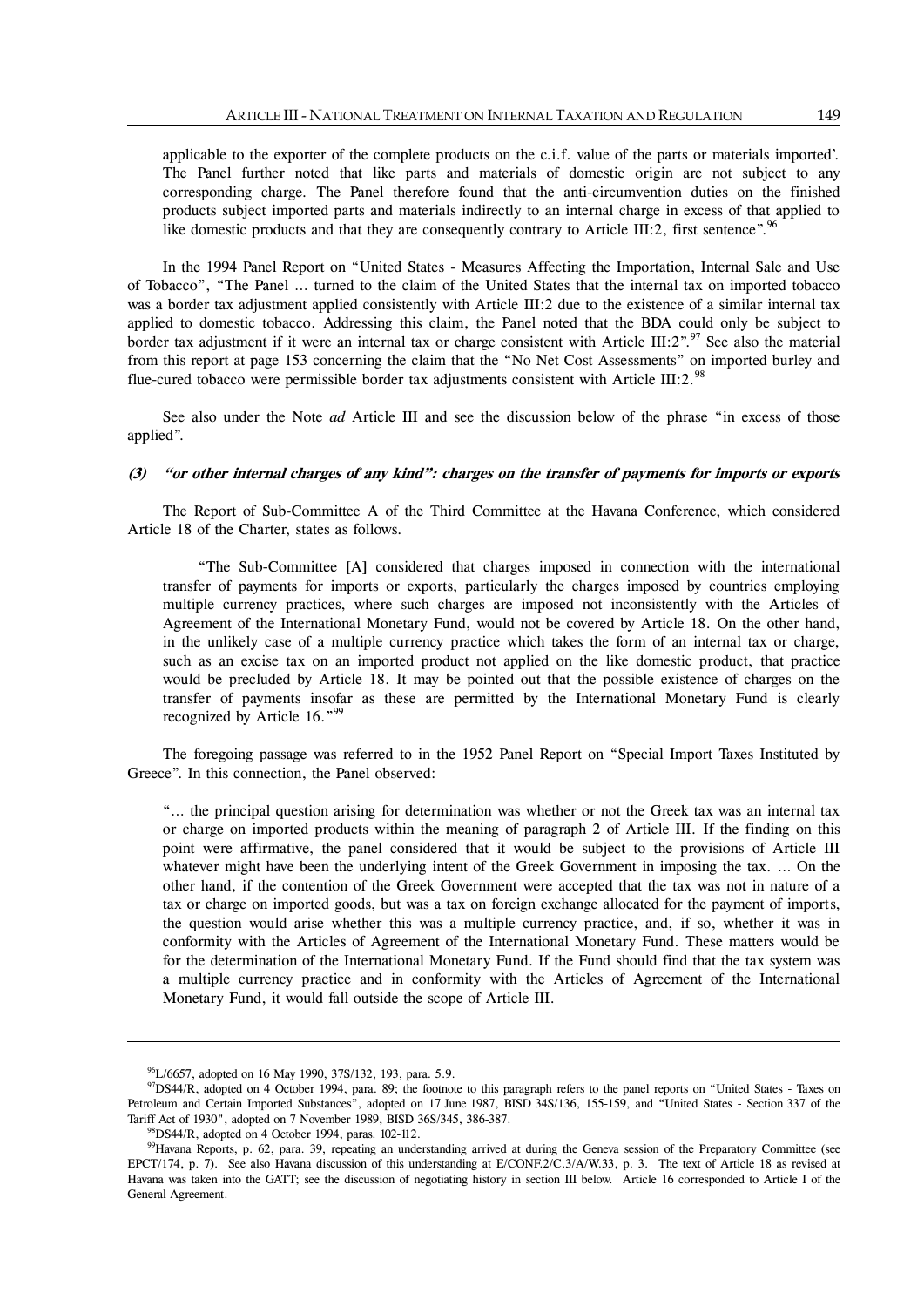applicable to the exporter of the complete products on the c.i.f. value of the parts or materials imported'. The Panel further noted that like parts and materials of domestic origin are not subject to any corresponding charge. The Panel therefore found that the anti-circumvention duties on the finished products subject imported parts and materials indirectly to an internal charge in excess of that applied to like domestic products and that they are consequently contrary to Article III:2, first sentence".[96]

In the 1994 Panel Report on "United States - Measures Affecting the Importation, Internal Sale and Use of Tobacco", "The Panel ... turned to the claim of the United States that the internal tax on imported tobacco was a border tax adjustment applied consistently with Article III:2 due to the existence of a similar internal tax applied to domestic tobacco. Addressing this claim, the Panel noted that the BDA could only be subject to border tax adjustment if it were an internal tax or charge consistent with Article III:2".[97] See also the material from this report at page 153 concerning the claim that the "No Net Cost Assessments" on imported burley and flue-cured tobacco were permissible border tax adjustments consistent with Article III:2.[98]

See also under the Note *ad* Article III and see the discussion below of the phrase "in excess of those applied".

#### *(3) "or other internal charges of any kind": charges on the transfer of payments for imports or exports*

The Report of Sub-Committee A of the Third Committee at the Havana Conference, which considered Article 18 of the Charter, states as follows.

> "The Sub-Committee [A] considered that charges imposed in connection with the international transfer of payments for imports or exports, particularly the charges imposed by countries employing multiple currency practices, where such charges are imposed not inconsistently with the Articles of Agreement of the International Monetary Fund, would not be covered by Article 18. On the other hand, in the unlikely case of a multiple currency practice which takes the form of an internal tax or charge, such as an excise tax on an imported product not applied on the like domestic product, that practice would be precluded by Article 18. It may be pointed out that the possible existence of charges on the transfer of payments insofar as these are permitted by the International Monetary Fund is clearly recognized by Article 16."[99]

The foregoing passage was referred to in the 1952 Panel Report on "Special Import Taxes Instituted by Greece". In this connection, the Panel observed:

> "... the principal question arising for determination was whether or not the Greek tax was an internal tax or charge on imported products within the meaning of paragraph 2 of Article III. If the finding on this point were affirmative, the panel considered that it would be subject to the provisions of Article III whatever might have been the underlying intent of the Greek Government in imposing the tax. ... On the other hand, if the contention of the Greek Government were accepted that the tax was not in nature of a tax or charge on imported goods, but was a tax on foreign exchange allocated for the payment of imports, the question would arise whether this was a multiple currency practice, and, if so, whether it was in conformity with the Articles of Agreement of the International Monetary Fund. These matters would be for the determination of the International Monetary Fund. If the Fund should find that the tax system was a multiple currency practice and in conformity with the Articles of Agreement of the International Monetary Fund, it would fall outside the scope of Article III.

---

[96] L/6657, adopted on 16 May 1990, 37S/132, 193, para. 5.9.

[97] DS44/R, adopted on 4 October 1994, para. 89; the footnote to this paragraph refers to the panel reports on "United States - Taxes on Petroleum and Certain Imported Substances", adopted on 17 June 1987, BISD 34S/136, 155-159, and "United States - Section 337 of the Tariff Act of 1930", adopted on 7 November 1989, BISD 36S/345, 386-387.

[98] DS44/R, adopted on 4 October 1994, paras. 102-112.

[99] Havana Reports, p. 62, para. 39, repeating an understanding arrived at during the Geneva session of the Preparatory Committee (see EPCT/174, p. 7). See also Havana discussion of this understanding at E/CONF.2/C.3/A/W.33, p. 3. The text of Article 18 as revised at Havana was taken into the GATT; see the discussion of negotiating history in section III below. Article 16 corresponded to Article I of the General Agreement.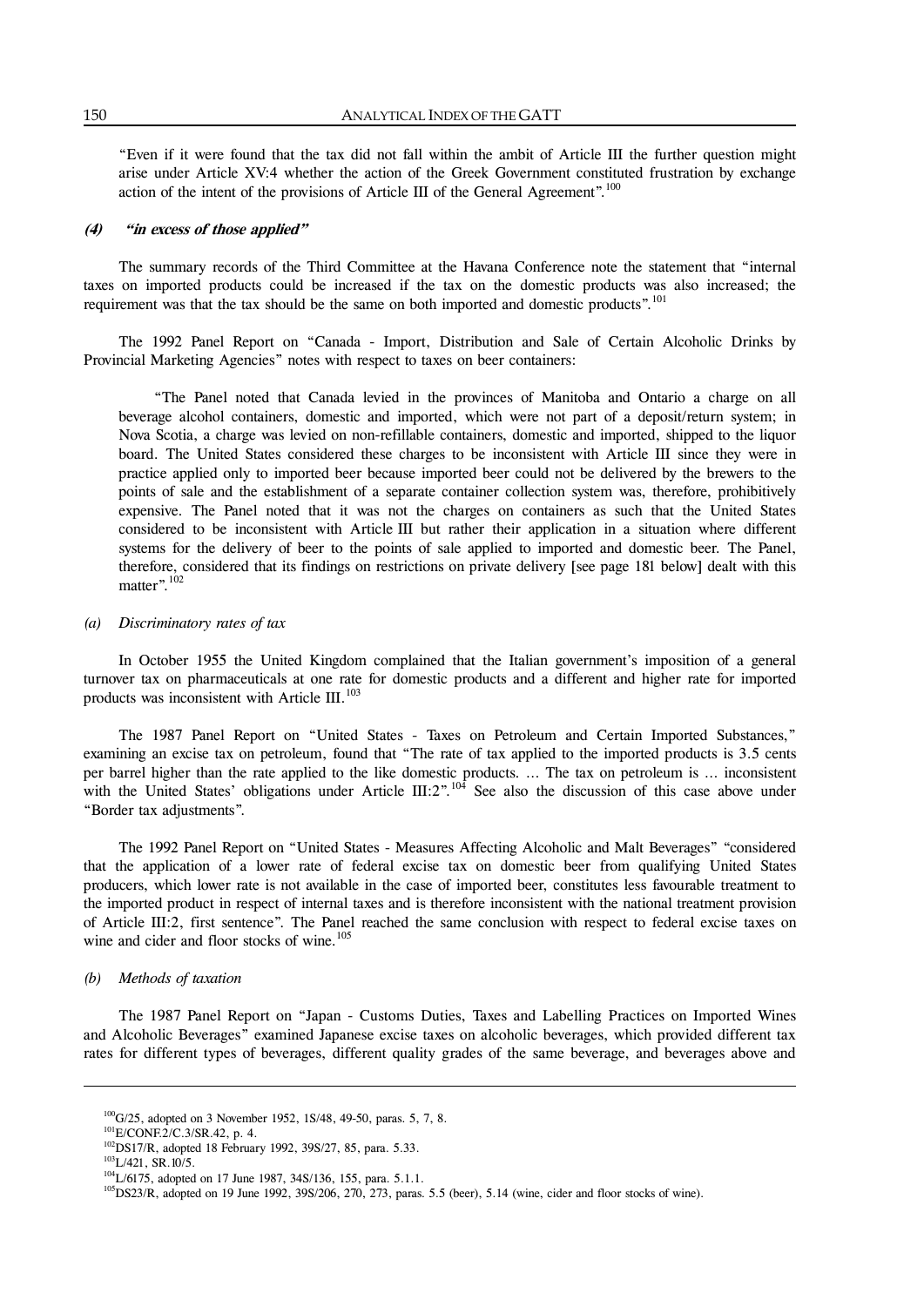"Even if it were found that the tax did not fall within the ambit of Article III the further question might arise under Article XV:4 whether the action of the Greek Government constituted frustration by exchange action of the intent of the provisions of Article III of the General Agreement".[100]

#### (4) "in excess of those applied"

The summary records of the Third Committee at the Havana Conference note the statement that "internal taxes on imported products could be increased if the tax on the domestic products was also increased; the requirement was that the tax should be the same on both imported and domestic products".[101]

The 1992 Panel Report on "Canada - Import, Distribution and Sale of Certain Alcoholic Drinks by Provincial Marketing Agencies" notes with respect to taxes on beer containers:

> "The Panel noted that Canada levied in the provinces of Manitoba and Ontario a charge on all beverage alcohol containers, domestic and imported, which were not part of a deposit/return system; in Nova Scotia, a charge was levied on non-refillable containers, domestic and imported, shipped to the liquor board. The United States considered these charges to be inconsistent with Article III since they were in practice applied only to imported beer because imported beer could not be delivered by the brewers to the points of sale and the establishment of a separate container collection system was, therefore, prohibitively expensive. The Panel noted that it was not the charges on containers as such that the United States considered to be inconsistent with Article III but rather their application in a situation where different systems for the delivery of beer to the points of sale applied to imported and domestic beer. The Panel, therefore, considered that its findings on restrictions on private delivery [see page 181 below] dealt with this matter".[102]

##### (a) *Discriminatory rates of tax*

In October 1955 the United Kingdom complained that the Italian government's imposition of a general turnover tax on pharmaceuticals at one rate for domestic products and a different and higher rate for imported products was inconsistent with Article III.[103]

The 1987 Panel Report on "United States - Taxes on Petroleum and Certain Imported Substances," examining an excise tax on petroleum, found that "The rate of tax applied to the imported products is 3.5 cents per barrel higher than the rate applied to the like domestic products. … The tax on petroleum is … inconsistent with the United States' obligations under Article III:2".[104] See also the discussion of this case above under "Border tax adjustments".

The 1992 Panel Report on "United States - Measures Affecting Alcoholic and Malt Beverages" "considered that the application of a lower rate of federal excise tax on domestic beer from qualifying United States producers, which lower rate is not available in the case of imported beer, constitutes less favourable treatment to the imported product in respect of internal taxes and is therefore inconsistent with the national treatment provision of Article III:2, first sentence". The Panel reached the same conclusion with respect to federal excise taxes on wine and cider and floor stocks of wine.[105]

##### (b) *Methods of taxation*

The 1987 Panel Report on "Japan - Customs Duties, Taxes and Labelling Practices on Imported Wines and Alcoholic Beverages" examined Japanese excise taxes on alcoholic beverages, which provided different tax rates for different types of beverages, different quality grades of the same beverage, and beverages above and

---

[100] G/25, adopted on 3 November 1952, 1S/48, 49-50, paras. 5, 7, 8.

[101] E/CONF.2/C.3/SR.42, p. 4.

[102] DS17/R, adopted 18 February 1992, 39S/27, 85, para. 5.33.

[103] L/421, SR.10/5.

[104] L/6175, adopted on 17 June 1987, 34S/136, 155, para. 5.1.1.

[105] DS23/R, adopted on 19 June 1992, 39S/206, 270, 273, paras. 5.5 (beer), 5.14 (wine, cider and floor stocks of wine).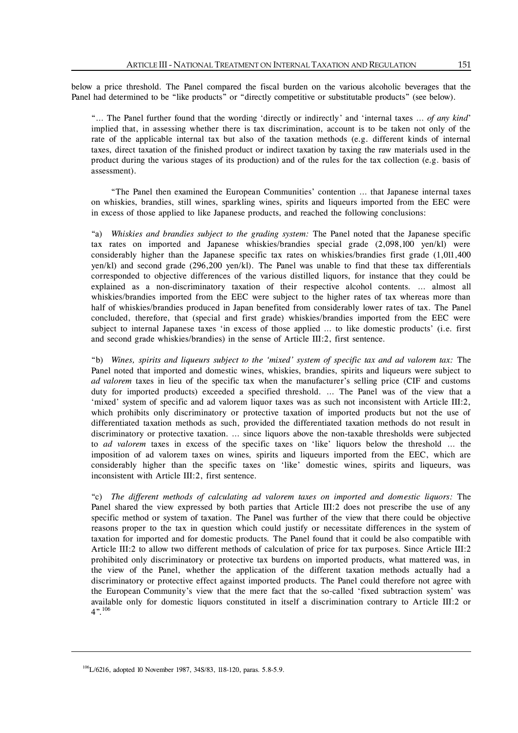below a price threshold. The Panel compared the fiscal burden on the various alcoholic beverages that the Panel had determined to be "like products" or "directly competitive or substitutable products" (see below).

> "… The Panel further found that the wording 'directly or indirectly' and 'internal taxes … *of any kind*' implied that, in assessing whether there is tax discrimination, account is to be taken not only of the rate of the applicable internal tax but also of the taxation methods (e.g. different kinds of internal taxes, direct taxation of the finished product or indirect taxation by taxing the raw materials used in the product during the various stages of its production) and of the rules for the tax collection (e.g. basis of assessment).
>
> "The Panel then examined the European Communities' contention … that Japanese internal taxes on whiskies, brandies, still wines, sparkling wines, spirits and liqueurs imported from the EEC were in excess of those applied to like Japanese products, and reached the following conclusions:
>
> "a) *Whiskies and brandies subject to the grading system:* The Panel noted that the Japanese specific tax rates on imported and Japanese whiskies/brandies special grade (2,098,100 yen/kl) were considerably higher than the Japanese specific tax rates on whiskies/brandies first grade (1,011,400 yen/kl) and second grade (296,200 yen/kl). The Panel was unable to find that these tax differentials corresponded to objective differences of the various distilled liquors, for instance that they could be explained as a non-discriminatory taxation of their respective alcohol contents. … almost all whiskies/brandies imported from the EEC were subject to the higher rates of tax whereas more than half of whiskies/brandies produced in Japan benefited from considerably lower rates of tax. The Panel concluded, therefore, that (special and first grade) whiskies/brandies imported from the EEC were subject to internal Japanese taxes 'in excess of those applied … to like domestic products' (i.e. first and second grade whiskies/brandies) in the sense of Article III:2, first sentence.
>
> "b) *Wines, spirits and liqueurs subject to the 'mixed' system of specific tax and ad valorem tax:* The Panel noted that imported and domestic wines, whiskies, brandies, spirits and liqueurs were subject to *ad valorem* taxes in lieu of the specific tax when the manufacturer's selling price (CIF and customs duty for imported products) exceeded a specified threshold. … The Panel was of the view that a 'mixed' system of specific and ad valorem liquor taxes was as such not inconsistent with Article III:2, which prohibits only discriminatory or protective taxation of imported products but not the use of differentiated taxation methods as such, provided the differentiated taxation methods do not result in discriminatory or protective taxation. … since liquors above the non-taxable thresholds were subjected to *ad valorem* taxes in excess of the specific taxes on 'like' liquors below the threshold … the imposition of ad valorem taxes on wines, spirits and liqueurs imported from the EEC, which are considerably higher than the specific taxes on 'like' domestic wines, spirits and liqueurs, was inconsistent with Article III:2, first sentence.
>
> "c) *The different methods of calculating ad valorem taxes on imported and domestic liquors:* The Panel shared the view expressed by both parties that Article III:2 does not prescribe the use of any specific method or system of taxation. The Panel was further of the view that there could be objective reasons proper to the tax in question which could justify or necessitate differences in the system of taxation for imported and for domestic products. The Panel found that it could be also compatible with Article III:2 to allow two different methods of calculation of price for tax purposes. Since Article III:2 prohibited only discriminatory or protective tax burdens on imported products, what mattered was, in the view of the Panel, whether the application of the different taxation methods actually had a discriminatory or protective effect against imported products. The Panel could therefore not agree with the European Community's view that the mere fact that the so-called 'fixed subtraction system' was available only for domestic liquors constituted in itself a discrimination contrary to Article III:2 or 4".[106]

---

[106] L/6216, adopted 10 November 1987, 34S/83, 118-120, paras. 5.8-5.9.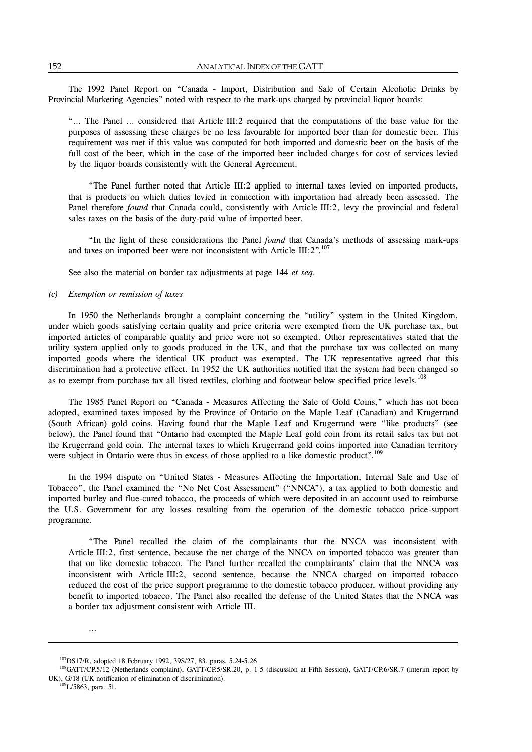The 1992 Panel Report on "Canada - Import, Distribution and Sale of Certain Alcoholic Drinks by Provincial Marketing Agencies" noted with respect to the mark-ups charged by provincial liquor boards:

> "… The Panel … considered that Article III:2 required that the computations of the base value for the purposes of assessing these charges be no less favourable for imported beer than for domestic beer. This requirement was met if this value was computed for both imported and domestic beer on the basis of the full cost of the beer, which in the case of the imported beer included charges for cost of services levied by the liquor boards consistently with the General Agreement.
>
> "The Panel further noted that Article III:2 applied to internal taxes levied on imported products, that is products on which duties levied in connection with importation had already been assessed. The Panel therefore *found* that Canada could, consistently with Article III:2, levy the provincial and federal sales taxes on the basis of the duty-paid value of imported beer.
>
> "In the light of these considerations the Panel *found* that Canada's methods of assessing mark-ups and taxes on imported beer were not inconsistent with Article III:2".[107]

See also the material on border tax adjustments at page 144 *et seq*.

### (c) *Exemption or remission of taxes*

In 1950 the Netherlands brought a complaint concerning the "utility" system in the United Kingdom, under which goods satisfying certain quality and price criteria were exempted from the UK purchase tax, but imported articles of comparable quality and price were not so exempted. Other representatives stated that the utility system applied only to goods produced in the UK, and that the purchase tax was collected on many imported goods where the identical UK product was exempted. The UK representative agreed that this discrimination had a protective effect. In 1952 the UK authorities notified that the system had been changed so as to exempt from purchase tax all listed textiles, clothing and footwear below specified price levels.[108]

The 1985 Panel Report on "Canada - Measures Affecting the Sale of Gold Coins," which has not been adopted, examined taxes imposed by the Province of Ontario on the Maple Leaf (Canadian) and Krugerrand (South African) gold coins. Having found that the Maple Leaf and Krugerrand were "like products" (see below), the Panel found that "Ontario had exempted the Maple Leaf gold coin from its retail sales tax but not the Krugerrand gold coin. The internal taxes to which Krugerrand gold coins imported into Canadian territory were subject in Ontario were thus in excess of those applied to a like domestic product".[109]

In the 1994 dispute on "United States - Measures Affecting the Importation, Internal Sale and Use of Tobacco", the Panel examined the "No Net Cost Assessment" ("NNCA"), a tax applied to both domestic and imported burley and flue-cured tobacco, the proceeds of which were deposited in an account used to reimburse the U.S. Government for any losses resulting from the operation of the domestic tobacco price-support programme.

> "The Panel recalled the claim of the complainants that the NNCA was inconsistent with Article III:2, first sentence, because the net charge of the NNCA on imported tobacco was greater than that on like domestic tobacco. The Panel further recalled the complainants' claim that the NNCA was inconsistent with Article III:2, second sentence, because the NNCA charged on imported tobacco reduced the cost of the price support programme to the domestic tobacco producer, without providing any benefit to imported tobacco. The Panel also recalled the defense of the United States that the NNCA was a border tax adjustment consistent with Article III.
>
> …

---

[107] DS17/R, adopted 18 February 1992, 39S/27, 83, paras. 5.24-5.26.

[108] GATT/CP.5/12 (Netherlands complaint), GATT/CP.5/SR.20, p. 1-5 (discussion at Fifth Session), GATT/CP.6/SR.7 (interim report by UK), G/18 (UK notification of elimination of discrimination).

[109] L/5863, para. 51.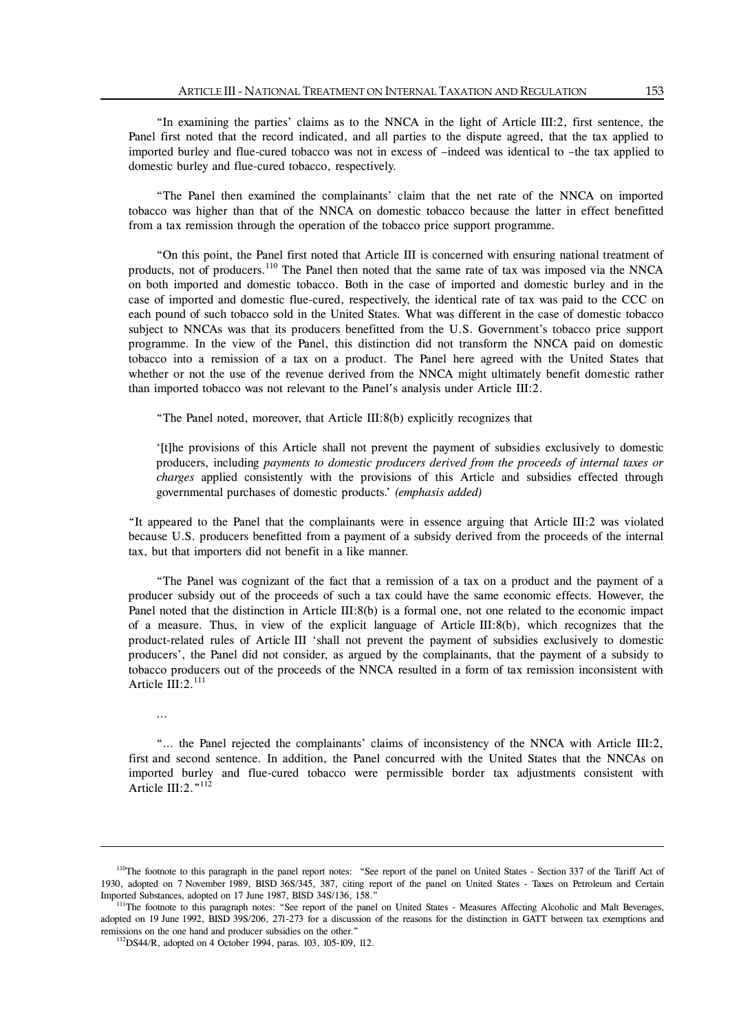"In examining the parties' claims as to the NNCA in the light of Article III:2, first sentence, the Panel first noted that the record indicated, and all parties to the dispute agreed, that the tax applied to imported burley and flue-cured tobacco was not in excess of –indeed was identical to –the tax applied to domestic burley and flue-cured tobacco, respectively.

"The Panel then examined the complainants' claim that the net rate of the NNCA on imported tobacco was higher than that of the NNCA on domestic tobacco because the latter in effect benefitted from a tax remission through the operation of the tobacco price support programme.

"On this point, the Panel first noted that Article III is concerned with ensuring national treatment of products, not of producers.[110] The Panel then noted that the same rate of tax was imposed via the NNCA on both imported and domestic tobacco. Both in the case of imported and domestic burley and in the case of imported and domestic flue-cured, respectively, the identical rate of tax was paid to the CCC on each pound of such tobacco sold in the United States. What was different in the case of domestic tobacco subject to NNCAs was that its producers benefitted from the U.S. Government's tobacco price support programme. In the view of the Panel, this distinction did not transform the NNCA paid on domestic tobacco into a remission of a tax on a product. The Panel here agreed with the United States that whether or not the use of the revenue derived from the NNCA might ultimately benefit domestic rather than imported tobacco was not relevant to the Panel's analysis under Article III:2.

"The Panel noted, moreover, that Article III:8(b) explicitly recognizes that

'[t]he provisions of this Article shall not prevent the payment of subsidies exclusively to domestic producers, including *payments to domestic producers derived from the proceeds of internal taxes or charges* applied consistently with the provisions of this Article and subsidies effected through governmental purchases of domestic products.' *(emphasis added)*

"It appeared to the Panel that the complainants were in essence arguing that Article III:2 was violated because U.S. producers benefitted from a payment of a subsidy derived from the proceeds of the internal tax, but that importers did not benefit in a like manner.

"The Panel was cognizant of the fact that a remission of a tax on a product and the payment of a producer subsidy out of the proceeds of such a tax could have the same economic effects. However, the Panel noted that the distinction in Article III:8(b) is a formal one, not one related to the economic impact of a measure. Thus, in view of the explicit language of Article III:8(b), which recognizes that the product-related rules of Article III 'shall not prevent the payment of subsidies exclusively to domestic producers', the Panel did not consider, as argued by the complainants, that the payment of a subsidy to tobacco producers out of the proceeds of the NNCA resulted in a form of tax remission inconsistent with Article III:2.[111]

...

"... the Panel rejected the complainants' claims of inconsistency of the NNCA with Article III:2, first and second sentence. In addition, the Panel concurred with the United States that the NNCAs on imported burley and flue-cured tobacco were permissible border tax adjustments consistent with Article III:2."[112]

---

[110]The footnote to this paragraph in the panel report notes: "See report of the panel on United States - Section 337 of the Tariff Act of 1930, adopted on 7 November 1989, BISD 36S/345, 387, citing report of the panel on United States - Taxes on Petroleum and Certain Imported Substances, adopted on 17 June 1987, BISD 34S/136, 158."

[111]The footnote to this paragraph notes: "See report of the panel on United States - Measures Affecting Alcoholic and Malt Beverages, adopted on 19 June 1992, BISD 39S/206, 271-273 for a discussion of the reasons for the distinction in GATT between tax exemptions and remissions on the one hand and producer subsidies on the other."

[112]DS44/R, adopted on 4 October 1994, paras. 103, 105-109, 112.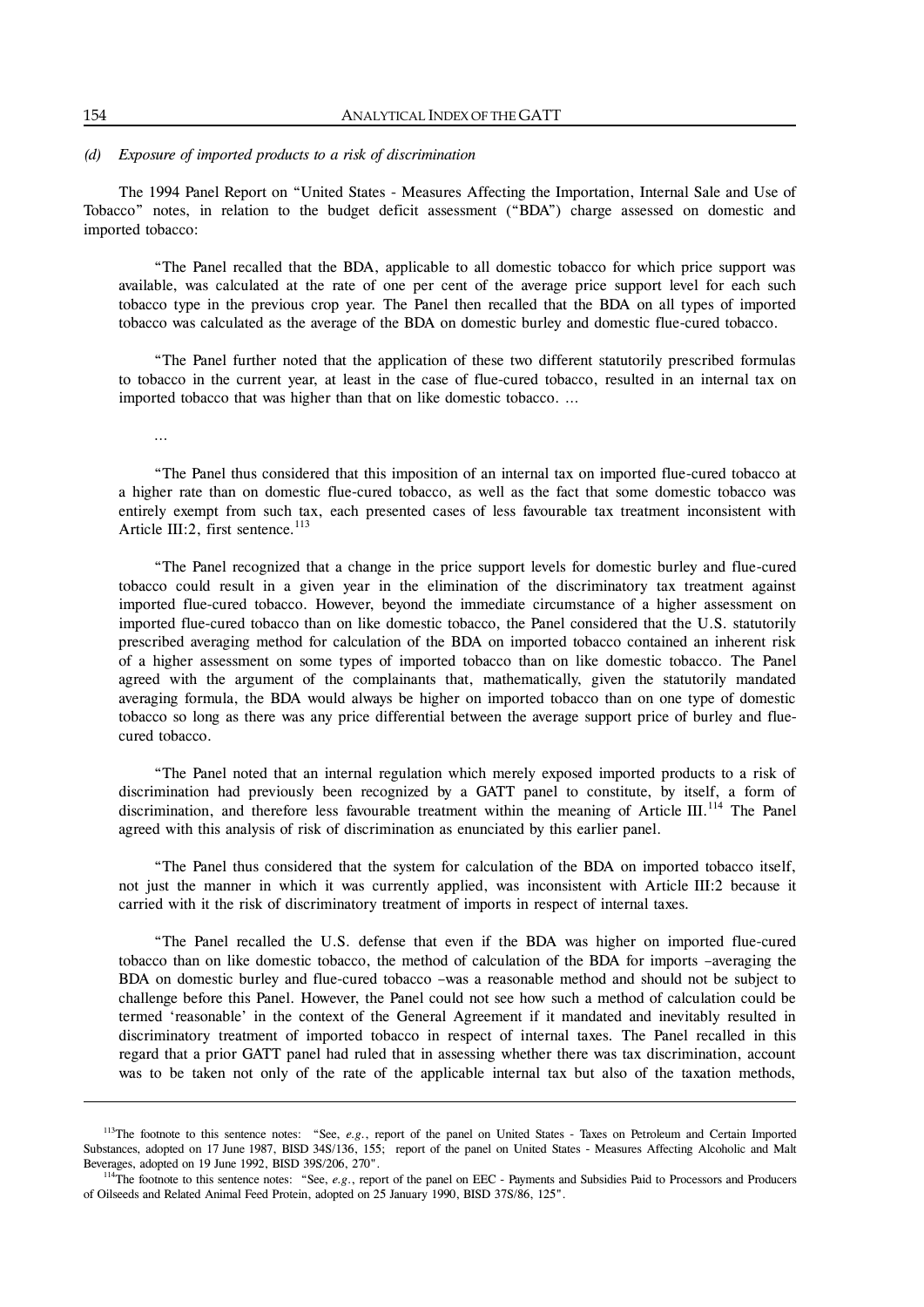*(d) Exposure of imported products to a risk of discrimination*

The 1994 Panel Report on "United States - Measures Affecting the Importation, Internal Sale and Use of Tobacco" notes, in relation to the budget deficit assessment ("BDA") charge assessed on domestic and imported tobacco:

> "The Panel recalled that the BDA, applicable to all domestic tobacco for which price support was available, was calculated at the rate of one per cent of the average price support level for each such tobacco type in the previous crop year. The Panel then recalled that the BDA on all types of imported tobacco was calculated as the average of the BDA on domestic burley and domestic flue-cured tobacco.
>
> "The Panel further noted that the application of these two different statutorily prescribed formulas to tobacco in the current year, at least in the case of flue-cured tobacco, resulted in an internal tax on imported tobacco that was higher than that on like domestic tobacco. ...
>
> ...
>
> "The Panel thus considered that this imposition of an internal tax on imported flue-cured tobacco at a higher rate than on domestic flue-cured tobacco, as well as the fact that some domestic tobacco was entirely exempt from such tax, each presented cases of less favourable tax treatment inconsistent with Article III:2, first sentence.[113]
>
> "The Panel recognized that a change in the price support levels for domestic burley and flue-cured tobacco could result in a given year in the elimination of the discriminatory tax treatment against imported flue-cured tobacco. However, beyond the immediate circumstance of a higher assessment on imported flue-cured tobacco than on like domestic tobacco, the Panel considered that the U.S. statutorily prescribed averaging method for calculation of the BDA on imported tobacco contained an inherent risk of a higher assessment on some types of imported tobacco than on like domestic tobacco. The Panel agreed with the argument of the complainants that, mathematically, given the statutorily mandated averaging formula, the BDA would always be higher on imported tobacco than on one type of domestic tobacco so long as there was any price differential between the average support price of burley and flue-cured tobacco.
>
> "The Panel noted that an internal regulation which merely exposed imported products to a risk of discrimination had previously been recognized by a GATT panel to constitute, by itself, a form of discrimination, and therefore less favourable treatment within the meaning of Article III.[114] The Panel agreed with this analysis of risk of discrimination as enunciated by this earlier panel.
>
> "The Panel thus considered that the system for calculation of the BDA on imported tobacco itself, not just the manner in which it was currently applied, was inconsistent with Article III:2 because it carried with it the risk of discriminatory treatment of imports in respect of internal taxes.
>
> "The Panel recalled the U.S. defense that even if the BDA was higher on imported flue-cured tobacco than on like domestic tobacco, the method of calculation of the BDA for imports –averaging the BDA on domestic burley and flue-cured tobacco –was a reasonable method and should not be subject to challenge before this Panel. However, the Panel could not see how such a method of calculation could be termed 'reasonable' in the context of the General Agreement if it mandated and inevitably resulted in discriminatory treatment of imported tobacco in respect of internal taxes. The Panel recalled in this regard that a prior GATT panel had ruled that in assessing whether there was tax discrimination, account was to be taken not only of the rate of the applicable internal tax but also of the taxation methods,

---

[113]The footnote to this sentence notes: "See, *e.g.*, report of the panel on United States - Taxes on Petroleum and Certain Imported Substances, adopted on 17 June 1987, BISD 34S/136, 155; report of the panel on United States - Measures Affecting Alcoholic and Malt Beverages, adopted on 19 June 1992, BISD 39S/206, 270".

[114]The footnote to this sentence notes: "See, *e.g.*, report of the panel on EEC - Payments and Subsidies Paid to Processors and Producers of Oilseeds and Related Animal Feed Protein, adopted on 25 January 1990, BISD 37S/86, 125".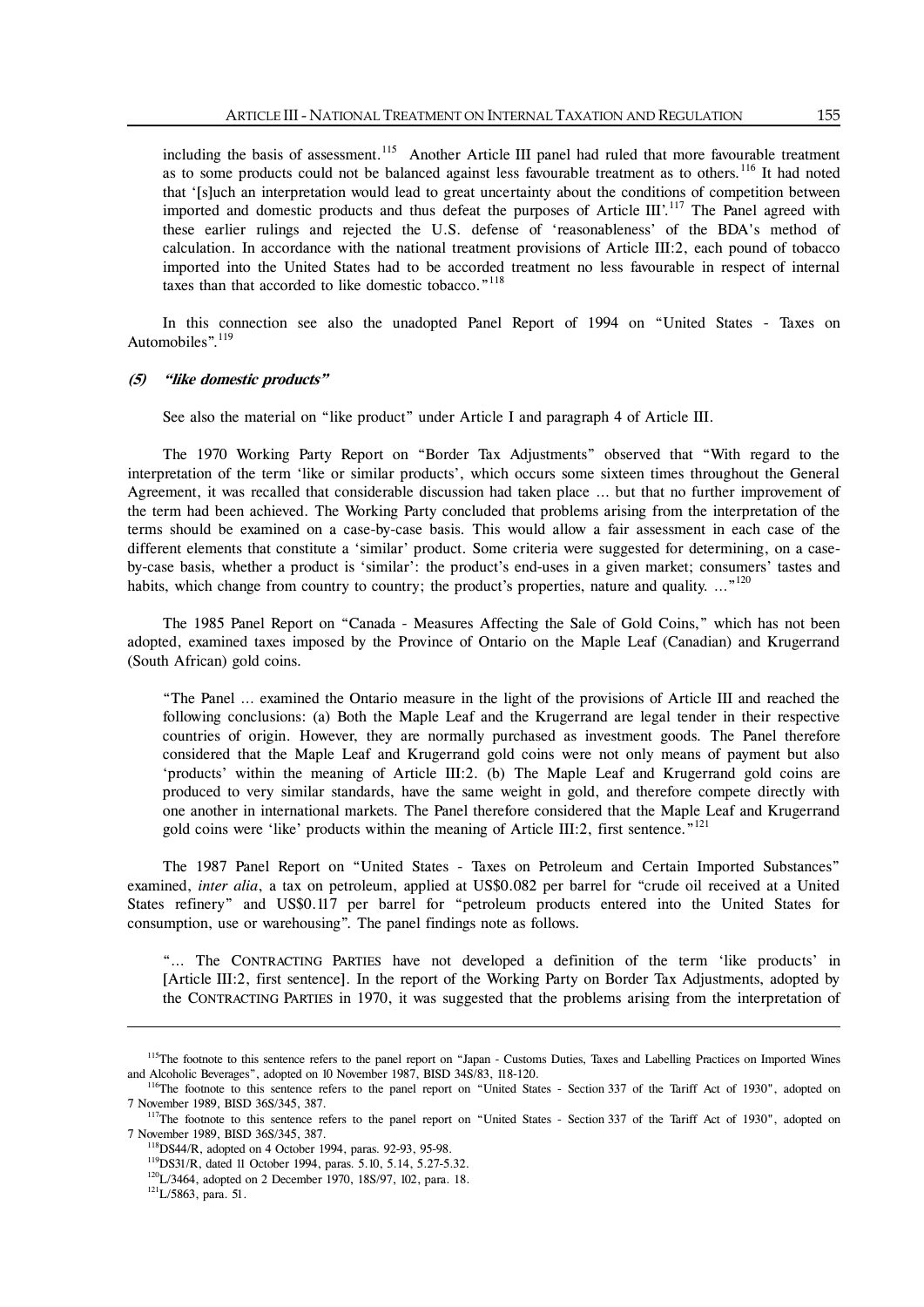including the basis of assessment.[115] Another Article III panel had ruled that more favourable treatment as to some products could not be balanced against less favourable treatment as to others.[116] It had noted that '[s]uch an interpretation would lead to great uncertainty about the conditions of competition between imported and domestic products and thus defeat the purposes of Article III'.[117] The Panel agreed with these earlier rulings and rejected the U.S. defense of 'reasonableness' of the BDA's method of calculation. In accordance with the national treatment provisions of Article III:2, each pound of tobacco imported into the United States had to be accorded treatment no less favourable in respect of internal taxes than that accorded to like domestic tobacco."[118]

In this connection see also the unadopted Panel Report of 1994 on "United States - Taxes on Automobiles".[119]

#### *(5) "like domestic products"*

See also the material on "like product" under Article I and paragraph 4 of Article III.

The 1970 Working Party Report on "Border Tax Adjustments" observed that "With regard to the interpretation of the term 'like or similar products', which occurs some sixteen times throughout the General Agreement, it was recalled that considerable discussion had taken place ... but that no further improvement of the term had been achieved. The Working Party concluded that problems arising from the interpretation of the terms should be examined on a case-by-case basis. This would allow a fair assessment in each case of the different elements that constitute a 'similar' product. Some criteria were suggested for determining, on a case-by-case basis, whether a product is 'similar': the product's end-uses in a given market; consumers' tastes and habits, which change from country to country; the product's properties, nature and quality. ..."[120]

The 1985 Panel Report on "Canada - Measures Affecting the Sale of Gold Coins," which has not been adopted, examined taxes imposed by the Province of Ontario on the Maple Leaf (Canadian) and Krugerrand (South African) gold coins.

> "The Panel ... examined the Ontario measure in the light of the provisions of Article III and reached the following conclusions: (a) Both the Maple Leaf and the Krugerrand are legal tender in their respective countries of origin. However, they are normally purchased as investment goods. The Panel therefore considered that the Maple Leaf and Krugerrand gold coins were not only means of payment but also 'products' within the meaning of Article III:2. (b) The Maple Leaf and Krugerrand gold coins are produced to very similar standards, have the same weight in gold, and therefore compete directly with one another in international markets. The Panel therefore considered that the Maple Leaf and Krugerrand gold coins were 'like' products within the meaning of Article III:2, first sentence."[121]

The 1987 Panel Report on "United States - Taxes on Petroleum and Certain Imported Substances" examined, *inter alia*, a tax on petroleum, applied at US$0.082 per barrel for "crude oil received at a United States refinery" and US$0.117 per barrel for "petroleum products entered into the United States for consumption, use or warehousing". The panel findings note as follows.

> "... The CONTRACTING PARTIES have not developed a definition of the term 'like products' in [Article III:2, first sentence]. In the report of the Working Party on Border Tax Adjustments, adopted by the CONTRACTING PARTIES in 1970, it was suggested that the problems arising from the interpretation of

---

[115]The footnote to this sentence refers to the panel report on "Japan - Customs Duties, Taxes and Labelling Practices on Imported Wines and Alcoholic Beverages", adopted on 10 November 1987, BISD 34S/83, 118-120.

[116]The footnote to this sentence refers to the panel report on "United States - Section 337 of the Tariff Act of 1930", adopted on 7 November 1989, BISD 36S/345, 387.

[117]The footnote to this sentence refers to the panel report on "United States - Section 337 of the Tariff Act of 1930", adopted on 7 November 1989, BISD 36S/345, 387.

[118]DS44/R, adopted on 4 October 1994, paras. 92-93, 95-98.

[119]DS31/R, dated 11 October 1994, paras. 5.10, 5.14, 5.27-5.32.

[120]L/3464, adopted on 2 December 1970, 18S/97, 102, para. 18.

[121]L/5863, para. 51.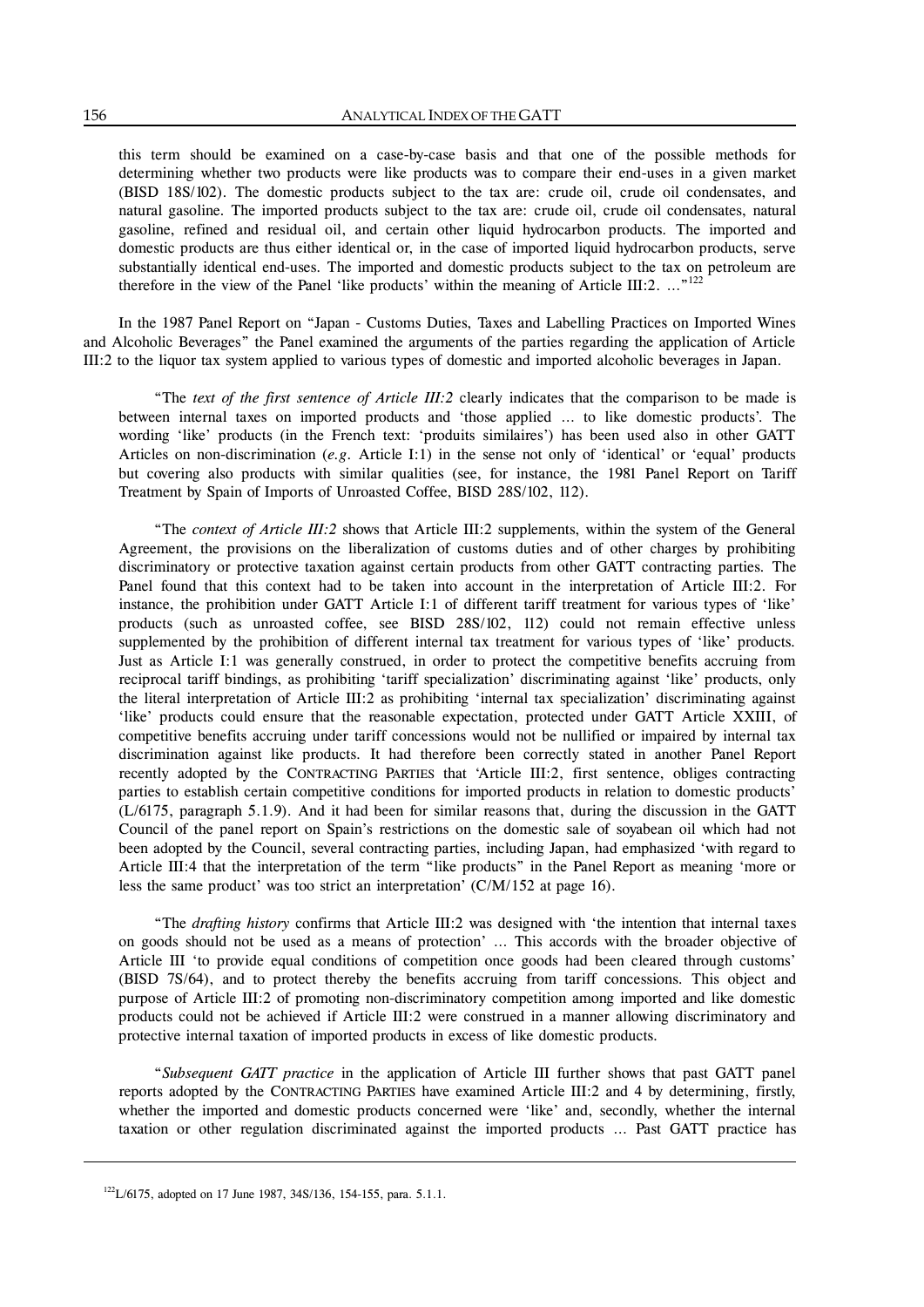this term should be examined on a case-by-case basis and that one of the possible methods for determining whether two products were like products was to compare their end-uses in a given market (BISD 18S/102). The domestic products subject to the tax are: crude oil, crude oil condensates, and natural gasoline. The imported products subject to the tax are: crude oil, crude oil condensates, natural gasoline, refined and residual oil, and certain other liquid hydrocarbon products. The imported and domestic products are thus either identical or, in the case of imported liquid hydrocarbon products, serve substantially identical end-uses. The imported and domestic products subject to the tax on petroleum are therefore in the view of the Panel 'like products' within the meaning of Article III:2. ..."[122]

In the 1987 Panel Report on "Japan - Customs Duties, Taxes and Labelling Practices on Imported Wines and Alcoholic Beverages" the Panel examined the arguments of the parties regarding the application of Article III:2 to the liquor tax system applied to various types of domestic and imported alcoholic beverages in Japan.

"The *text of the first sentence of Article III:2* clearly indicates that the comparison to be made is between internal taxes on imported products and 'those applied ... to like domestic products'. The wording 'like' products (in the French text: 'produits similaires') has been used also in other GATT Articles on non-discrimination (*e.g.* Article I:1) in the sense not only of 'identical' or 'equal' products but covering also products with similar qualities (see, for instance, the 1981 Panel Report on Tariff Treatment by Spain of Imports of Unroasted Coffee, BISD 28S/102, 112).

"The *context of Article III:2* shows that Article III:2 supplements, within the system of the General Agreement, the provisions on the liberalization of customs duties and of other charges by prohibiting discriminatory or protective taxation against certain products from other GATT contracting parties. The Panel found that this context had to be taken into account in the interpretation of Article III:2. For instance, the prohibition under GATT Article I:1 of different tariff treatment for various types of 'like' products (such as unroasted coffee, see BISD 28S/102, 112) could not remain effective unless supplemented by the prohibition of different internal tax treatment for various types of 'like' products. Just as Article I:1 was generally construed, in order to protect the competitive benefits accruing from reciprocal tariff bindings, as prohibiting 'tariff specialization' discriminating against 'like' products, only the literal interpretation of Article III:2 as prohibiting 'internal tax specialization' discriminating against 'like' products could ensure that the reasonable expectation, protected under GATT Article XXIII, of competitive benefits accruing under tariff concessions would not be nullified or impaired by internal tax discrimination against like products. It had therefore been correctly stated in another Panel Report recently adopted by the CONTRACTING PARTIES that 'Article III:2, first sentence, obliges contracting parties to establish certain competitive conditions for imported products in relation to domestic products' (L/6175, paragraph 5.1.9). And it had been for similar reasons that, during the discussion in the GATT Council of the panel report on Spain's restrictions on the domestic sale of soyabean oil which had not been adopted by the Council, several contracting parties, including Japan, had emphasized 'with regard to Article III:4 that the interpretation of the term "like products" in the Panel Report as meaning 'more or less the same product' was too strict an interpretation' (C/M/152 at page 16).

"The *drafting history* confirms that Article III:2 was designed with 'the intention that internal taxes on goods should not be used as a means of protection' ... This accords with the broader objective of Article III 'to provide equal conditions of competition once goods had been cleared through customs' (BISD 7S/64), and to protect thereby the benefits accruing from tariff concessions. This object and purpose of Article III:2 of promoting non-discriminatory competition among imported and like domestic products could not be achieved if Article III:2 were construed in a manner allowing discriminatory and protective internal taxation of imported products in excess of like domestic products.

"*Subsequent GATT practice* in the application of Article III further shows that past GATT panel reports adopted by the CONTRACTING PARTIES have examined Article III:2 and 4 by determining, firstly, whether the imported and domestic products concerned were 'like' and, secondly, whether the internal taxation or other regulation discriminated against the imported products ... Past GATT practice has

---

[122] L/6175, adopted on 17 June 1987, 34S/136, 154-155, para. 5.1.1.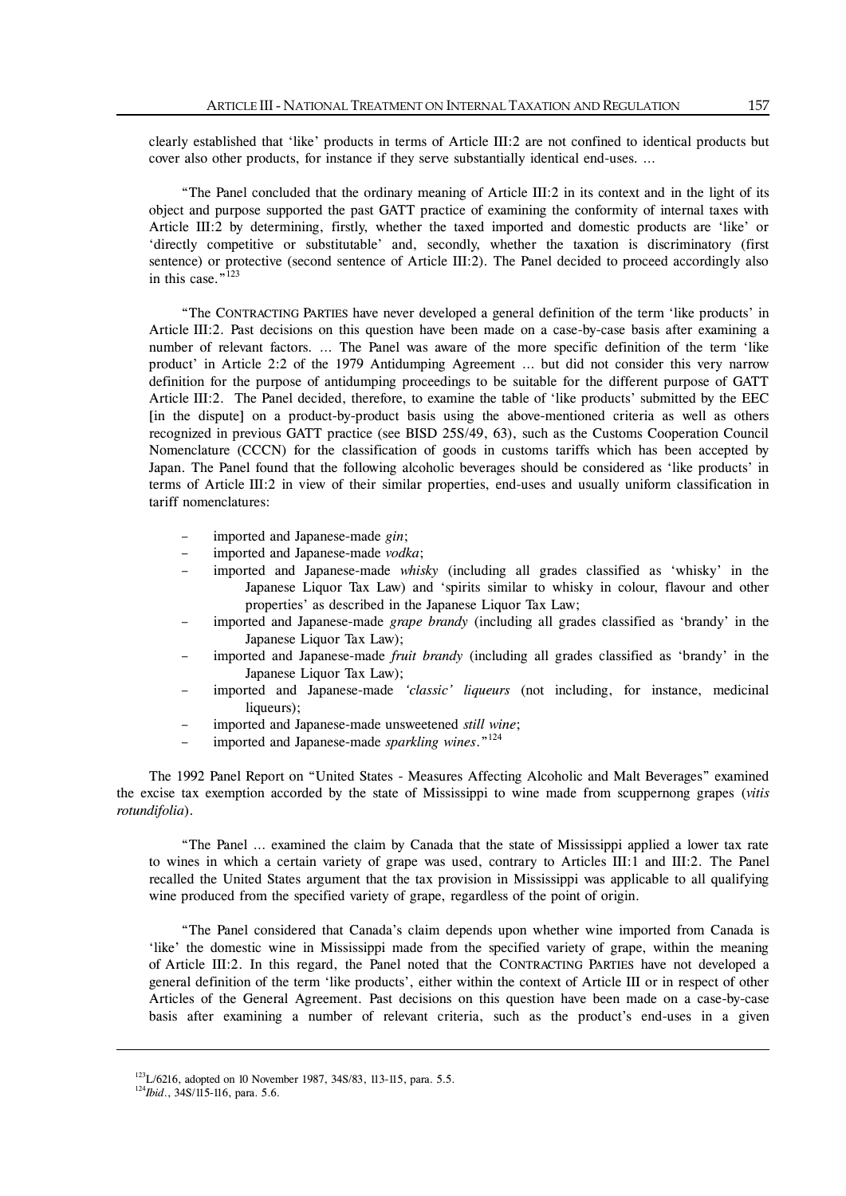clearly established that 'like' products in terms of Article III:2 are not confined to identical products but cover also other products, for instance if they serve substantially identical end-uses. …

"The Panel concluded that the ordinary meaning of Article III:2 in its context and in the light of its object and purpose supported the past GATT practice of examining the conformity of internal taxes with Article III:2 by determining, firstly, whether the taxed imported and domestic products are 'like' or 'directly competitive or substitutable' and, secondly, whether the taxation is discriminatory (first sentence) or protective (second sentence of Article III:2). The Panel decided to proceed accordingly also in this case."[123]

"The CONTRACTING PARTIES have never developed a general definition of the term 'like products' in Article III:2. Past decisions on this question have been made on a case-by-case basis after examining a number of relevant factors. … The Panel was aware of the more specific definition of the term 'like product' in Article 2:2 of the 1979 Antidumping Agreement … but did not consider this very narrow definition for the purpose of antidumping proceedings to be suitable for the different purpose of GATT Article III:2. The Panel decided, therefore, to examine the table of 'like products' submitted by the EEC [in the dispute] on a product-by-product basis using the above-mentioned criteria as well as others recognized in previous GATT practice (see BISD 25S/49, 63), such as the Customs Cooperation Council Nomenclature (CCCN) for the classification of goods in customs tariffs which has been accepted by Japan. The Panel found that the following alcoholic beverages should be considered as 'like products' in terms of Article III:2 in view of their similar properties, end-uses and usually uniform classification in tariff nomenclatures:

- imported and Japanese-made *gin*;
- imported and Japanese-made *vodka*;
- imported and Japanese-made *whisky* (including all grades classified as 'whisky' in the Japanese Liquor Tax Law) and 'spirits similar to whisky in colour, flavour and other properties' as described in the Japanese Liquor Tax Law;
- imported and Japanese-made *grape brandy* (including all grades classified as 'brandy' in the Japanese Liquor Tax Law);
- imported and Japanese-made *fruit brandy* (including all grades classified as 'brandy' in the Japanese Liquor Tax Law);
- imported and Japanese-made *'classic' liqueurs* (not including, for instance, medicinal liqueurs);
- imported and Japanese-made unsweetened *still wine*;
- imported and Japanese-made *sparkling wines*."[124]

The 1992 Panel Report on "United States - Measures Affecting Alcoholic and Malt Beverages" examined the excise tax exemption accorded by the state of Mississippi to wine made from scuppernong grapes (*vitis rotundifolia*).

"The Panel … examined the claim by Canada that the state of Mississippi applied a lower tax rate to wines in which a certain variety of grape was used, contrary to Articles III:1 and III:2. The Panel recalled the United States argument that the tax provision in Mississippi was applicable to all qualifying wine produced from the specified variety of grape, regardless of the point of origin.

"The Panel considered that Canada's claim depends upon whether wine imported from Canada is 'like' the domestic wine in Mississippi made from the specified variety of grape, within the meaning of Article III:2. In this regard, the Panel noted that the CONTRACTING PARTIES have not developed a general definition of the term 'like products', either within the context of Article III or in respect of other Articles of the General Agreement. Past decisions on this question have been made on a case-by-case basis after examining a number of relevant criteria, such as the product's end-uses in a given

---

[123] L/6216, adopted on 10 November 1987, 34S/83, 113-115, para. 5.5.

[124] *Ibid.*, 34S/115-116, para. 5.6.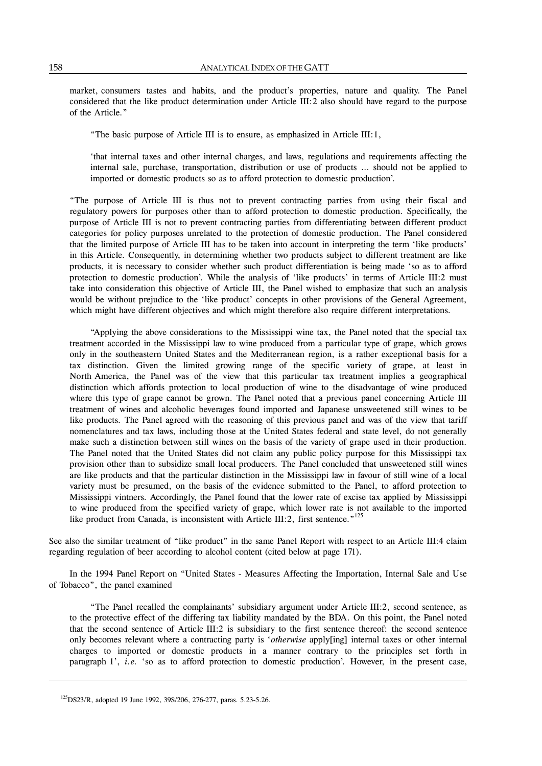market, consumers tastes and habits, and the product's properties, nature and quality. The Panel considered that the like product determination under Article III:2 also should have regard to the purpose of the Article."

"The basic purpose of Article III is to ensure, as emphasized in Article III:1,

'that internal taxes and other internal charges, and laws, regulations and requirements affecting the internal sale, purchase, transportation, distribution or use of products ... should not be applied to imported or domestic products so as to afford protection to domestic production'.

"The purpose of Article III is thus not to prevent contracting parties from using their fiscal and regulatory powers for purposes other than to afford protection to domestic production. Specifically, the purpose of Article III is not to prevent contracting parties from differentiating between different product categories for policy purposes unrelated to the protection of domestic production. The Panel considered that the limited purpose of Article III has to be taken into account in interpreting the term 'like products' in this Article. Consequently, in determining whether two products subject to different treatment are like products, it is necessary to consider whether such product differentiation is being made 'so as to afford protection to domestic production'. While the analysis of 'like products' in terms of Article III:2 must take into consideration this objective of Article III, the Panel wished to emphasize that such an analysis would be without prejudice to the 'like product' concepts in other provisions of the General Agreement, which might have different objectives and which might therefore also require different interpretations.

"Applying the above considerations to the Mississippi wine tax, the Panel noted that the special tax treatment accorded in the Mississippi law to wine produced from a particular type of grape, which grows only in the southeastern United States and the Mediterranean region, is a rather exceptional basis for a tax distinction. Given the limited growing range of the specific variety of grape, at least in North America, the Panel was of the view that this particular tax treatment implies a geographical distinction which affords protection to local production of wine to the disadvantage of wine produced where this type of grape cannot be grown. The Panel noted that a previous panel concerning Article III treatment of wines and alcoholic beverages found imported and Japanese unsweetened still wines to be like products. The Panel agreed with the reasoning of this previous panel and was of the view that tariff nomenclatures and tax laws, including those at the United States federal and state level, do not generally make such a distinction between still wines on the basis of the variety of grape used in their production. The Panel noted that the United States did not claim any public policy purpose for this Mississippi tax provision other than to subsidize small local producers. The Panel concluded that unsweetened still wines are like products and that the particular distinction in the Mississippi law in favour of still wine of a local variety must be presumed, on the basis of the evidence submitted to the Panel, to afford protection to Mississippi vintners. Accordingly, the Panel found that the lower rate of excise tax applied by Mississippi to wine produced from the specified variety of grape, which lower rate is not available to the imported like product from Canada, is inconsistent with Article III:2, first sentence."[125]

See also the similar treatment of "like product" in the same Panel Report with respect to an Article III:4 claim regarding regulation of beer according to alcohol content (cited below at page 171).

In the 1994 Panel Report on "United States - Measures Affecting the Importation, Internal Sale and Use of Tobacco", the panel examined

"The Panel recalled the complainants' subsidiary argument under Article III:2, second sentence, as to the protective effect of the differing tax liability mandated by the BDA. On this point, the Panel noted that the second sentence of Article III:2 is subsidiary to the first sentence thereof: the second sentence only becomes relevant where a contracting party is '*otherwise* apply[ing] internal taxes or other internal charges to imported or domestic products in a manner contrary to the principles set forth in paragraph 1', *i.e.* 'so as to afford protection to domestic production'. However, in the present case,

---

[125]DS23/R, adopted 19 June 1992, 39S/206, 276-277, paras. 5.23-5.26.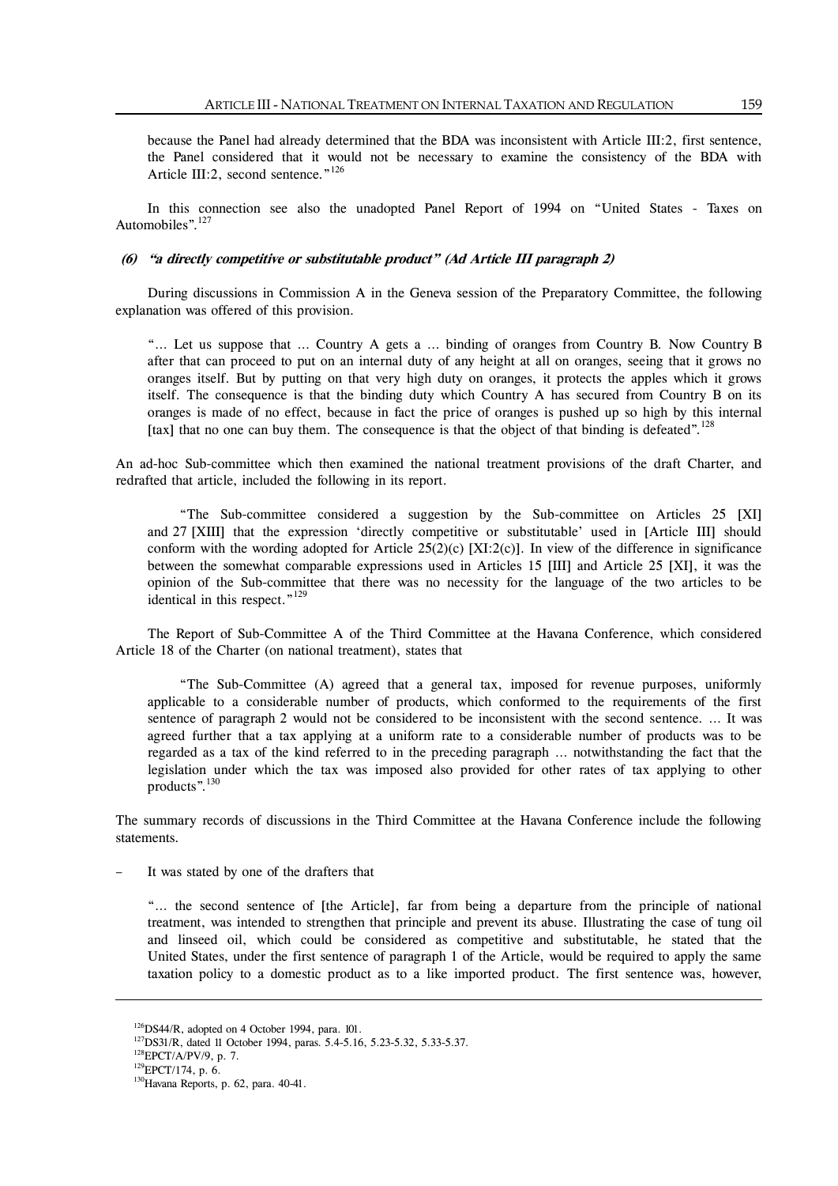because the Panel had already determined that the BDA was inconsistent with Article III:2, first sentence, the Panel considered that it would not be necessary to examine the consistency of the BDA with Article III:2, second sentence."[126]

In this connection see also the unadopted Panel Report of 1994 on "United States - Taxes on Automobiles".[127]

#### *(6) "a directly competitive or substitutable product" (Ad Article III paragraph 2)*

During discussions in Commission A in the Geneva session of the Preparatory Committee, the following explanation was offered of this provision.

> "... Let us suppose that ... Country A gets a ... binding of oranges from Country B. Now Country B after that can proceed to put on an internal duty of any height at all on oranges, seeing that it grows no oranges itself. But by putting on that very high duty on oranges, it protects the apples which it grows itself. The consequence is that the binding duty which Country A has secured from Country B on its oranges is made of no effect, because in fact the price of oranges is pushed up so high by this internal [tax] that no one can buy them. The consequence is that the object of that binding is defeated".[128]

An ad-hoc Sub-committee which then examined the national treatment provisions of the draft Charter, and redrafted that article, included the following in its report.

> "The Sub-committee considered a suggestion by the Sub-committee on Articles 25 [XI] and 27 [XIII] that the expression 'directly competitive or substitutable' used in [Article III] should conform with the wording adopted for Article 25(2)(c) [XI:2(c)]. In view of the difference in significance between the somewhat comparable expressions used in Articles 15 [III] and Article 25 [XI], it was the opinion of the Sub-committee that there was no necessity for the language of the two articles to be identical in this respect."[129]

The Report of Sub-Committee A of the Third Committee at the Havana Conference, which considered Article 18 of the Charter (on national treatment), states that

> "The Sub-Committee (A) agreed that a general tax, imposed for revenue purposes, uniformly applicable to a considerable number of products, which conformed to the requirements of the first sentence of paragraph 2 would not be considered to be inconsistent with the second sentence. ... It was agreed further that a tax applying at a uniform rate to a considerable number of products was to be regarded as a tax of the kind referred to in the preceding paragraph ... notwithstanding the fact that the legislation under which the tax was imposed also provided for other rates of tax applying to other products".[130]

The summary records of discussions in the Third Committee at the Havana Conference include the following statements.

- It was stated by one of the drafters that

> "... the second sentence of [the Article], far from being a departure from the principle of national treatment, was intended to strengthen that principle and prevent its abuse. Illustrating the case of tung oil and linseed oil, which could be considered as competitive and substitutable, he stated that the United States, under the first sentence of paragraph 1 of the Article, would be required to apply the same taxation policy to a domestic product as to a like imported product. The first sentence was, however,

---

[126] DS44/R, adopted on 4 October 1994, para. 101.

[127] DS31/R, dated 11 October 1994, paras. 5.4-5.16, 5.23-5.32, 5.33-5.37.

[128] EPCT/A/PV/9, p. 7.

[129] EPCT/174, p. 6.

[130] Havana Reports, p. 62, para. 40-41.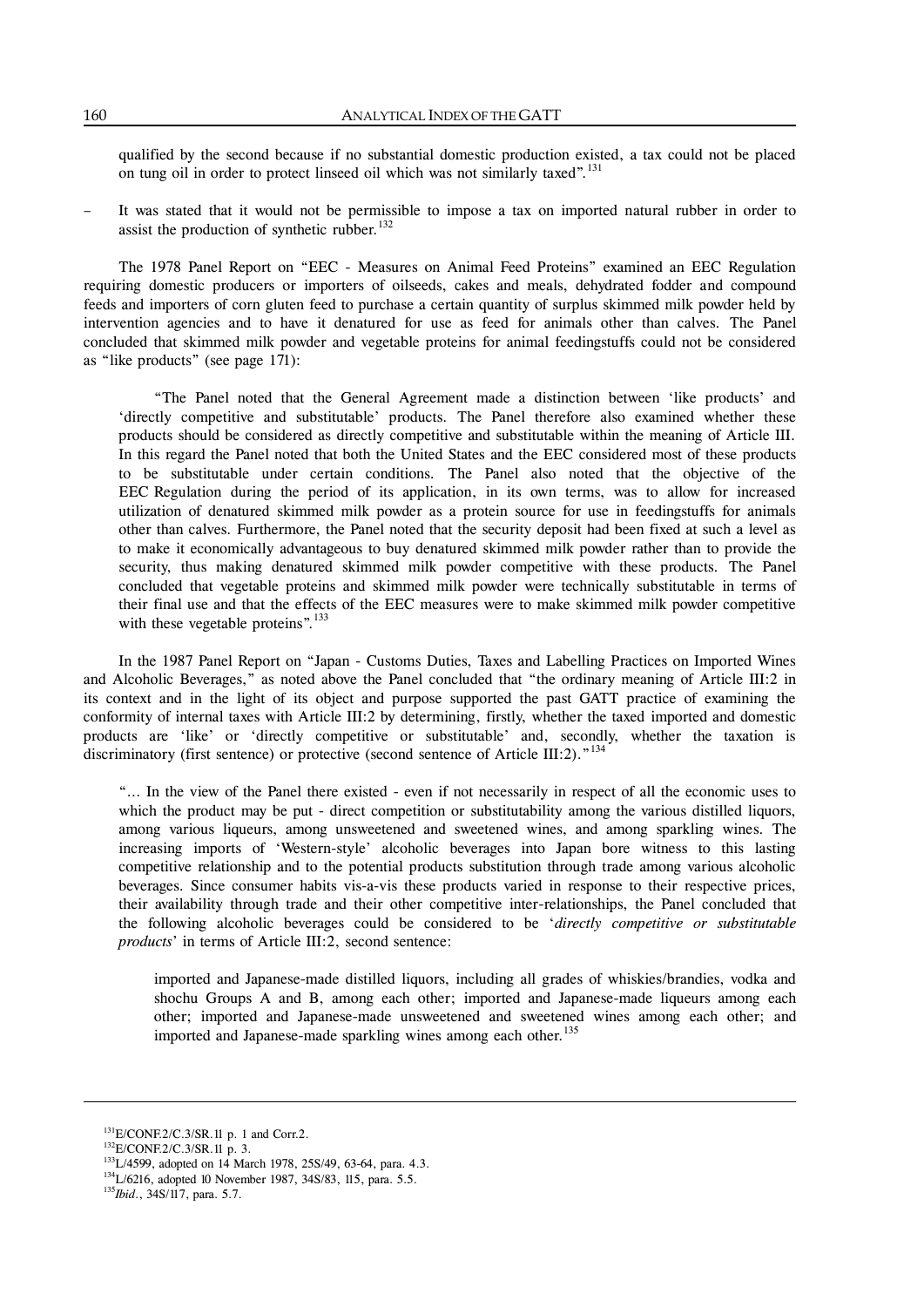qualified by the second because if no substantial domestic production existed, a tax could not be placed on tung oil in order to protect linseed oil which was not similarly taxed".[131]

- It was stated that it would not be permissible to impose a tax on imported natural rubber in order to assist the production of synthetic rubber.[132]

The 1978 Panel Report on "EEC - Measures on Animal Feed Proteins" examined an EEC Regulation requiring domestic producers or importers of oilseeds, cakes and meals, dehydrated fodder and compound feeds and importers of corn gluten feed to purchase a certain quantity of surplus skimmed milk powder held by intervention agencies and to have it denatured for use as feed for animals other than calves. The Panel concluded that skimmed milk powder and vegetable proteins for animal feedingstuffs could not be considered as "like products" (see page 171):

> "The Panel noted that the General Agreement made a distinction between 'like products' and 'directly competitive and substitutable' products. The Panel therefore also examined whether these products should be considered as directly competitive and substitutable within the meaning of Article III. In this regard the Panel noted that both the United States and the EEC considered most of these products to be substitutable under certain conditions. The Panel also noted that the objective of the EEC Regulation during the period of its application, in its own terms, was to allow for increased utilization of denatured skimmed milk powder as a protein source for use in feedingstuffs for animals other than calves. Furthermore, the Panel noted that the security deposit had been fixed at such a level as to make it economically advantageous to buy denatured skimmed milk powder rather than to provide the security, thus making denatured skimmed milk powder competitive with these products. The Panel concluded that vegetable proteins and skimmed milk powder were technically substitutable in terms of their final use and that the effects of the EEC measures were to make skimmed milk powder competitive with these vegetable proteins".[133]

In the 1987 Panel Report on "Japan - Customs Duties, Taxes and Labelling Practices on Imported Wines and Alcoholic Beverages," as noted above the Panel concluded that "the ordinary meaning of Article III:2 in its context and in the light of its object and purpose supported the past GATT practice of examining the conformity of internal taxes with Article III:2 by determining, firstly, whether the taxed imported and domestic products are 'like' or 'directly competitive or substitutable' and, secondly, whether the taxation is discriminatory (first sentence) or protective (second sentence of Article III:2)."[134]

> "... In the view of the Panel there existed - even if not necessarily in respect of all the economic uses to which the product may be put - direct competition or substitutability among the various distilled liquors, among various liqueurs, among unsweetened and sweetened wines, and among sparkling wines. The increasing imports of 'Western-style' alcoholic beverages into Japan bore witness to this lasting competitive relationship and to the potential products substitution through trade among various alcoholic beverages. Since consumer habits vis-a-vis these products varied in response to their respective prices, their availability through trade and their other competitive inter-relationships, the Panel concluded that the following alcoholic beverages could be considered to be '*directly competitive or substitutable products*' in terms of Article III:2, second sentence:
>
> > imported and Japanese-made distilled liquors, including all grades of whiskies/brandies, vodka and shochu Groups A and B, among each other; imported and Japanese-made liqueurs among each other; imported and Japanese-made unsweetened and sweetened wines among each other; and imported and Japanese-made sparkling wines among each other.[135]

---

[131] E/CONF.2/C.3/SR.11 p. 1 and Corr.2.

[132] E/CONF.2/C.3/SR.11 p. 3.

[133] L/4599, adopted on 14 March 1978, 25S/49, 63-64, para. 4.3.

[134] L/6216, adopted 10 November 1987, 34S/83, 115, para. 5.5.

[135] *Ibid.*, 34S/117, para. 5.7.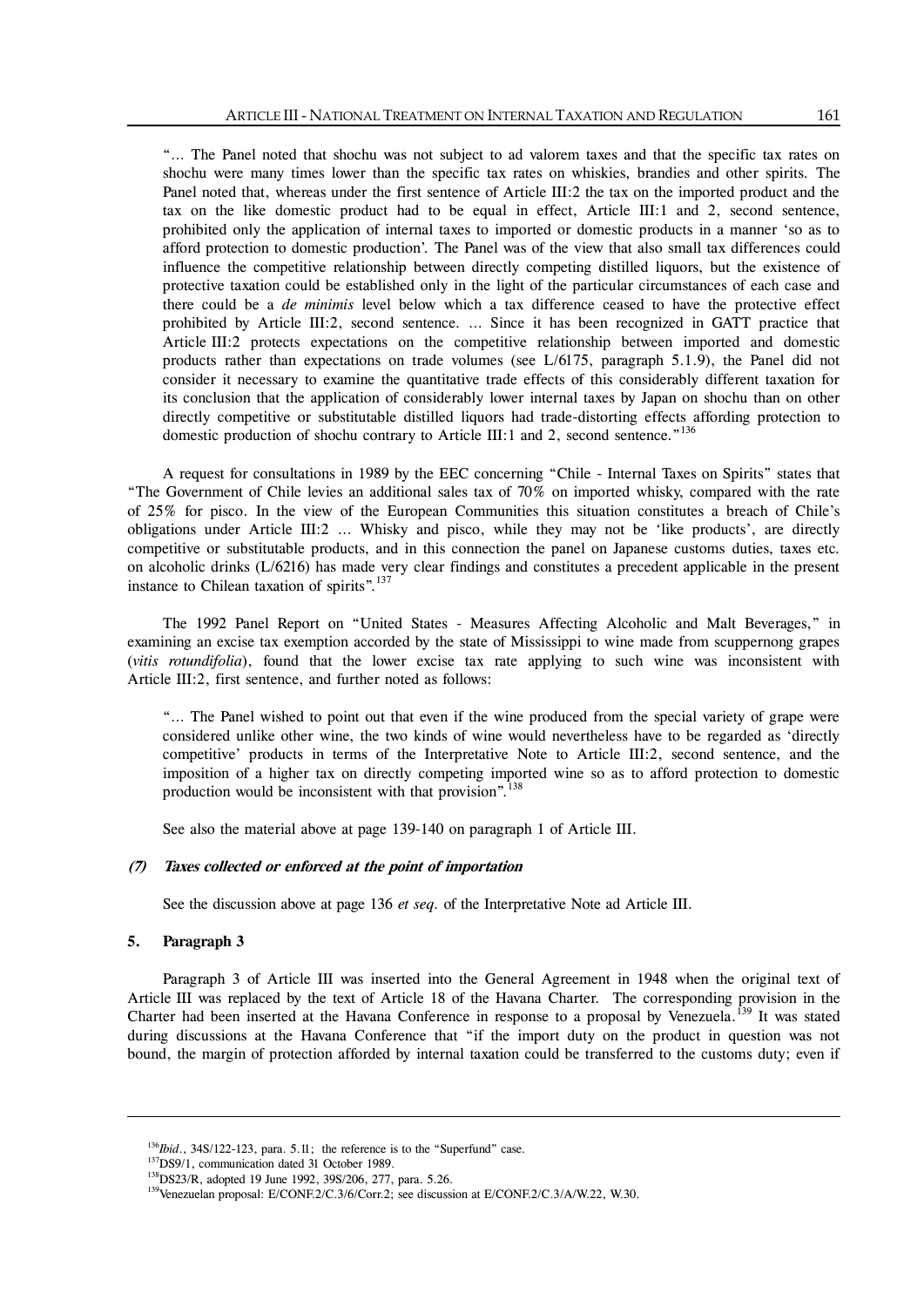"... The Panel noted that shochu was not subject to ad valorem taxes and that the specific tax rates on shochu were many times lower than the specific tax rates on whiskies, brandies and other spirits. The Panel noted that, whereas under the first sentence of Article III:2 the tax on the imported product and the tax on the like domestic product had to be equal in effect, Article III:1 and 2, second sentence, prohibited only the application of internal taxes to imported or domestic products in a manner 'so as to afford protection to domestic production'. The Panel was of the view that also small tax differences could influence the competitive relationship between directly competing distilled liquors, but the existence of protective taxation could be established only in the light of the particular circumstances of each case and there could be a *de minimis* level below which a tax difference ceased to have the protective effect prohibited by Article III:2, second sentence. ... Since it has been recognized in GATT practice that Article III:2 protects expectations on the competitive relationship between imported and domestic products rather than expectations on trade volumes (see L/6175, paragraph 5.1.9), the Panel did not consider it necessary to examine the quantitative trade effects of this considerably different taxation for its conclusion that the application of considerably lower internal taxes by Japan on shochu than on other directly competitive or substitutable distilled liquors had trade-distorting effects affording protection to domestic production of shochu contrary to Article III:1 and 2, second sentence."[136]

A request for consultations in 1989 by the EEC concerning "Chile - Internal Taxes on Spirits" states that "The Government of Chile levies an additional sales tax of 70% on imported whisky, compared with the rate of 25% for pisco. In the view of the European Communities this situation constitutes a breach of Chile's obligations under Article III:2 ... Whisky and pisco, while they may not be 'like products', are directly competitive or substitutable products, and in this connection the panel on Japanese customs duties, taxes etc. on alcoholic drinks (L/6216) has made very clear findings and constitutes a precedent applicable in the present instance to Chilean taxation of spirits".[137]

The 1992 Panel Report on "United States - Measures Affecting Alcoholic and Malt Beverages," in examining an excise tax exemption accorded by the state of Mississippi to wine made from scuppernong grapes (*vitis rotundifolia*), found that the lower excise tax rate applying to such wine was inconsistent with Article III:2, first sentence, and further noted as follows:

"... The Panel wished to point out that even if the wine produced from the special variety of grape were considered unlike other wine, the two kinds of wine would nevertheless have to be regarded as 'directly competitive' products in terms of the Interpretative Note to Article III:2, second sentence, and the imposition of a higher tax on directly competing imported wine so as to afford protection to domestic production would be inconsistent with that provision".[138]

See also the material above at page 139-140 on paragraph 1 of Article III.

### (7) *Taxes collected or enforced at the point of importation*

See the discussion above at page 136 *et seq.* of the Interpretative Note ad Article III.

## 5. Paragraph 3

Paragraph 3 of Article III was inserted into the General Agreement in 1948 when the original text of Article III was replaced by the text of Article 18 of the Havana Charter. The corresponding provision in the Charter had been inserted at the Havana Conference in response to a proposal by Venezuela.[139] It was stated during discussions at the Havana Conference that "if the import duty on the product in question was not bound, the margin of protection afforded by internal taxation could be transferred to the customs duty; even if

---

[136] *Ibid.*, 34S/122-123, para. 5.11; the reference is to the "Superfund" case.

[137] DS9/1, communication dated 31 October 1989.

[138] DS23/R, adopted 19 June 1992, 39S/206, 277, para. 5.26.

[139] Venezuelan proposal: E/CONF.2/C.3/6/Corr.2; see discussion at E/CONF.2/C.3/A/W.22, W.30.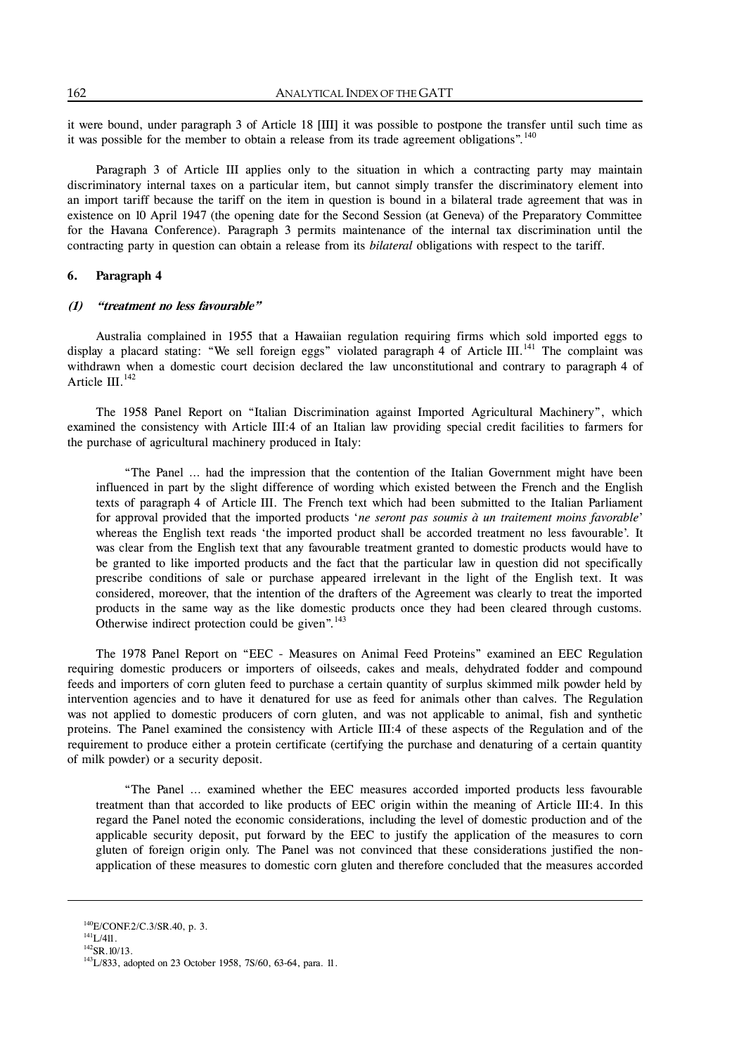it were bound, under paragraph 3 of Article 18 [III] it was possible to postpone the transfer until such time as it was possible for the member to obtain a release from its trade agreement obligations".[140]

Paragraph 3 of Article III applies only to the situation in which a contracting party may maintain discriminatory internal taxes on a particular item, but cannot simply transfer the discriminatory element into an import tariff because the tariff on the item in question is bound in a bilateral trade agreement that was in existence on 10 April 1947 (the opening date for the Second Session (at Geneva) of the Preparatory Committee for the Havana Conference). Paragraph 3 permits maintenance of the internal tax discrimination until the contracting party in question can obtain a release from its *bilateral* obligations with respect to the tariff.

### 6. Paragraph 4

#### (1) *"treatment no less favourable"*

Australia complained in 1955 that a Hawaiian regulation requiring firms which sold imported eggs to display a placard stating: "We sell foreign eggs" violated paragraph 4 of Article III.[141] The complaint was withdrawn when a domestic court decision declared the law unconstitutional and contrary to paragraph 4 of Article III.[142]

The 1958 Panel Report on "Italian Discrimination against Imported Agricultural Machinery", which examined the consistency with Article III:4 of an Italian law providing special credit facilities to farmers for the purchase of agricultural machinery produced in Italy:

> "The Panel ... had the impression that the contention of the Italian Government might have been influenced in part by the slight difference of wording which existed between the French and the English texts of paragraph 4 of Article III. The French text which had been submitted to the Italian Parliament for approval provided that the imported products '*ne seront pas soumis à un traitement moins favorable*' whereas the English text reads 'the imported product shall be accorded treatment no less favourable'. It was clear from the English text that any favourable treatment granted to domestic products would have to be granted to like imported products and the fact that the particular law in question did not specifically prescribe conditions of sale or purchase appeared irrelevant in the light of the English text. It was considered, moreover, that the intention of the drafters of the Agreement was clearly to treat the imported products in the same way as the like domestic products once they had been cleared through customs. Otherwise indirect protection could be given".[143]

The 1978 Panel Report on "EEC - Measures on Animal Feed Proteins" examined an EEC Regulation requiring domestic producers or importers of oilseeds, cakes and meals, dehydrated fodder and compound feeds and importers of corn gluten feed to purchase a certain quantity of surplus skimmed milk powder held by intervention agencies and to have it denatured for use as feed for animals other than calves. The Regulation was not applied to domestic producers of corn gluten, and was not applicable to animal, fish and synthetic proteins. The Panel examined the consistency with Article III:4 of these aspects of the Regulation and of the requirement to produce either a protein certificate (certifying the purchase and denaturing of a certain quantity of milk powder) or a security deposit.

> "The Panel ... examined whether the EEC measures accorded imported products less favourable treatment than that accorded to like products of EEC origin within the meaning of Article III:4. In this regard the Panel noted the economic considerations, including the level of domestic production and of the applicable security deposit, put forward by the EEC to justify the application of the measures to corn gluten of foreign origin only. The Panel was not convinced that these considerations justified the non-application of these measures to domestic corn gluten and therefore concluded that the measures accorded

---

[140] E/CONF.2/C.3/SR.40, p. 3.

[141] L/411.

[142] SR.10/13.

[143] L/833, adopted on 23 October 1958, 7S/60, 63-64, para. 11.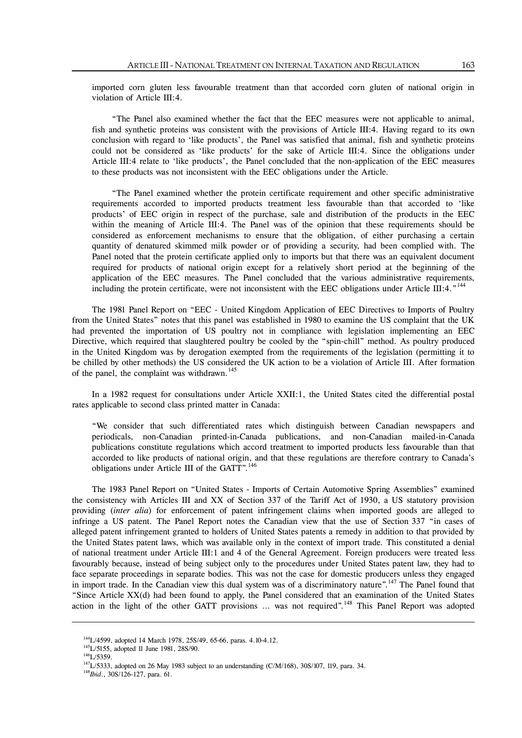imported corn gluten less favourable treatment than that accorded corn gluten of national origin in violation of Article III:4.

> "The Panel also examined whether the fact that the EEC measures were not applicable to animal, fish and synthetic proteins was consistent with the provisions of Article III:4. Having regard to its own conclusion with regard to 'like products', the Panel was satisfied that animal, fish and synthetic proteins could not be considered as 'like products' for the sake of Article III:4. Since the obligations under Article III:4 relate to 'like products', the Panel concluded that the non-application of the EEC measures to these products was not inconsistent with the EEC obligations under the Article.
>
> "The Panel examined whether the protein certificate requirement and other specific administrative requirements accorded to imported products treatment less favourable than that accorded to 'like products' of EEC origin in respect of the purchase, sale and distribution of the products in the EEC within the meaning of Article III:4. The Panel was of the opinion that these requirements should be considered as enforcement mechanisms to ensure that the obligation, of either purchasing a certain quantity of denatured skimmed milk powder or of providing a security, had been complied with. The Panel noted that the protein certificate applied only to imports but that there was an equivalent document required for products of national origin except for a relatively short period at the beginning of the application of the EEC measures. The Panel concluded that the various administrative requirements, including the protein certificate, were not inconsistent with the EEC obligations under Article III:4."[144]

The 1981 Panel Report on "EEC - United Kingdom Application of EEC Directives to Imports of Poultry from the United States" notes that this panel was established in 1980 to examine the US complaint that the UK had prevented the importation of US poultry not in compliance with legislation implementing an EEC Directive, which required that slaughtered poultry be cooled by the "spin-chill" method. As poultry produced in the United Kingdom was by derogation exempted from the requirements of the legislation (permitting it to be chilled by other methods) the US considered the UK action to be a violation of Article III. After formation of the panel, the complaint was withdrawn.[145]

In a 1982 request for consultations under Article XXII:1, the United States cited the differential postal rates applicable to second class printed matter in Canada:

> "We consider that such differentiated rates which distinguish between Canadian newspapers and periodicals, non-Canadian printed-in-Canada publications, and non-Canadian mailed-in-Canada publications constitute regulations which accord treatment to imported products less favourable than that accorded to like products of national origin, and that these regulations are therefore contrary to Canada's obligations under Article III of the GATT".[146]

The 1983 Panel Report on "United States - Imports of Certain Automotive Spring Assemblies" examined the consistency with Articles III and XX of Section 337 of the Tariff Act of 1930, a US statutory provision providing (*inter alia*) for enforcement of patent infringement claims when imported goods are alleged to infringe a US patent. The Panel Report notes the Canadian view that the use of Section 337 "in cases of alleged patent infringement granted to holders of United States patents a remedy in addition to that provided by the United States patent laws, which was available only in the context of import trade. This constituted a denial of national treatment under Article III:1 and 4 of the General Agreement. Foreign producers were treated less favourably because, instead of being subject only to the procedures under United States patent law, they had to face separate proceedings in separate bodies. This was not the case for domestic producers unless they engaged in import trade. In the Canadian view this dual system was of a discriminatory nature".[147] The Panel found that "Since Article XX(d) had been found to apply, the Panel considered that an examination of the United States action in the light of the other GATT provisions ... was not required".[148] This Panel Report was adopted

---

[144] L/4599, adopted 14 March 1978, 25S/49, 65-66, paras. 4.10-4.12.
[145] L/5155, adopted 11 June 1981, 28S/90.
[146] L/5359.
[147] L/5333, adopted on 26 May 1983 subject to an understanding (C/M/168), 30S/107, 119, para. 34.
[148] *Ibid.*, 30S/126-127, para. 61.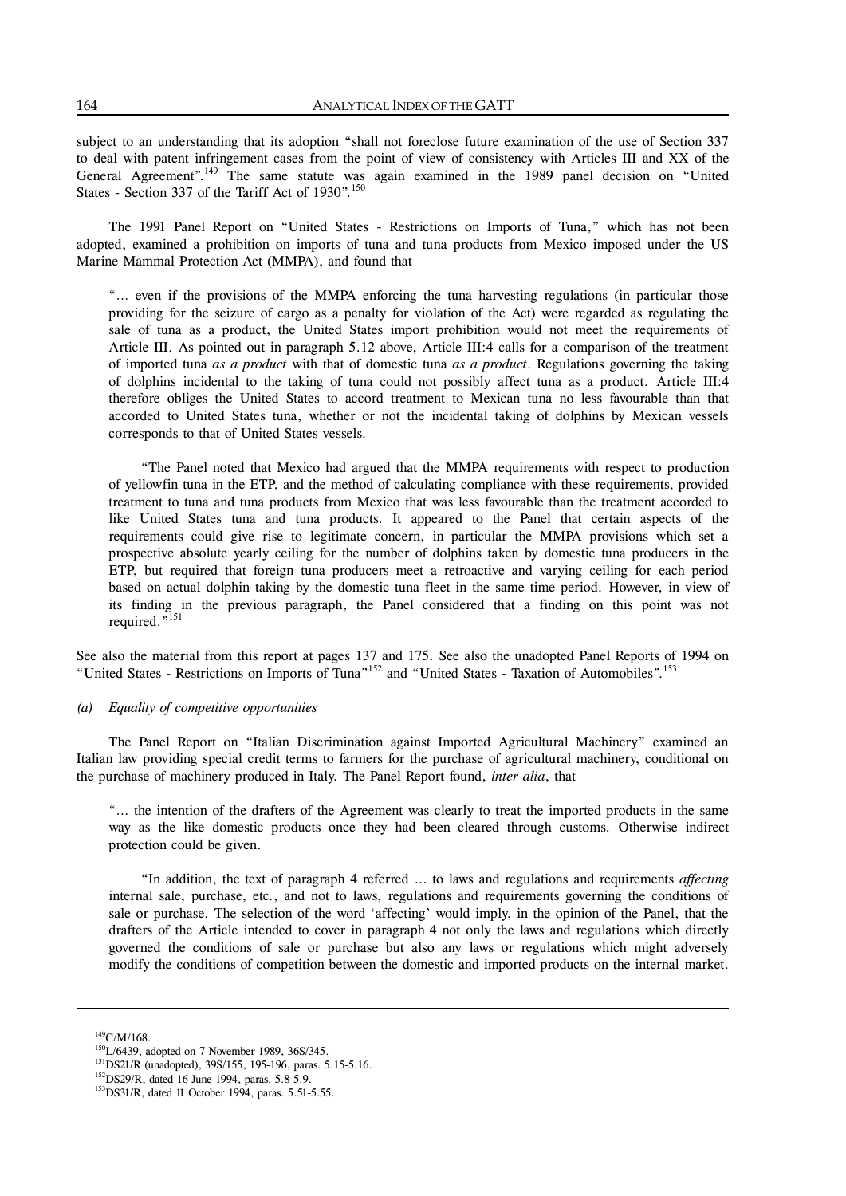subject to an understanding that its adoption "shall not foreclose future examination of the use of Section 337 to deal with patent infringement cases from the point of view of consistency with Articles III and XX of the General Agreement".[149] The same statute was again examined in the 1989 panel decision on "United States - Section 337 of the Tariff Act of 1930".[150]

The 1991 Panel Report on "United States - Restrictions on Imports of Tuna," which has not been adopted, examined a prohibition on imports of tuna and tuna products from Mexico imposed under the US Marine Mammal Protection Act (MMPA), and found that

> "... even if the provisions of the MMPA enforcing the tuna harvesting regulations (in particular those providing for the seizure of cargo as a penalty for violation of the Act) were regarded as regulating the sale of tuna as a product, the United States import prohibition would not meet the requirements of Article III. As pointed out in paragraph 5.12 above, Article III:4 calls for a comparison of the treatment of imported tuna *as a product* with that of domestic tuna *as a product*. Regulations governing the taking of dolphins incidental to the taking of tuna could not possibly affect tuna as a product. Article III:4 therefore obliges the United States to accord treatment to Mexican tuna no less favourable than that accorded to United States tuna, whether or not the incidental taking of dolphins by Mexican vessels corresponds to that of United States vessels.
>
> "The Panel noted that Mexico had argued that the MMPA requirements with respect to production of yellowfin tuna in the ETP, and the method of calculating compliance with these requirements, provided treatment to tuna and tuna products from Mexico that was less favourable than the treatment accorded to like United States tuna and tuna products. It appeared to the Panel that certain aspects of the requirements could give rise to legitimate concern, in particular the MMPA provisions which set a prospective absolute yearly ceiling for the number of dolphins taken by domestic tuna producers in the ETP, but required that foreign tuna producers meet a retroactive and varying ceiling for each period based on actual dolphin taking by the domestic tuna fleet in the same time period. However, in view of its finding in the previous paragraph, the Panel considered that a finding on this point was not required."[151]

See also the material from this report at pages 137 and 175. See also the unadopted Panel Reports of 1994 on "United States - Restrictions on Imports of Tuna"[152] and "United States - Taxation of Automobiles".[153]

*(a) Equality of competitive opportunities*

The Panel Report on "Italian Discrimination against Imported Agricultural Machinery" examined an Italian law providing special credit terms to farmers for the purchase of agricultural machinery, conditional on the purchase of machinery produced in Italy. The Panel Report found, *inter alia*, that

> "... the intention of the drafters of the Agreement was clearly to treat the imported products in the same way as the like domestic products once they had been cleared through customs. Otherwise indirect protection could be given.
>
> "In addition, the text of paragraph 4 referred ... to laws and regulations and requirements *affecting* internal sale, purchase, etc., and not to laws, regulations and requirements governing the conditions of sale or purchase. The selection of the word 'affecting' would imply, in the opinion of the Panel, that the drafters of the Article intended to cover in paragraph 4 not only the laws and regulations which directly governed the conditions of sale or purchase but also any laws or regulations which might adversely modify the conditions of competition between the domestic and imported products on the internal market.

---

[149] C/M/168.

[150] L/6439, adopted on 7 November 1989, 36S/345.

[151] DS21/R (unadopted), 39S/155, 195-196, paras. 5.15-5.16.

[152] DS29/R, dated 16 June 1994, paras. 5.8-5.9.

[153] DS31/R, dated 11 October 1994, paras. 5.51-5.55.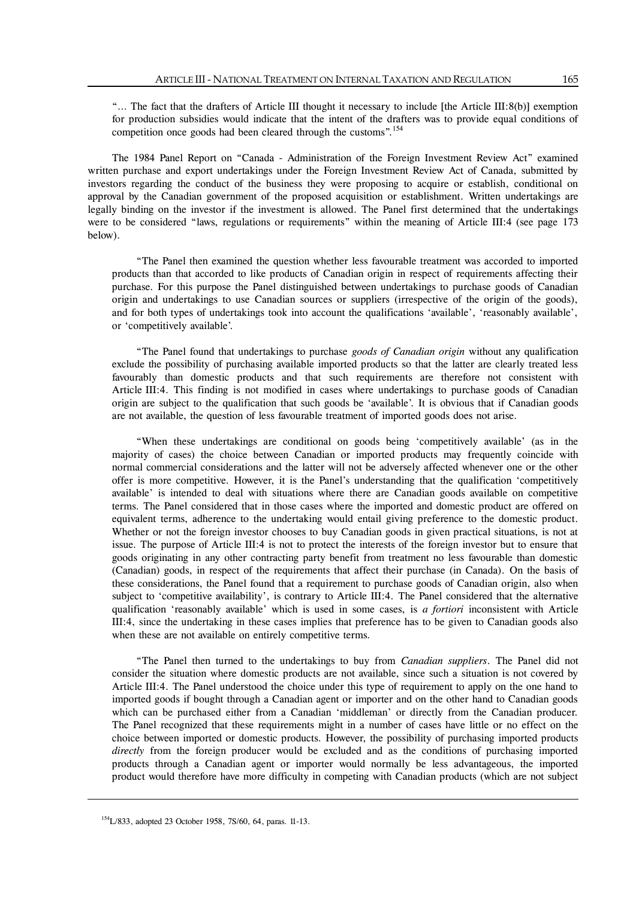"... The fact that the drafters of Article III thought it necessary to include [the Article III:8(b)] exemption for production subsidies would indicate that the intent of the drafters was to provide equal conditions of competition once goods had been cleared through the customs".[154]

The 1984 Panel Report on "Canada - Administration of the Foreign Investment Review Act" examined written purchase and export undertakings under the Foreign Investment Review Act of Canada, submitted by investors regarding the conduct of the business they were proposing to acquire or establish, conditional on approval by the Canadian government of the proposed acquisition or establishment. Written undertakings are legally binding on the investor if the investment is allowed. The Panel first determined that the undertakings were to be considered "laws, regulations or requirements" within the meaning of Article III:4 (see page 173 below).

"The Panel then examined the question whether less favourable treatment was accorded to imported products than that accorded to like products of Canadian origin in respect of requirements affecting their purchase. For this purpose the Panel distinguished between undertakings to purchase goods of Canadian origin and undertakings to use Canadian sources or suppliers (irrespective of the origin of the goods), and for both types of undertakings took into account the qualifications 'available', 'reasonably available', or 'competitively available'.

"The Panel found that undertakings to purchase *goods of Canadian origin* without any qualification exclude the possibility of purchasing available imported products so that the latter are clearly treated less favourably than domestic products and that such requirements are therefore not consistent with Article III:4. This finding is not modified in cases where undertakings to purchase goods of Canadian origin are subject to the qualification that such goods be 'available'. It is obvious that if Canadian goods are not available, the question of less favourable treatment of imported goods does not arise.

"When these undertakings are conditional on goods being 'competitively available' (as in the majority of cases) the choice between Canadian or imported products may frequently coincide with normal commercial considerations and the latter will not be adversely affected whenever one or the other offer is more competitive. However, it is the Panel's understanding that the qualification 'competitively available' is intended to deal with situations where there are Canadian goods available on competitive terms. The Panel considered that in those cases where the imported and domestic product are offered on equivalent terms, adherence to the undertaking would entail giving preference to the domestic product. Whether or not the foreign investor chooses to buy Canadian goods in given practical situations, is not at issue. The purpose of Article III:4 is not to protect the interests of the foreign investor but to ensure that goods originating in any other contracting party benefit from treatment no less favourable than domestic (Canadian) goods, in respect of the requirements that affect their purchase (in Canada). On the basis of these considerations, the Panel found that a requirement to purchase goods of Canadian origin, also when subject to 'competitive availability', is contrary to Article III:4. The Panel considered that the alternative qualification 'reasonably available' which is used in some cases, is *a fortiori* inconsistent with Article III:4, since the undertaking in these cases implies that preference has to be given to Canadian goods also when these are not available on entirely competitive terms.

"The Panel then turned to the undertakings to buy from *Canadian suppliers*. The Panel did not consider the situation where domestic products are not available, since such a situation is not covered by Article III:4. The Panel understood the choice under this type of requirement to apply on the one hand to imported goods if bought through a Canadian agent or importer and on the other hand to Canadian goods which can be purchased either from a Canadian 'middleman' or directly from the Canadian producer. The Panel recognized that these requirements might in a number of cases have little or no effect on the choice between imported or domestic products. However, the possibility of purchasing imported products *directly* from the foreign producer would be excluded and as the conditions of purchasing imported products through a Canadian agent or importer would normally be less advantageous, the imported product would therefore have more difficulty in competing with Canadian products (which are not subject

[154] L/833, adopted 23 October 1958, 7S/60, 64, paras. 11-13.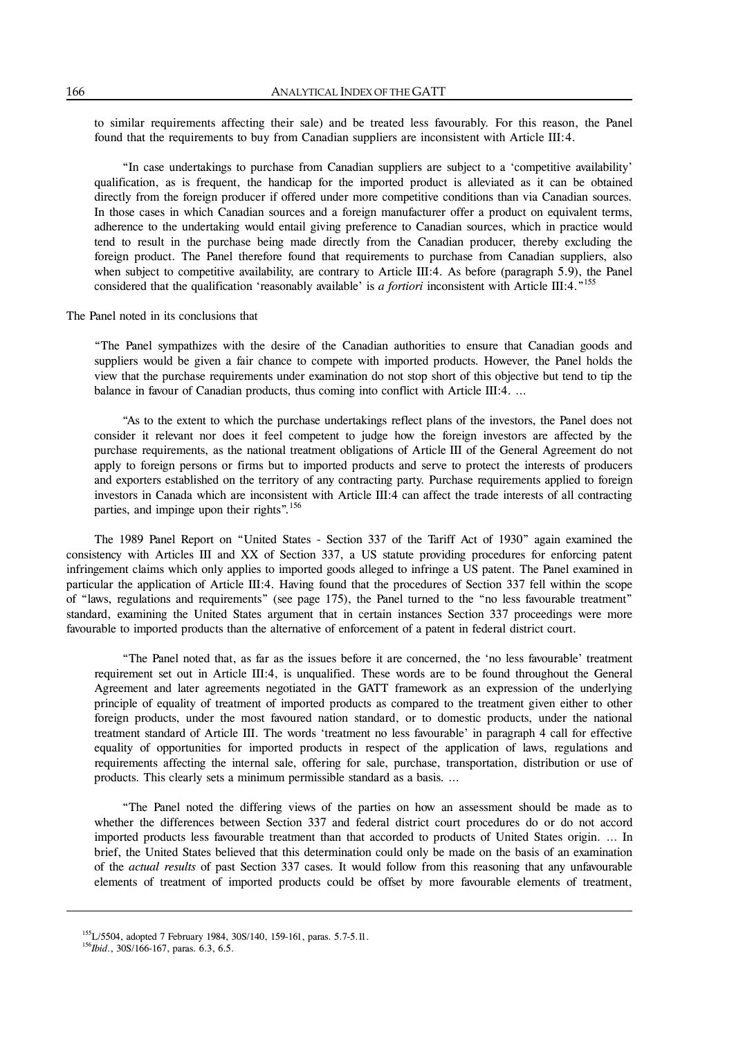to similar requirements affecting their sale) and be treated less favourably. For this reason, the Panel found that the requirements to buy from Canadian suppliers are inconsistent with Article III:4.

> "In case undertakings to purchase from Canadian suppliers are subject to a 'competitive availability' qualification, as is frequent, the handicap for the imported product is alleviated as it can be obtained directly from the foreign producer if offered under more competitive conditions than via Canadian sources. In those cases in which Canadian sources and a foreign manufacturer offer a product on equivalent terms, adherence to the undertaking would entail giving preference to Canadian sources, which in practice would tend to result in the purchase being made directly from the Canadian producer, thereby excluding the foreign product. The Panel therefore found that requirements to purchase from Canadian suppliers, also when subject to competitive availability, are contrary to Article III:4. As before (paragraph 5.9), the Panel considered that the qualification 'reasonably available' is *a fortiori* inconsistent with Article III:4."[155]

The Panel noted in its conclusions that

> "The Panel sympathizes with the desire of the Canadian authorities to ensure that Canadian goods and suppliers would be given a fair chance to compete with imported products. However, the Panel holds the view that the purchase requirements under examination do not stop short of this objective but tend to tip the balance in favour of Canadian products, thus coming into conflict with Article III:4. …
>
> "As to the extent to which the purchase undertakings reflect plans of the investors, the Panel does not consider it relevant nor does it feel competent to judge how the foreign investors are affected by the purchase requirements, as the national treatment obligations of Article III of the General Agreement do not apply to foreign persons or firms but to imported products and serve to protect the interests of producers and exporters established on the territory of any contracting party. Purchase requirements applied to foreign investors in Canada which are inconsistent with Article III:4 can affect the trade interests of all contracting parties, and impinge upon their rights".[156]

The 1989 Panel Report on "United States - Section 337 of the Tariff Act of 1930" again examined the consistency with Articles III and XX of Section 337, a US statute providing procedures for enforcing patent infringement claims which only applies to imported goods alleged to infringe a US patent. The Panel examined in particular the application of Article III:4. Having found that the procedures of Section 337 fell within the scope of "laws, regulations and requirements" (see page 175), the Panel turned to the "no less favourable treatment" standard, examining the United States argument that in certain instances Section 337 proceedings were more favourable to imported products than the alternative of enforcement of a patent in federal district court.

> "The Panel noted that, as far as the issues before it are concerned, the 'no less favourable' treatment requirement set out in Article III:4, is unqualified. These words are to be found throughout the General Agreement and later agreements negotiated in the GATT framework as an expression of the underlying principle of equality of treatment of imported products as compared to the treatment given either to other foreign products, under the most favoured nation standard, or to domestic products, under the national treatment standard of Article III. The words 'treatment no less favourable' in paragraph 4 call for effective equality of opportunities for imported products in respect of the application of laws, regulations and requirements affecting the internal sale, offering for sale, purchase, transportation, distribution or use of products. This clearly sets a minimum permissible standard as a basis. …
>
> "The Panel noted the differing views of the parties on how an assessment should be made as to whether the differences between Section 337 and federal district court procedures do or do not accord imported products less favourable treatment than that accorded to products of United States origin. … In brief, the United States believed that this determination could only be made on the basis of an examination of the *actual results* of past Section 337 cases. It would follow from this reasoning that any unfavourable elements of treatment of imported products could be offset by more favourable elements of treatment,

---

[155] L/5504, adopted 7 February 1984, 30S/140, 159-161, paras. 5.7-5.11.

[156] *Ibid.*, 30S/166-167, paras. 6.3, 6.5.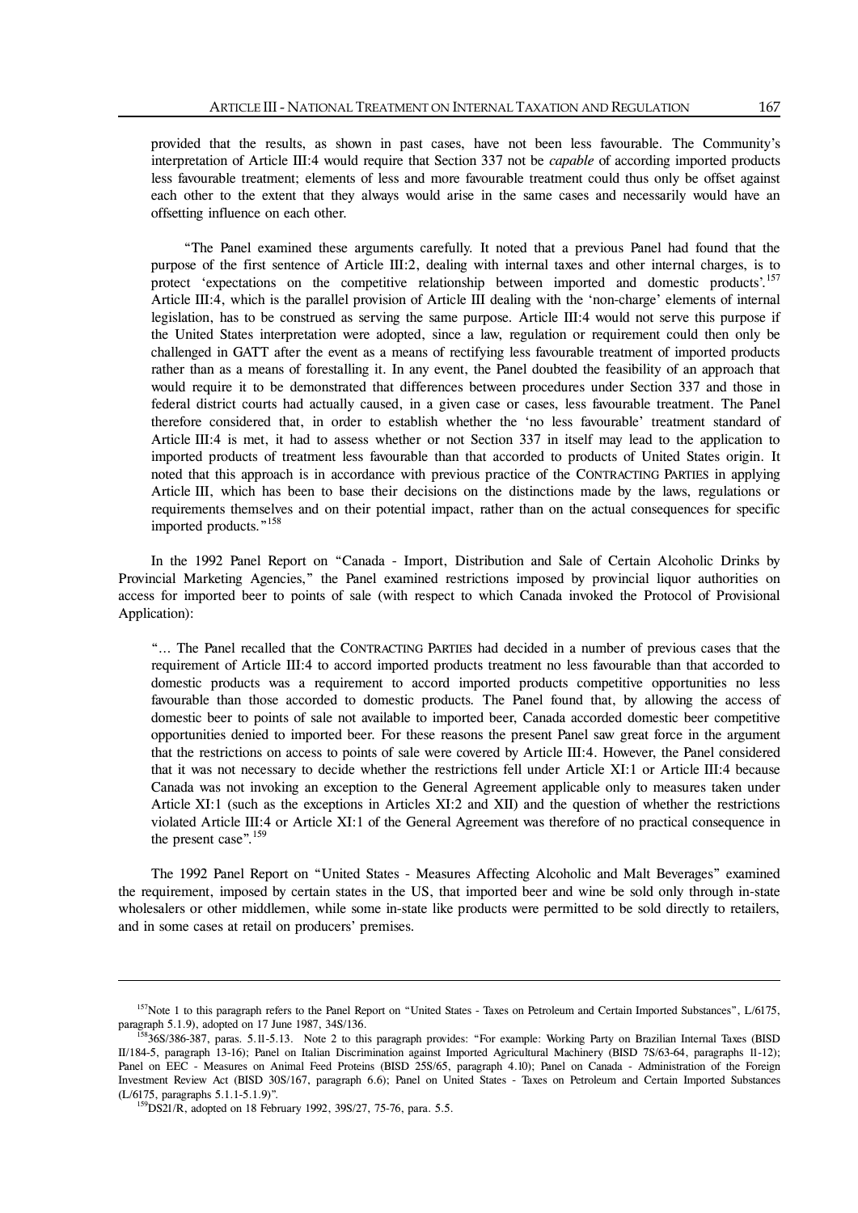provided that the results, as shown in past cases, have not been less favourable. The Community's interpretation of Article III:4 would require that Section 337 not be *capable* of according imported products less favourable treatment; elements of less and more favourable treatment could thus only be offset against each other to the extent that they always would arise in the same cases and necessarily would have an offsetting influence on each other.

"The Panel examined these arguments carefully. It noted that a previous Panel had found that the purpose of the first sentence of Article III:2, dealing with internal taxes and other internal charges, is to protect 'expectations on the competitive relationship between imported and domestic products'.[157] Article III:4, which is the parallel provision of Article III dealing with the 'non-charge' elements of internal legislation, has to be construed as serving the same purpose. Article III:4 would not serve this purpose if the United States interpretation were adopted, since a law, regulation or requirement could then only be challenged in GATT after the event as a means of rectifying less favourable treatment of imported products rather than as a means of forestalling it. In any event, the Panel doubted the feasibility of an approach that would require it to be demonstrated that differences between procedures under Section 337 and those in federal district courts had actually caused, in a given case or cases, less favourable treatment. The Panel therefore considered that, in order to establish whether the 'no less favourable' treatment standard of Article III:4 is met, it had to assess whether or not Section 337 in itself may lead to the application to imported products of treatment less favourable than that accorded to products of United States origin. It noted that this approach is in accordance with previous practice of the CONTRACTING PARTIES in applying Article III, which has been to base their decisions on the distinctions made by the laws, regulations or requirements themselves and on their potential impact, rather than on the actual consequences for specific imported products."[158]

In the 1992 Panel Report on "Canada - Import, Distribution and Sale of Certain Alcoholic Drinks by Provincial Marketing Agencies," the Panel examined restrictions imposed by provincial liquor authorities on access for imported beer to points of sale (with respect to which Canada invoked the Protocol of Provisional Application):

"… The Panel recalled that the CONTRACTING PARTIES had decided in a number of previous cases that the requirement of Article III:4 to accord imported products treatment no less favourable than that accorded to domestic products was a requirement to accord imported products competitive opportunities no less favourable than those accorded to domestic products. The Panel found that, by allowing the access of domestic beer to points of sale not available to imported beer, Canada accorded domestic beer competitive opportunities denied to imported beer. For these reasons the present Panel saw great force in the argument that the restrictions on access to points of sale were covered by Article III:4. However, the Panel considered that it was not necessary to decide whether the restrictions fell under Article XI:1 or Article III:4 because Canada was not invoking an exception to the General Agreement applicable only to measures taken under Article XI:1 (such as the exceptions in Articles XI:2 and XII) and the question of whether the restrictions violated Article III:4 or Article XI:1 of the General Agreement was therefore of no practical consequence in the present case".[159]

The 1992 Panel Report on "United States - Measures Affecting Alcoholic and Malt Beverages" examined the requirement, imposed by certain states in the US, that imported beer and wine be sold only through in-state wholesalers or other middlemen, while some in-state like products were permitted to be sold directly to retailers, and in some cases at retail on producers' premises.

---

[157]Note 1 to this paragraph refers to the Panel Report on "United States - Taxes on Petroleum and Certain Imported Substances", L/6175, paragraph 5.1.9), adopted on 17 June 1987, 34S/136.

[158]36S/386-387, paras. 5.11-5.13. Note 2 to this paragraph provides: "For example: Working Party on Brazilian Internal Taxes (BISD II/184-5, paragraph 13-16); Panel on Italian Discrimination against Imported Agricultural Machinery (BISD 7S/63-64, paragraphs 11-12); Panel on EEC - Measures on Animal Feed Proteins (BISD 25S/65, paragraph 4.10); Panel on Canada - Administration of the Foreign Investment Review Act (BISD 30S/167, paragraph 6.6); Panel on United States - Taxes on Petroleum and Certain Imported Substances (L/6175, paragraphs 5.1.1-5.1.9)".

[159]DS21/R, adopted on 18 February 1992, 39S/27, 75-76, para. 5.5.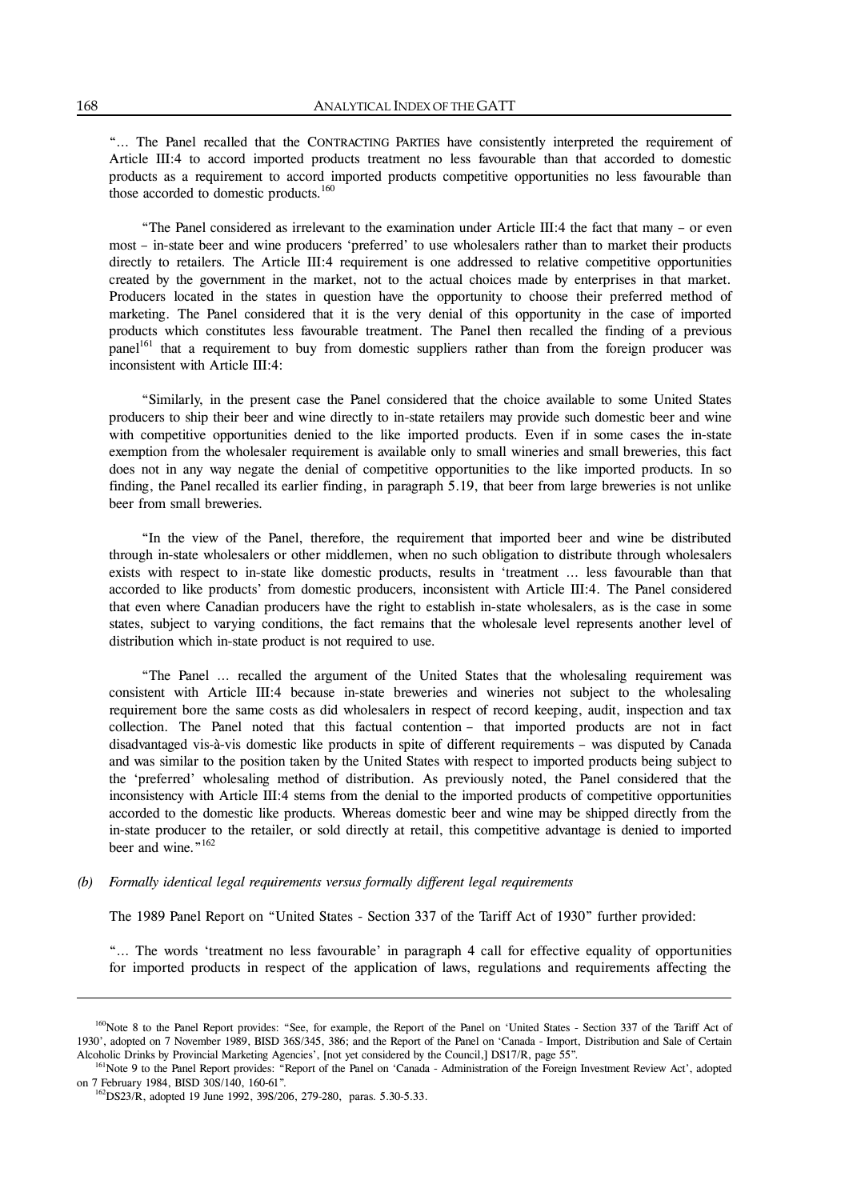"… The Panel recalled that the CONTRACTING PARTIES have consistently interpreted the requirement of Article III:4 to accord imported products treatment no less favourable than that accorded to domestic products as a requirement to accord imported products competitive opportunities no less favourable than those accorded to domestic products.[160]

"The Panel considered as irrelevant to the examination under Article III:4 the fact that many – or even most – in-state beer and wine producers 'preferred' to use wholesalers rather than to market their products directly to retailers. The Article III:4 requirement is one addressed to relative competitive opportunities created by the government in the market, not to the actual choices made by enterprises in that market. Producers located in the states in question have the opportunity to choose their preferred method of marketing. The Panel considered that it is the very denial of this opportunity in the case of imported products which constitutes less favourable treatment. The Panel then recalled the finding of a previous panel[161] that a requirement to buy from domestic suppliers rather than from the foreign producer was inconsistent with Article III:4:

"Similarly, in the present case the Panel considered that the choice available to some United States producers to ship their beer and wine directly to in-state retailers may provide such domestic beer and wine with competitive opportunities denied to the like imported products. Even if in some cases the in-state exemption from the wholesaler requirement is available only to small wineries and small breweries, this fact does not in any way negate the denial of competitive opportunities to the like imported products. In so finding, the Panel recalled its earlier finding, in paragraph 5.19, that beer from large breweries is not unlike beer from small breweries.

"In the view of the Panel, therefore, the requirement that imported beer and wine be distributed through in-state wholesalers or other middlemen, when no such obligation to distribute through wholesalers exists with respect to in-state like domestic products, results in 'treatment … less favourable than that accorded to like products' from domestic producers, inconsistent with Article III:4. The Panel considered that even where Canadian producers have the right to establish in-state wholesalers, as is the case in some states, subject to varying conditions, the fact remains that the wholesale level represents another level of distribution which in-state product is not required to use.

"The Panel … recalled the argument of the United States that the wholesaling requirement was consistent with Article III:4 because in-state breweries and wineries not subject to the wholesaling requirement bore the same costs as did wholesalers in respect of record keeping, audit, inspection and tax collection. The Panel noted that this factual contention – that imported products are not in fact disadvantaged vis-à-vis domestic like products in spite of different requirements – was disputed by Canada and was similar to the position taken by the United States with respect to imported products being subject to the 'preferred' wholesaling method of distribution. As previously noted, the Panel considered that the inconsistency with Article III:4 stems from the denial to the imported products of competitive opportunities accorded to the domestic like products. Whereas domestic beer and wine may be shipped directly from the in-state producer to the retailer, or sold directly at retail, this competitive advantage is denied to imported beer and wine."[162]

*(b) Formally identical legal requirements versus formally different legal requirements*

The 1989 Panel Report on "United States - Section 337 of the Tariff Act of 1930" further provided:

"… The words 'treatment no less favourable' in paragraph 4 call for effective equality of opportunities for imported products in respect of the application of laws, regulations and requirements affecting the

---

[160] Note 8 to the Panel Report provides: "See, for example, the Report of the Panel on 'United States - Section 337 of the Tariff Act of 1930', adopted on 7 November 1989, BISD 36S/345, 386; and the Report of the Panel on 'Canada - Import, Distribution and Sale of Certain Alcoholic Drinks by Provincial Marketing Agencies', [not yet considered by the Council,] DS17/R, page 55".

[161] Note 9 to the Panel Report provides: "Report of the Panel on 'Canada - Administration of the Foreign Investment Review Act', adopted on 7 February 1984, BISD 30S/140, 160-61".

[162] DS23/R, adopted 19 June 1992, 39S/206, 279-280, paras. 5.30-5.33.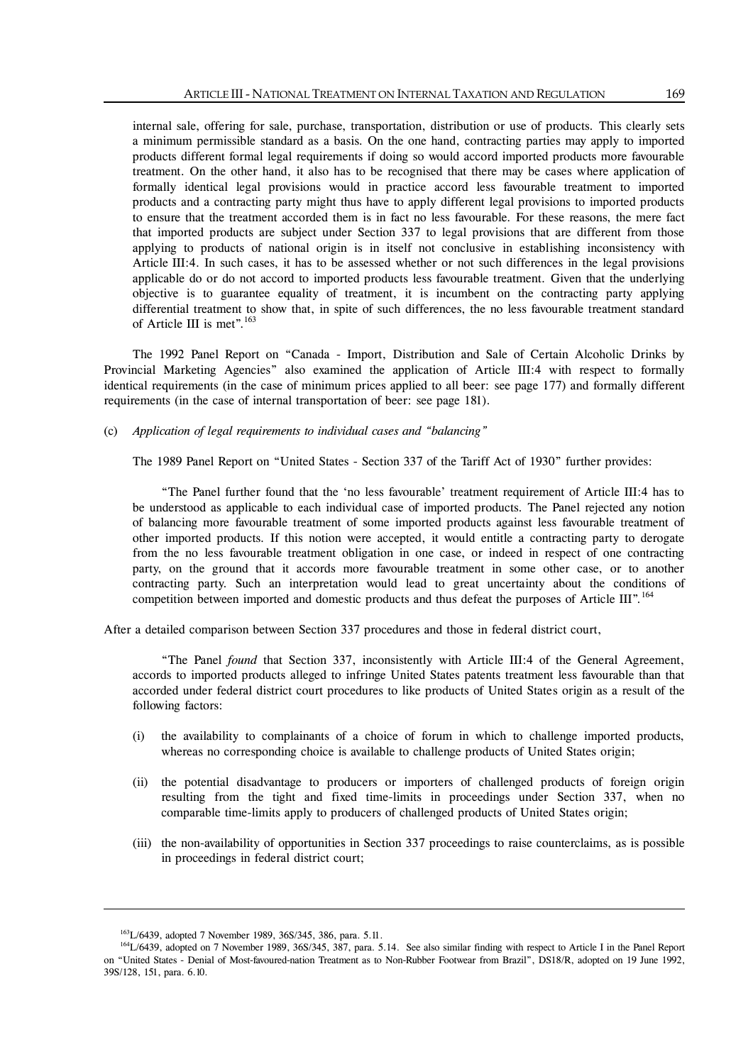internal sale, offering for sale, purchase, transportation, distribution or use of products. This clearly sets a minimum permissible standard as a basis. On the one hand, contracting parties may apply to imported products different formal legal requirements if doing so would accord imported products more favourable treatment. On the other hand, it also has to be recognised that there may be cases where application of formally identical legal provisions would in practice accord less favourable treatment to imported products and a contracting party might thus have to apply different legal provisions to imported products to ensure that the treatment accorded them is in fact no less favourable. For these reasons, the mere fact that imported products are subject under Section 337 to legal provisions that are different from those applying to products of national origin is in itself not conclusive in establishing inconsistency with Article III:4. In such cases, it has to be assessed whether or not such differences in the legal provisions applicable do or do not accord to imported products less favourable treatment. Given that the underlying objective is to guarantee equality of treatment, it is incumbent on the contracting party applying differential treatment to show that, in spite of such differences, the no less favourable treatment standard of Article III is met".[163]

The 1992 Panel Report on "Canada - Import, Distribution and Sale of Certain Alcoholic Drinks by Provincial Marketing Agencies" also examined the application of Article III:4 with respect to formally identical requirements (in the case of minimum prices applied to all beer: see page 177) and formally different requirements (in the case of internal transportation of beer: see page 181).

(c) *Application of legal requirements to individual cases and "balancing"*

The 1989 Panel Report on "United States - Section 337 of the Tariff Act of 1930" further provides:

"The Panel further found that the 'no less favourable' treatment requirement of Article III:4 has to be understood as applicable to each individual case of imported products. The Panel rejected any notion of balancing more favourable treatment of some imported products against less favourable treatment of other imported products. If this notion were accepted, it would entitle a contracting party to derogate from the no less favourable treatment obligation in one case, or indeed in respect of one contracting party, on the ground that it accords more favourable treatment in some other case, or to another contracting party. Such an interpretation would lead to great uncertainty about the conditions of competition between imported and domestic products and thus defeat the purposes of Article III".[164]

After a detailed comparison between Section 337 procedures and those in federal district court,

"The Panel *found* that Section 337, inconsistently with Article III:4 of the General Agreement, accords to imported products alleged to infringe United States patents treatment less favourable than that accorded under federal district court procedures to like products of United States origin as a result of the following factors:

(i) the availability to complainants of a choice of forum in which to challenge imported products, whereas no corresponding choice is available to challenge products of United States origin;

(ii) the potential disadvantage to producers or importers of challenged products of foreign origin resulting from the tight and fixed time-limits in proceedings under Section 337, when no comparable time-limits apply to producers of challenged products of United States origin;

(iii) the non-availability of opportunities in Section 337 proceedings to raise counterclaims, as is possible in proceedings in federal district court;

---

[163] L/6439, adopted 7 November 1989, 36S/345, 386, para. 5.11.

[164] L/6439, adopted on 7 November 1989, 36S/345, 387, para. 5.14. See also similar finding with respect to Article I in the Panel Report on "United States - Denial of Most-favoured-nation Treatment as to Non-Rubber Footwear from Brazil", DS18/R, adopted on 19 June 1992, 39S/128, 151, para. 6.10.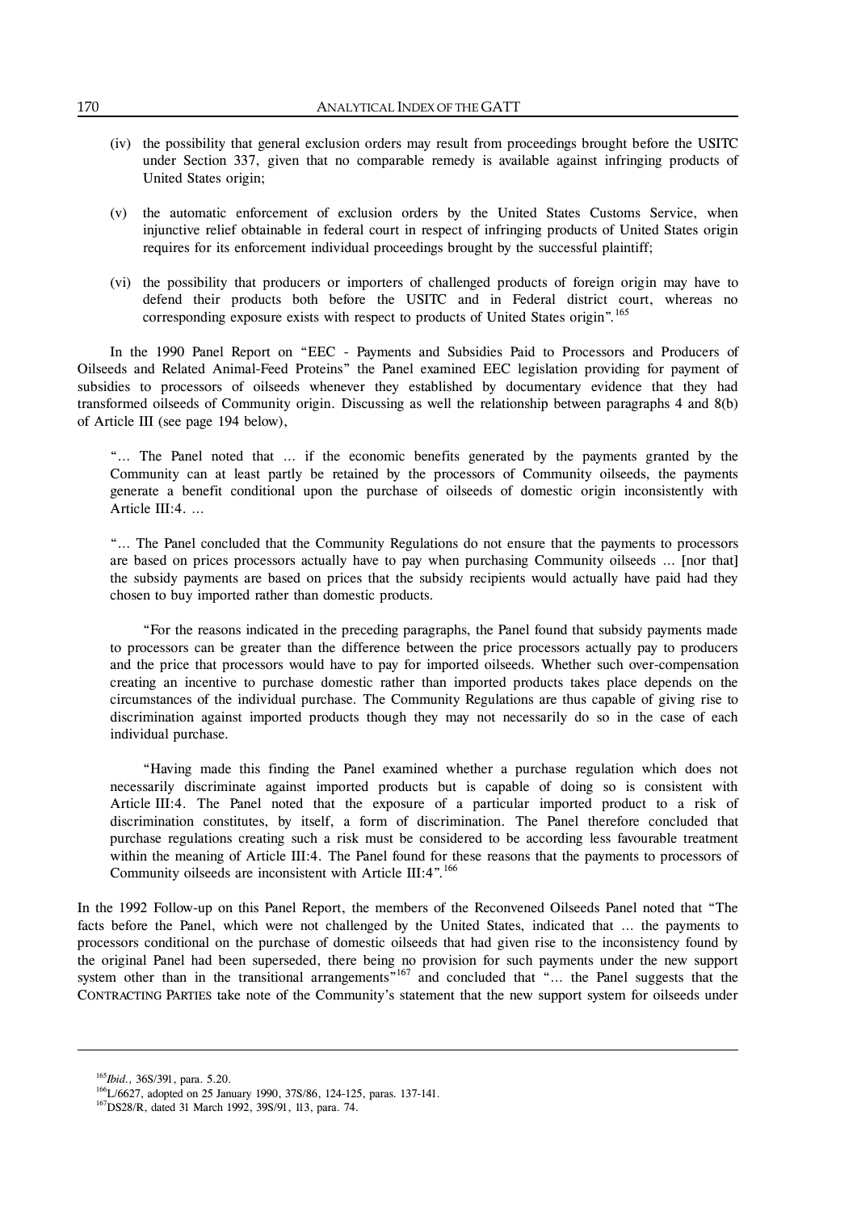(iv) the possibility that general exclusion orders may result from proceedings brought before the USITC under Section 337, given that no comparable remedy is available against infringing products of United States origin;

(v) the automatic enforcement of exclusion orders by the United States Customs Service, when injunctive relief obtainable in federal court in respect of infringing products of United States origin requires for its enforcement individual proceedings brought by the successful plaintiff;

(vi) the possibility that producers or importers of challenged products of foreign origin may have to defend their products both before the USITC and in Federal district court, whereas no corresponding exposure exists with respect to products of United States origin".[165]

In the 1990 Panel Report on "EEC - Payments and Subsidies Paid to Processors and Producers of Oilseeds and Related Animal-Feed Proteins" the Panel examined EEC legislation providing for payment of subsidies to processors of oilseeds whenever they established by documentary evidence that they had transformed oilseeds of Community origin. Discussing as well the relationship between paragraphs 4 and 8(b) of Article III (see page 194 below),

> "… The Panel noted that … if the economic benefits generated by the payments granted by the Community can at least partly be retained by the processors of Community oilseeds, the payments generate a benefit conditional upon the purchase of oilseeds of domestic origin inconsistently with Article III:4. …
>
> "… The Panel concluded that the Community Regulations do not ensure that the payments to processors are based on prices processors actually have to pay when purchasing Community oilseeds … [nor that] the subsidy payments are based on prices that the subsidy recipients would actually have paid had they chosen to buy imported rather than domestic products.
>
> "For the reasons indicated in the preceding paragraphs, the Panel found that subsidy payments made to processors can be greater than the difference between the price processors actually pay to producers and the price that processors would have to pay for imported oilseeds. Whether such over-compensation creating an incentive to purchase domestic rather than imported products takes place depends on the circumstances of the individual purchase. The Community Regulations are thus capable of giving rise to discrimination against imported products though they may not necessarily do so in the case of each individual purchase.
>
> "Having made this finding the Panel examined whether a purchase regulation which does not necessarily discriminate against imported products but is capable of doing so is consistent with Article III:4. The Panel noted that the exposure of a particular imported product to a risk of discrimination constitutes, by itself, a form of discrimination. The Panel therefore concluded that purchase regulations creating such a risk must be considered to be according less favourable treatment within the meaning of Article III:4. The Panel found for these reasons that the payments to processors of Community oilseeds are inconsistent with Article III:4".[166]

In the 1992 Follow-up on this Panel Report, the members of the Reconvened Oilseeds Panel noted that "The facts before the Panel, which were not challenged by the United States, indicated that … the payments to processors conditional on the purchase of domestic oilseeds that had given rise to the inconsistency found by the original Panel had been superseded, there being no provision for such payments under the new support system other than in the transitional arrangements"[167] and concluded that "… the Panel suggests that the CONTRACTING PARTIES take note of the Community's statement that the new support system for oilseeds under

---

[165] *Ibid.*, 36S/391, para. 5.20.

[166] L/6627, adopted on 25 January 1990, 37S/86, 124-125, paras. 137-141.

[167] DS28/R, dated 31 March 1992, 39S/91, 113, para. 74.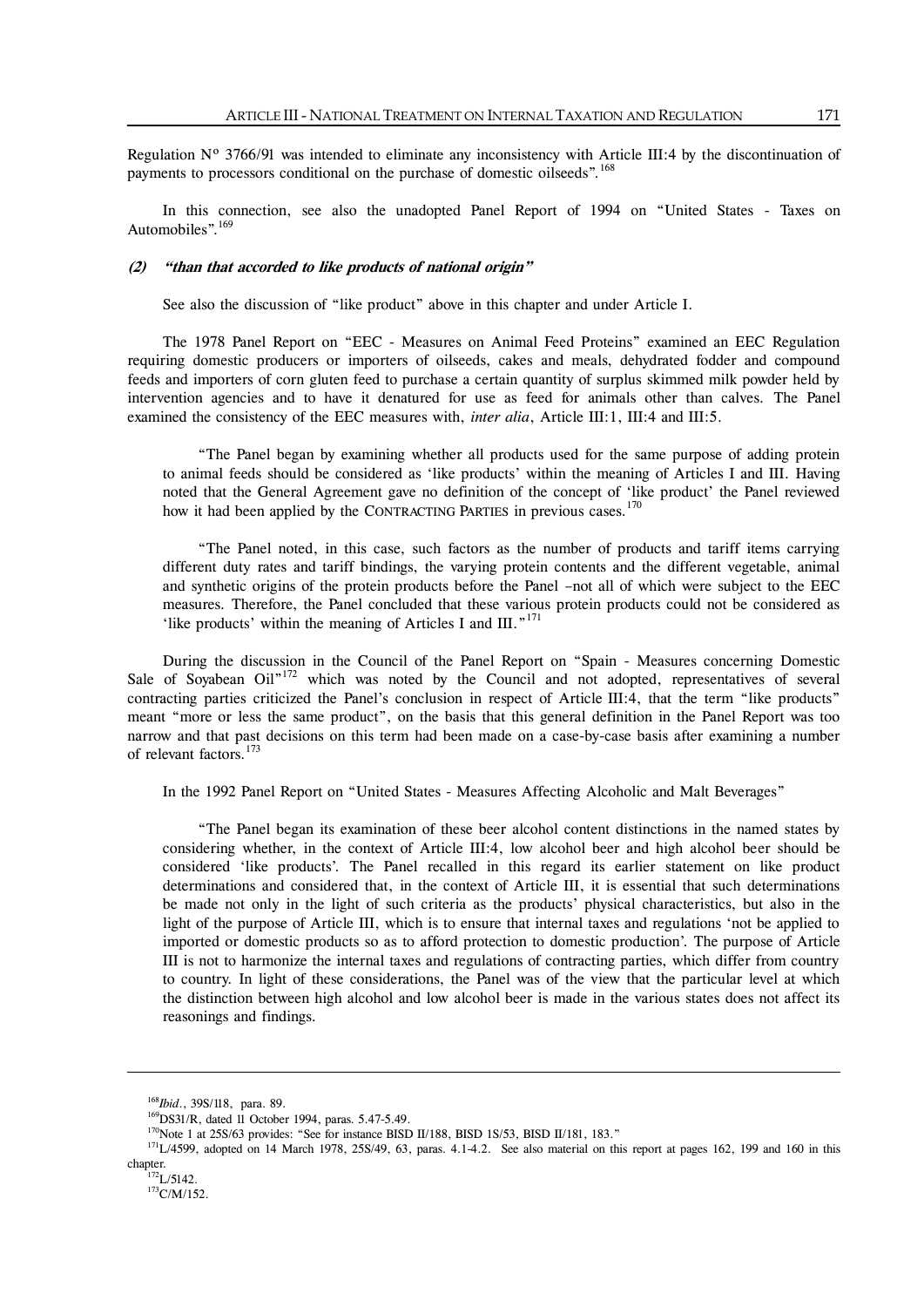Regulation Nº 3766/91 was intended to eliminate any inconsistency with Article III:4 by the discontinuation of payments to processors conditional on the purchase of domestic oilseeds".[168]

In this connection, see also the unadopted Panel Report of 1994 on "United States - Taxes on Automobiles".[169]

#### *(2) "than that accorded to like products of national origin"*

See also the discussion of "like product" above in this chapter and under Article I.

The 1978 Panel Report on "EEC - Measures on Animal Feed Proteins" examined an EEC Regulation requiring domestic producers or importers of oilseeds, cakes and meals, dehydrated fodder and compound feeds and importers of corn gluten feed to purchase a certain quantity of surplus skimmed milk powder held by intervention agencies and to have it denatured for use as feed for animals other than calves. The Panel examined the consistency of the EEC measures with, *inter alia*, Article III:1, III:4 and III:5.

> "The Panel began by examining whether all products used for the same purpose of adding protein to animal feeds should be considered as 'like products' within the meaning of Articles I and III. Having noted that the General Agreement gave no definition of the concept of 'like product' the Panel reviewed how it had been applied by the CONTRACTING PARTIES in previous cases.[170]
>
> "The Panel noted, in this case, such factors as the number of products and tariff items carrying different duty rates and tariff bindings, the varying protein contents and the different vegetable, animal and synthetic origins of the protein products before the Panel –not all of which were subject to the EEC measures. Therefore, the Panel concluded that these various protein products could not be considered as 'like products' within the meaning of Articles I and III."[171]

During the discussion in the Council of the Panel Report on "Spain - Measures concerning Domestic Sale of Soyabean Oil"[172] which was noted by the Council and not adopted, representatives of several contracting parties criticized the Panel's conclusion in respect of Article III:4, that the term "like products" meant "more or less the same product", on the basis that this general definition in the Panel Report was too narrow and that past decisions on this term had been made on a case-by-case basis after examining a number of relevant factors.[173]

In the 1992 Panel Report on "United States - Measures Affecting Alcoholic and Malt Beverages"

> "The Panel began its examination of these beer alcohol content distinctions in the named states by considering whether, in the context of Article III:4, low alcohol beer and high alcohol beer should be considered 'like products'. The Panel recalled in this regard its earlier statement on like product determinations and considered that, in the context of Article III, it is essential that such determinations be made not only in the light of such criteria as the products' physical characteristics, but also in the light of the purpose of Article III, which is to ensure that internal taxes and regulations 'not be applied to imported or domestic products so as to afford protection to domestic production'. The purpose of Article III is not to harmonize the internal taxes and regulations of contracting parties, which differ from country to country. In light of these considerations, the Panel was of the view that the particular level at which the distinction between high alcohol and low alcohol beer is made in the various states does not affect its reasonings and findings.

---

[168] *Ibid.*, 39S/118, para. 89.

[169] DS31/R, dated 11 October 1994, paras. 5.47-5.49.

[170] Note 1 at 25S/63 provides: "See for instance BISD II/188, BISD 1S/53, BISD II/181, 183."

[171] L/4599, adopted on 14 March 1978, 25S/49, 63, paras. 4.1-4.2. See also material on this report at pages 162, 199 and 160 in this chapter.

[172] L/5142.

[173] C/M/152.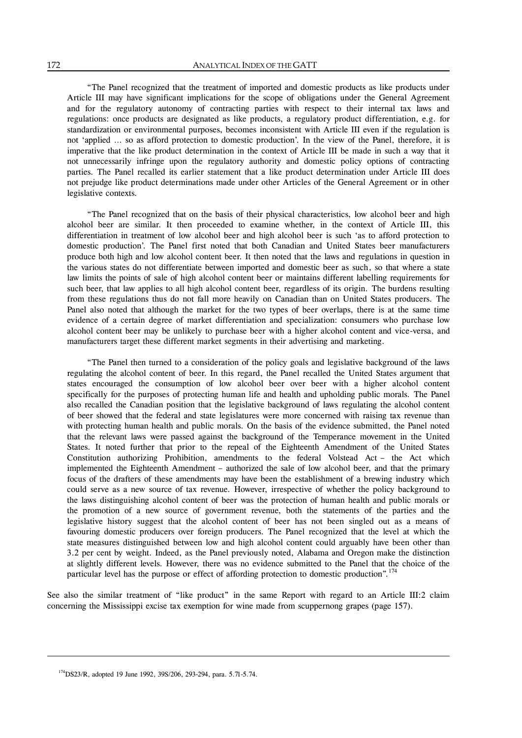"The Panel recognized that the treatment of imported and domestic products as like products under Article III may have significant implications for the scope of obligations under the General Agreement and for the regulatory autonomy of contracting parties with respect to their internal tax laws and regulations: once products are designated as like products, a regulatory product differentiation, e.g. for standardization or environmental purposes, becomes inconsistent with Article III even if the regulation is not 'applied ... so as afford protection to domestic production'. In the view of the Panel, therefore, it is imperative that the like product determination in the context of Article III be made in such a way that it not unnecessarily infringe upon the regulatory authority and domestic policy options of contracting parties. The Panel recalled its earlier statement that a like product determination under Article III does not prejudge like product determinations made under other Articles of the General Agreement or in other legislative contexts.

"The Panel recognized that on the basis of their physical characteristics, low alcohol beer and high alcohol beer are similar. It then proceeded to examine whether, in the context of Article III, this differentiation in treatment of low alcohol beer and high alcohol beer is such 'as to afford protection to domestic production'. The Panel first noted that both Canadian and United States beer manufacturers produce both high and low alcohol content beer. It then noted that the laws and regulations in question in the various states do not differentiate between imported and domestic beer as such, so that where a state law limits the points of sale of high alcohol content beer or maintains different labelling requirements for such beer, that law applies to all high alcohol content beer, regardless of its origin. The burdens resulting from these regulations thus do not fall more heavily on Canadian than on United States producers. The Panel also noted that although the market for the two types of beer overlaps, there is at the same time evidence of a certain degree of market differentiation and specialization: consumers who purchase low alcohol content beer may be unlikely to purchase beer with a higher alcohol content and vice-versa, and manufacturers target these different market segments in their advertising and marketing.

"The Panel then turned to a consideration of the policy goals and legislative background of the laws regulating the alcohol content of beer. In this regard, the Panel recalled the United States argument that states encouraged the consumption of low alcohol beer over beer with a higher alcohol content specifically for the purposes of protecting human life and health and upholding public morals. The Panel also recalled the Canadian position that the legislative background of laws regulating the alcohol content of beer showed that the federal and state legislatures were more concerned with raising tax revenue than with protecting human health and public morals. On the basis of the evidence submitted, the Panel noted that the relevant laws were passed against the background of the Temperance movement in the United States. It noted further that prior to the repeal of the Eighteenth Amendment of the United States Constitution authorizing Prohibition, amendments to the federal Volstead Act – the Act which implemented the Eighteenth Amendment – authorized the sale of low alcohol beer, and that the primary focus of the drafters of these amendments may have been the establishment of a brewing industry which could serve as a new source of tax revenue. However, irrespective of whether the policy background to the laws distinguishing alcohol content of beer was the protection of human health and public morals or the promotion of a new source of government revenue, both the statements of the parties and the legislative history suggest that the alcohol content of beer has not been singled out as a means of favouring domestic producers over foreign producers. The Panel recognized that the level at which the state measures distinguished between low and high alcohol content could arguably have been other than 3.2 per cent by weight. Indeed, as the Panel previously noted, Alabama and Oregon make the distinction at slightly different levels. However, there was no evidence submitted to the Panel that the choice of the particular level has the purpose or effect of affording protection to domestic production".[174]

See also the similar treatment of "like product" in the same Report with regard to an Article III:2 claim concerning the Mississippi excise tax exemption for wine made from scuppernong grapes (page 157).

[174] DS23/R, adopted 19 June 1992, 39S/206, 293-294, para. 5.71-5.74.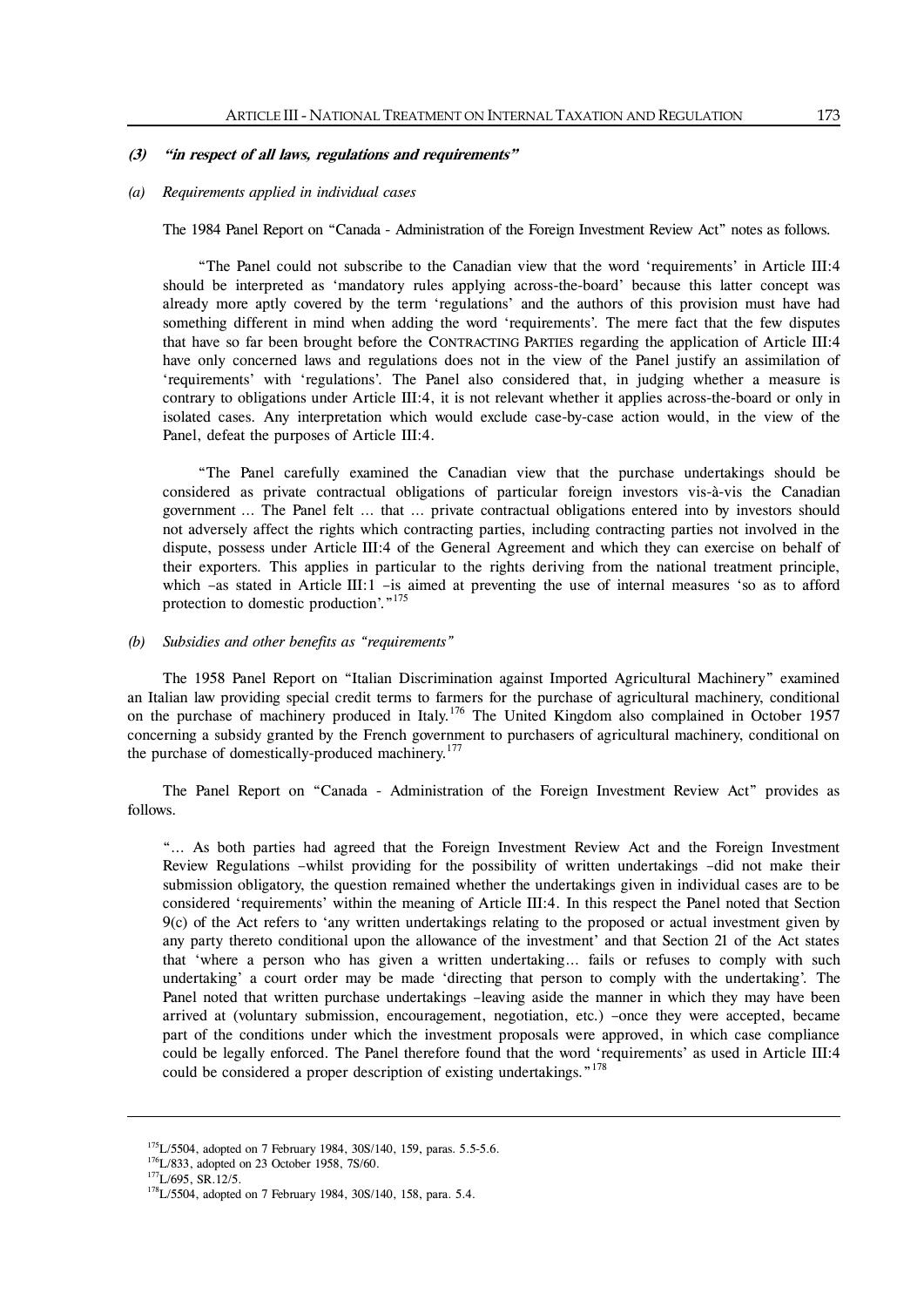### (3) *"in respect of all laws, regulations and requirements"*

#### (a) *Requirements applied in individual cases*

The 1984 Panel Report on "Canada - Administration of the Foreign Investment Review Act" notes as follows.

> "The Panel could not subscribe to the Canadian view that the word 'requirements' in Article III:4 should be interpreted as 'mandatory rules applying across-the-board' because this latter concept was already more aptly covered by the term 'regulations' and the authors of this provision must have had something different in mind when adding the word 'requirements'. The mere fact that the few disputes that have so far been brought before the CONTRACTING PARTIES regarding the application of Article III:4 have only concerned laws and regulations does not in the view of the Panel justify an assimilation of 'requirements' with 'regulations'. The Panel also considered that, in judging whether a measure is contrary to obligations under Article III:4, it is not relevant whether it applies across-the-board or only in isolated cases. Any interpretation which would exclude case-by-case action would, in the view of the Panel, defeat the purposes of Article III:4.
>
> "The Panel carefully examined the Canadian view that the purchase undertakings should be considered as private contractual obligations of particular foreign investors vis-à-vis the Canadian government ... The Panel felt ... that ... private contractual obligations entered into by investors should not adversely affect the rights which contracting parties, including contracting parties not involved in the dispute, possess under Article III:4 of the General Agreement and which they can exercise on behalf of their exporters. This applies in particular to the rights deriving from the national treatment principle, which –as stated in Article III:1 –is aimed at preventing the use of internal measures 'so as to afford protection to domestic production'."[175]

#### (b) *Subsidies and other benefits as "requirements"*

The 1958 Panel Report on "Italian Discrimination against Imported Agricultural Machinery" examined an Italian law providing special credit terms to farmers for the purchase of agricultural machinery, conditional on the purchase of machinery produced in Italy.[176] The United Kingdom also complained in October 1957 concerning a subsidy granted by the French government to purchasers of agricultural machinery, conditional on the purchase of domestically-produced machinery.[177]

The Panel Report on "Canada - Administration of the Foreign Investment Review Act" provides as follows.

> "... As both parties had agreed that the Foreign Investment Review Act and the Foreign Investment Review Regulations –whilst providing for the possibility of written undertakings –did not make their submission obligatory, the question remained whether the undertakings given in individual cases are to be considered 'requirements' within the meaning of Article III:4. In this respect the Panel noted that Section 9(c) of the Act refers to 'any written undertakings relating to the proposed or actual investment given by any party thereto conditional upon the allowance of the investment' and that Section 21 of the Act states that 'where a person who has given a written undertaking... fails or refuses to comply with such undertaking' a court order may be made 'directing that person to comply with the undertaking'. The Panel noted that written purchase undertakings –leaving aside the manner in which they may have been arrived at (voluntary submission, encouragement, negotiation, etc.) –once they were accepted, became part of the conditions under which the investment proposals were approved, in which case compliance could be legally enforced. The Panel therefore found that the word 'requirements' as used in Article III:4 could be considered a proper description of existing undertakings."[178]

---

[175] L/5504, adopted on 7 February 1984, 30S/140, 159, paras. 5.5-5.6.

[176] L/833, adopted on 23 October 1958, 7S/60.

[177] L/695, SR.12/5.

[178] L/5504, adopted on 7 February 1984, 30S/140, 158, para. 5.4.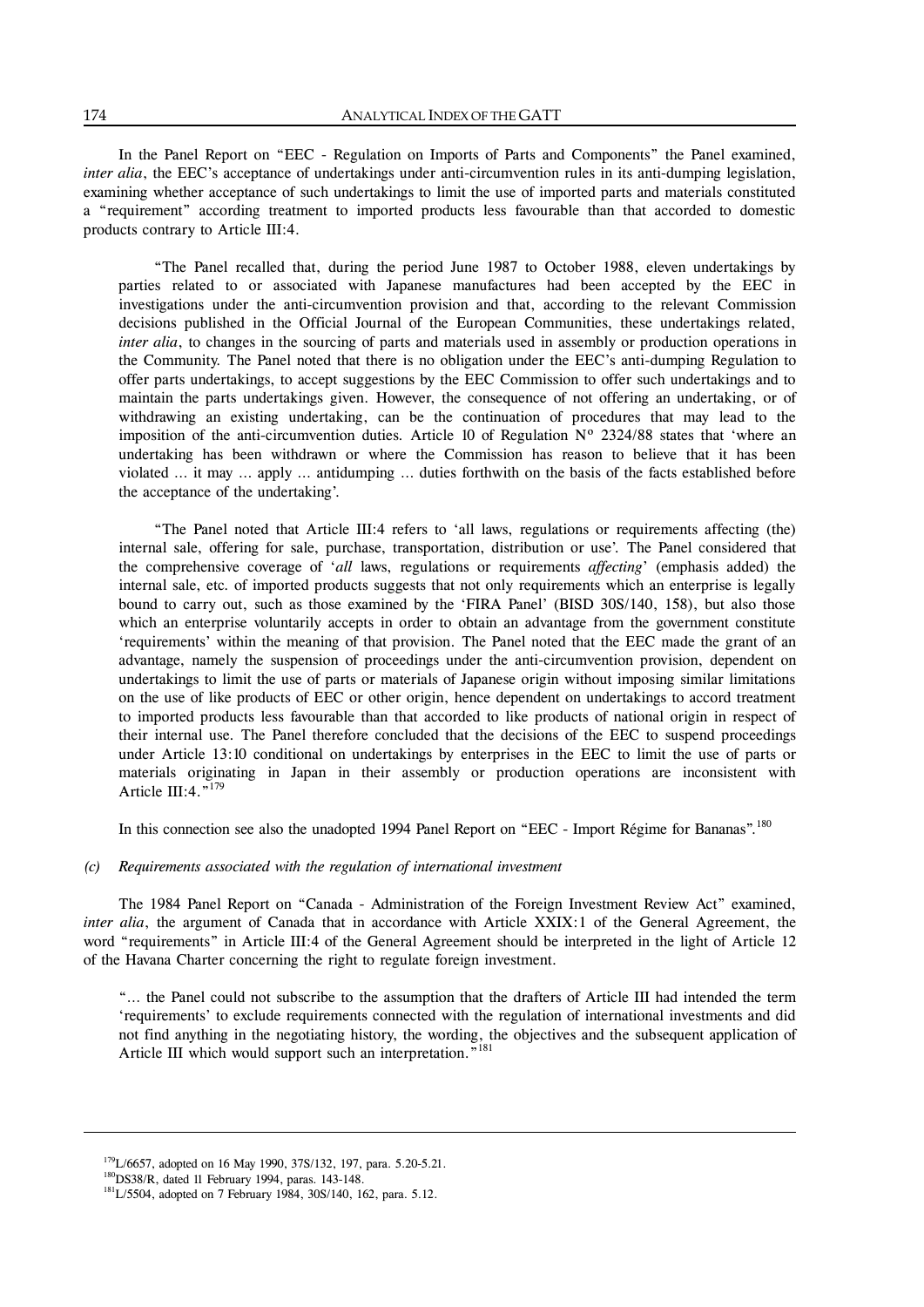In the Panel Report on "EEC - Regulation on Imports of Parts and Components" the Panel examined, *inter alia*, the EEC's acceptance of undertakings under anti-circumvention rules in its anti-dumping legislation, examining whether acceptance of such undertakings to limit the use of imported parts and materials constituted a "requirement" according treatment to imported products less favourable than that accorded to domestic products contrary to Article III:4.

> "The Panel recalled that, during the period June 1987 to October 1988, eleven undertakings by parties related to or associated with Japanese manufactures had been accepted by the EEC in investigations under the anti-circumvention provision and that, according to the relevant Commission decisions published in the Official Journal of the European Communities, these undertakings related, *inter alia*, to changes in the sourcing of parts and materials used in assembly or production operations in the Community. The Panel noted that there is no obligation under the EEC's anti-dumping Regulation to offer parts undertakings, to accept suggestions by the EEC Commission to offer such undertakings and to maintain the parts undertakings given. However, the consequence of not offering an undertaking, or of withdrawing an existing undertaking, can be the continuation of procedures that may lead to the imposition of the anti-circumvention duties. Article 10 of Regulation Nº 2324/88 states that 'where an undertaking has been withdrawn or where the Commission has reason to believe that it has been violated ... it may ... apply ... antidumping ... duties forthwith on the basis of the facts established before the acceptance of the undertaking'.
>
> "The Panel noted that Article III:4 refers to 'all laws, regulations or requirements affecting (the) internal sale, offering for sale, purchase, transportation, distribution or use'. The Panel considered that the comprehensive coverage of '*all* laws, regulations or requirements *affecting*' (emphasis added) the internal sale, etc. of imported products suggests that not only requirements which an enterprise is legally bound to carry out, such as those examined by the 'FIRA Panel' (BISD 30S/140, 158), but also those which an enterprise voluntarily accepts in order to obtain an advantage from the government constitute 'requirements' within the meaning of that provision. The Panel noted that the EEC made the grant of an advantage, namely the suspension of proceedings under the anti-circumvention provision, dependent on undertakings to limit the use of parts or materials of Japanese origin without imposing similar limitations on the use of like products of EEC or other origin, hence dependent on undertakings to accord treatment to imported products less favourable than that accorded to like products of national origin in respect of their internal use. The Panel therefore concluded that the decisions of the EEC to suspend proceedings under Article 13:10 conditional on undertakings by enterprises in the EEC to limit the use of parts or materials originating in Japan in their assembly or production operations are inconsistent with Article III:4."[179]

In this connection see also the unadopted 1994 Panel Report on "EEC - Import Régime for Bananas".[180]

### (c) *Requirements associated with the regulation of international investment*

The 1984 Panel Report on "Canada - Administration of the Foreign Investment Review Act" examined, *inter alia*, the argument of Canada that in accordance with Article XXIX:1 of the General Agreement, the word "requirements" in Article III:4 of the General Agreement should be interpreted in the light of Article 12 of the Havana Charter concerning the right to regulate foreign investment.

> "... the Panel could not subscribe to the assumption that the drafters of Article III had intended the term 'requirements' to exclude requirements connected with the regulation of international investments and did not find anything in the negotiating history, the wording, the objectives and the subsequent application of Article III which would support such an interpretation."[181]

---

[179] L/6657, adopted on 16 May 1990, 37S/132, 197, para. 5.20-5.21.

[180] DS38/R, dated 11 February 1994, paras. 143-148.

[181] L/5504, adopted on 7 February 1984, 30S/140, 162, para. 5.12.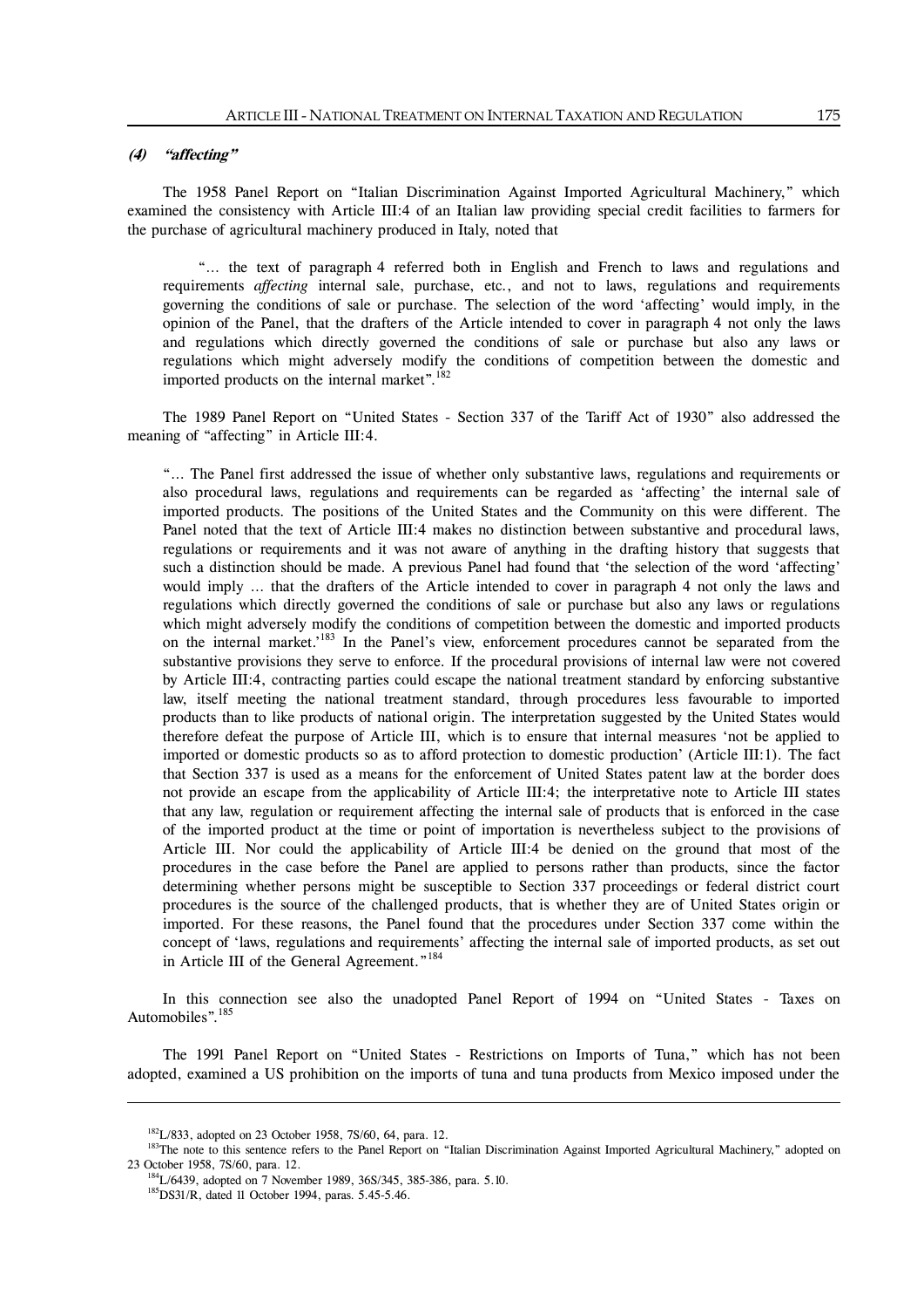#### *(4) "affecting"*

The 1958 Panel Report on "Italian Discrimination Against Imported Agricultural Machinery," which examined the consistency with Article III:4 of an Italian law providing special credit facilities to farmers for the purchase of agricultural machinery produced in Italy, noted that

> "... the text of paragraph 4 referred both in English and French to laws and regulations and requirements *affecting* internal sale, purchase, etc., and not to laws, regulations and requirements governing the conditions of sale or purchase. The selection of the word 'affecting' would imply, in the opinion of the Panel, that the drafters of the Article intended to cover in paragraph 4 not only the laws and regulations which directly governed the conditions of sale or purchase but also any laws or regulations which might adversely modify the conditions of competition between the domestic and imported products on the internal market".[182]

The 1989 Panel Report on "United States - Section 337 of the Tariff Act of 1930" also addressed the meaning of "affecting" in Article III:4.

> "... The Panel first addressed the issue of whether only substantive laws, regulations and requirements or also procedural laws, regulations and requirements can be regarded as 'affecting' the internal sale of imported products. The positions of the United States and the Community on this were different. The Panel noted that the text of Article III:4 makes no distinction between substantive and procedural laws, regulations or requirements and it was not aware of anything in the drafting history that suggests that such a distinction should be made. A previous Panel had found that 'the selection of the word 'affecting' would imply ... that the drafters of the Article intended to cover in paragraph 4 not only the laws and regulations which directly governed the conditions of sale or purchase but also any laws or regulations which might adversely modify the conditions of competition between the domestic and imported products on the internal market.'[183] In the Panel's view, enforcement procedures cannot be separated from the substantive provisions they serve to enforce. If the procedural provisions of internal law were not covered by Article III:4, contracting parties could escape the national treatment standard by enforcing substantive law, itself meeting the national treatment standard, through procedures less favourable to imported products than to like products of national origin. The interpretation suggested by the United States would therefore defeat the purpose of Article III, which is to ensure that internal measures 'not be applied to imported or domestic products so as to afford protection to domestic production' (Article III:1). The fact that Section 337 is used as a means for the enforcement of United States patent law at the border does not provide an escape from the applicability of Article III:4; the interpretative note to Article III states that any law, regulation or requirement affecting the internal sale of products that is enforced in the case of the imported product at the time or point of importation is nevertheless subject to the provisions of Article III. Nor could the applicability of Article III:4 be denied on the ground that most of the procedures in the case before the Panel are applied to persons rather than products, since the factor determining whether persons might be susceptible to Section 337 proceedings or federal district court procedures is the source of the challenged products, that is whether they are of United States origin or imported. For these reasons, the Panel found that the procedures under Section 337 come within the concept of 'laws, regulations and requirements' affecting the internal sale of imported products, as set out in Article III of the General Agreement."[184]

In this connection see also the unadopted Panel Report of 1994 on "United States - Taxes on Automobiles".[185]

The 1991 Panel Report on "United States - Restrictions on Imports of Tuna," which has not been adopted, examined a US prohibition on the imports of tuna and tuna products from Mexico imposed under the

---

[182] L/833, adopted on 23 October 1958, 7S/60, 64, para. 12.

[183] The note to this sentence refers to the Panel Report on "Italian Discrimination Against Imported Agricultural Machinery," adopted on 23 October 1958, 7S/60, para. 12.

[184] L/6439, adopted on 7 November 1989, 36S/345, 385-386, para. 5.10.

[185] DS31/R, dated 11 October 1994, paras. 5.45-5.46.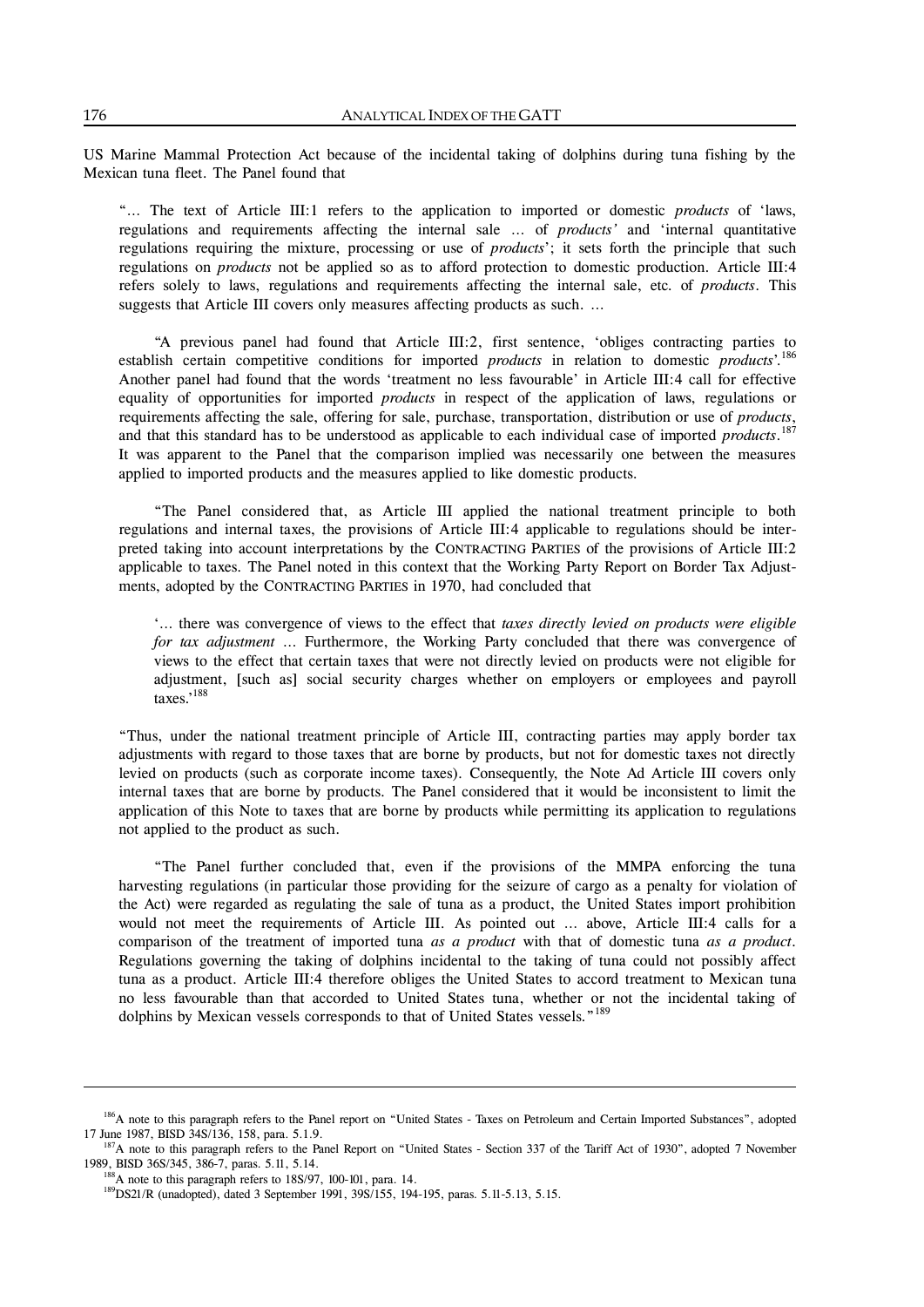US Marine Mammal Protection Act because of the incidental taking of dolphins during tuna fishing by the Mexican tuna fleet. The Panel found that

> "… The text of Article III:1 refers to the application to imported or domestic *products* of 'laws, regulations and requirements affecting the internal sale … of *products*' and 'internal quantitative regulations requiring the mixture, processing or use of *products*'; it sets forth the principle that such regulations on *products* not be applied so as to afford protection to domestic production. Article III:4 refers solely to laws, regulations and requirements affecting the internal sale, etc. of *products*. This suggests that Article III covers only measures affecting products as such. …
>
> "A previous panel had found that Article III:2, first sentence, 'obliges contracting parties to establish certain competitive conditions for imported *products* in relation to domestic *products*'.[186] Another panel had found that the words 'treatment no less favourable' in Article III:4 call for effective equality of opportunities for imported *products* in respect of the application of laws, regulations or requirements affecting the sale, offering for sale, purchase, transportation, distribution or use of *products*, and that this standard has to be understood as applicable to each individual case of imported *products*.[187] It was apparent to the Panel that the comparison implied was necessarily one between the measures applied to imported products and the measures applied to like domestic products.
>
> "The Panel considered that, as Article III applied the national treatment principle to both regulations and internal taxes, the provisions of Article III:4 applicable to regulations should be interpreted taking into account interpretations by the CONTRACTING PARTIES of the provisions of Article III:2 applicable to taxes. The Panel noted in this context that the Working Party Report on Border Tax Adjustments, adopted by the CONTRACTING PARTIES in 1970, had concluded that
>
> > '… there was convergence of views to the effect that *taxes directly levied on products were eligible for tax adjustment* … Furthermore, the Working Party concluded that there was convergence of views to the effect that certain taxes that were not directly levied on products were not eligible for adjustment, [such as] social security charges whether on employers or employees and payroll taxes.'[188]
>
> "Thus, under the national treatment principle of Article III, contracting parties may apply border tax adjustments with regard to those taxes that are borne by products, but not for domestic taxes not directly levied on products (such as corporate income taxes). Consequently, the Note Ad Article III covers only internal taxes that are borne by products. The Panel considered that it would be inconsistent to limit the application of this Note to taxes that are borne by products while permitting its application to regulations not applied to the product as such.
>
> "The Panel further concluded that, even if the provisions of the MMPA enforcing the tuna harvesting regulations (in particular those providing for the seizure of cargo as a penalty for violation of the Act) were regarded as regulating the sale of tuna as a product, the United States import prohibition would not meet the requirements of Article III. As pointed out … above, Article III:4 calls for a comparison of the treatment of imported tuna *as a product* with that of domestic tuna *as a product*. Regulations governing the taking of dolphins incidental to the taking of tuna could not possibly affect tuna as a product. Article III:4 therefore obliges the United States to accord treatment to Mexican tuna no less favourable than that accorded to United States tuna, whether or not the incidental taking of dolphins by Mexican vessels corresponds to that of United States vessels."[189]

---

[186] A note to this paragraph refers to the Panel report on "United States - Taxes on Petroleum and Certain Imported Substances", adopted 17 June 1987, BISD 34S/136, 158, para. 5.1.9.

[187] A note to this paragraph refers to the Panel Report on "United States - Section 337 of the Tariff Act of 1930", adopted 7 November 1989, BISD 36S/345, 386-7, paras. 5.11, 5.14.

[188] A note to this paragraph refers to 18S/97, 100-101, para. 14.

[189] DS21/R (unadopted), dated 3 September 1991, 39S/155, 194-195, paras. 5.11-5.13, 5.15.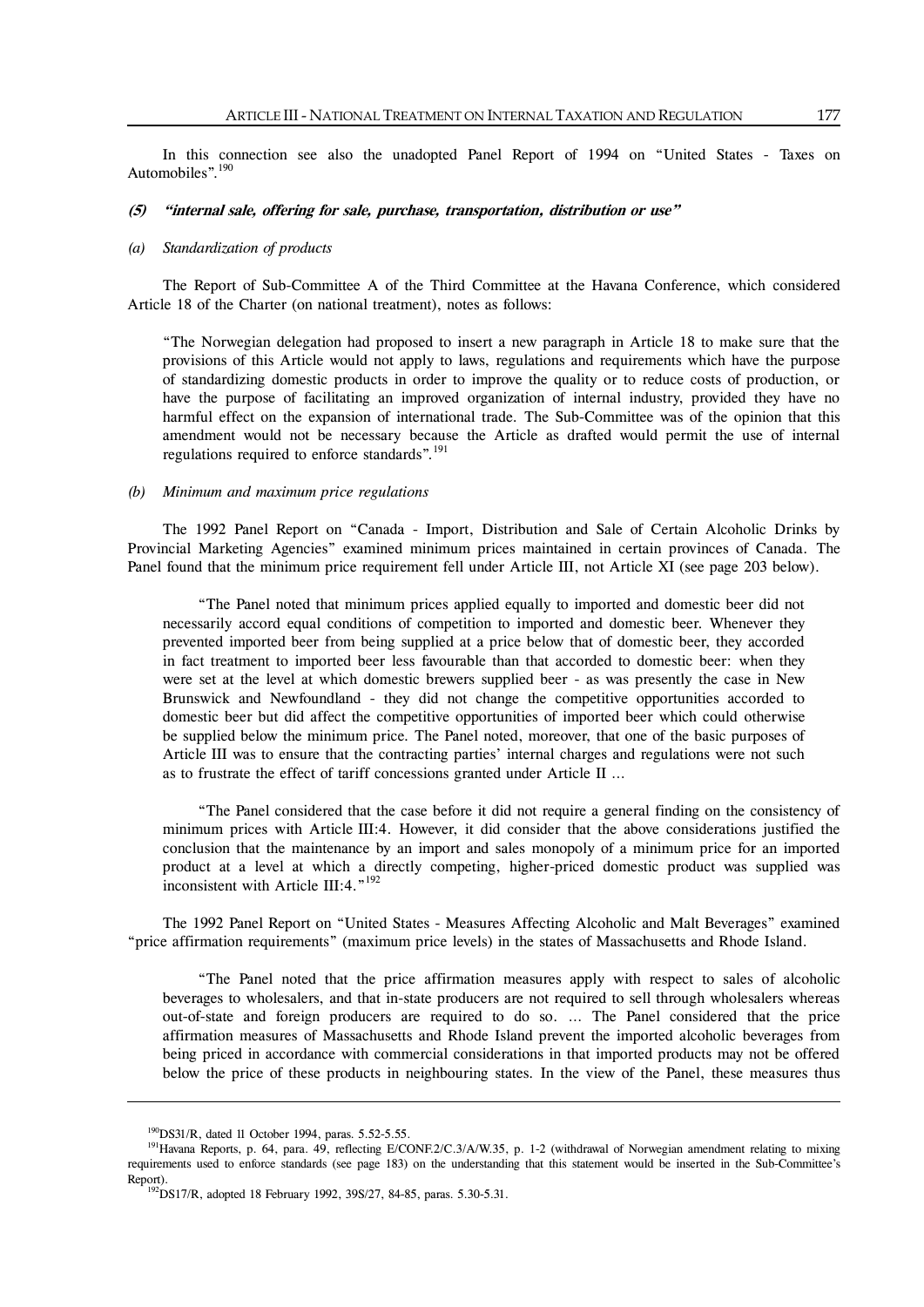In this connection see also the unadopted Panel Report of 1994 on "United States - Taxes on Automobiles".[190]

#### (5) *"internal sale, offering for sale, purchase, transportation, distribution or use"*

##### (a) *Standardization of products*

The Report of Sub-Committee A of the Third Committee at the Havana Conference, which considered Article 18 of the Charter (on national treatment), notes as follows:

> "The Norwegian delegation had proposed to insert a new paragraph in Article 18 to make sure that the provisions of this Article would not apply to laws, regulations and requirements which have the purpose of standardizing domestic products in order to improve the quality or to reduce costs of production, or have the purpose of facilitating an improved organization of internal industry, provided they have no harmful effect on the expansion of international trade. The Sub-Committee was of the opinion that this amendment would not be necessary because the Article as drafted would permit the use of internal regulations required to enforce standards".[191]

##### (b) *Minimum and maximum price regulations*

The 1992 Panel Report on "Canada - Import, Distribution and Sale of Certain Alcoholic Drinks by Provincial Marketing Agencies" examined minimum prices maintained in certain provinces of Canada. The Panel found that the minimum price requirement fell under Article III, not Article XI (see page 203 below).

> "The Panel noted that minimum prices applied equally to imported and domestic beer did not necessarily accord equal conditions of competition to imported and domestic beer. Whenever they prevented imported beer from being supplied at a price below that of domestic beer, they accorded in fact treatment to imported beer less favourable than that accorded to domestic beer: when they were set at the level at which domestic brewers supplied beer - as was presently the case in New Brunswick and Newfoundland - they did not change the competitive opportunities accorded to domestic beer but did affect the competitive opportunities of imported beer which could otherwise be supplied below the minimum price. The Panel noted, moreover, that one of the basic purposes of Article III was to ensure that the contracting parties' internal charges and regulations were not such as to frustrate the effect of tariff concessions granted under Article II ...
>
> "The Panel considered that the case before it did not require a general finding on the consistency of minimum prices with Article III:4. However, it did consider that the above considerations justified the conclusion that the maintenance by an import and sales monopoly of a minimum price for an imported product at a level at which a directly competing, higher-priced domestic product was supplied was inconsistent with Article III:4."[192]

The 1992 Panel Report on "United States - Measures Affecting Alcoholic and Malt Beverages" examined "price affirmation requirements" (maximum price levels) in the states of Massachusetts and Rhode Island.

> "The Panel noted that the price affirmation measures apply with respect to sales of alcoholic beverages to wholesalers, and that in-state producers are not required to sell through wholesalers whereas out-of-state and foreign producers are required to do so. ... The Panel considered that the price affirmation measures of Massachusetts and Rhode Island prevent the imported alcoholic beverages from being priced in accordance with commercial considerations in that imported products may not be offered below the price of these products in neighbouring states. In the view of the Panel, these measures thus

---

[190] DS31/R, dated 11 October 1994, paras. 5.52-5.55.

[191] Havana Reports, p. 64, para. 49, reflecting E/CONF.2/C.3/A/W.35, p. 1-2 (withdrawal of Norwegian amendment relating to mixing requirements used to enforce standards (see page 183) on the understanding that this statement would be inserted in the Sub-Committee's Report).

[192] DS17/R, adopted 18 February 1992, 39S/27, 84-85, paras. 5.30-5.31.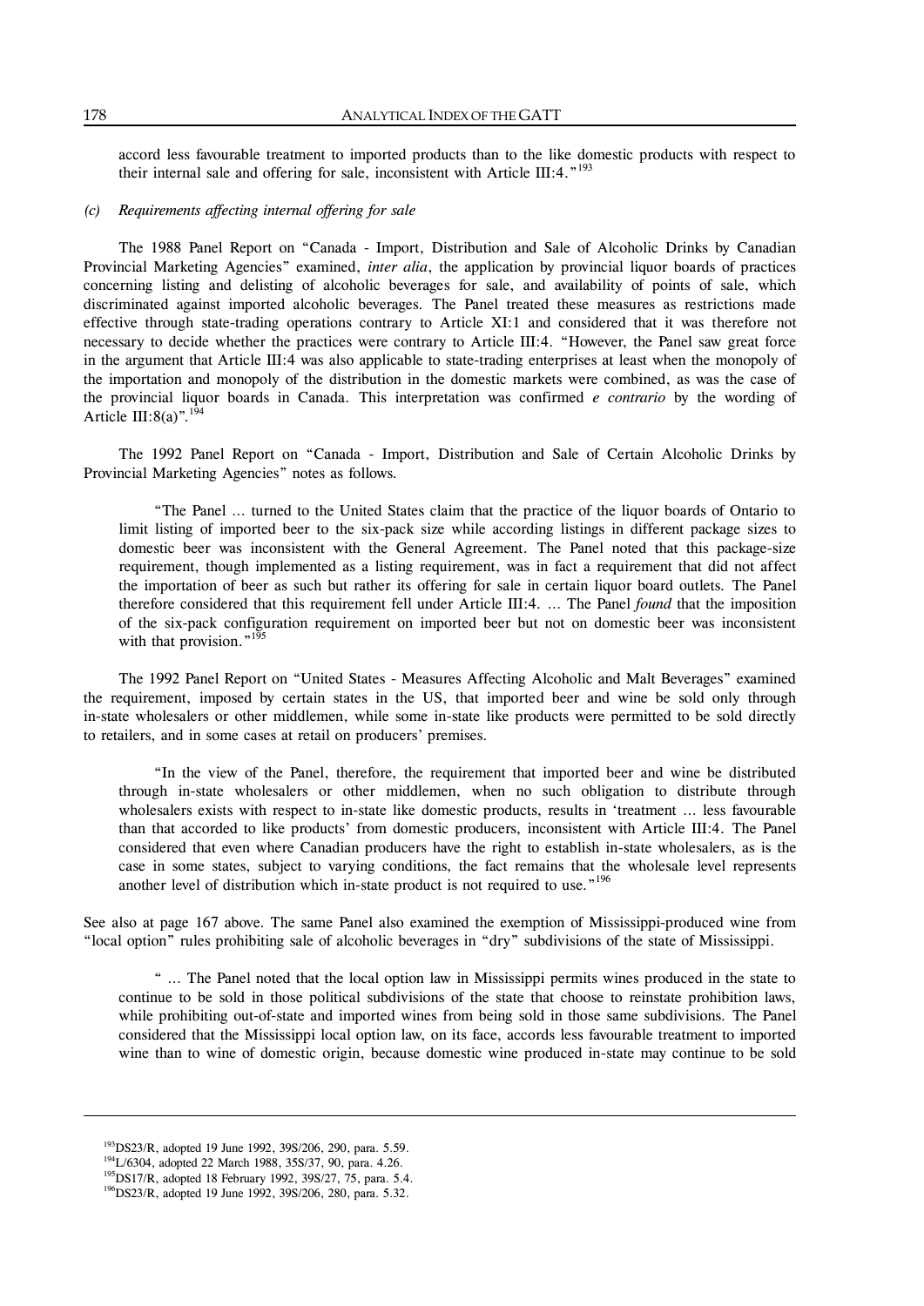accord less favourable treatment to imported products than to the like domestic products with respect to their internal sale and offering for sale, inconsistent with Article III:4."[193]

*(c) Requirements affecting internal offering for sale*

The 1988 Panel Report on "Canada - Import, Distribution and Sale of Alcoholic Drinks by Canadian Provincial Marketing Agencies" examined, *inter alia*, the application by provincial liquor boards of practices concerning listing and delisting of alcoholic beverages for sale, and availability of points of sale, which discriminated against imported alcoholic beverages. The Panel treated these measures as restrictions made effective through state-trading operations contrary to Article XI:1 and considered that it was therefore not necessary to decide whether the practices were contrary to Article III:4. "However, the Panel saw great force in the argument that Article III:4 was also applicable to state-trading enterprises at least when the monopoly of the importation and monopoly of the distribution in the domestic markets were combined, as was the case of the provincial liquor boards in Canada. This interpretation was confirmed *e contrario* by the wording of Article III:8(a)".[194]

The 1992 Panel Report on "Canada - Import, Distribution and Sale of Certain Alcoholic Drinks by Provincial Marketing Agencies" notes as follows.

> "The Panel … turned to the United States claim that the practice of the liquor boards of Ontario to limit listing of imported beer to the six-pack size while according listings in different package sizes to domestic beer was inconsistent with the General Agreement. The Panel noted that this package-size requirement, though implemented as a listing requirement, was in fact a requirement that did not affect the importation of beer as such but rather its offering for sale in certain liquor board outlets. The Panel therefore considered that this requirement fell under Article III:4. … The Panel *found* that the imposition of the six-pack configuration requirement on imported beer but not on domestic beer was inconsistent with that provision."[195]

The 1992 Panel Report on "United States - Measures Affecting Alcoholic and Malt Beverages" examined the requirement, imposed by certain states in the US, that imported beer and wine be sold only through in-state wholesalers or other middlemen, while some in-state like products were permitted to be sold directly to retailers, and in some cases at retail on producers' premises.

> "In the view of the Panel, therefore, the requirement that imported beer and wine be distributed through in-state wholesalers or other middlemen, when no such obligation to distribute through wholesalers exists with respect to in-state like domestic products, results in 'treatment … less favourable than that accorded to like products' from domestic producers, inconsistent with Article III:4. The Panel considered that even where Canadian producers have the right to establish in-state wholesalers, as is the case in some states, subject to varying conditions, the fact remains that the wholesale level represents another level of distribution which in-state product is not required to use."[196]

See also at page 167 above. The same Panel also examined the exemption of Mississippi-produced wine from "local option" rules prohibiting sale of alcoholic beverages in "dry" subdivisions of the state of Mississippi.

> " … The Panel noted that the local option law in Mississippi permits wines produced in the state to continue to be sold in those political subdivisions of the state that choose to reinstate prohibition laws, while prohibiting out-of-state and imported wines from being sold in those same subdivisions. The Panel considered that the Mississippi local option law, on its face, accords less favourable treatment to imported wine than to wine of domestic origin, because domestic wine produced in-state may continue to be sold

---

[193] DS23/R, adopted 19 June 1992, 39S/206, 290, para. 5.59.

[194] L/6304, adopted 22 March 1988, 35S/37, 90, para. 4.26.

[195] DS17/R, adopted 18 February 1992, 39S/27, 75, para. 5.4.

[196] DS23/R, adopted 19 June 1992, 39S/206, 280, para. 5.32.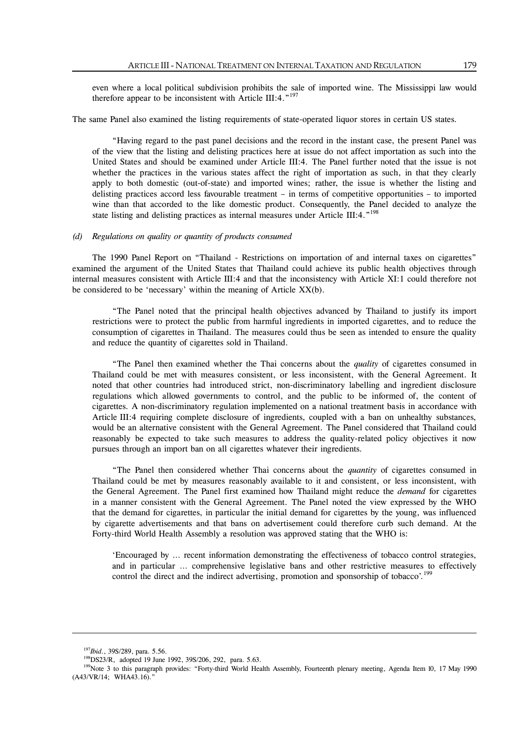even where a local political subdivision prohibits the sale of imported wine. The Mississippi law would therefore appear to be inconsistent with Article III:4."[197]

The same Panel also examined the listing requirements of state-operated liquor stores in certain US states.

"Having regard to the past panel decisions and the record in the instant case, the present Panel was of the view that the listing and delisting practices here at issue do not affect importation as such into the United States and should be examined under Article III:4. The Panel further noted that the issue is not whether the practices in the various states affect the right of importation as such, in that they clearly apply to both domestic (out-of-state) and imported wines; rather, the issue is whether the listing and delisting practices accord less favourable treatment – in terms of competitive opportunities – to imported wine than that accorded to the like domestic product. Consequently, the Panel decided to analyze the state listing and delisting practices as internal measures under Article III:4."[198]

*(d) Regulations on quality or quantity of products consumed*

The 1990 Panel Report on "Thailand - Restrictions on importation of and internal taxes on cigarettes" examined the argument of the United States that Thailand could achieve its public health objectives through internal measures consistent with Article III:4 and that the inconsistency with Article XI:1 could therefore not be considered to be 'necessary' within the meaning of Article XX(b).

"The Panel noted that the principal health objectives advanced by Thailand to justify its import restrictions were to protect the public from harmful ingredients in imported cigarettes, and to reduce the consumption of cigarettes in Thailand. The measures could thus be seen as intended to ensure the quality and reduce the quantity of cigarettes sold in Thailand.

"The Panel then examined whether the Thai concerns about the *quality* of cigarettes consumed in Thailand could be met with measures consistent, or less inconsistent, with the General Agreement. It noted that other countries had introduced strict, non-discriminatory labelling and ingredient disclosure regulations which allowed governments to control, and the public to be informed of, the content of cigarettes. A non-discriminatory regulation implemented on a national treatment basis in accordance with Article III:4 requiring complete disclosure of ingredients, coupled with a ban on unhealthy substances, would be an alternative consistent with the General Agreement. The Panel considered that Thailand could reasonably be expected to take such measures to address the quality-related policy objectives it now pursues through an import ban on all cigarettes whatever their ingredients.

"The Panel then considered whether Thai concerns about the *quantity* of cigarettes consumed in Thailand could be met by measures reasonably available to it and consistent, or less inconsistent, with the General Agreement. The Panel first examined how Thailand might reduce the *demand* for cigarettes in a manner consistent with the General Agreement. The Panel noted the view expressed by the WHO that the demand for cigarettes, in particular the initial demand for cigarettes by the young, was influenced by cigarette advertisements and that bans on advertisement could therefore curb such demand. At the Forty-third World Health Assembly a resolution was approved stating that the WHO is:

'Encouraged by ... recent information demonstrating the effectiveness of tobacco control strategies, and in particular ... comprehensive legislative bans and other restrictive measures to effectively control the direct and the indirect advertising, promotion and sponsorship of tobacco'.[199]

---

[197] *Ibid.*, 39S/289, para. 5.56.

[198] DS23/R, adopted 19 June 1992, 39S/206, 292, para. 5.63.

[199] Note 3 to this paragraph provides: "Forty-third World Health Assembly, Fourteenth plenary meeting, Agenda Item 10, 17 May 1990 (A43/VR/14; WHA43.16)."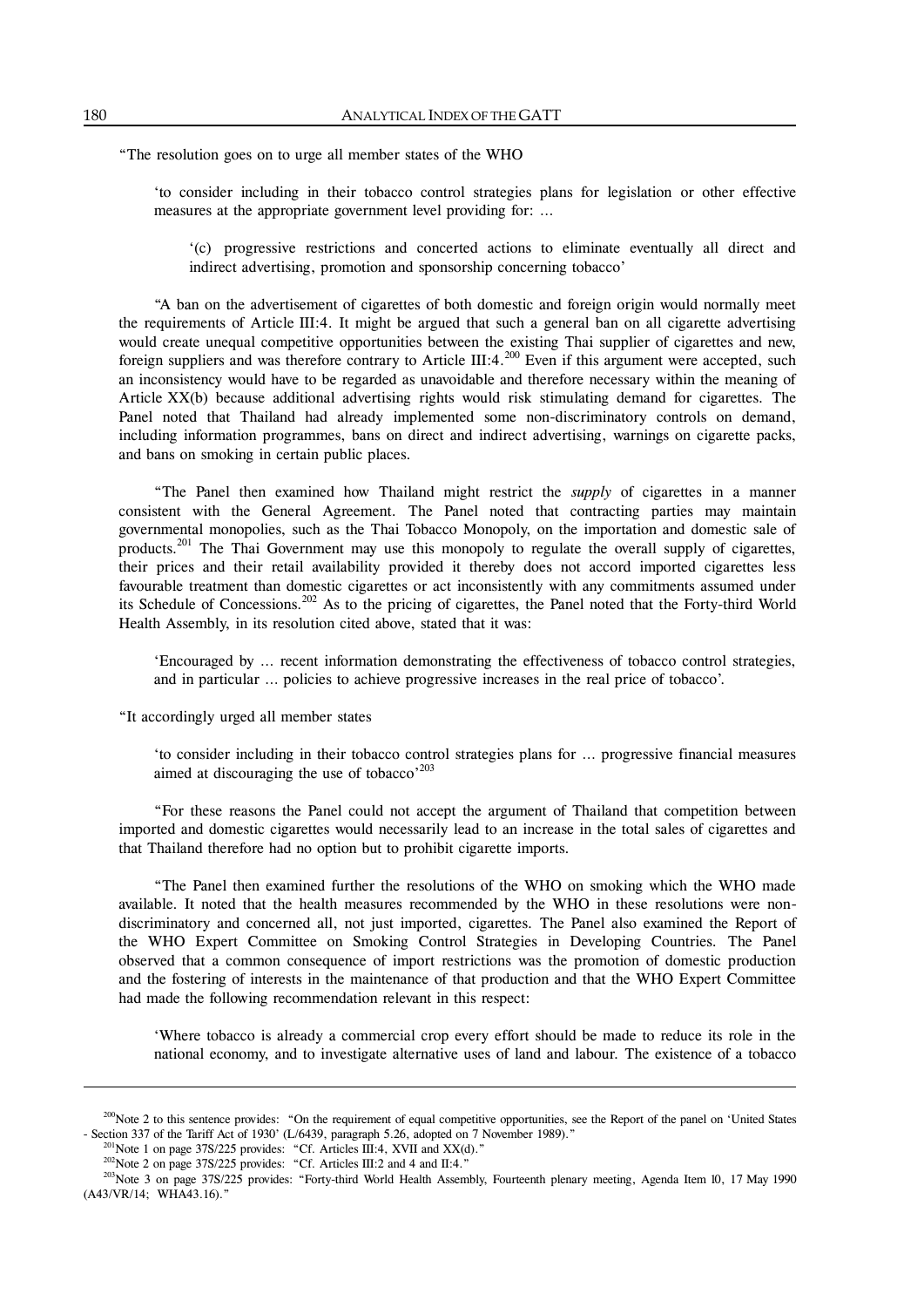"The resolution goes on to urge all member states of the WHO

> 'to consider including in their tobacco control strategies plans for legislation or other effective measures at the appropriate government level providing for: …
>
> > '(c) progressive restrictions and concerted actions to eliminate eventually all direct and indirect advertising, promotion and sponsorship concerning tobacco'

"A ban on the advertisement of cigarettes of both domestic and foreign origin would normally meet the requirements of Article III:4. It might be argued that such a general ban on all cigarette advertising would create unequal competitive opportunities between the existing Thai supplier of cigarettes and new, foreign suppliers and was therefore contrary to Article III:4.[200] Even if this argument were accepted, such an inconsistency would have to be regarded as unavoidable and therefore necessary within the meaning of Article XX(b) because additional advertising rights would risk stimulating demand for cigarettes. The Panel noted that Thailand had already implemented some non-discriminatory controls on demand, including information programmes, bans on direct and indirect advertising, warnings on cigarette packs, and bans on smoking in certain public places.

"The Panel then examined how Thailand might restrict the *supply* of cigarettes in a manner consistent with the General Agreement. The Panel noted that contracting parties may maintain governmental monopolies, such as the Thai Tobacco Monopoly, on the importation and domestic sale of products.[201] The Thai Government may use this monopoly to regulate the overall supply of cigarettes, their prices and their retail availability provided it thereby does not accord imported cigarettes less favourable treatment than domestic cigarettes or act inconsistently with any commitments assumed under its Schedule of Concessions.[202] As to the pricing of cigarettes, the Panel noted that the Forty-third World Health Assembly, in its resolution cited above, stated that it was:

> 'Encouraged by … recent information demonstrating the effectiveness of tobacco control strategies, and in particular … policies to achieve progressive increases in the real price of tobacco'.

"It accordingly urged all member states

> 'to consider including in their tobacco control strategies plans for … progressive financial measures aimed at discouraging the use of tobacco'[203]

"For these reasons the Panel could not accept the argument of Thailand that competition between imported and domestic cigarettes would necessarily lead to an increase in the total sales of cigarettes and that Thailand therefore had no option but to prohibit cigarette imports.

"The Panel then examined further the resolutions of the WHO on smoking which the WHO made available. It noted that the health measures recommended by the WHO in these resolutions were non-discriminatory and concerned all, not just imported, cigarettes. The Panel also examined the Report of the WHO Expert Committee on Smoking Control Strategies in Developing Countries. The Panel observed that a common consequence of import restrictions was the promotion of domestic production and the fostering of interests in the maintenance of that production and that the WHO Expert Committee had made the following recommendation relevant in this respect:

> 'Where tobacco is already a commercial crop every effort should be made to reduce its role in the national economy, and to investigate alternative uses of land and labour. The existence of a tobacco

---

[200] Note 2 to this sentence provides: "On the requirement of equal competitive opportunities, see the Report of the panel on 'United States - Section 337 of the Tariff Act of 1930' (L/6439, paragraph 5.26, adopted on 7 November 1989)."

[201] Note 1 on page 37S/225 provides: "Cf. Articles III:4, XVII and XX(d)."

[202] Note 2 on page 37S/225 provides: "Cf. Articles III:2 and 4 and II:4."

[203] Note 3 on page 37S/225 provides: "Forty-third World Health Assembly, Fourteenth plenary meeting, Agenda Item 10, 17 May 1990 (A43/VR/14; WHA43.16)."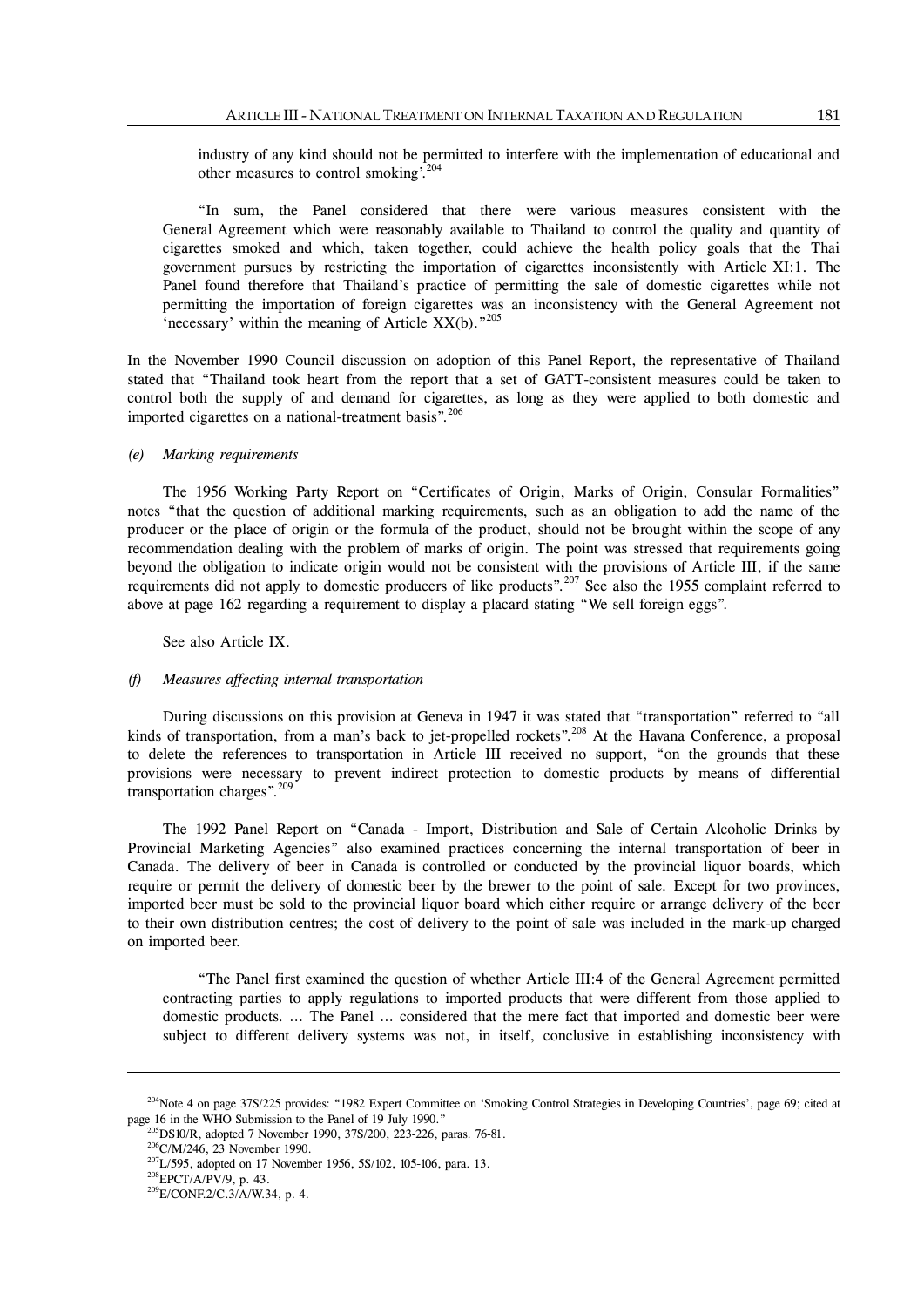industry of any kind should not be permitted to interfere with the implementation of educational and other measures to control smoking'.[204]

"In sum, the Panel considered that there were various measures consistent with the General Agreement which were reasonably available to Thailand to control the quality and quantity of cigarettes smoked and which, taken together, could achieve the health policy goals that the Thai government pursues by restricting the importation of cigarettes inconsistently with Article XI:1. The Panel found therefore that Thailand's practice of permitting the sale of domestic cigarettes while not permitting the importation of foreign cigarettes was an inconsistency with the General Agreement not 'necessary' within the meaning of Article XX(b)."[205]

In the November 1990 Council discussion on adoption of this Panel Report, the representative of Thailand stated that "Thailand took heart from the report that a set of GATT-consistent measures could be taken to control both the supply of and demand for cigarettes, as long as they were applied to both domestic and imported cigarettes on a national-treatment basis".[206]

*(e) Marking requirements*

The 1956 Working Party Report on "Certificates of Origin, Marks of Origin, Consular Formalities" notes "that the question of additional marking requirements, such as an obligation to add the name of the producer or the place of origin or the formula of the product, should not be brought within the scope of any recommendation dealing with the problem of marks of origin. The point was stressed that requirements going beyond the obligation to indicate origin would not be consistent with the provisions of Article III, if the same requirements did not apply to domestic producers of like products".[207] See also the 1955 complaint referred to above at page 162 regarding a requirement to display a placard stating "We sell foreign eggs".

See also Article IX.

*(f) Measures affecting internal transportation*

During discussions on this provision at Geneva in 1947 it was stated that "transportation" referred to "all kinds of transportation, from a man's back to jet-propelled rockets".[208] At the Havana Conference, a proposal to delete the references to transportation in Article III received no support, "on the grounds that these provisions were necessary to prevent indirect protection to domestic products by means of differential transportation charges".[209]

The 1992 Panel Report on "Canada - Import, Distribution and Sale of Certain Alcoholic Drinks by Provincial Marketing Agencies" also examined practices concerning the internal transportation of beer in Canada. The delivery of beer in Canada is controlled or conducted by the provincial liquor boards, which require or permit the delivery of domestic beer by the brewer to the point of sale. Except for two provinces, imported beer must be sold to the provincial liquor board which either require or arrange delivery of the beer to their own distribution centres; the cost of delivery to the point of sale was included in the mark-up charged on imported beer.

"The Panel first examined the question of whether Article III:4 of the General Agreement permitted contracting parties to apply regulations to imported products that were different from those applied to domestic products. ... The Panel ... considered that the mere fact that imported and domestic beer were subject to different delivery systems was not, in itself, conclusive in establishing inconsistency with

---

[204] Note 4 on page 37S/225 provides: "1982 Expert Committee on 'Smoking Control Strategies in Developing Countries', page 69; cited at page 16 in the WHO Submission to the Panel of 19 July 1990."

[205] DS10/R, adopted 7 November 1990, 37S/200, 223-226, paras. 76-81.

[206] C/M/246, 23 November 1990.

[207] L/595, adopted on 17 November 1956, 5S/102, 105-106, para. 13.

[208] EPCT/A/PV/9, p. 43.

[209] E/CONF.2/C.3/A/W.34, p. 4.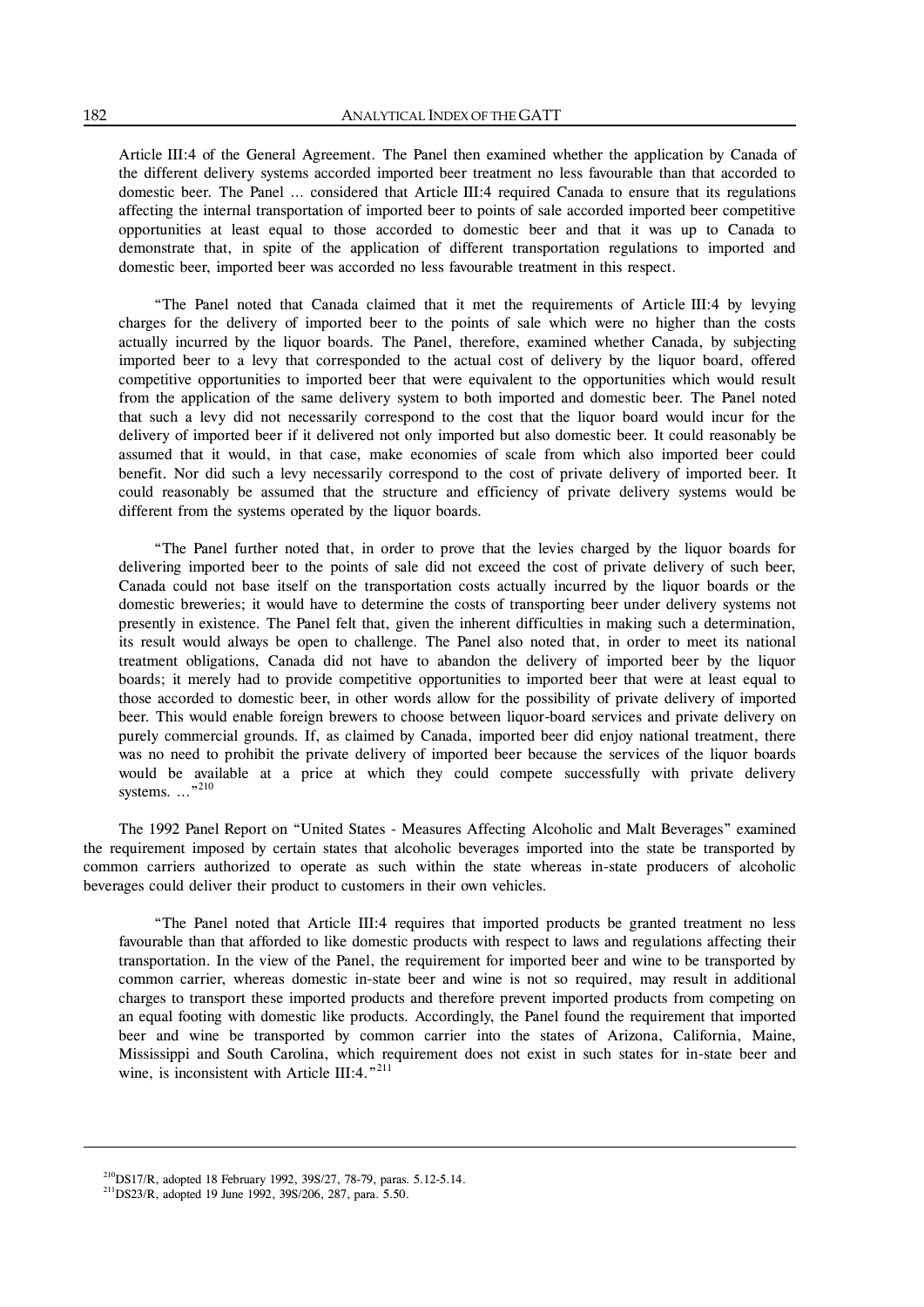Article III:4 of the General Agreement. The Panel then examined whether the application by Canada of the different delivery systems accorded imported beer treatment no less favourable than that accorded to domestic beer. The Panel ... considered that Article III:4 required Canada to ensure that its regulations affecting the internal transportation of imported beer to points of sale accorded imported beer competitive opportunities at least equal to those accorded to domestic beer and that it was up to Canada to demonstrate that, in spite of the application of different transportation regulations to imported and domestic beer, imported beer was accorded no less favourable treatment in this respect.

"The Panel noted that Canada claimed that it met the requirements of Article III:4 by levying charges for the delivery of imported beer to the points of sale which were no higher than the costs actually incurred by the liquor boards. The Panel, therefore, examined whether Canada, by subjecting imported beer to a levy that corresponded to the actual cost of delivery by the liquor board, offered competitive opportunities to imported beer that were equivalent to the opportunities which would result from the application of the same delivery system to both imported and domestic beer. The Panel noted that such a levy did not necessarily correspond to the cost that the liquor board would incur for the delivery of imported beer if it delivered not only imported but also domestic beer. It could reasonably be assumed that it would, in that case, make economies of scale from which also imported beer could benefit. Nor did such a levy necessarily correspond to the cost of private delivery of imported beer. It could reasonably be assumed that the structure and efficiency of private delivery systems would be different from the systems operated by the liquor boards.

"The Panel further noted that, in order to prove that the levies charged by the liquor boards for delivering imported beer to the points of sale did not exceed the cost of private delivery of such beer, Canada could not base itself on the transportation costs actually incurred by the liquor boards or the domestic breweries; it would have to determine the costs of transporting beer under delivery systems not presently in existence. The Panel felt that, given the inherent difficulties in making such a determination, its result would always be open to challenge. The Panel also noted that, in order to meet its national treatment obligations, Canada did not have to abandon the delivery of imported beer by the liquor boards; it merely had to provide competitive opportunities to imported beer that were at least equal to those accorded to domestic beer, in other words allow for the possibility of private delivery of imported beer. This would enable foreign brewers to choose between liquor-board services and private delivery on purely commercial grounds. If, as claimed by Canada, imported beer did enjoy national treatment, there was no need to prohibit the private delivery of imported beer because the services of the liquor boards would be available at a price at which they could compete successfully with private delivery systems. ..."[210]

The 1992 Panel Report on "United States - Measures Affecting Alcoholic and Malt Beverages" examined the requirement imposed by certain states that alcoholic beverages imported into the state be transported by common carriers authorized to operate as such within the state whereas in-state producers of alcoholic beverages could deliver their product to customers in their own vehicles.

"The Panel noted that Article III:4 requires that imported products be granted treatment no less favourable than that afforded to like domestic products with respect to laws and regulations affecting their transportation. In the view of the Panel, the requirement for imported beer and wine to be transported by common carrier, whereas domestic in-state beer and wine is not so required, may result in additional charges to transport these imported products and therefore prevent imported products from competing on an equal footing with domestic like products. Accordingly, the Panel found the requirement that imported beer and wine be transported by common carrier into the states of Arizona, California, Maine, Mississippi and South Carolina, which requirement does not exist in such states for in-state beer and wine, is inconsistent with Article III:4."[211]

---

[210] DS17/R, adopted 18 February 1992, 39S/27, 78-79, paras. 5.12-5.14.

[211] DS23/R, adopted 19 June 1992, 39S/206, 287, para. 5.50.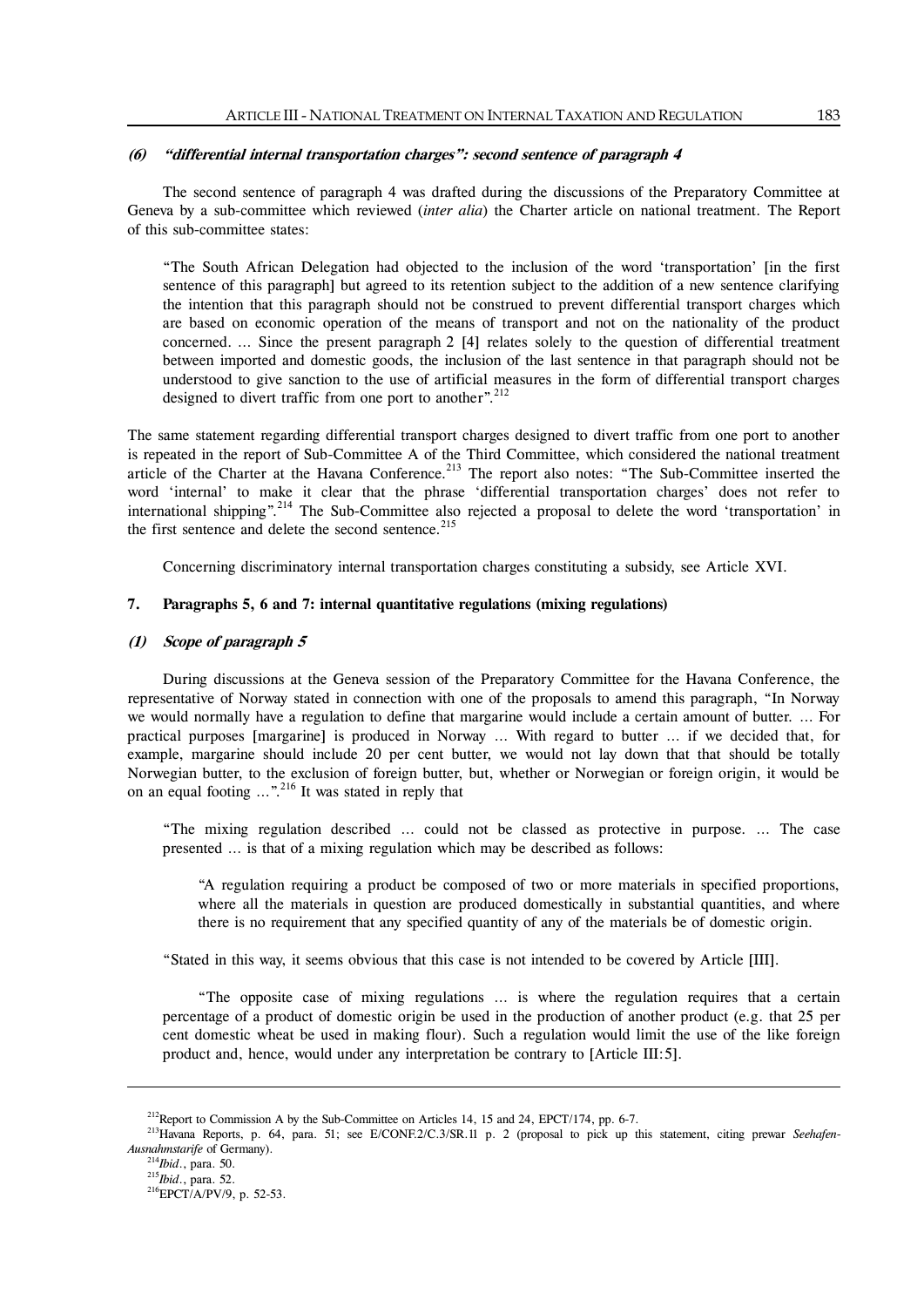#### (6) *"differential internal transportation charges": second sentence of paragraph 4*

The second sentence of paragraph 4 was drafted during the discussions of the Preparatory Committee at Geneva by a sub-committee which reviewed (*inter alia*) the Charter article on national treatment. The Report of this sub-committee states:

> "The South African Delegation had objected to the inclusion of the word 'transportation' [in the first sentence of this paragraph] but agreed to its retention subject to the addition of a new sentence clarifying the intention that this paragraph should not be construed to prevent differential transport charges which are based on economic operation of the means of transport and not on the nationality of the product concerned. ... Since the present paragraph 2 [4] relates solely to the question of differential treatment between imported and domestic goods, the inclusion of the last sentence in that paragraph should not be understood to give sanction to the use of artificial measures in the form of differential transport charges designed to divert traffic from one port to another".[212]

The same statement regarding differential transport charges designed to divert traffic from one port to another is repeated in the report of Sub-Committee A of the Third Committee, which considered the national treatment article of the Charter at the Havana Conference.[213] The report also notes: "The Sub-Committee inserted the word 'internal' to make it clear that the phrase 'differential transportation charges' does not refer to international shipping".[214] The Sub-Committee also rejected a proposal to delete the word 'transportation' in the first sentence and delete the second sentence.[215]

Concerning discriminatory internal transportation charges constituting a subsidy, see Article XVI.

### 7. Paragraphs 5, 6 and 7: internal quantitative regulations (mixing regulations)

#### (1) *Scope of paragraph 5*

During discussions at the Geneva session of the Preparatory Committee for the Havana Conference, the representative of Norway stated in connection with one of the proposals to amend this paragraph, "In Norway we would normally have a regulation to define that margarine would include a certain amount of butter. ... For practical purposes [margarine] is produced in Norway ... With regard to butter ... if we decided that, for example, margarine should include 20 per cent butter, we would not lay down that that should be totally Norwegian butter, to the exclusion of foreign butter, but, whether or Norwegian or foreign origin, it would be on an equal footing ...".[216] It was stated in reply that

> "The mixing regulation described ... could not be classed as protective in purpose. ... The case presented ... is that of a mixing regulation which may be described as follows:
>
> > "A regulation requiring a product be composed of two or more materials in specified proportions, where all the materials in question are produced domestically in substantial quantities, and where there is no requirement that any specified quantity of any of the materials be of domestic origin.
>
> "Stated in this way, it seems obvious that this case is not intended to be covered by Article [III].
>
> "The opposite case of mixing regulations ... is where the regulation requires that a certain percentage of a product of domestic origin be used in the production of another product (e.g. that 25 per cent domestic wheat be used in making flour). Such a regulation would limit the use of the like foreign product and, hence, would under any interpretation be contrary to [Article III:5].

---

[212] Report to Commission A by the Sub-Committee on Articles 14, 15 and 24, EPCT/174, pp. 6-7.

[213] Havana Reports, p. 64, para. 51; see E/CONF.2/C.3/SR.11 p. 2 (proposal to pick up this statement, citing prewar *Seehafen-Ausnahmstarife* of Germany).

[214] *Ibid*., para. 50.

[215] *Ibid*., para. 52.

[216] EPCT/A/PV/9, p. 52-53.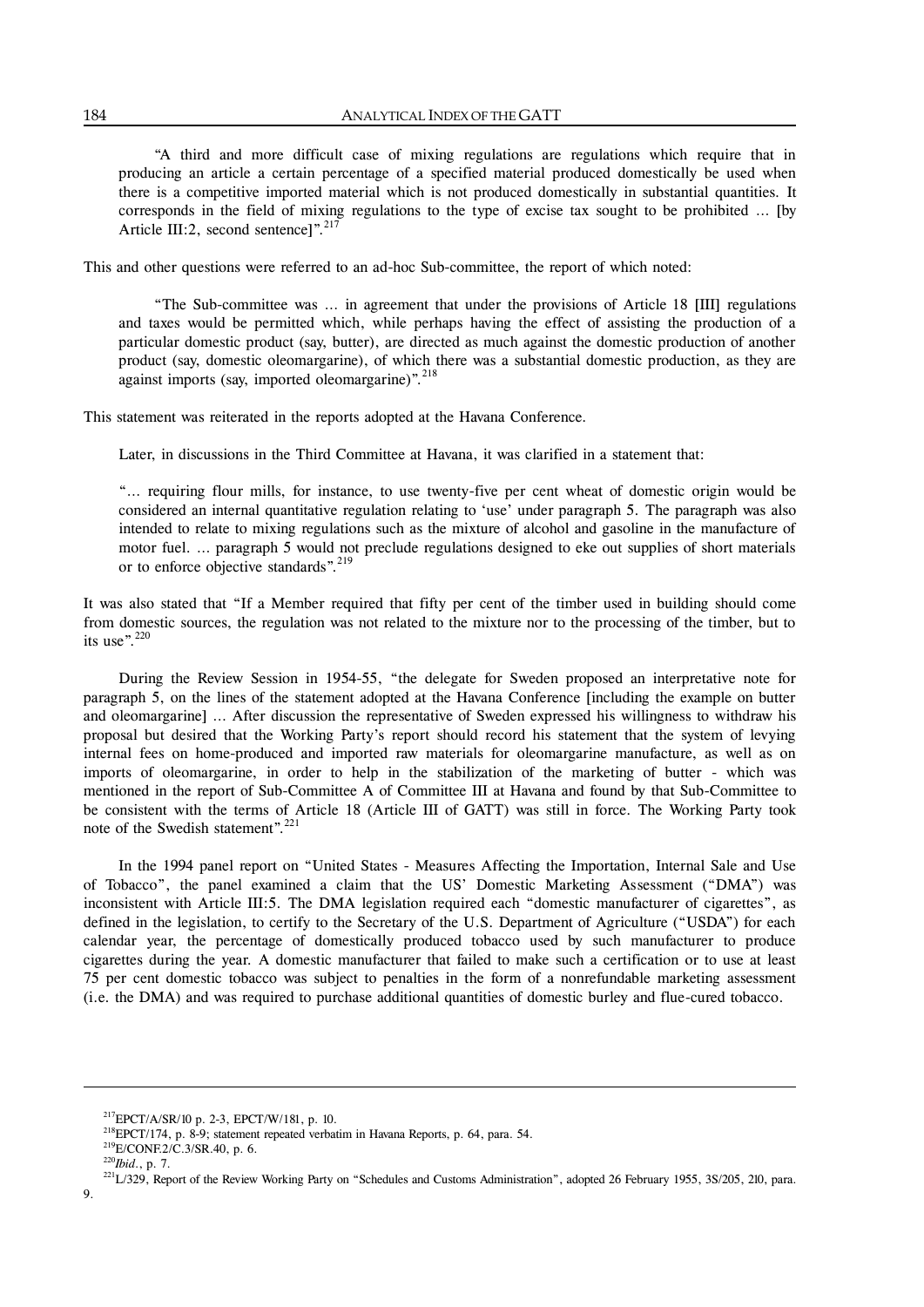"A third and more difficult case of mixing regulations are regulations which require that in producing an article a certain percentage of a specified material produced domestically be used when there is a competitive imported material which is not produced domestically in substantial quantities. It corresponds in the field of mixing regulations to the type of excise tax sought to be prohibited … [by Article III:2, second sentence]".[217]

This and other questions were referred to an ad-hoc Sub-committee, the report of which noted:

> "The Sub-committee was … in agreement that under the provisions of Article 18 [III] regulations and taxes would be permitted which, while perhaps having the effect of assisting the production of a particular domestic product (say, butter), are directed as much against the domestic production of another product (say, domestic oleomargarine), of which there was a substantial domestic production, as they are against imports (say, imported oleomargarine)".[218]

This statement was reiterated in the reports adopted at the Havana Conference.

Later, in discussions in the Third Committee at Havana, it was clarified in a statement that:

> "… requiring flour mills, for instance, to use twenty-five per cent wheat of domestic origin would be considered an internal quantitative regulation relating to 'use' under paragraph 5. The paragraph was also intended to relate to mixing regulations such as the mixture of alcohol and gasoline in the manufacture of motor fuel. … paragraph 5 would not preclude regulations designed to eke out supplies of short materials or to enforce objective standards".[219]

It was also stated that "If a Member required that fifty per cent of the timber used in building should come from domestic sources, the regulation was not related to the mixture nor to the processing of the timber, but to its use".[220]

During the Review Session in 1954-55, "the delegate for Sweden proposed an interpretative note for paragraph 5, on the lines of the statement adopted at the Havana Conference [including the example on butter and oleomargarine] … After discussion the representative of Sweden expressed his willingness to withdraw his proposal but desired that the Working Party's report should record his statement that the system of levying internal fees on home-produced and imported raw materials for oleomargarine manufacture, as well as on imports of oleomargarine, in order to help in the stabilization of the marketing of butter - which was mentioned in the report of Sub-Committee A of Committee III at Havana and found by that Sub-Committee to be consistent with the terms of Article 18 (Article III of GATT) was still in force. The Working Party took note of the Swedish statement".[221]

In the 1994 panel report on "United States - Measures Affecting the Importation, Internal Sale and Use of Tobacco", the panel examined a claim that the US' Domestic Marketing Assessment ("DMA") was inconsistent with Article III:5. The DMA legislation required each "domestic manufacturer of cigarettes", as defined in the legislation, to certify to the Secretary of the U.S. Department of Agriculture ("USDA") for each calendar year, the percentage of domestically produced tobacco used by such manufacturer to produce cigarettes during the year. A domestic manufacturer that failed to make such a certification or to use at least 75 per cent domestic tobacco was subject to penalties in the form of a nonrefundable marketing assessment (i.e. the DMA) and was required to purchase additional quantities of domestic burley and flue-cured tobacco.

---

[217] EPCT/A/SR/10 p. 2-3, EPCT/W/181, p. 10.

[218] EPCT/174, p. 8-9; statement repeated verbatim in Havana Reports, p. 64, para. 54.

[219] E/CONF.2/C.3/SR.40, p. 6.

[220] *Ibid.*, p. 7.

[221] L/329, Report of the Review Working Party on "Schedules and Customs Administration", adopted 26 February 1955, 3S/205, 210, para. 9.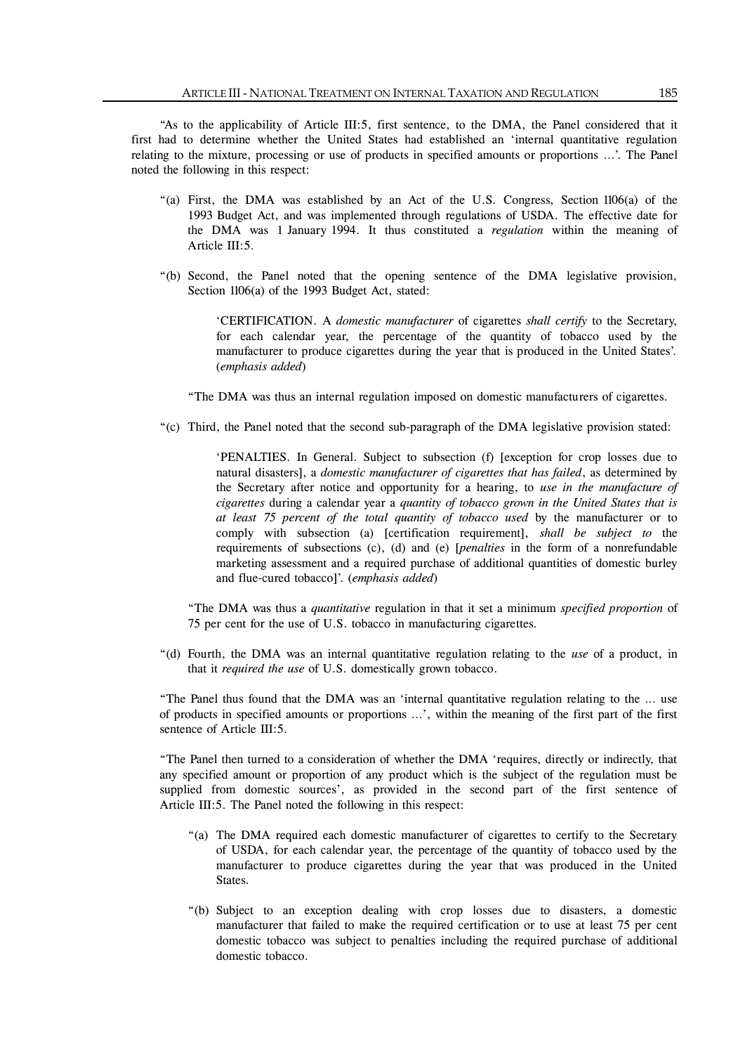"As to the applicability of Article III:5, first sentence, to the DMA, the Panel considered that it first had to determine whether the United States had established an 'internal quantitative regulation relating to the mixture, processing or use of products in specified amounts or proportions ...'. The Panel noted the following in this respect:

"(a) First, the DMA was established by an Act of the U.S. Congress, Section 1106(a) of the 1993 Budget Act, and was implemented through regulations of USDA. The effective date for the DMA was 1 January 1994. It thus constituted a *regulation* within the meaning of Article III:5.

"(b) Second, the Panel noted that the opening sentence of the DMA legislative provision, Section 1106(a) of the 1993 Budget Act, stated:

> 'CERTIFICATION. A *domestic manufacturer* of cigarettes *shall certify* to the Secretary, for each calendar year, the percentage of the quantity of tobacco used by the manufacturer to produce cigarettes during the year that is produced in the United States'. (*emphasis added*)

"The DMA was thus an internal regulation imposed on domestic manufacturers of cigarettes.

"(c) Third, the Panel noted that the second sub-paragraph of the DMA legislative provision stated:

> 'PENALTIES. In General. Subject to subsection (f) [exception for crop losses due to natural disasters], a *domestic manufacturer of cigarettes that has failed*, as determined by the Secretary after notice and opportunity for a hearing, to *use in the manufacture of cigarettes* during a calendar year a *quantity of tobacco grown in the United States that is at least 75 percent of the total quantity of tobacco used* by the manufacturer or to comply with subsection (a) [certification requirement], *shall be subject to* the requirements of subsections (c), (d) and (e) [*penalties* in the form of a nonrefundable marketing assessment and a required purchase of additional quantities of domestic burley and flue-cured tobacco]'. (*emphasis added*)

"The DMA was thus a *quantitative* regulation in that it set a minimum *specified proportion* of 75 per cent for the use of U.S. tobacco in manufacturing cigarettes.

"(d) Fourth, the DMA was an internal quantitative regulation relating to the *use* of a product, in that it *required the use* of U.S. domestically grown tobacco.

"The Panel thus found that the DMA was an 'internal quantitative regulation relating to the ... use of products in specified amounts or proportions ...', within the meaning of the first part of the first sentence of Article III:5.

"The Panel then turned to a consideration of whether the DMA 'requires, directly or indirectly, that any specified amount or proportion of any product which is the subject of the regulation must be supplied from domestic sources', as provided in the second part of the first sentence of Article III:5. The Panel noted the following in this respect:

"(a) The DMA required each domestic manufacturer of cigarettes to certify to the Secretary of USDA, for each calendar year, the percentage of the quantity of tobacco used by the manufacturer to produce cigarettes during the year that was produced in the United States.

"(b) Subject to an exception dealing with crop losses due to disasters, a domestic manufacturer that failed to make the required certification or to use at least 75 per cent domestic tobacco was subject to penalties including the required purchase of additional domestic tobacco.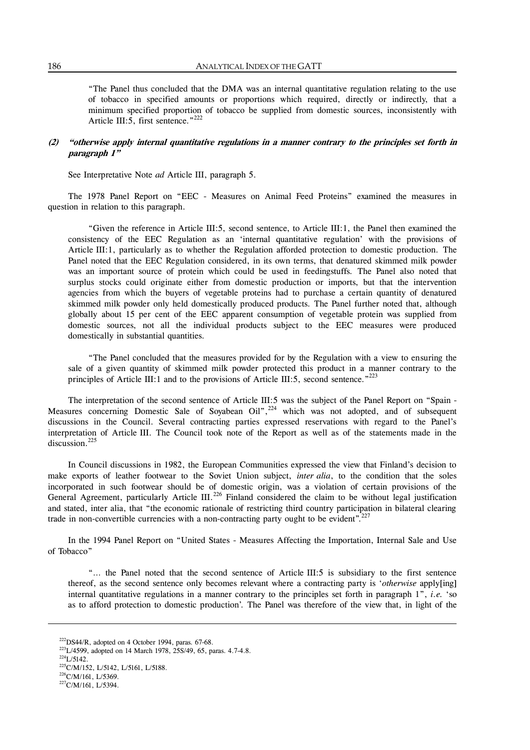"The Panel thus concluded that the DMA was an internal quantitative regulation relating to the use of tobacco in specified amounts or proportions which required, directly or indirectly, that a minimum specified proportion of tobacco be supplied from domestic sources, inconsistently with Article III:5, first sentence."[222]

#### (2) *"otherwise apply internal quantitative regulations in a manner contrary to the principles set forth in paragraph 1"*

See Interpretative Note *ad* Article III, paragraph 5.

The 1978 Panel Report on "EEC - Measures on Animal Feed Proteins" examined the measures in question in relation to this paragraph.

"Given the reference in Article III:5, second sentence, to Article III:1, the Panel then examined the consistency of the EEC Regulation as an 'internal quantitative regulation' with the provisions of Article III:1, particularly as to whether the Regulation afforded protection to domestic production. The Panel noted that the EEC Regulation considered, in its own terms, that denatured skimmed milk powder was an important source of protein which could be used in feedingstuffs. The Panel also noted that surplus stocks could originate either from domestic production or imports, but that the intervention agencies from which the buyers of vegetable proteins had to purchase a certain quantity of denatured skimmed milk powder only held domestically produced products. The Panel further noted that, although globally about 15 per cent of the EEC apparent consumption of vegetable protein was supplied from domestic sources, not all the individual products subject to the EEC measures were produced domestically in substantial quantities.

"The Panel concluded that the measures provided for by the Regulation with a view to ensuring the sale of a given quantity of skimmed milk powder protected this product in a manner contrary to the principles of Article III:1 and to the provisions of Article III:5, second sentence."[223]

The interpretation of the second sentence of Article III:5 was the subject of the Panel Report on "Spain - Measures concerning Domestic Sale of Soyabean Oil",[224] which was not adopted, and of subsequent discussions in the Council. Several contracting parties expressed reservations with regard to the Panel's interpretation of Article III. The Council took note of the Report as well as of the statements made in the discussion.[225]

In Council discussions in 1982, the European Communities expressed the view that Finland's decision to make exports of leather footwear to the Soviet Union subject, *inter alia*, to the condition that the soles incorporated in such footwear should be of domestic origin, was a violation of certain provisions of the General Agreement, particularly Article III.[226] Finland considered the claim to be without legal justification and stated, inter alia, that "the economic rationale of restricting third country participation in bilateral clearing trade in non-convertible currencies with a non-contracting party ought to be evident".[227]

In the 1994 Panel Report on "United States - Measures Affecting the Importation, Internal Sale and Use of Tobacco"

"... the Panel noted that the second sentence of Article III:5 is subsidiary to the first sentence thereof, as the second sentence only becomes relevant where a contracting party is '*otherwise* apply[ing] internal quantitative regulations in a manner contrary to the principles set forth in paragraph 1", *i.e.* 'so as to afford protection to domestic production'. The Panel was therefore of the view that, in light of the

---

[222] DS44/R, adopted on 4 October 1994, paras. 67-68.

[223] L/4599, adopted on 14 March 1978, 25S/49, 65, paras. 4.7-4.8.

[224] L/5142.

[225] C/M/152, L/5142, L/5161, L/5188.

[226] C/M/161, L/5369.

[227] C/M/161, L/5394.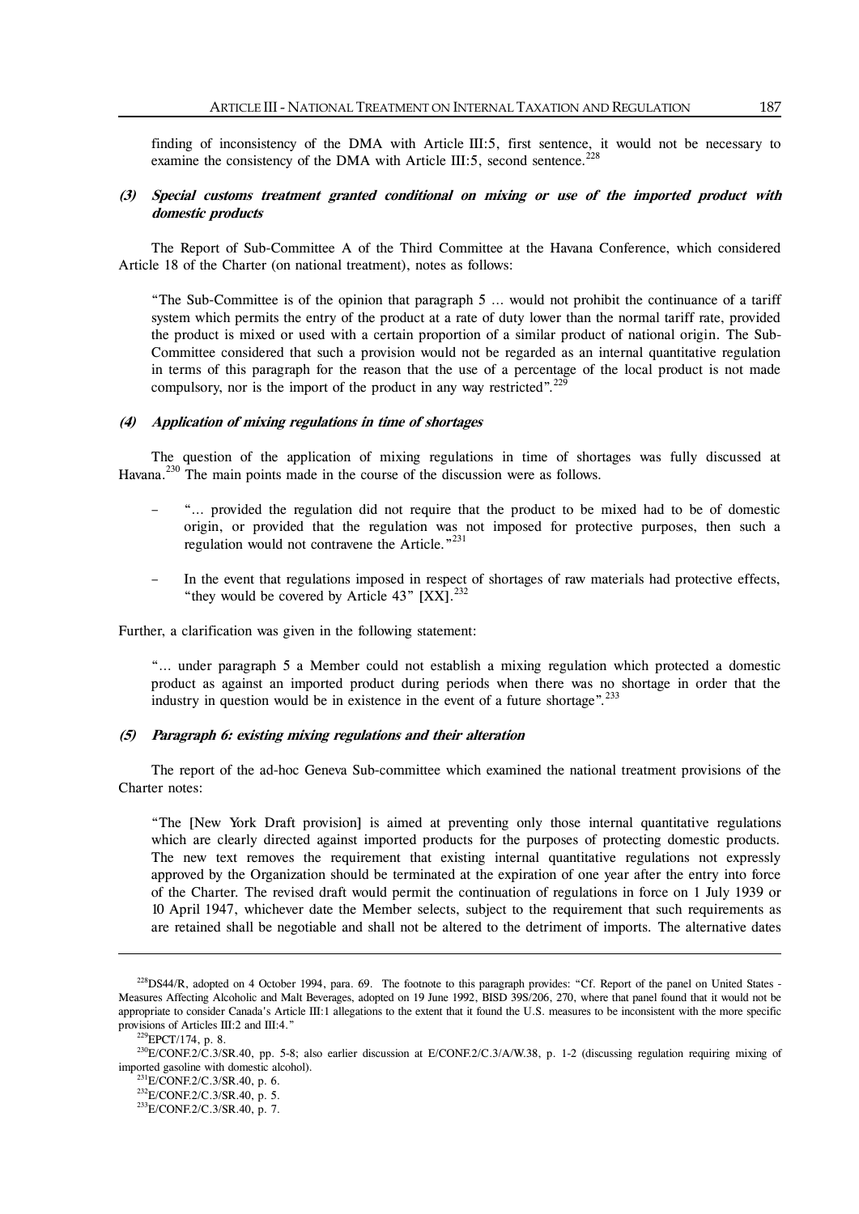finding of inconsistency of the DMA with Article III:5, first sentence, it would not be necessary to examine the consistency of the DMA with Article III:5, second sentence.[228]

#### (3) *Special customs treatment granted conditional on mixing or use of the imported product with domestic products*

The Report of Sub-Committee A of the Third Committee at the Havana Conference, which considered Article 18 of the Charter (on national treatment), notes as follows:

> "The Sub-Committee is of the opinion that paragraph 5 … would not prohibit the continuance of a tariff system which permits the entry of the product at a rate of duty lower than the normal tariff rate, provided the product is mixed or used with a certain proportion of a similar product of national origin. The Sub-Committee considered that such a provision would not be regarded as an internal quantitative regulation in terms of this paragraph for the reason that the use of a percentage of the local product is not made compulsory, nor is the import of the product in any way restricted".[229]

#### (4) *Application of mixing regulations in time of shortages*

The question of the application of mixing regulations in time of shortages was fully discussed at Havana.[230] The main points made in the course of the discussion were as follows.

- "… provided the regulation did not require that the product to be mixed had to be of domestic origin, or provided that the regulation was not imposed for protective purposes, then such a regulation would not contravene the Article."[231]

- In the event that regulations imposed in respect of shortages of raw materials had protective effects, "they would be covered by Article 43" [XX].[232]

Further, a clarification was given in the following statement:

> "… under paragraph 5 a Member could not establish a mixing regulation which protected a domestic product as against an imported product during periods when there was no shortage in order that the industry in question would be in existence in the event of a future shortage".[233]

#### (5) *Paragraph 6: existing mixing regulations and their alteration*

The report of the ad-hoc Geneva Sub-committee which examined the national treatment provisions of the Charter notes:

> "The [New York Draft provision] is aimed at preventing only those internal quantitative regulations which are clearly directed against imported products for the purposes of protecting domestic products. The new text removes the requirement that existing internal quantitative regulations not expressly approved by the Organization should be terminated at the expiration of one year after the entry into force of the Charter. The revised draft would permit the continuation of regulations in force on 1 July 1939 or 10 April 1947, whichever date the Member selects, subject to the requirement that such requirements as are retained shall be negotiable and shall not be altered to the detriment of imports. The alternative dates

---

[228] DS44/R, adopted on 4 October 1994, para. 69. The footnote to this paragraph provides: "Cf. Report of the panel on United States - Measures Affecting Alcoholic and Malt Beverages, adopted on 19 June 1992, BISD 39S/206, 270, where that panel found that it would not be appropriate to consider Canada's Article III:1 allegations to the extent that it found the U.S. measures to be inconsistent with the more specific provisions of Articles III:2 and III:4."

[229] EPCT/174, p. 8.

[230] E/CONF.2/C.3/SR.40, pp. 5-8; also earlier discussion at E/CONF.2/C.3/A/W.38, p. 1-2 (discussing regulation requiring mixing of imported gasoline with domestic alcohol).

[231] E/CONF.2/C.3/SR.40, p. 6.

[232] E/CONF.2/C.3/SR.40, p. 5.

[233] E/CONF.2/C.3/SR.40, p. 7.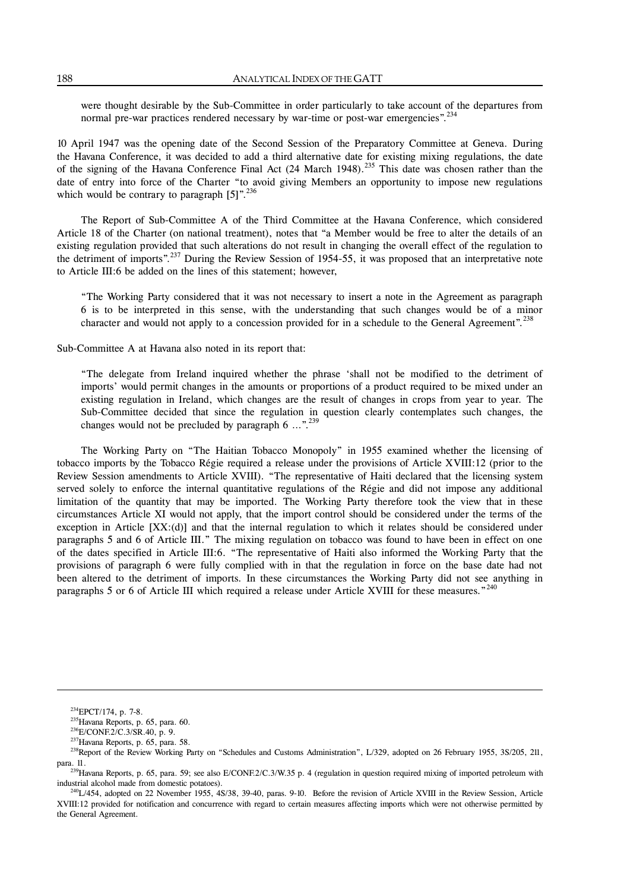were thought desirable by the Sub-Committee in order particularly to take account of the departures from normal pre-war practices rendered necessary by war-time or post-war emergencies".[234]

10 April 1947 was the opening date of the Second Session of the Preparatory Committee at Geneva. During the Havana Conference, it was decided to add a third alternative date for existing mixing regulations, the date of the signing of the Havana Conference Final Act (24 March 1948).[235] This date was chosen rather than the date of entry into force of the Charter "to avoid giving Members an opportunity to impose new regulations which would be contrary to paragraph [5]".[236]

The Report of Sub-Committee A of the Third Committee at the Havana Conference, which considered Article 18 of the Charter (on national treatment), notes that "a Member would be free to alter the details of an existing regulation provided that such alterations do not result in changing the overall effect of the regulation to the detriment of imports".[237] During the Review Session of 1954-55, it was proposed that an interpretative note to Article III:6 be added on the lines of this statement; however,

> "The Working Party considered that it was not necessary to insert a note in the Agreement as paragraph 6 is to be interpreted in this sense, with the understanding that such changes would be of a minor character and would not apply to a concession provided for in a schedule to the General Agreement".[238]

Sub-Committee A at Havana also noted in its report that:

> "The delegate from Ireland inquired whether the phrase 'shall not be modified to the detriment of imports' would permit changes in the amounts or proportions of a product required to be mixed under an existing regulation in Ireland, which changes are the result of changes in crops from year to year. The Sub-Committee decided that since the regulation in question clearly contemplates such changes, the changes would not be precluded by paragraph 6 …".[239]

The Working Party on "The Haitian Tobacco Monopoly" in 1955 examined whether the licensing of tobacco imports by the Tobacco Régie required a release under the provisions of Article XVIII:12 (prior to the Review Session amendments to Article XVIII). "The representative of Haiti declared that the licensing system served solely to enforce the internal quantitative regulations of the Régie and did not impose any additional limitation of the quantity that may be imported. The Working Party therefore took the view that in these circumstances Article XI would not apply, that the import control should be considered under the terms of the exception in Article [XX:(d)] and that the internal regulation to which it relates should be considered under paragraphs 5 and 6 of Article III." The mixing regulation on tobacco was found to have been in effect on one of the dates specified in Article III:6. "The representative of Haiti also informed the Working Party that the provisions of paragraph 6 were fully complied with in that the regulation in force on the base date had not been altered to the detriment of imports. In these circumstances the Working Party did not see anything in paragraphs 5 or 6 of Article III which required a release under Article XVIII for these measures."[240]

---

[234] EPCT/174, p. 7-8.

[235] Havana Reports, p. 65, para. 60.

[236] E/CONF.2/C.3/SR.40, p. 9.

[237] Havana Reports, p. 65, para. 58.

[238] Report of the Review Working Party on "Schedules and Customs Administration", L/329, adopted on 26 February 1955, 3S/205, 211, para. 11.

[239] Havana Reports, p. 65, para. 59; see also E/CONF.2/C.3/W.35 p. 4 (regulation in question required mixing of imported petroleum with industrial alcohol made from domestic potatoes).

[240] L/454, adopted on 22 November 1955, 4S/38, 39-40, paras. 9-10. Before the revision of Article XVIII in the Review Session, Article XVIII:12 provided for notification and concurrence with regard to certain measures affecting imports which were not otherwise permitted by the General Agreement.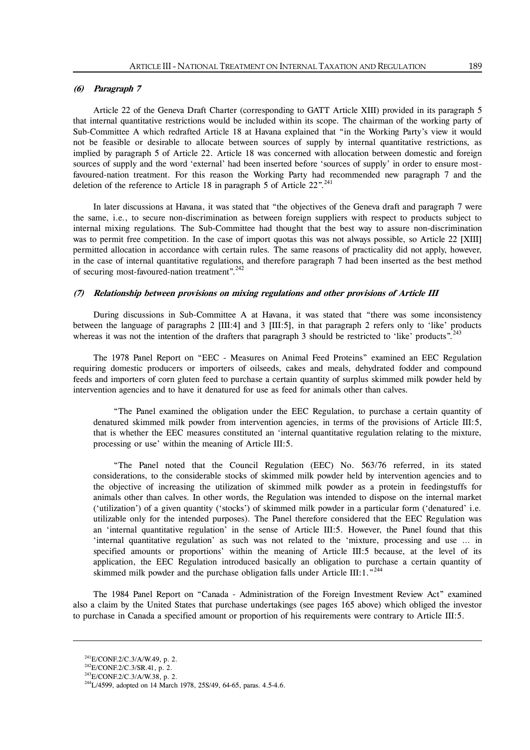#### (6) Paragraph 7

Article 22 of the Geneva Draft Charter (corresponding to GATT Article XIII) provided in its paragraph 5 that internal quantitative restrictions would be included within its scope. The chairman of the working party of Sub-Committee A which redrafted Article 18 at Havana explained that "in the Working Party's view it would not be feasible or desirable to allocate between sources of supply by internal quantitative restrictions, as implied by paragraph 5 of Article 22. Article 18 was concerned with allocation between domestic and foreign sources of supply and the word 'external' had been inserted before 'sources of supply' in order to ensure most-favoured-nation treatment. For this reason the Working Party had recommended new paragraph 7 and the deletion of the reference to Article 18 in paragraph 5 of Article 22".[241]

In later discussions at Havana, it was stated that "the objectives of the Geneva draft and paragraph 7 were the same, i.e., to secure non-discrimination as between foreign suppliers with respect to products subject to internal mixing regulations. The Sub-Committee had thought that the best way to assure non-discrimination was to permit free competition. In the case of import quotas this was not always possible, so Article 22 [XIII] permitted allocation in accordance with certain rules. The same reasons of practicality did not apply, however, in the case of internal quantitative regulations, and therefore paragraph 7 had been inserted as the best method of securing most-favoured-nation treatment".[242]

#### (7) Relationship between provisions on mixing regulations and other provisions of Article III

During discussions in Sub-Committee A at Havana, it was stated that "there was some inconsistency between the language of paragraphs 2 [III:4] and 3 [III:5], in that paragraph 2 refers only to 'like' products whereas it was not the intention of the drafters that paragraph 3 should be restricted to 'like' products".[243]

The 1978 Panel Report on "EEC - Measures on Animal Feed Proteins" examined an EEC Regulation requiring domestic producers or importers of oilseeds, cakes and meals, dehydrated fodder and compound feeds and importers of corn gluten feed to purchase a certain quantity of surplus skimmed milk powder held by intervention agencies and to have it denatured for use as feed for animals other than calves.

> "The Panel examined the obligation under the EEC Regulation, to purchase a certain quantity of denatured skimmed milk powder from intervention agencies, in terms of the provisions of Article III:5, that is whether the EEC measures constituted an 'internal quantitative regulation relating to the mixture, processing or use' within the meaning of Article III:5.
>
> "The Panel noted that the Council Regulation (EEC) No. 563/76 referred, in its stated considerations, to the considerable stocks of skimmed milk powder held by intervention agencies and to the objective of increasing the utilization of skimmed milk powder as a protein in feedingstuffs for animals other than calves. In other words, the Regulation was intended to dispose on the internal market ('utilization') of a given quantity ('stocks') of skimmed milk powder in a particular form ('denatured' i.e. utilizable only for the intended purposes). The Panel therefore considered that the EEC Regulation was an 'internal quantitative regulation' in the sense of Article III:5. However, the Panel found that this 'internal quantitative regulation' as such was not related to the 'mixture, processing and use ... in specified amounts or proportions' within the meaning of Article III:5 because, at the level of its application, the EEC Regulation introduced basically an obligation to purchase a certain quantity of skimmed milk powder and the purchase obligation falls under Article III:1."[244]

The 1984 Panel Report on "Canada - Administration of the Foreign Investment Review Act" examined also a claim by the United States that purchase undertakings (see pages 165 above) which obliged the investor to purchase in Canada a specified amount or proportion of his requirements were contrary to Article III:5.

---

[241] E/CONF.2/C.3/A/W.49, p. 2.
[242] E/CONF.2/C.3/SR.41, p. 2.
[243] E/CONF.2/C.3/A/W.38, p. 2.
[244] L/4599, adopted on 14 March 1978, 25S/49, 64-65, paras. 4.5-4.6.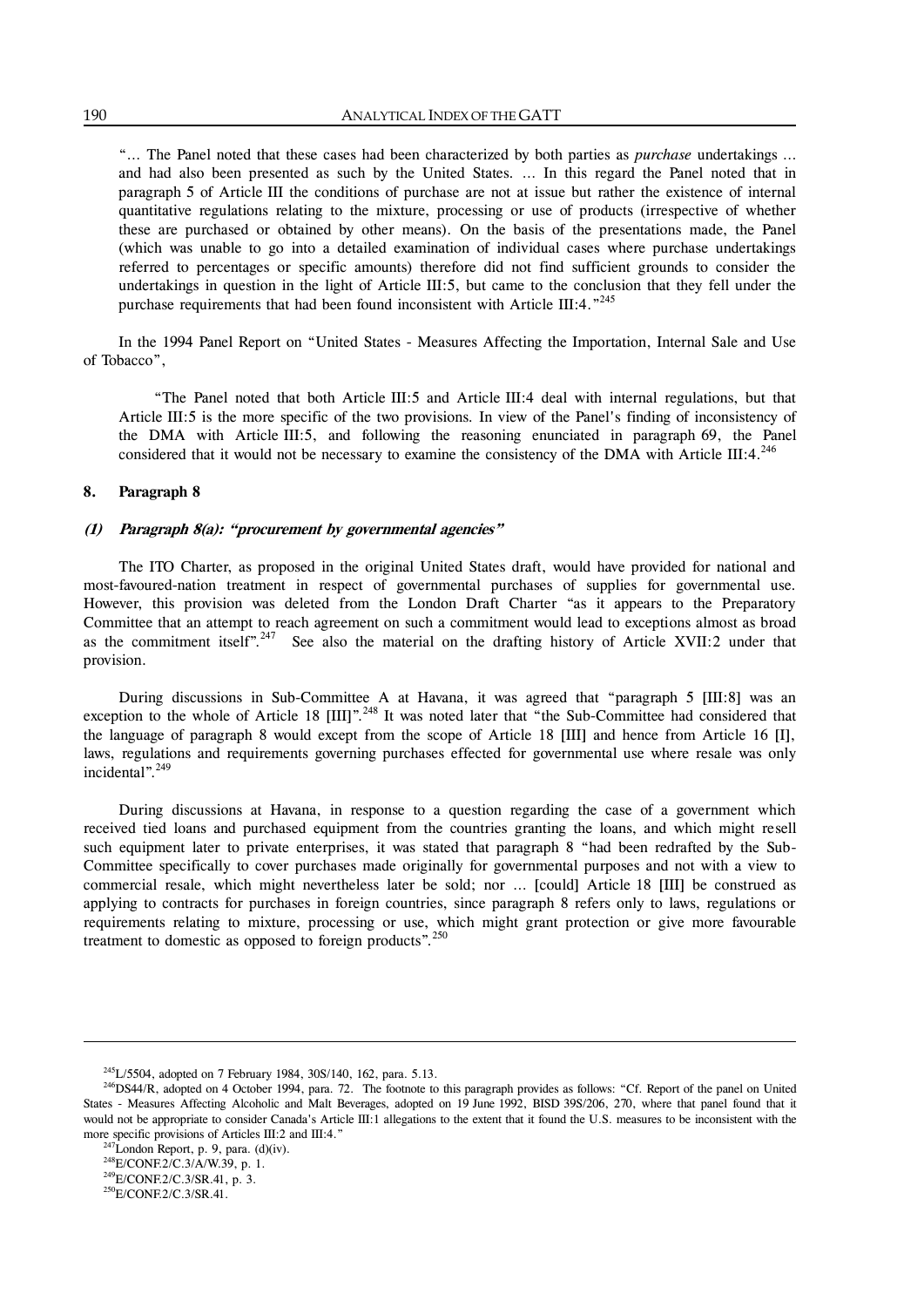"… The Panel noted that these cases had been characterized by both parties as *purchase* undertakings … and had also been presented as such by the United States. … In this regard the Panel noted that in paragraph 5 of Article III the conditions of purchase are not at issue but rather the existence of internal quantitative regulations relating to the mixture, processing or use of products (irrespective of whether these are purchased or obtained by other means). On the basis of the presentations made, the Panel (which was unable to go into a detailed examination of individual cases where purchase undertakings referred to percentages or specific amounts) therefore did not find sufficient grounds to consider the undertakings in question in the light of Article III:5, but came to the conclusion that they fell under the purchase requirements that had been found inconsistent with Article III:4."[245]

In the 1994 Panel Report on "United States - Measures Affecting the Importation, Internal Sale and Use of Tobacco",

"The Panel noted that both Article III:5 and Article III:4 deal with internal regulations, but that Article III:5 is the more specific of the two provisions. In view of the Panel's finding of inconsistency of the DMA with Article III:5, and following the reasoning enunciated in paragraph 69, the Panel considered that it would not be necessary to examine the consistency of the DMA with Article III:4.[246]

### 8. Paragraph 8

#### (1) *Paragraph 8(a): "procurement by governmental agencies"*

The ITO Charter, as proposed in the original United States draft, would have provided for national and most-favoured-nation treatment in respect of governmental purchases of supplies for governmental use. However, this provision was deleted from the London Draft Charter "as it appears to the Preparatory Committee that an attempt to reach agreement on such a commitment would lead to exceptions almost as broad as the commitment itself".[247] See also the material on the drafting history of Article XVII:2 under that provision.

During discussions in Sub-Committee A at Havana, it was agreed that "paragraph 5 [III:8] was an exception to the whole of Article 18 [III]".[248] It was noted later that "the Sub-Committee had considered that the language of paragraph 8 would except from the scope of Article 18 [III] and hence from Article 16 [I], laws, regulations and requirements governing purchases effected for governmental use where resale was only incidental".[249]

During discussions at Havana, in response to a question regarding the case of a government which received tied loans and purchased equipment from the countries granting the loans, and which might resell such equipment later to private enterprises, it was stated that paragraph 8 "had been redrafted by the Sub-Committee specifically to cover purchases made originally for governmental purposes and not with a view to commercial resale, which might nevertheless later be sold; nor … [could] Article 18 [III] be construed as applying to contracts for purchases in foreign countries, since paragraph 8 refers only to laws, regulations or requirements relating to mixture, processing or use, which might grant protection or give more favourable treatment to domestic as opposed to foreign products".[250]

---

[245] L/5504, adopted on 7 February 1984, 30S/140, 162, para. 5.13.

[246] DS44/R, adopted on 4 October 1994, para. 72. The footnote to this paragraph provides as follows: "Cf. Report of the panel on United States - Measures Affecting Alcoholic and Malt Beverages, adopted on 19 June 1992, BISD 39S/206, 270, where that panel found that it would not be appropriate to consider Canada's Article III:1 allegations to the extent that it found the U.S. measures to be inconsistent with the more specific provisions of Articles III:2 and III:4."

[247] London Report, p. 9, para. (d)(iv).

[248] E/CONF.2/C.3/A/W.39, p. 1.

[249] E/CONF.2/C.3/SR.41, p. 3.

[250] E/CONF.2/C.3/SR.41.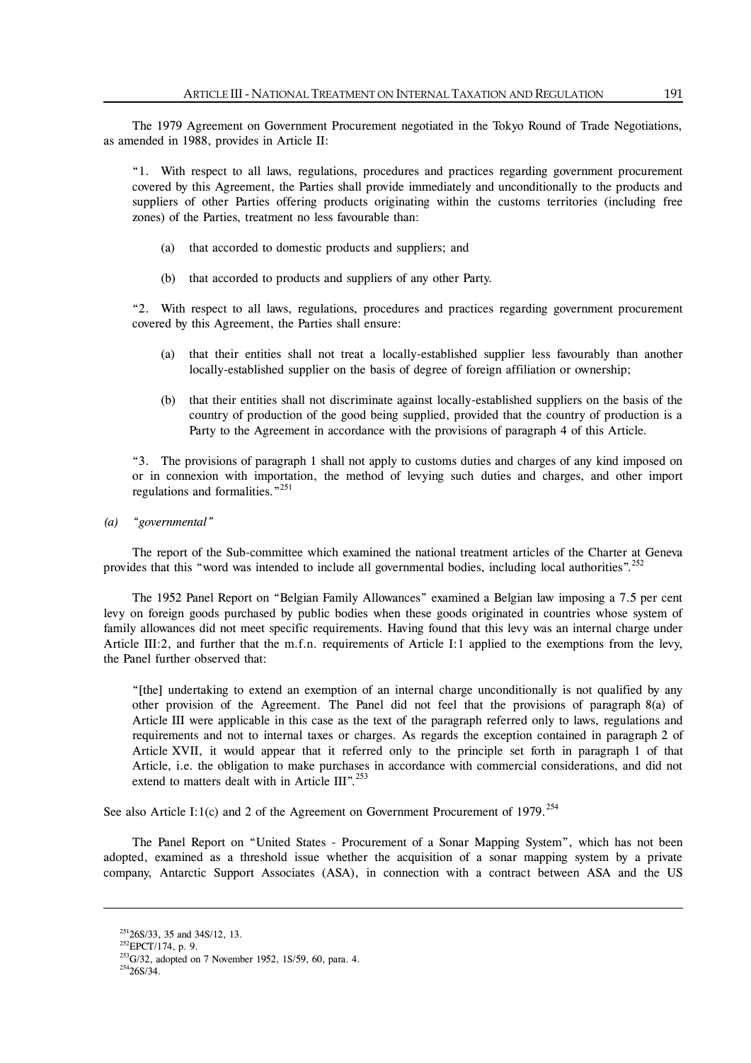The 1979 Agreement on Government Procurement negotiated in the Tokyo Round of Trade Negotiations, as amended in 1988, provides in Article II:

> "1. With respect to all laws, regulations, procedures and practices regarding government procurement covered by this Agreement, the Parties shall provide immediately and unconditionally to the products and suppliers of other Parties offering products originating within the customs territories (including free zones) of the Parties, treatment no less favourable than:
>
> (a) that accorded to domestic products and suppliers; and
>
> (b) that accorded to products and suppliers of any other Party.
>
> "2. With respect to all laws, regulations, procedures and practices regarding government procurement covered by this Agreement, the Parties shall ensure:
>
> (a) that their entities shall not treat a locally-established supplier less favourably than another locally-established supplier on the basis of degree of foreign affiliation or ownership;
>
> (b) that their entities shall not discriminate against locally-established suppliers on the basis of the country of production of the good being supplied, provided that the country of production is a Party to the Agreement in accordance with the provisions of paragraph 4 of this Article.
>
> "3. The provisions of paragraph 1 shall not apply to customs duties and charges of any kind imposed on or in connexion with importation, the method of levying such duties and charges, and other import regulations and formalities."[251]

*(a) "governmental"*

The report of the Sub-committee which examined the national treatment articles of the Charter at Geneva provides that this "word was intended to include all governmental bodies, including local authorities".[252]

The 1952 Panel Report on "Belgian Family Allowances" examined a Belgian law imposing a 7.5 per cent levy on foreign goods purchased by public bodies when these goods originated in countries whose system of family allowances did not meet specific requirements. Having found that this levy was an internal charge under Article III:2, and further that the m.f.n. requirements of Article I:1 applied to the exemptions from the levy, the Panel further observed that:

> "[the] undertaking to extend an exemption of an internal charge unconditionally is not qualified by any other provision of the Agreement. The Panel did not feel that the provisions of paragraph 8(a) of Article III were applicable in this case as the text of the paragraph referred only to laws, regulations and requirements and not to internal taxes or charges. As regards the exception contained in paragraph 2 of Article XVII, it would appear that it referred only to the principle set forth in paragraph 1 of that Article, i.e. the obligation to make purchases in accordance with commercial considerations, and did not extend to matters dealt with in Article III".[253]

See also Article I:1(c) and 2 of the Agreement on Government Procurement of 1979.[254]

The Panel Report on "United States - Procurement of a Sonar Mapping System", which has not been adopted, examined as a threshold issue whether the acquisition of a sonar mapping system by a private company, Antarctic Support Associates (ASA), in connection with a contract between ASA and the US

---

[251] 26S/33, 35 and 34S/12, 13.

[252] EPCT/174, p. 9.

[253] G/32, adopted on 7 November 1952, 1S/59, 60, para. 4.

[254] 26S/34.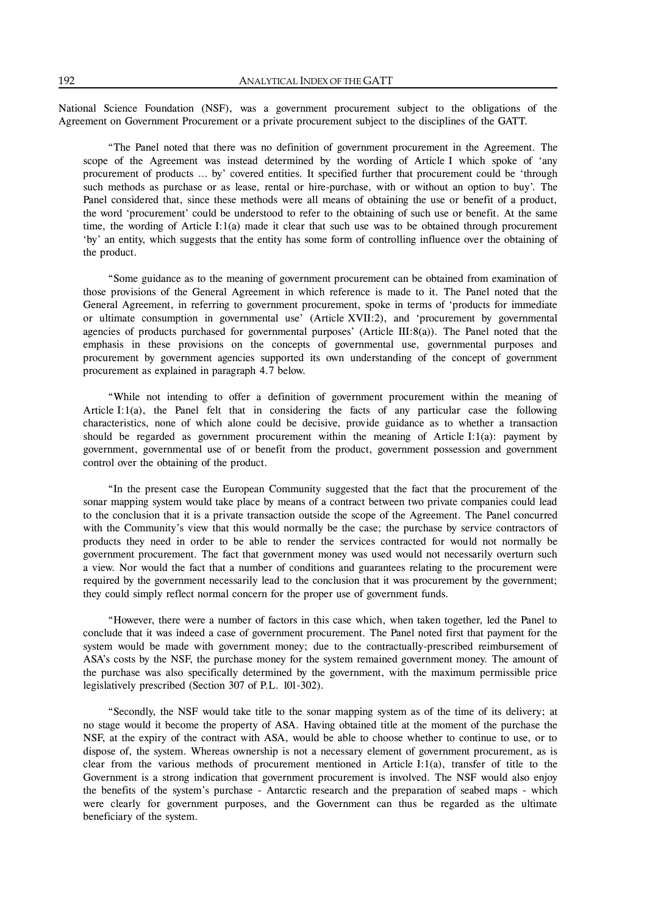National Science Foundation (NSF), was a government procurement subject to the obligations of the Agreement on Government Procurement or a private procurement subject to the disciplines of the GATT.

"The Panel noted that there was no definition of government procurement in the Agreement. The scope of the Agreement was instead determined by the wording of Article I which spoke of 'any procurement of products ... by' covered entities. It specified further that procurement could be 'through such methods as purchase or as lease, rental or hire-purchase, with or without an option to buy'. The Panel considered that, since these methods were all means of obtaining the use or benefit of a product, the word 'procurement' could be understood to refer to the obtaining of such use or benefit. At the same time, the wording of Article I:1(a) made it clear that such use was to be obtained through procurement 'by' an entity, which suggests that the entity has some form of controlling influence over the obtaining of the product.

"Some guidance as to the meaning of government procurement can be obtained from examination of those provisions of the General Agreement in which reference is made to it. The Panel noted that the General Agreement, in referring to government procurement, spoke in terms of 'products for immediate or ultimate consumption in governmental use' (Article XVII:2), and 'procurement by governmental agencies of products purchased for governmental purposes' (Article III:8(a)). The Panel noted that the emphasis in these provisions on the concepts of governmental use, governmental purposes and procurement by government agencies supported its own understanding of the concept of government procurement as explained in paragraph 4.7 below.

"While not intending to offer a definition of government procurement within the meaning of Article I:1(a), the Panel felt that in considering the facts of any particular case the following characteristics, none of which alone could be decisive, provide guidance as to whether a transaction should be regarded as government procurement within the meaning of Article I:1(a): payment by government, governmental use of or benefit from the product, government possession and government control over the obtaining of the product.

"In the present case the European Community suggested that the fact that the procurement of the sonar mapping system would take place by means of a contract between two private companies could lead to the conclusion that it is a private transaction outside the scope of the Agreement. The Panel concurred with the Community's view that this would normally be the case; the purchase by service contractors of products they need in order to be able to render the services contracted for would not normally be government procurement. The fact that government money was used would not necessarily overturn such a view. Nor would the fact that a number of conditions and guarantees relating to the procurement were required by the government necessarily lead to the conclusion that it was procurement by the government; they could simply reflect normal concern for the proper use of government funds.

"However, there were a number of factors in this case which, when taken together, led the Panel to conclude that it was indeed a case of government procurement. The Panel noted first that payment for the system would be made with government money; due to the contractually-prescribed reimbursement of ASA's costs by the NSF, the purchase money for the system remained government money. The amount of the purchase was also specifically determined by the government, with the maximum permissible price legislatively prescribed (Section 307 of P.L. 101-302).

"Secondly, the NSF would take title to the sonar mapping system as of the time of its delivery; at no stage would it become the property of ASA. Having obtained title at the moment of the purchase the NSF, at the expiry of the contract with ASA, would be able to choose whether to continue to use, or to dispose of, the system. Whereas ownership is not a necessary element of government procurement, as is clear from the various methods of procurement mentioned in Article I:1(a), transfer of title to the Government is a strong indication that government procurement is involved. The NSF would also enjoy the benefits of the system's purchase - Antarctic research and the preparation of seabed maps - which were clearly for government purposes, and the Government can thus be regarded as the ultimate beneficiary of the system.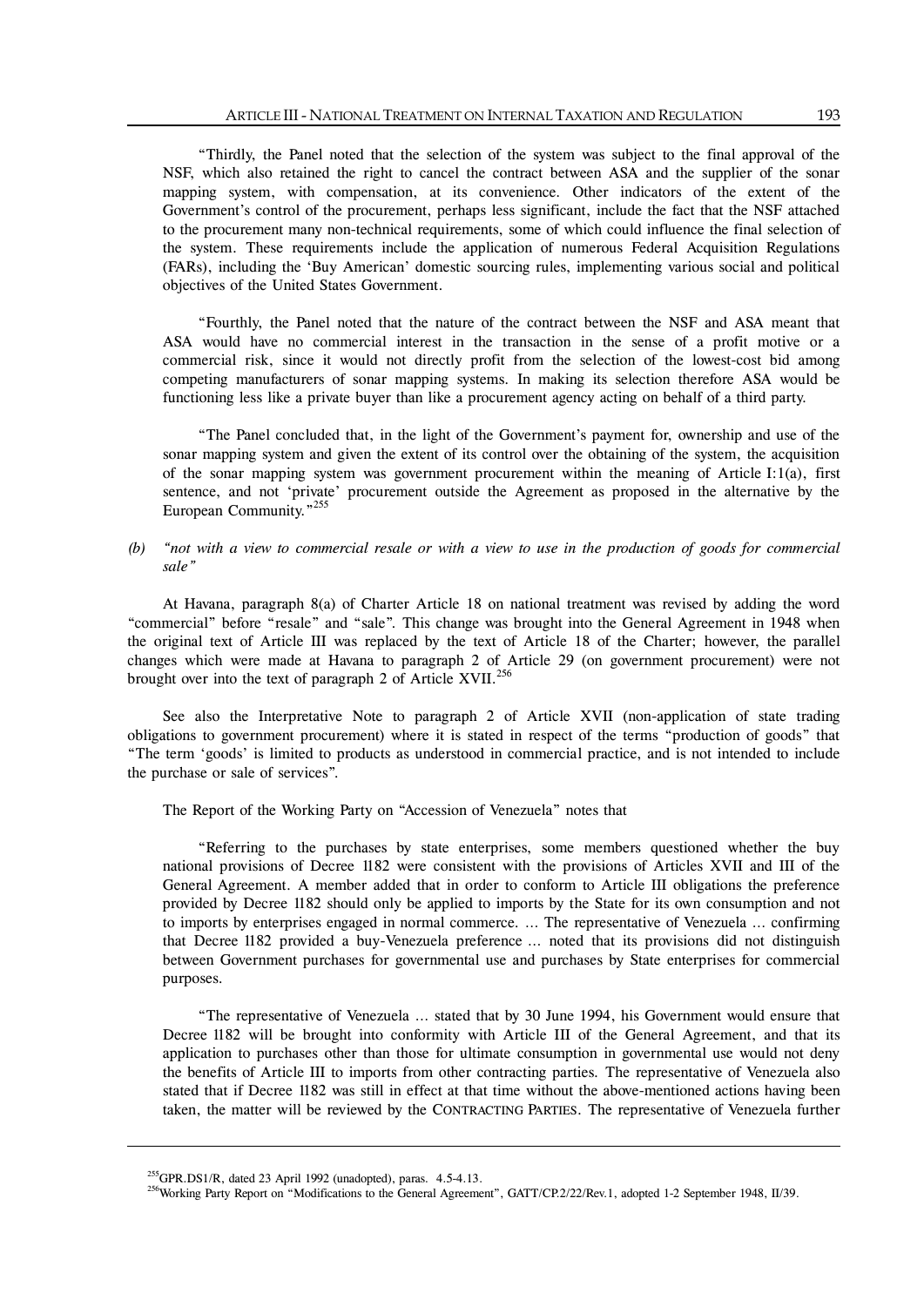"Thirdly, the Panel noted that the selection of the system was subject to the final approval of the NSF, which also retained the right to cancel the contract between ASA and the supplier of the sonar mapping system, with compensation, at its convenience. Other indicators of the extent of the Government's control of the procurement, perhaps less significant, include the fact that the NSF attached to the procurement many non-technical requirements, some of which could influence the final selection of the system. These requirements include the application of numerous Federal Acquisition Regulations (FARs), including the 'Buy American' domestic sourcing rules, implementing various social and political objectives of the United States Government.

"Fourthly, the Panel noted that the nature of the contract between the NSF and ASA meant that ASA would have no commercial interest in the transaction in the sense of a profit motive or a commercial risk, since it would not directly profit from the selection of the lowest-cost bid among competing manufacturers of sonar mapping systems. In making its selection therefore ASA would be functioning less like a private buyer than like a procurement agency acting on behalf of a third party.

"The Panel concluded that, in the light of the Government's payment for, ownership and use of the sonar mapping system and given the extent of its control over the obtaining of the system, the acquisition of the sonar mapping system was government procurement within the meaning of Article I:1(a), first sentence, and not 'private' procurement outside the Agreement as proposed in the alternative by the European Community."[255]

*(b) "not with a view to commercial resale or with a view to use in the production of goods for commercial sale"*

At Havana, paragraph 8(a) of Charter Article 18 on national treatment was revised by adding the word "commercial" before "resale" and "sale". This change was brought into the General Agreement in 1948 when the original text of Article III was replaced by the text of Article 18 of the Charter; however, the parallel changes which were made at Havana to paragraph 2 of Article 29 (on government procurement) were not brought over into the text of paragraph 2 of Article XVII.[256]

See also the Interpretative Note to paragraph 2 of Article XVII (non-application of state trading obligations to government procurement) where it is stated in respect of the terms "production of goods" that "The term 'goods' is limited to products as understood in commercial practice, and is not intended to include the purchase or sale of services".

The Report of the Working Party on "Accession of Venezuela" notes that

"Referring to the purchases by state enterprises, some members questioned whether the buy national provisions of Decree 1182 were consistent with the provisions of Articles XVII and III of the General Agreement. A member added that in order to conform to Article III obligations the preference provided by Decree 1182 should only be applied to imports by the State for its own consumption and not to imports by enterprises engaged in normal commerce. ... The representative of Venezuela ... confirming that Decree 1182 provided a buy-Venezuela preference ... noted that its provisions did not distinguish between Government purchases for governmental use and purchases by State enterprises for commercial purposes.

"The representative of Venezuela ... stated that by 30 June 1994, his Government would ensure that Decree 1182 will be brought into conformity with Article III of the General Agreement, and that its application to purchases other than those for ultimate consumption in governmental use would not deny the benefits of Article III to imports from other contracting parties. The representative of Venezuela also stated that if Decree 1182 was still in effect at that time without the above-mentioned actions having been taken, the matter will be reviewed by the CONTRACTING PARTIES. The representative of Venezuela further

---

[255] GPR.DS1/R, dated 23 April 1992 (unadopted), paras. 4.5-4.13.

[256] Working Party Report on "Modifications to the General Agreement", GATT/CP.2/22/Rev.1, adopted 1-2 September 1948, II/39.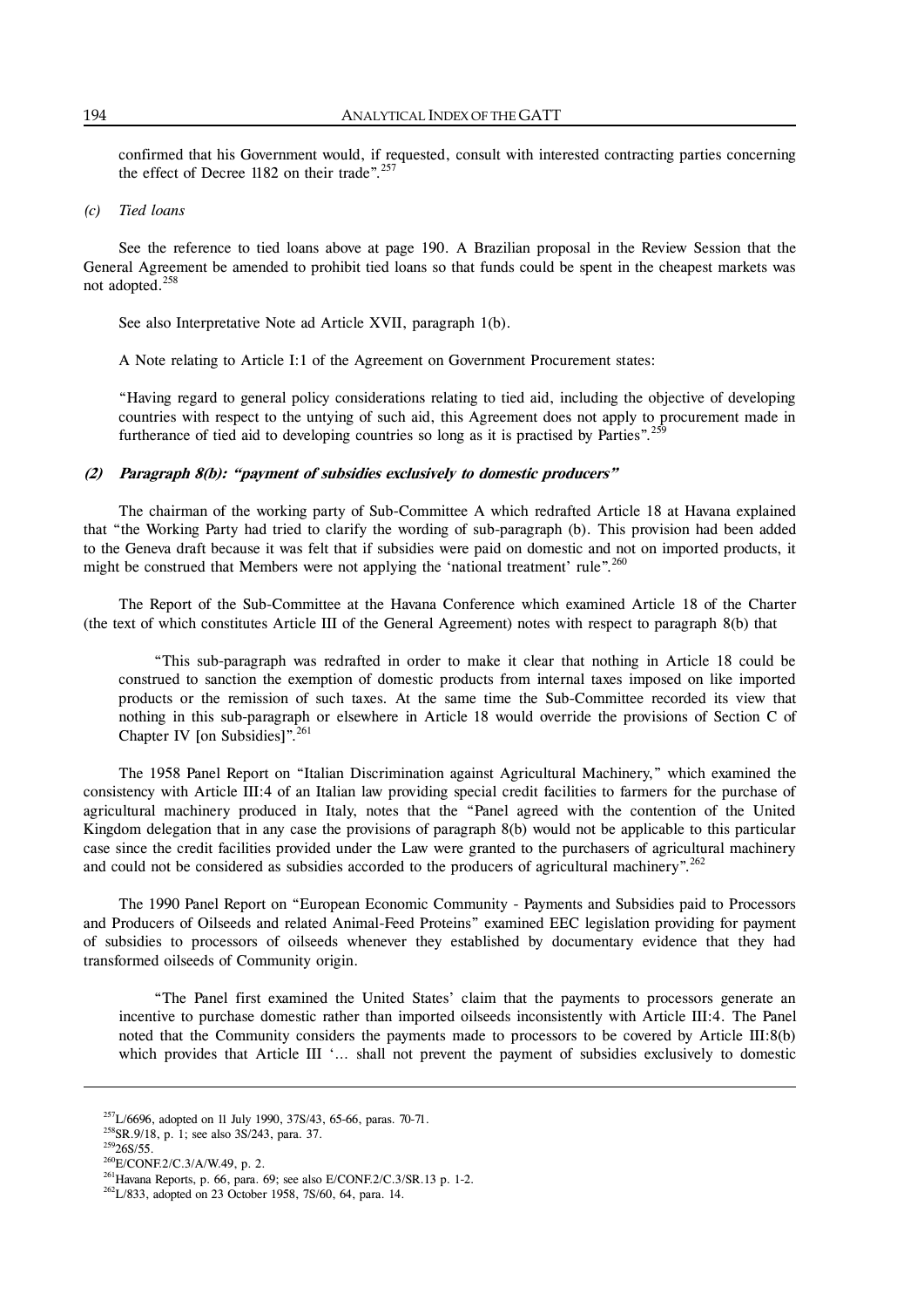confirmed that his Government would, if requested, consult with interested contracting parties concerning the effect of Decree 1182 on their trade".[257]

*(c) Tied loans*

See the reference to tied loans above at page 190. A Brazilian proposal in the Review Session that the General Agreement be amended to prohibit tied loans so that funds could be spent in the cheapest markets was not adopted.[258]

See also Interpretative Note ad Article XVII, paragraph 1(b).

A Note relating to Article I:1 of the Agreement on Government Procurement states:

"Having regard to general policy considerations relating to tied aid, including the objective of developing countries with respect to the untying of such aid, this Agreement does not apply to procurement made in furtherance of tied aid to developing countries so long as it is practised by Parties".[259]

***(2) Paragraph 8(b): "payment of subsidies exclusively to domestic producers"***

The chairman of the working party of Sub-Committee A which redrafted Article 18 at Havana explained that "the Working Party had tried to clarify the wording of sub-paragraph (b). This provision had been added to the Geneva draft because it was felt that if subsidies were paid on domestic and not on imported products, it might be construed that Members were not applying the 'national treatment' rule".[260]

The Report of the Sub-Committee at the Havana Conference which examined Article 18 of the Charter (the text of which constitutes Article III of the General Agreement) notes with respect to paragraph 8(b) that

> "This sub-paragraph was redrafted in order to make it clear that nothing in Article 18 could be construed to sanction the exemption of domestic products from internal taxes imposed on like imported products or the remission of such taxes. At the same time the Sub-Committee recorded its view that nothing in this sub-paragraph or elsewhere in Article 18 would override the provisions of Section C of Chapter IV [on Subsidies]".[261]

The 1958 Panel Report on "Italian Discrimination against Agricultural Machinery," which examined the consistency with Article III:4 of an Italian law providing special credit facilities to farmers for the purchase of agricultural machinery produced in Italy, notes that the "Panel agreed with the contention of the United Kingdom delegation that in any case the provisions of paragraph 8(b) would not be applicable to this particular case since the credit facilities provided under the Law were granted to the purchasers of agricultural machinery and could not be considered as subsidies accorded to the producers of agricultural machinery".[262]

The 1990 Panel Report on "European Economic Community - Payments and Subsidies paid to Processors and Producers of Oilseeds and related Animal-Feed Proteins" examined EEC legislation providing for payment of subsidies to processors of oilseeds whenever they established by documentary evidence that they had transformed oilseeds of Community origin.

> "The Panel first examined the United States' claim that the payments to processors generate an incentive to purchase domestic rather than imported oilseeds inconsistently with Article III:4. The Panel noted that the Community considers the payments made to processors to be covered by Article III:8(b) which provides that Article III '... shall not prevent the payment of subsidies exclusively to domestic

---

[257] L/6696, adopted on 11 July 1990, 37S/43, 65-66, paras. 70-71.

[258] SR.9/18, p. 1; see also 3S/243, para. 37.

[259] 26S/55.

[260] E/CONF.2/C.3/A/W.49, p. 2.

[261] Havana Reports, p. 66, para. 69; see also E/CONF.2/C.3/SR.13 p. 1-2.

[262] L/833, adopted on 23 October 1958, 7S/60, 64, para. 14.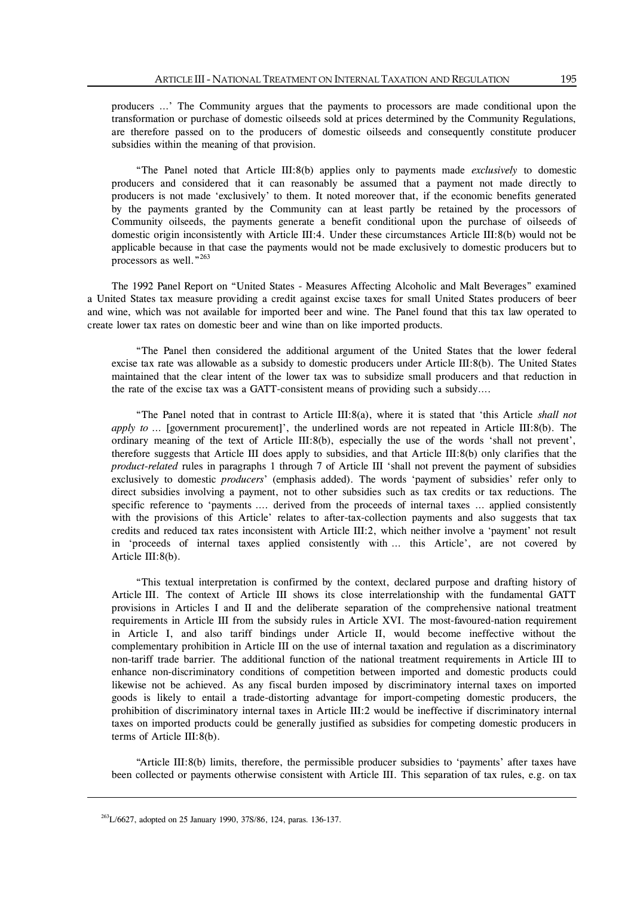producers ...' The Community argues that the payments to processors are made conditional upon the transformation or purchase of domestic oilseeds sold at prices determined by the Community Regulations, are therefore passed on to the producers of domestic oilseeds and consequently constitute producer subsidies within the meaning of that provision.

"The Panel noted that Article III:8(b) applies only to payments made *exclusively* to domestic producers and considered that it can reasonably be assumed that a payment not made directly to producers is not made 'exclusively' to them. It noted moreover that, if the economic benefits generated by the payments granted by the Community can at least partly be retained by the processors of Community oilseeds, the payments generate a benefit conditional upon the purchase of oilseeds of domestic origin inconsistently with Article III:4. Under these circumstances Article III:8(b) would not be applicable because in that case the payments would not be made exclusively to domestic producers but to processors as well."[263]

The 1992 Panel Report on "United States - Measures Affecting Alcoholic and Malt Beverages" examined a United States tax measure providing a credit against excise taxes for small United States producers of beer and wine, which was not available for imported beer and wine. The Panel found that this tax law operated to create lower tax rates on domestic beer and wine than on like imported products.

"The Panel then considered the additional argument of the United States that the lower federal excise tax rate was allowable as a subsidy to domestic producers under Article III:8(b). The United States maintained that the clear intent of the lower tax was to subsidize small producers and that reduction in the rate of the excise tax was a GATT-consistent means of providing such a subsidy....

"The Panel noted that in contrast to Article III:8(a), where it is stated that 'this Article *shall not apply to* ... [government procurement]', the underlined words are not repeated in Article III:8(b). The ordinary meaning of the text of Article III:8(b), especially the use of the words 'shall not prevent', therefore suggests that Article III does apply to subsidies, and that Article III:8(b) only clarifies that the *product-related* rules in paragraphs 1 through 7 of Article III 'shall not prevent the payment of subsidies exclusively to domestic *producers*' (emphasis added). The words 'payment of subsidies' refer only to direct subsidies involving a payment, not to other subsidies such as tax credits or tax reductions. The specific reference to 'payments .... derived from the proceeds of internal taxes ... applied consistently with the provisions of this Article' relates to after-tax-collection payments and also suggests that tax credits and reduced tax rates inconsistent with Article III:2, which neither involve a 'payment' not result in 'proceeds of internal taxes applied consistently with ... this Article', are not covered by Article III:8(b).

"This textual interpretation is confirmed by the context, declared purpose and drafting history of Article III. The context of Article III shows its close interrelationship with the fundamental GATT provisions in Articles I and II and the deliberate separation of the comprehensive national treatment requirements in Article III from the subsidy rules in Article XVI. The most-favoured-nation requirement in Article I, and also tariff bindings under Article II, would become ineffective without the complementary prohibition in Article III on the use of internal taxation and regulation as a discriminatory non-tariff trade barrier. The additional function of the national treatment requirements in Article III to enhance non-discriminatory conditions of competition between imported and domestic products could likewise not be achieved. As any fiscal burden imposed by discriminatory internal taxes on imported goods is likely to entail a trade-distorting advantage for import-competing domestic producers, the prohibition of discriminatory internal taxes in Article III:2 would be ineffective if discriminatory internal taxes on imported products could be generally justified as subsidies for competing domestic producers in terms of Article III:8(b).

"Article III:8(b) limits, therefore, the permissible producer subsidies to 'payments' after taxes have been collected or payments otherwise consistent with Article III. This separation of tax rules, e.g. on tax

---

[263] L/6627, adopted on 25 January 1990, 37S/86, 124, paras. 136-137.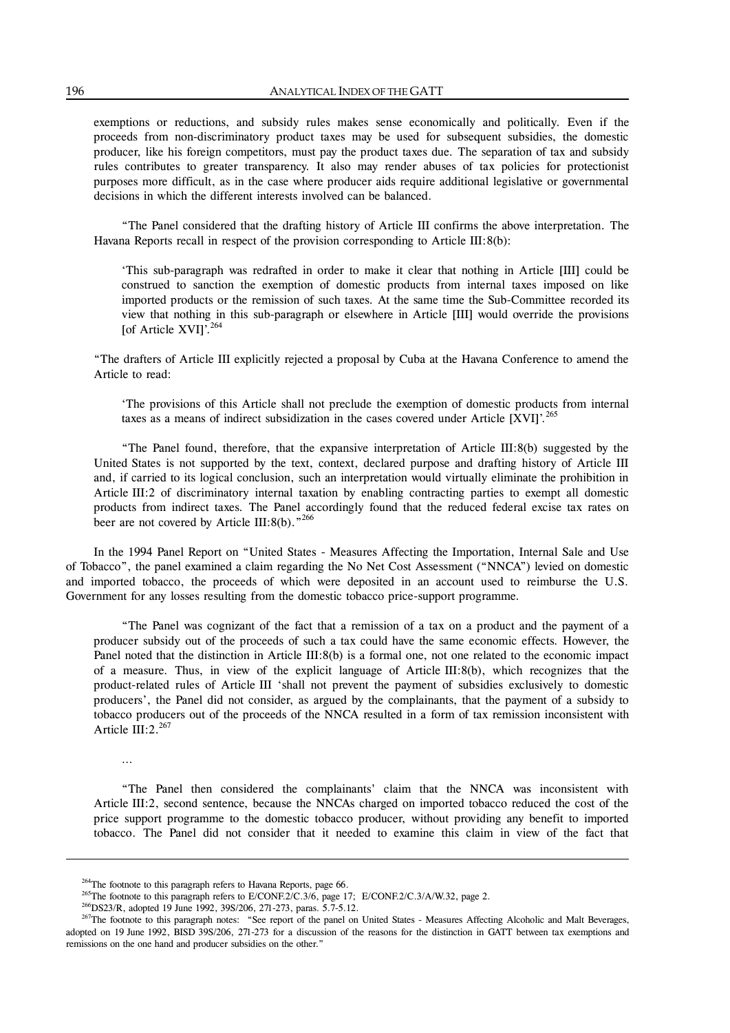exemptions or reductions, and subsidy rules makes sense economically and politically. Even if the proceeds from non-discriminatory product taxes may be used for subsequent subsidies, the domestic producer, like his foreign competitors, must pay the product taxes due. The separation of tax and subsidy rules contributes to greater transparency. It also may render abuses of tax policies for protectionist purposes more difficult, as in the case where producer aids require additional legislative or governmental decisions in which the different interests involved can be balanced.

"The Panel considered that the drafting history of Article III confirms the above interpretation. The Havana Reports recall in respect of the provision corresponding to Article III:8(b):

> 'This sub-paragraph was redrafted in order to make it clear that nothing in Article [III] could be construed to sanction the exemption of domestic products from internal taxes imposed on like imported products or the remission of such taxes. At the same time the Sub-Committee recorded its view that nothing in this sub-paragraph or elsewhere in Article [III] would override the provisions [of Article XVI]'.[264]

"The drafters of Article III explicitly rejected a proposal by Cuba at the Havana Conference to amend the Article to read:

> 'The provisions of this Article shall not preclude the exemption of domestic products from internal taxes as a means of indirect subsidization in the cases covered under Article [XVI]'.[265]

"The Panel found, therefore, that the expansive interpretation of Article III:8(b) suggested by the United States is not supported by the text, context, declared purpose and drafting history of Article III and, if carried to its logical conclusion, such an interpretation would virtually eliminate the prohibition in Article III:2 of discriminatory internal taxation by enabling contracting parties to exempt all domestic products from indirect taxes. The Panel accordingly found that the reduced federal excise tax rates on beer are not covered by Article III:8(b)."[266]

In the 1994 Panel Report on "United States - Measures Affecting the Importation, Internal Sale and Use of Tobacco", the panel examined a claim regarding the No Net Cost Assessment ("NNCA") levied on domestic and imported tobacco, the proceeds of which were deposited in an account used to reimburse the U.S. Government for any losses resulting from the domestic tobacco price-support programme.

"The Panel was cognizant of the fact that a remission of a tax on a product and the payment of a producer subsidy out of the proceeds of such a tax could have the same economic effects. However, the Panel noted that the distinction in Article III:8(b) is a formal one, not one related to the economic impact of a measure. Thus, in view of the explicit language of Article III:8(b), which recognizes that the product-related rules of Article III 'shall not prevent the payment of subsidies exclusively to domestic producers', the Panel did not consider, as argued by the complainants, that the payment of a subsidy to tobacco producers out of the proceeds of the NNCA resulted in a form of tax remission inconsistent with Article III:2.[267]

...

"The Panel then considered the complainants' claim that the NNCA was inconsistent with Article III:2, second sentence, because the NNCAs charged on imported tobacco reduced the cost of the price support programme to the domestic tobacco producer, without providing any benefit to imported tobacco. The Panel did not consider that it needed to examine this claim in view of the fact that

---

[264] The footnote to this paragraph refers to Havana Reports, page 66.

[265] The footnote to this paragraph refers to E/CONF.2/C.3/6, page 17; E/CONF.2/C.3/A/W.32, page 2.

[266] DS23/R, adopted 19 June 1992, 39S/206, 271-273, paras. 5.7-5.12.

[267] The footnote to this paragraph notes: "See report of the panel on United States - Measures Affecting Alcoholic and Malt Beverages, adopted on 19 June 1992, BISD 39S/206, 271-273 for a discussion of the reasons for the distinction in GATT between tax exemptions and remissions on the one hand and producer subsidies on the other."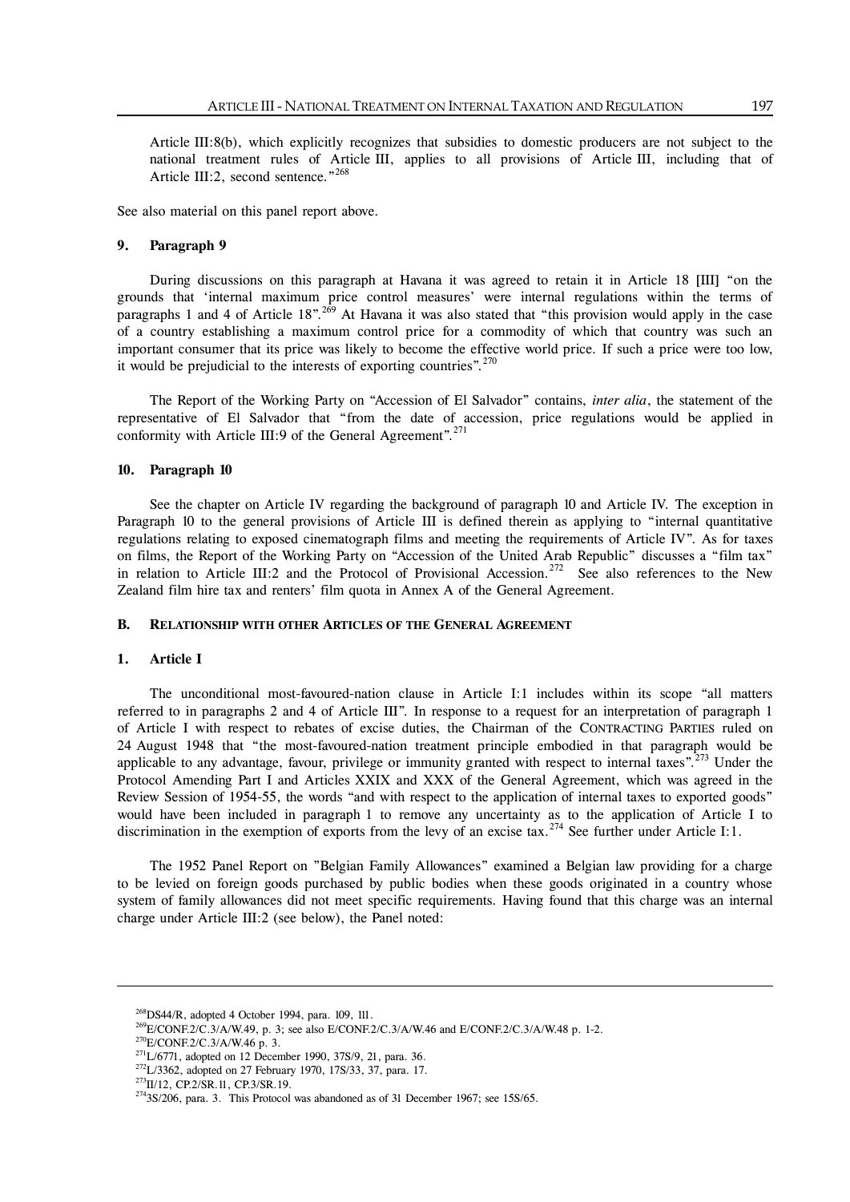Article III:8(b), which explicitly recognizes that subsidies to domestic producers are not subject to the national treatment rules of Article III, applies to all provisions of Article III, including that of Article III:2, second sentence."[268]

See also material on this panel report above.

### 9. Paragraph 9

During discussions on this paragraph at Havana it was agreed to retain it in Article 18 [III] "on the grounds that 'internal maximum price control measures' were internal regulations within the terms of paragraphs 1 and 4 of Article 18".[269] At Havana it was also stated that "this provision would apply in the case of a country establishing a maximum control price for a commodity of which that country was such an important consumer that its price was likely to become the effective world price. If such a price were too low, it would be prejudicial to the interests of exporting countries".[270]

The Report of the Working Party on "Accession of El Salvador" contains, *inter alia*, the statement of the representative of El Salvador that "from the date of accession, price regulations would be applied in conformity with Article III:9 of the General Agreement".[271]

### 10. Paragraph 10

See the chapter on Article IV regarding the background of paragraph 10 and Article IV. The exception in Paragraph 10 to the general provisions of Article III is defined therein as applying to "internal quantitative regulations relating to exposed cinematograph films and meeting the requirements of Article IV". As for taxes on films, the Report of the Working Party on "Accession of the United Arab Republic" discusses a "film tax" in relation to Article III:2 and the Protocol of Provisional Accession.[272] See also references to the New Zealand film hire tax and renters' film quota in Annex A of the General Agreement.

## B. Relationship with other Articles of the General Agreement

### 1. Article I

The unconditional most-favoured-nation clause in Article I:1 includes within its scope "all matters referred to in paragraphs 2 and 4 of Article III". In response to a request for an interpretation of paragraph 1 of Article I with respect to rebates of excise duties, the Chairman of the Contracting Parties ruled on 24 August 1948 that "the most-favoured-nation treatment principle embodied in that paragraph would be applicable to any advantage, favour, privilege or immunity granted with respect to internal taxes".[273] Under the Protocol Amending Part I and Articles XXIX and XXX of the General Agreement, which was agreed in the Review Session of 1954-55, the words "and with respect to the application of internal taxes to exported goods" would have been included in paragraph 1 to remove any uncertainty as to the application of Article I to discrimination in the exemption of exports from the levy of an excise tax.[274] See further under Article I:1.

The 1952 Panel Report on "Belgian Family Allowances" examined a Belgian law providing for a charge to be levied on foreign goods purchased by public bodies when these goods originated in a country whose system of family allowances did not meet specific requirements. Having found that this charge was an internal charge under Article III:2 (see below), the Panel noted:

---

[268] DS44/R, adopted 4 October 1994, para. 109, 111.

[269] E/CONF.2/C.3/A/W.49, p. 3; see also E/CONF.2/C.3/A/W.46 and E/CONF.2/C.3/A/W.48 p. 1-2.

[270] E/CONF.2/C.3/A/W.46 p. 3.

[271] L/6771, adopted on 12 December 1990, 37S/9, 21, para. 36.

[272] L/3362, adopted on 27 February 1970, 17S/33, 37, para. 17.

[273] II/12, CP.2/SR.11, CP.3/SR.19.

[274] 3S/206, para. 3. This Protocol was abandoned as of 31 December 1967; see 15S/65.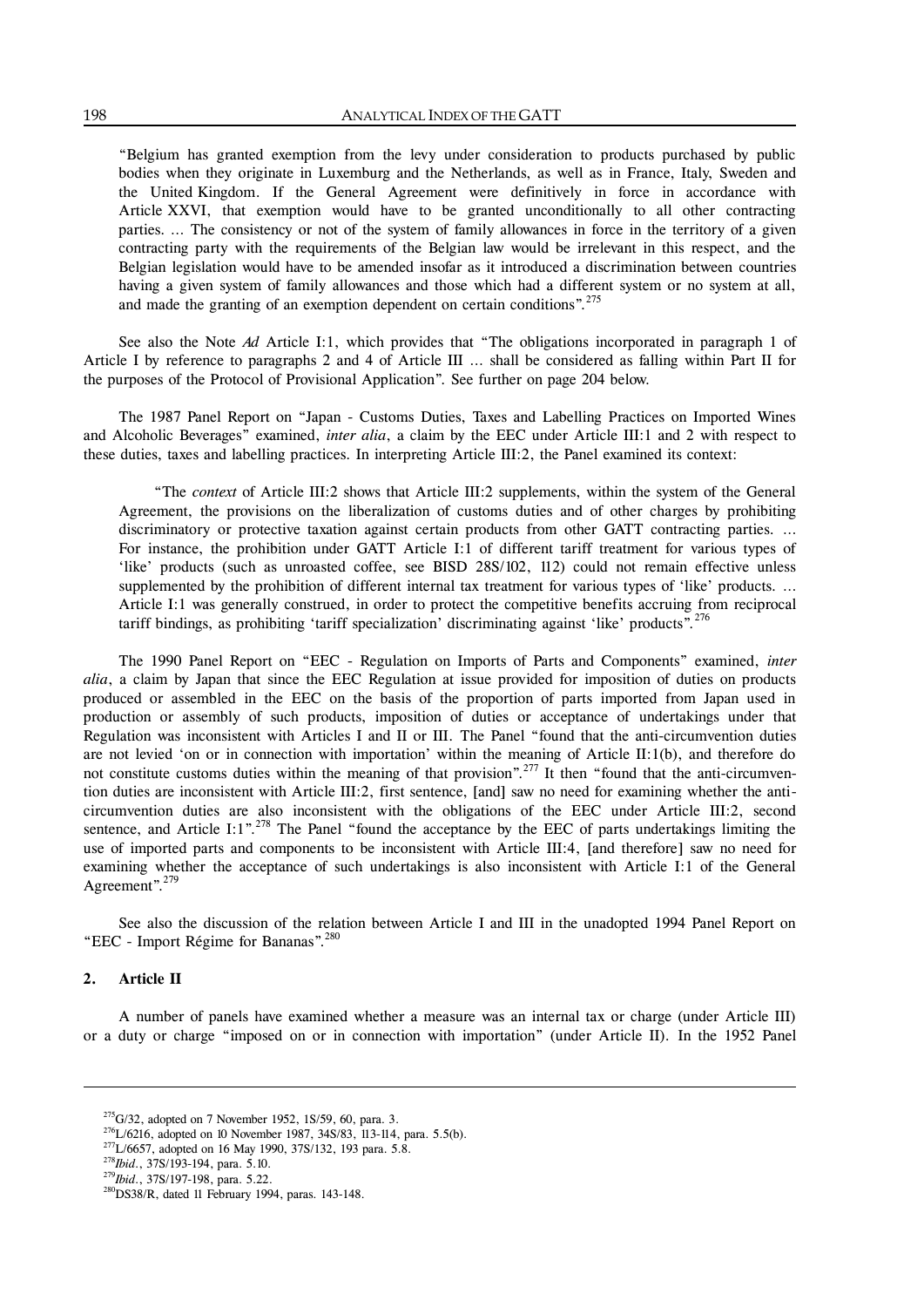"Belgium has granted exemption from the levy under consideration to products purchased by public bodies when they originate in Luxemburg and the Netherlands, as well as in France, Italy, Sweden and the United Kingdom. If the General Agreement were definitively in force in accordance with Article XXVI, that exemption would have to be granted unconditionally to all other contracting parties. ... The consistency or not of the system of family allowances in force in the territory of a given contracting party with the requirements of the Belgian law would be irrelevant in this respect, and the Belgian legislation would have to be amended insofar as it introduced a discrimination between countries having a given system of family allowances and those which had a different system or no system at all, and made the granting of an exemption dependent on certain conditions".[275]

See also the Note *Ad* Article I:1, which provides that "The obligations incorporated in paragraph 1 of Article I by reference to paragraphs 2 and 4 of Article III ... shall be considered as falling within Part II for the purposes of the Protocol of Provisional Application". See further on page 204 below.

The 1987 Panel Report on "Japan - Customs Duties, Taxes and Labelling Practices on Imported Wines and Alcoholic Beverages" examined, *inter alia*, a claim by the EEC under Article III:1 and 2 with respect to these duties, taxes and labelling practices. In interpreting Article III:2, the Panel examined its context:

"The *context* of Article III:2 shows that Article III:2 supplements, within the system of the General Agreement, the provisions on the liberalization of customs duties and of other charges by prohibiting discriminatory or protective taxation against certain products from other GATT contracting parties. ... For instance, the prohibition under GATT Article I:1 of different tariff treatment for various types of 'like' products (such as unroasted coffee, see BISD 28S/102, 112) could not remain effective unless supplemented by the prohibition of different internal tax treatment for various types of 'like' products. ... Article I:1 was generally construed, in order to protect the competitive benefits accruing from reciprocal tariff bindings, as prohibiting 'tariff specialization' discriminating against 'like' products".[276]

The 1990 Panel Report on "EEC - Regulation on Imports of Parts and Components" examined, *inter alia*, a claim by Japan that since the EEC Regulation at issue provided for imposition of duties on products produced or assembled in the EEC on the basis of the proportion of parts imported from Japan used in production or assembly of such products, imposition of duties or acceptance of undertakings under that Regulation was inconsistent with Articles I and II or III. The Panel "found that the anti-circumvention duties are not levied 'on or in connection with importation' within the meaning of Article II:1(b), and therefore do not constitute customs duties within the meaning of that provision".[277] It then "found that the anti-circumvention duties are inconsistent with Article III:2, first sentence, [and] saw no need for examining whether the anti-circumvention duties are also inconsistent with the obligations of the EEC under Article III:2, second sentence, and Article I:1".[278] The Panel "found the acceptance by the EEC of parts undertakings limiting the use of imported parts and components to be inconsistent with Article III:4, [and therefore] saw no need for examining whether the acceptance of such undertakings is also inconsistent with Article I:1 of the General Agreement".[279]

See also the discussion of the relation between Article I and III in the unadopted 1994 Panel Report on "EEC - Import Régime for Bananas".[280]

## 2. Article II

A number of panels have examined whether a measure was an internal tax or charge (under Article III) or a duty or charge "imposed on or in connection with importation" (under Article II). In the 1952 Panel

---

[275] G/32, adopted on 7 November 1952, 1S/59, 60, para. 3.
[276] L/6216, adopted on 10 November 1987, 34S/83, 113-114, para. 5.5(b).
[277] L/6657, adopted on 16 May 1990, 37S/132, 193 para. 5.8.
[278] *Ibid.*, 37S/193-194, para. 5.10.
[279] *Ibid.*, 37S/197-198, para. 5.22.
[280] DS38/R, dated 11 February 1994, paras. 143-148.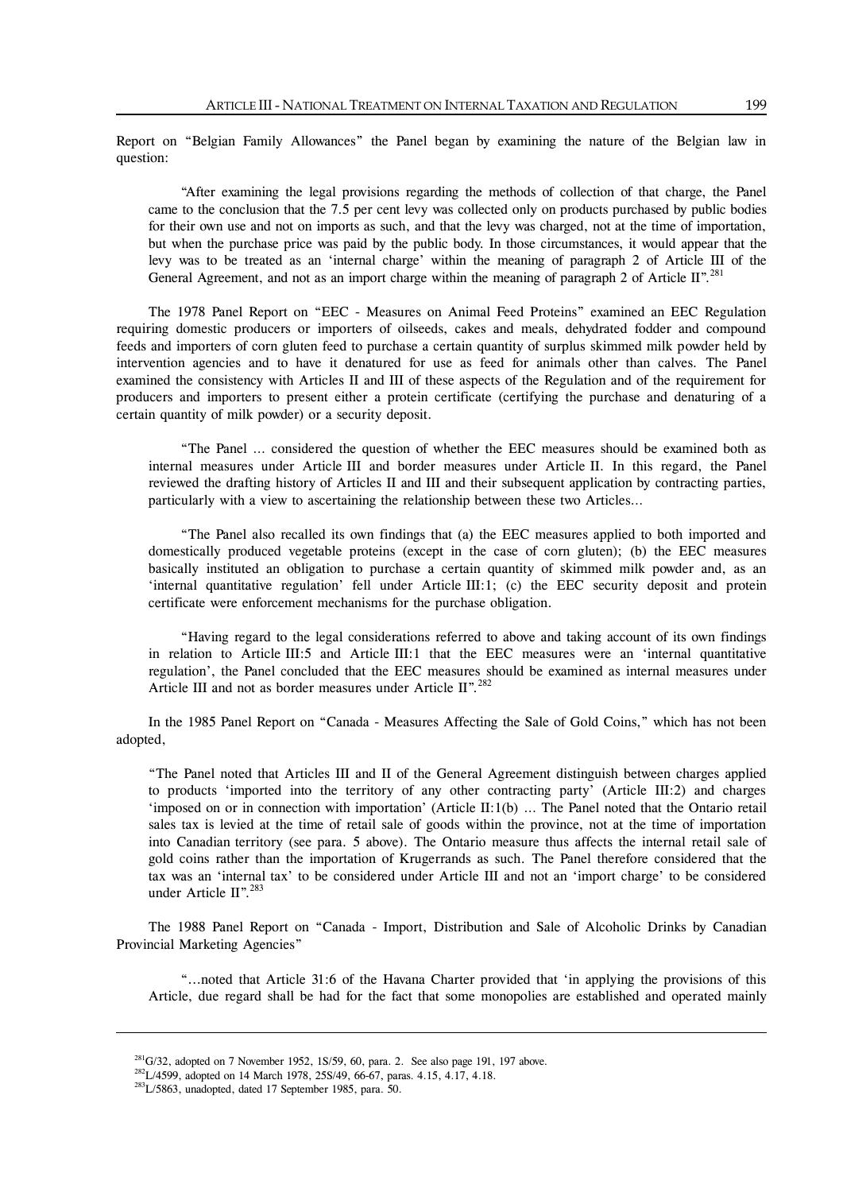Report on "Belgian Family Allowances" the Panel began by examining the nature of the Belgian law in question:

> "After examining the legal provisions regarding the methods of collection of that charge, the Panel came to the conclusion that the 7.5 per cent levy was collected only on products purchased by public bodies for their own use and not on imports as such, and that the levy was charged, not at the time of importation, but when the purchase price was paid by the public body. In those circumstances, it would appear that the levy was to be treated as an 'internal charge' within the meaning of paragraph 2 of Article III of the General Agreement, and not as an import charge within the meaning of paragraph 2 of Article II".[281]

The 1978 Panel Report on "EEC - Measures on Animal Feed Proteins" examined an EEC Regulation requiring domestic producers or importers of oilseeds, cakes and meals, dehydrated fodder and compound feeds and importers of corn gluten feed to purchase a certain quantity of surplus skimmed milk powder held by intervention agencies and to have it denatured for use as feed for animals other than calves. The Panel examined the consistency with Articles II and III of these aspects of the Regulation and of the requirement for producers and importers to present either a protein certificate (certifying the purchase and denaturing of a certain quantity of milk powder) or a security deposit.

> "The Panel ... considered the question of whether the EEC measures should be examined both as internal measures under Article III and border measures under Article II. In this regard, the Panel reviewed the drafting history of Articles II and III and their subsequent application by contracting parties, particularly with a view to ascertaining the relationship between these two Articles...
>
> "The Panel also recalled its own findings that (a) the EEC measures applied to both imported and domestically produced vegetable proteins (except in the case of corn gluten); (b) the EEC measures basically instituted an obligation to purchase a certain quantity of skimmed milk powder and, as an 'internal quantitative regulation' fell under Article III:1; (c) the EEC security deposit and protein certificate were enforcement mechanisms for the purchase obligation.
>
> "Having regard to the legal considerations referred to above and taking account of its own findings in relation to Article III:5 and Article III:1 that the EEC measures were an 'internal quantitative regulation', the Panel concluded that the EEC measures should be examined as internal measures under Article III and not as border measures under Article II".[282]

In the 1985 Panel Report on "Canada - Measures Affecting the Sale of Gold Coins," which has not been adopted,

> "The Panel noted that Articles III and II of the General Agreement distinguish between charges applied to products 'imported into the territory of any other contracting party' (Article III:2) and charges 'imposed on or in connection with importation' (Article II:1(b) ... The Panel noted that the Ontario retail sales tax is levied at the time of retail sale of goods within the province, not at the time of importation into Canadian territory (see para. 5 above). The Ontario measure thus affects the internal retail sale of gold coins rather than the importation of Krugerrands as such. The Panel therefore considered that the tax was an 'internal tax' to be considered under Article III and not an 'import charge' to be considered under Article II".[283]

The 1988 Panel Report on "Canada - Import, Distribution and Sale of Alcoholic Drinks by Canadian Provincial Marketing Agencies"

> "...noted that Article 31:6 of the Havana Charter provided that 'in applying the provisions of this Article, due regard shall be had for the fact that some monopolies are established and operated mainly

---

[281] G/32, adopted on 7 November 1952, 1S/59, 60, para. 2. See also page 191, 197 above.

[282] L/4599, adopted on 14 March 1978, 25S/49, 66-67, paras. 4.15, 4.17, 4.18.

[283] L/5863, unadopted, dated 17 September 1985, para. 50.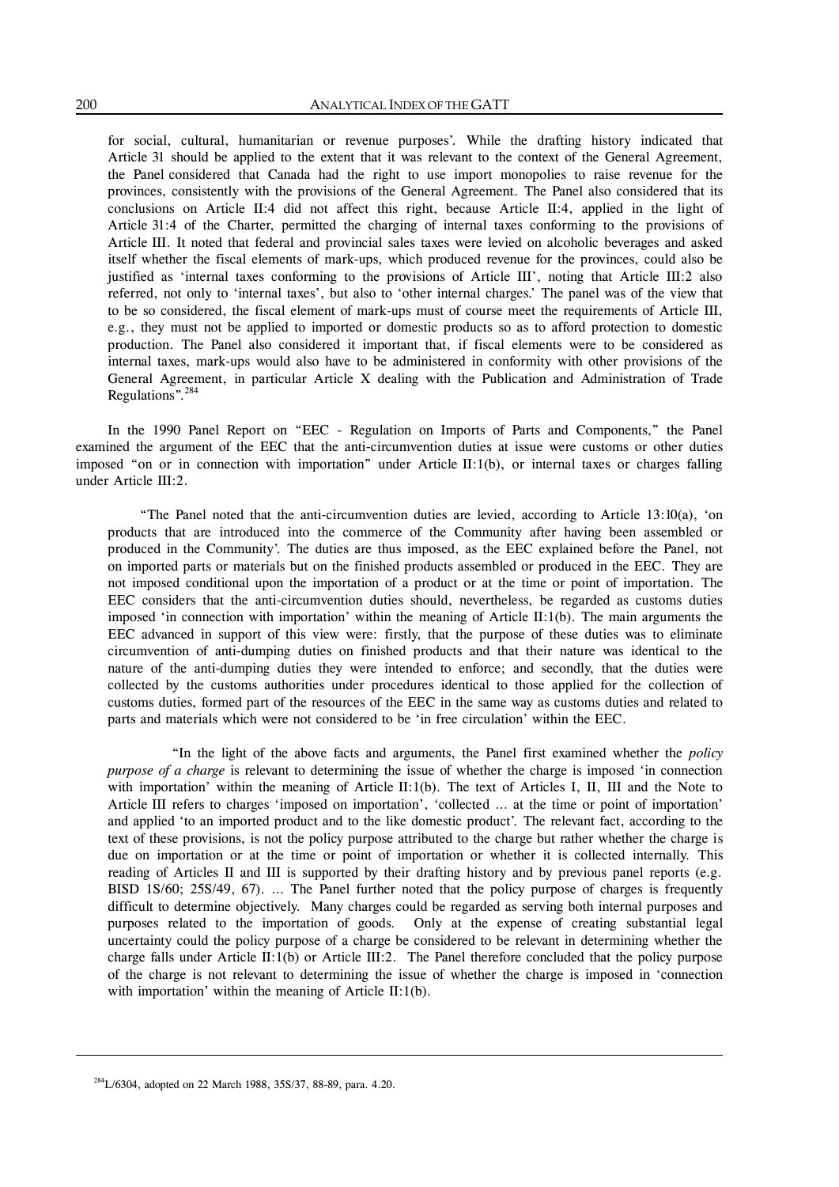for social, cultural, humanitarian or revenue purposes'. While the drafting history indicated that Article 31 should be applied to the extent that it was relevant to the context of the General Agreement, the Panel considered that Canada had the right to use import monopolies to raise revenue for the provinces, consistently with the provisions of the General Agreement. The Panel also considered that its conclusions on Article II:4 did not affect this right, because Article II:4, applied in the light of Article 31:4 of the Charter, permitted the charging of internal taxes conforming to the provisions of Article III. It noted that federal and provincial sales taxes were levied on alcoholic beverages and asked itself whether the fiscal elements of mark-ups, which produced revenue for the provinces, could also be justified as 'internal taxes conforming to the provisions of Article III', noting that Article III:2 also referred, not only to 'internal taxes', but also to 'other internal charges.' The panel was of the view that to be so considered, the fiscal element of mark-ups must of course meet the requirements of Article III, e.g., they must not be applied to imported or domestic products so as to afford protection to domestic production. The Panel also considered it important that, if fiscal elements were to be considered as internal taxes, mark-ups would also have to be administered in conformity with other provisions of the General Agreement, in particular Article X dealing with the Publication and Administration of Trade Regulations".[284]

In the 1990 Panel Report on "EEC - Regulation on Imports of Parts and Components," the Panel examined the argument of the EEC that the anti-circumvention duties at issue were customs or other duties imposed "on or in connection with importation" under Article II:1(b), or internal taxes or charges falling under Article III:2.

"The Panel noted that the anti-circumvention duties are levied, according to Article 13:10(a), 'on products that are introduced into the commerce of the Community after having been assembled or produced in the Community'. The duties are thus imposed, as the EEC explained before the Panel, not on imported parts or materials but on the finished products assembled or produced in the EEC. They are not imposed conditional upon the importation of a product or at the time or point of importation. The EEC considers that the anti-circumvention duties should, nevertheless, be regarded as customs duties imposed 'in connection with importation' within the meaning of Article II:1(b). The main arguments the EEC advanced in support of this view were: firstly, that the purpose of these duties was to eliminate circumvention of anti-dumping duties on finished products and that their nature was identical to the nature of the anti-dumping duties they were intended to enforce; and secondly, that the duties were collected by the customs authorities under procedures identical to those applied for the collection of customs duties, formed part of the resources of the EEC in the same way as customs duties and related to parts and materials which were not considered to be 'in free circulation' within the EEC.

"In the light of the above facts and arguments, the Panel first examined whether the *policy purpose of a charge* is relevant to determining the issue of whether the charge is imposed 'in connection with importation' within the meaning of Article II:1(b). The text of Articles I, II, III and the Note to Article III refers to charges 'imposed on importation', 'collected ... at the time or point of importation' and applied 'to an imported product and to the like domestic product'. The relevant fact, according to the text of these provisions, is not the policy purpose attributed to the charge but rather whether the charge is due on importation or at the time or point of importation or whether it is collected internally. This reading of Articles II and III is supported by their drafting history and by previous panel reports (e.g. BISD 1S/60; 25S/49, 67). ... The Panel further noted that the policy purpose of charges is frequently difficult to determine objectively. Many charges could be regarded as serving both internal purposes and purposes related to the importation of goods. Only at the expense of creating substantial legal uncertainty could the policy purpose of a charge be considered to be relevant in determining whether the charge falls under Article II:1(b) or Article III:2. The Panel therefore concluded that the policy purpose of the charge is not relevant to determining the issue of whether the charge is imposed in 'connection with importation' within the meaning of Article II:1(b).

[284] L/6304, adopted on 22 March 1988, 35S/37, 88-89, para. 4.20.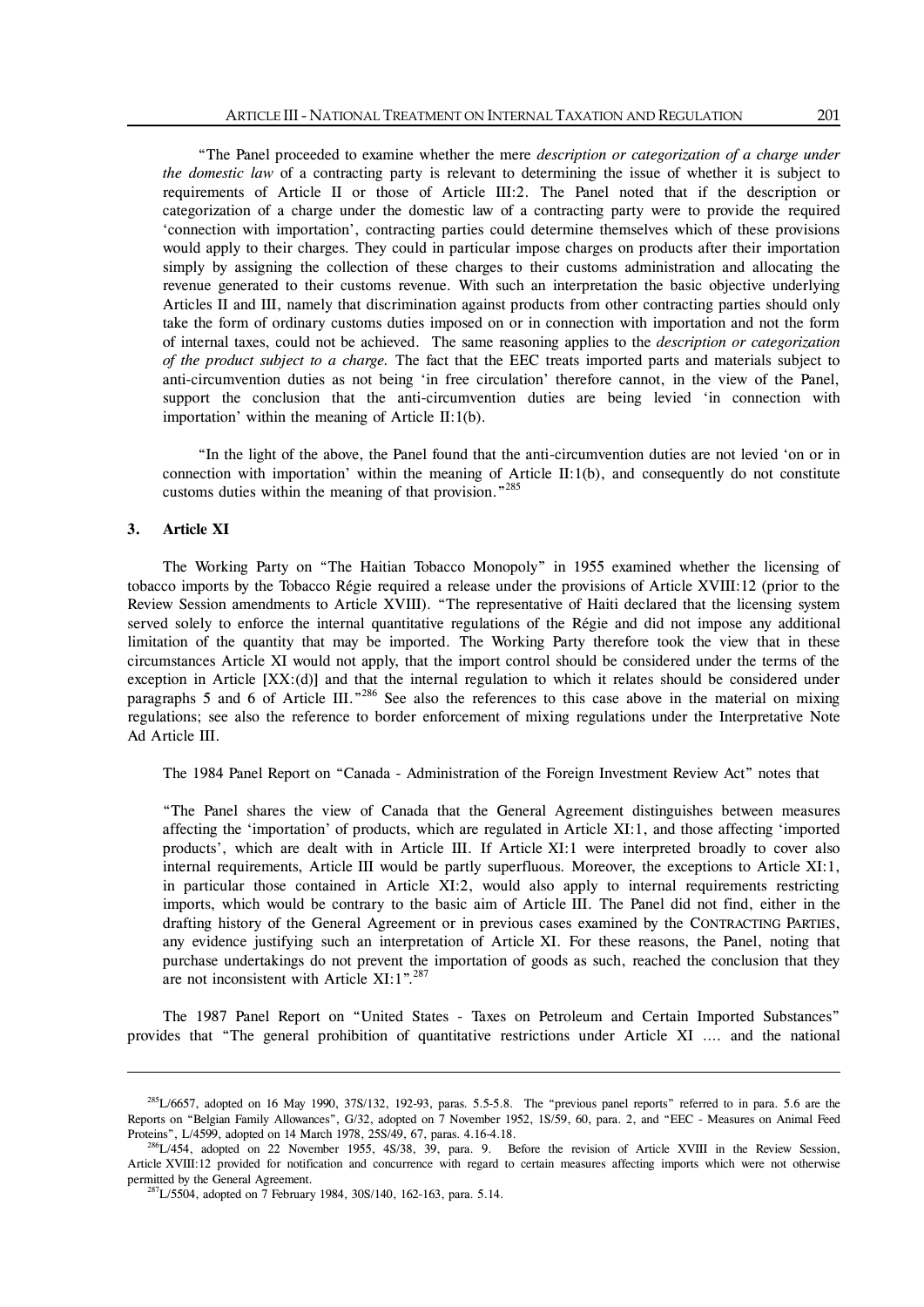"The Panel proceeded to examine whether the mere *description or categorization of a charge under the domestic law* of a contracting party is relevant to determining the issue of whether it is subject to requirements of Article II or those of Article III:2. The Panel noted that if the description or categorization of a charge under the domestic law of a contracting party were to provide the required 'connection with importation', contracting parties could determine themselves which of these provisions would apply to their charges. They could in particular impose charges on products after their importation simply by assigning the collection of these charges to their customs administration and allocating the revenue generated to their customs revenue. With such an interpretation the basic objective underlying Articles II and III, namely that discrimination against products from other contracting parties should only take the form of ordinary customs duties imposed on or in connection with importation and not the form of internal taxes, could not be achieved. The same reasoning applies to the *description or categorization of the product subject to a charge.* The fact that the EEC treats imported parts and materials subject to anti-circumvention duties as not being 'in free circulation' therefore cannot, in the view of the Panel, support the conclusion that the anti-circumvention duties are being levied 'in connection with importation' within the meaning of Article II:1(b).

"In the light of the above, the Panel found that the anti-circumvention duties are not levied 'on or in connection with importation' within the meaning of Article II:1(b), and consequently do not constitute customs duties within the meaning of that provision."[285]

### 3. Article XI

The Working Party on "The Haitian Tobacco Monopoly" in 1955 examined whether the licensing of tobacco imports by the Tobacco Régie required a release under the provisions of Article XVIII:12 (prior to the Review Session amendments to Article XVIII). "The representative of Haiti declared that the licensing system served solely to enforce the internal quantitative regulations of the Régie and did not impose any additional limitation of the quantity that may be imported. The Working Party therefore took the view that in these circumstances Article XI would not apply, that the import control should be considered under the terms of the exception in Article [XX:(d)] and that the internal regulation to which it relates should be considered under paragraphs 5 and 6 of Article III."[286] See also the references to this case above in the material on mixing regulations; see also the reference to border enforcement of mixing regulations under the Interpretative Note Ad Article III.

The 1984 Panel Report on "Canada - Administration of the Foreign Investment Review Act" notes that

"The Panel shares the view of Canada that the General Agreement distinguishes between measures affecting the 'importation' of products, which are regulated in Article XI:1, and those affecting 'imported products', which are dealt with in Article III. If Article XI:1 were interpreted broadly to cover also internal requirements, Article III would be partly superfluous. Moreover, the exceptions to Article XI:1, in particular those contained in Article XI:2, would also apply to internal requirements restricting imports, which would be contrary to the basic aim of Article III. The Panel did not find, either in the drafting history of the General Agreement or in previous cases examined by the CONTRACTING PARTIES, any evidence justifying such an interpretation of Article XI. For these reasons, the Panel, noting that purchase undertakings do not prevent the importation of goods as such, reached the conclusion that they are not inconsistent with Article XI:1".[287]

The 1987 Panel Report on "United States - Taxes on Petroleum and Certain Imported Substances" provides that "The general prohibition of quantitative restrictions under Article XI .... and the national

---

[285] L/6657, adopted on 16 May 1990, 37S/132, 192-93, paras. 5.5-5.8. The "previous panel reports" referred to in para. 5.6 are the Reports on "Belgian Family Allowances", G/32, adopted on 7 November 1952, 1S/59, 60, para. 2, and "EEC - Measures on Animal Feed Proteins", L/4599, adopted on 14 March 1978, 25S/49, 67, paras. 4.16-4.18.

[286] L/454, adopted on 22 November 1955, 4S/38, 39, para. 9. Before the revision of Article XVIII in the Review Session, Article XVIII:12 provided for notification and concurrence with regard to certain measures affecting imports which were not otherwise permitted by the General Agreement.

[287] L/5504, adopted on 7 February 1984, 30S/140, 162-163, para. 5.14.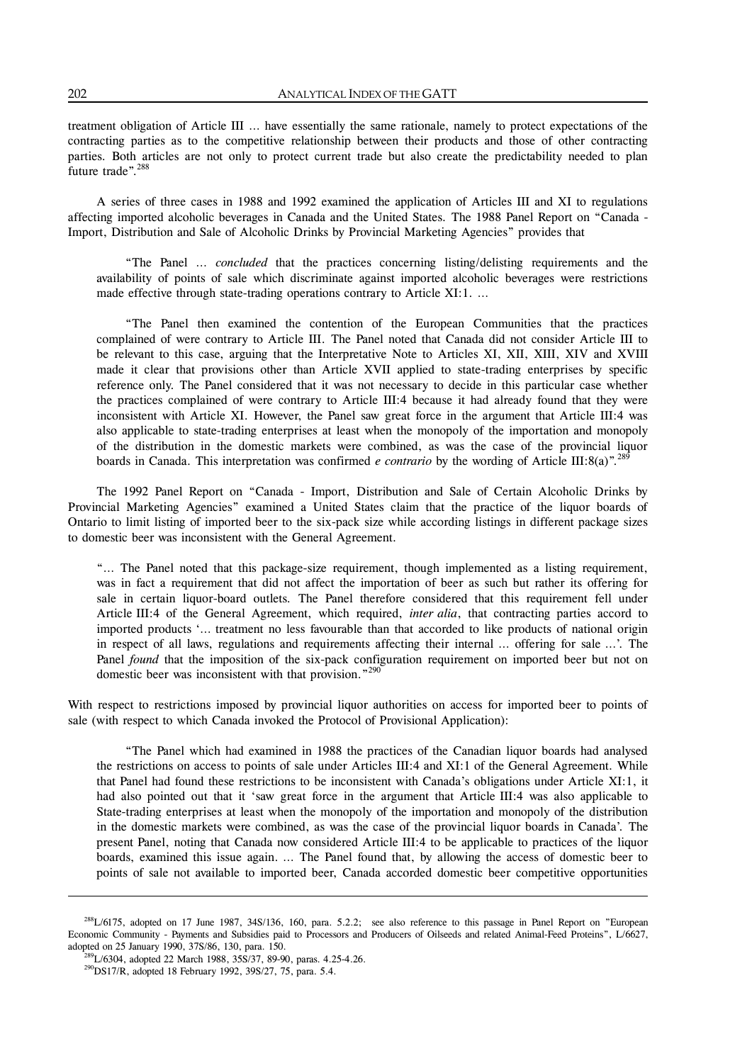treatment obligation of Article III ... have essentially the same rationale, namely to protect expectations of the contracting parties as to the competitive relationship between their products and those of other contracting parties. Both articles are not only to protect current trade but also create the predictability needed to plan future trade".[288]

A series of three cases in 1988 and 1992 examined the application of Articles III and XI to regulations affecting imported alcoholic beverages in Canada and the United States. The 1988 Panel Report on "Canada - Import, Distribution and Sale of Alcoholic Drinks by Provincial Marketing Agencies" provides that

> "The Panel ... *concluded* that the practices concerning listing/delisting requirements and the availability of points of sale which discriminate against imported alcoholic beverages were restrictions made effective through state-trading operations contrary to Article XI:1. ...
>
> "The Panel then examined the contention of the European Communities that the practices complained of were contrary to Article III. The Panel noted that Canada did not consider Article III to be relevant to this case, arguing that the Interpretative Note to Articles XI, XII, XIII, XIV and XVIII made it clear that provisions other than Article XVII applied to state-trading enterprises by specific reference only. The Panel considered that it was not necessary to decide in this particular case whether the practices complained of were contrary to Article III:4 because it had already found that they were inconsistent with Article XI. However, the Panel saw great force in the argument that Article III:4 was also applicable to state-trading enterprises at least when the monopoly of the importation and monopoly of the distribution in the domestic markets were combined, as was the case of the provincial liquor boards in Canada. This interpretation was confirmed *e contrario* by the wording of Article III:8(a)".[289]

The 1992 Panel Report on "Canada - Import, Distribution and Sale of Certain Alcoholic Drinks by Provincial Marketing Agencies" examined a United States claim that the practice of the liquor boards of Ontario to limit listing of imported beer to the six-pack size while according listings in different package sizes to domestic beer was inconsistent with the General Agreement.

> "... The Panel noted that this package-size requirement, though implemented as a listing requirement, was in fact a requirement that did not affect the importation of beer as such but rather its offering for sale in certain liquor-board outlets. The Panel therefore considered that this requirement fell under Article III:4 of the General Agreement, which required, *inter alia*, that contracting parties accord to imported products '... treatment no less favourable than that accorded to like products of national origin in respect of all laws, regulations and requirements affecting their internal ... offering for sale ...'. The Panel *found* that the imposition of the six-pack configuration requirement on imported beer but not on domestic beer was inconsistent with that provision."[290]

With respect to restrictions imposed by provincial liquor authorities on access for imported beer to points of sale (with respect to which Canada invoked the Protocol of Provisional Application):

> "The Panel which had examined in 1988 the practices of the Canadian liquor boards had analysed the restrictions on access to points of sale under Articles III:4 and XI:1 of the General Agreement. While that Panel had found these restrictions to be inconsistent with Canada's obligations under Article XI:1, it had also pointed out that it 'saw great force in the argument that Article III:4 was also applicable to State-trading enterprises at least when the monopoly of the importation and monopoly of the distribution in the domestic markets were combined, as was the case of the provincial liquor boards in Canada'. The present Panel, noting that Canada now considered Article III:4 to be applicable to practices of the liquor boards, examined this issue again. ... The Panel found that, by allowing the access of domestic beer to points of sale not available to imported beer, Canada accorded domestic beer competitive opportunities

---

[288] L/6175, adopted on 17 June 1987, 34S/136, 160, para. 5.2.2; see also reference to this passage in Panel Report on "European Economic Community - Payments and Subsidies paid to Processors and Producers of Oilseeds and related Animal-Feed Proteins", L/6627, adopted on 25 January 1990, 37S/86, 130, para. 150.

[289] L/6304, adopted 22 March 1988, 35S/37, 89-90, paras. 4.25-4.26.

[290] DS17/R, adopted 18 February 1992, 39S/27, 75, para. 5.4.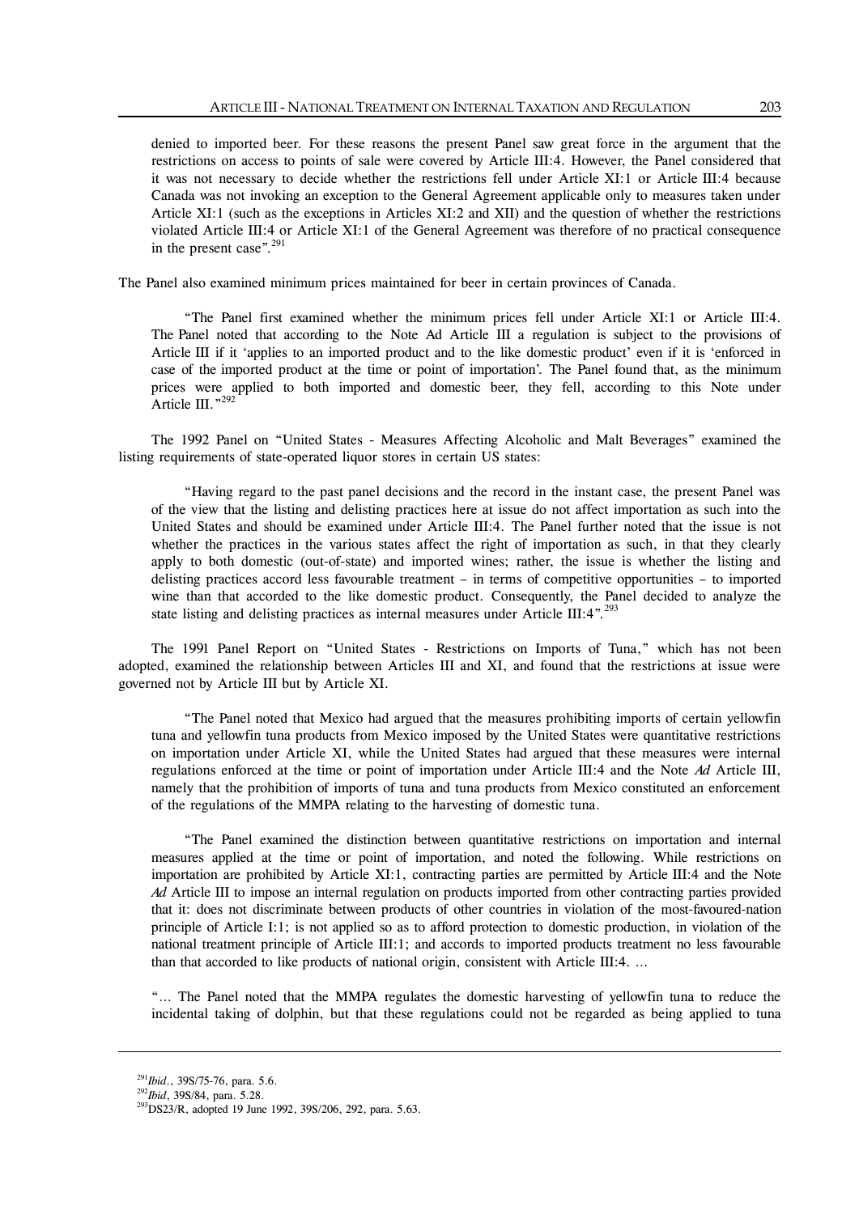denied to imported beer. For these reasons the present Panel saw great force in the argument that the restrictions on access to points of sale were covered by Article III:4. However, the Panel considered that it was not necessary to decide whether the restrictions fell under Article XI:1 or Article III:4 because Canada was not invoking an exception to the General Agreement applicable only to measures taken under Article XI:1 (such as the exceptions in Articles XI:2 and XII) and the question of whether the restrictions violated Article III:4 or Article XI:1 of the General Agreement was therefore of no practical consequence in the present case".[291]

The Panel also examined minimum prices maintained for beer in certain provinces of Canada.

> "The Panel first examined whether the minimum prices fell under Article XI:1 or Article III:4. The Panel noted that according to the Note Ad Article III a regulation is subject to the provisions of Article III if it 'applies to an imported product and to the like domestic product' even if it is 'enforced in case of the imported product at the time or point of importation'. The Panel found that, as the minimum prices were applied to both imported and domestic beer, they fell, according to this Note under Article III."[292]

The 1992 Panel on "United States - Measures Affecting Alcoholic and Malt Beverages" examined the listing requirements of state-operated liquor stores in certain US states:

> "Having regard to the past panel decisions and the record in the instant case, the present Panel was of the view that the listing and delisting practices here at issue do not affect importation as such into the United States and should be examined under Article III:4. The Panel further noted that the issue is not whether the practices in the various states affect the right of importation as such, in that they clearly apply to both domestic (out-of-state) and imported wines; rather, the issue is whether the listing and delisting practices accord less favourable treatment – in terms of competitive opportunities – to imported wine than that accorded to the like domestic product. Consequently, the Panel decided to analyze the state listing and delisting practices as internal measures under Article III:4".[293]

The 1991 Panel Report on "United States - Restrictions on Imports of Tuna," which has not been adopted, examined the relationship between Articles III and XI, and found that the restrictions at issue were governed not by Article III but by Article XI.

> "The Panel noted that Mexico had argued that the measures prohibiting imports of certain yellowfin tuna and yellowfin tuna products from Mexico imposed by the United States were quantitative restrictions on importation under Article XI, while the United States had argued that these measures were internal regulations enforced at the time or point of importation under Article III:4 and the Note *Ad* Article III, namely that the prohibition of imports of tuna and tuna products from Mexico constituted an enforcement of the regulations of the MMPA relating to the harvesting of domestic tuna.
>
> "The Panel examined the distinction between quantitative restrictions on importation and internal measures applied at the time or point of importation, and noted the following. While restrictions on importation are prohibited by Article XI:1, contracting parties are permitted by Article III:4 and the Note *Ad* Article III to impose an internal regulation on products imported from other contracting parties provided that it: does not discriminate between products of other countries in violation of the most-favoured-nation principle of Article I:1; is not applied so as to afford protection to domestic production, in violation of the national treatment principle of Article III:1; and accords to imported products treatment no less favourable than that accorded to like products of national origin, consistent with Article III:4. ...
>
> "... The Panel noted that the MMPA regulates the domestic harvesting of yellowfin tuna to reduce the incidental taking of dolphin, but that these regulations could not be regarded as being applied to tuna

---

[291] *Ibid.*, 39S/75-76, para. 5.6.

[292] *Ibid*, 39S/84, para. 5.28.

[293] DS23/R, adopted 19 June 1992, 39S/206, 292, para. 5.63.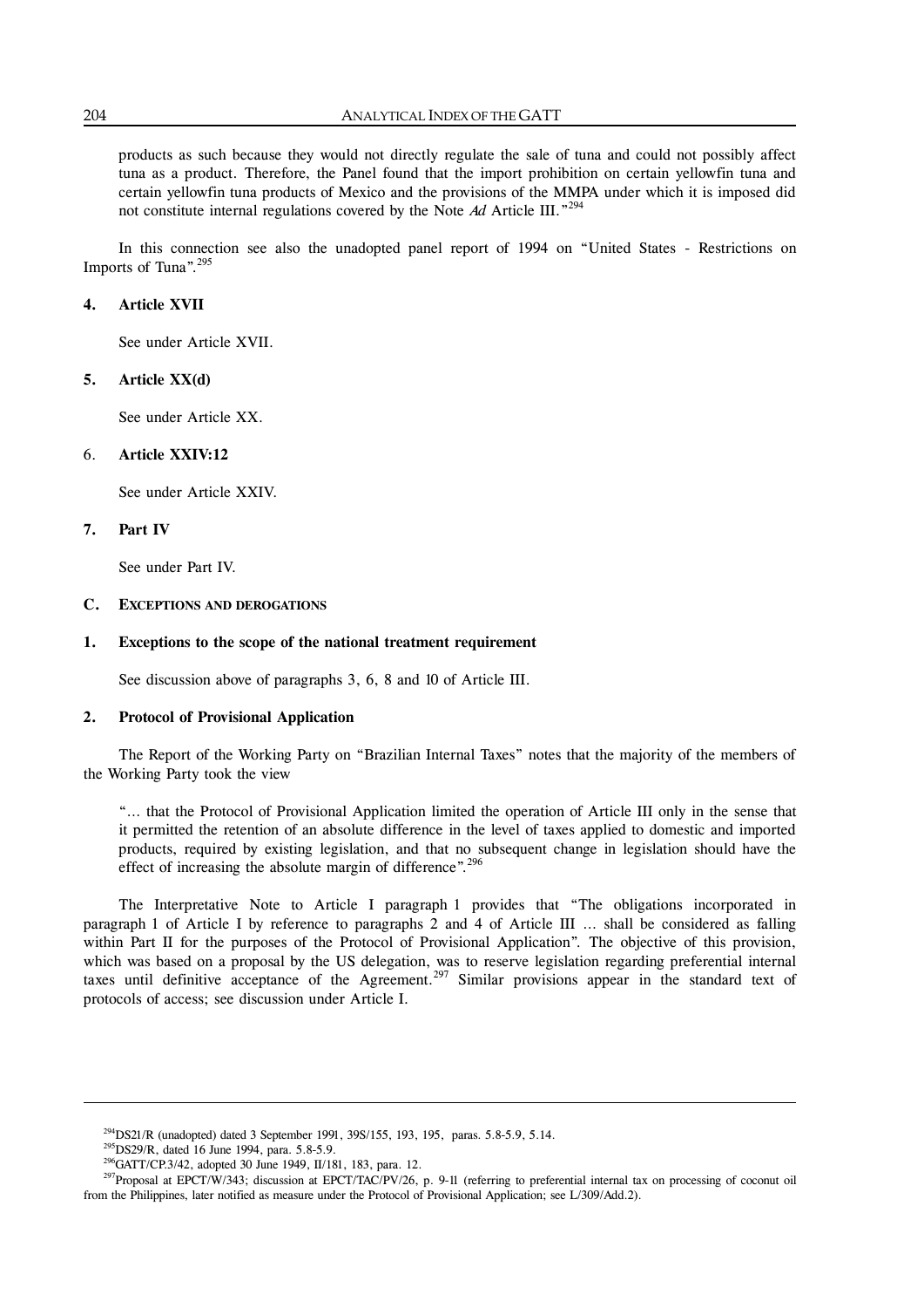products as such because they would not directly regulate the sale of tuna and could not possibly affect tuna as a product. Therefore, the Panel found that the import prohibition on certain yellowfin tuna and certain yellowfin tuna products of Mexico and the provisions of the MMPA under which it is imposed did not constitute internal regulations covered by the Note *Ad* Article III."[294]

In this connection see also the unadopted panel report of 1994 on "United States - Restrictions on Imports of Tuna".[295]

### 4. Article XVII

See under Article XVII.

### 5. Article XX(d)

See under Article XX.

### 6. Article XXIV:12

See under Article XXIV.

### 7. Part IV

See under Part IV.

## C. Exceptions and derogations

### 1. Exceptions to the scope of the national treatment requirement

See discussion above of paragraphs 3, 6, 8 and 10 of Article III.

### 2. Protocol of Provisional Application

The Report of the Working Party on "Brazilian Internal Taxes" notes that the majority of the members of the Working Party took the view

> "… that the Protocol of Provisional Application limited the operation of Article III only in the sense that it permitted the retention of an absolute difference in the level of taxes applied to domestic and imported products, required by existing legislation, and that no subsequent change in legislation should have the effect of increasing the absolute margin of difference".[296]

The Interpretative Note to Article I paragraph 1 provides that "The obligations incorporated in paragraph 1 of Article I by reference to paragraphs 2 and 4 of Article III … shall be considered as falling within Part II for the purposes of the Protocol of Provisional Application". The objective of this provision, which was based on a proposal by the US delegation, was to reserve legislation regarding preferential internal taxes until definitive acceptance of the Agreement.[297] Similar provisions appear in the standard text of protocols of access; see discussion under Article I.

---

[294] DS21/R (unadopted) dated 3 September 1991, 39S/155, 193, 195, paras. 5.8-5.9, 5.14.

[295] DS29/R, dated 16 June 1994, para. 5.8-5.9.

[296] GATT/CP.3/42, adopted 30 June 1949, II/181, 183, para. 12.

[297] Proposal at EPCT/W/343; discussion at EPCT/TAC/PV/26, p. 9-11 (referring to preferential internal tax on processing of coconut oil from the Philippines, later notified as measure under the Protocol of Provisional Application; see L/309/Add.2).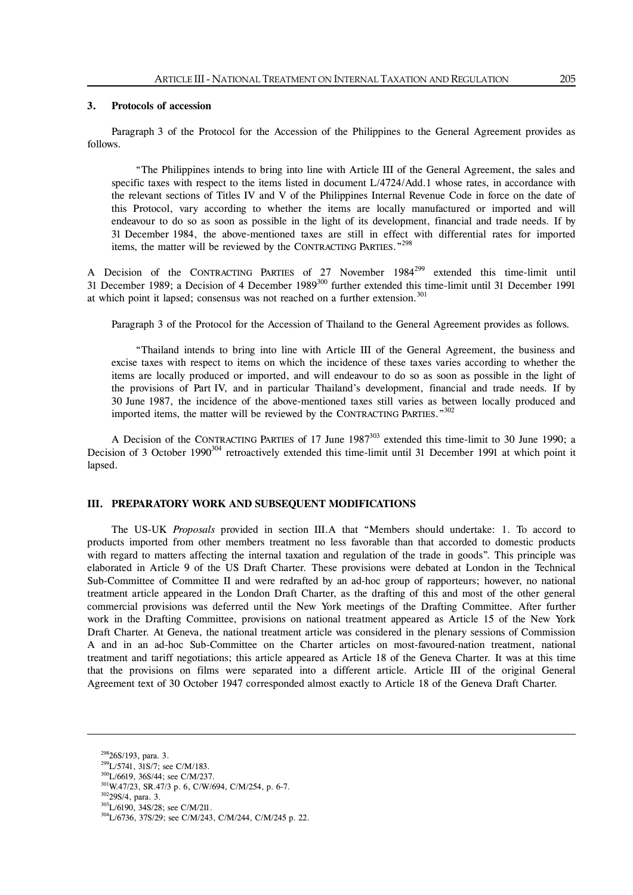### 3. Protocols of accession

Paragraph 3 of the Protocol for the Accession of the Philippines to the General Agreement provides as follows.

> "The Philippines intends to bring into line with Article III of the General Agreement, the sales and specific taxes with respect to the items listed in document L/4724/Add.1 whose rates, in accordance with the relevant sections of Titles IV and V of the Philippines Internal Revenue Code in force on the date of this Protocol, vary according to whether the items are locally manufactured or imported and will endeavour to do so as soon as possible in the light of its development, financial and trade needs. If by 31 December 1984, the above-mentioned taxes are still in effect with differential rates for imported items, the matter will be reviewed by the CONTRACTING PARTIES."[298]

A Decision of the CONTRACTING PARTIES of 27 November 1984[299] extended this time-limit until 31 December 1989; a Decision of 4 December 1989[300] further extended this time-limit until 31 December 1991 at which point it lapsed; consensus was not reached on a further extension.[301]

Paragraph 3 of the Protocol for the Accession of Thailand to the General Agreement provides as follows.

> "Thailand intends to bring into line with Article III of the General Agreement, the business and excise taxes with respect to items on which the incidence of these taxes varies according to whether the items are locally produced or imported, and will endeavour to do so as soon as possible in the light of the provisions of Part IV, and in particular Thailand's development, financial and trade needs. If by 30 June 1987, the incidence of the above-mentioned taxes still varies as between locally produced and imported items, the matter will be reviewed by the CONTRACTING PARTIES."[302]

A Decision of the CONTRACTING PARTIES of 17 June 1987[303] extended this time-limit to 30 June 1990; a Decision of 3 October 1990[304] retroactively extended this time-limit until 31 December 1991 at which point it lapsed.

## III. PREPARATORY WORK AND SUBSEQUENT MODIFICATIONS

The US-UK *Proposals* provided in section III.A that "Members should undertake: 1. To accord to products imported from other members treatment no less favorable than that accorded to domestic products with regard to matters affecting the internal taxation and regulation of the trade in goods". This principle was elaborated in Article 9 of the US Draft Charter. These provisions were debated at London in the Technical Sub-Committee of Committee II and were redrafted by an ad-hoc group of rapporteurs; however, no national treatment article appeared in the London Draft Charter, as the drafting of this and most of the other general commercial provisions was deferred until the New York meetings of the Drafting Committee. After further work in the Drafting Committee, provisions on national treatment appeared as Article 15 of the New York Draft Charter. At Geneva, the national treatment article was considered in the plenary sessions of Commission A and in an ad-hoc Sub-Committee on the Charter articles on most-favoured-nation treatment, national treatment and tariff negotiations; this article appeared as Article 18 of the Geneva Charter. It was at this time that the provisions on films were separated into a different article. Article III of the original General Agreement text of 30 October 1947 corresponded almost exactly to Article 18 of the Geneva Draft Charter.

---

[298] 26S/193, para. 3.

[299] L/5741, 31S/7; see C/M/183.

[300] L/6619, 36S/44; see C/M/237.

[301] W.47/23, SR.47/3 p. 6, C/W/694, C/M/254, p. 6-7.

[302] 29S/4, para. 3.

[303] L/6190, 34S/28; see C/M/211.

[304] L/6736, 37S/29; see C/M/243, C/M/244, C/M/245 p. 22.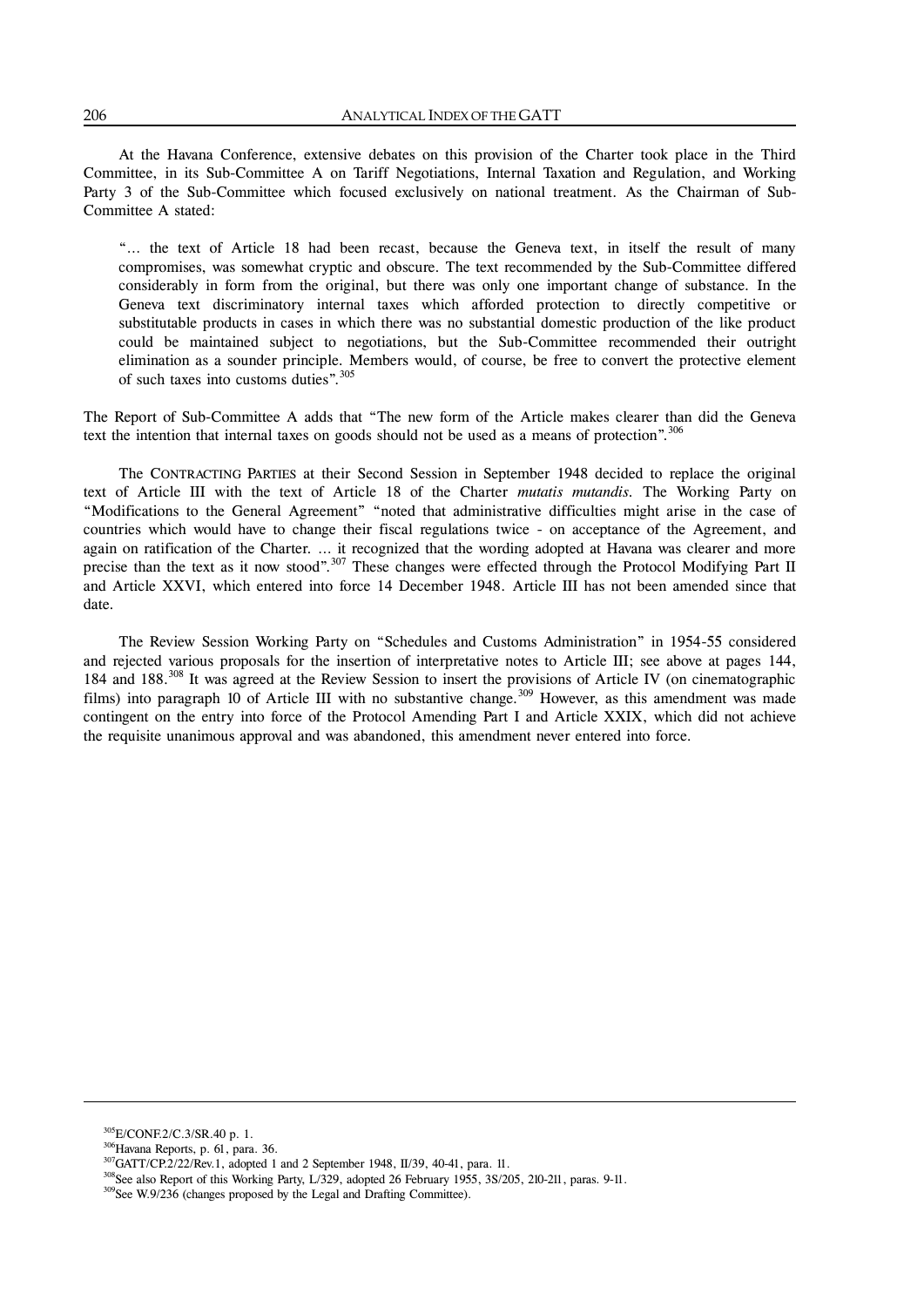At the Havana Conference, extensive debates on this provision of the Charter took place in the Third Committee, in its Sub-Committee A on Tariff Negotiations, Internal Taxation and Regulation, and Working Party 3 of the Sub-Committee which focused exclusively on national treatment. As the Chairman of Sub-Committee A stated:

> "... the text of Article 18 had been recast, because the Geneva text, in itself the result of many compromises, was somewhat cryptic and obscure. The text recommended by the Sub-Committee differed considerably in form from the original, but there was only one important change of substance. In the Geneva text discriminatory internal taxes which afforded protection to directly competitive or substitutable products in cases in which there was no substantial domestic production of the like product could be maintained subject to negotiations, but the Sub-Committee recommended their outright elimination as a sounder principle. Members would, of course, be free to convert the protective element of such taxes into customs duties".[305]

The Report of Sub-Committee A adds that "The new form of the Article makes clearer than did the Geneva text the intention that internal taxes on goods should not be used as a means of protection".[306]

The CONTRACTING PARTIES at their Second Session in September 1948 decided to replace the original text of Article III with the text of Article 18 of the Charter *mutatis mutandis*. The Working Party on "Modifications to the General Agreement" "noted that administrative difficulties might arise in the case of countries which would have to change their fiscal regulations twice - on acceptance of the Agreement, and again on ratification of the Charter. ... it recognized that the wording adopted at Havana was clearer and more precise than the text as it now stood".[307] These changes were effected through the Protocol Modifying Part II and Article XXVI, which entered into force 14 December 1948. Article III has not been amended since that date.

The Review Session Working Party on "Schedules and Customs Administration" in 1954-55 considered and rejected various proposals for the insertion of interpretative notes to Article III; see above at pages 144, 184 and 188.[308] It was agreed at the Review Session to insert the provisions of Article IV (on cinematographic films) into paragraph 10 of Article III with no substantive change.[309] However, as this amendment was made contingent on the entry into force of the Protocol Amending Part I and Article XXIX, which did not achieve the requisite unanimous approval and was abandoned, this amendment never entered into force.

---

[305] E/CONF.2/C.3/SR.40 p. 1.

[306] Havana Reports, p. 61, para. 36.

[307] GATT/CP.2/22/Rev.1, adopted 1 and 2 September 1948, II/39, 40-41, para. 11.

[308] See also Report of this Working Party, L/329, adopted 26 February 1955, 3S/205, 210-211, paras. 9-11.

[309] See W.9/236 (changes proposed by the Legal and Drafting Committee).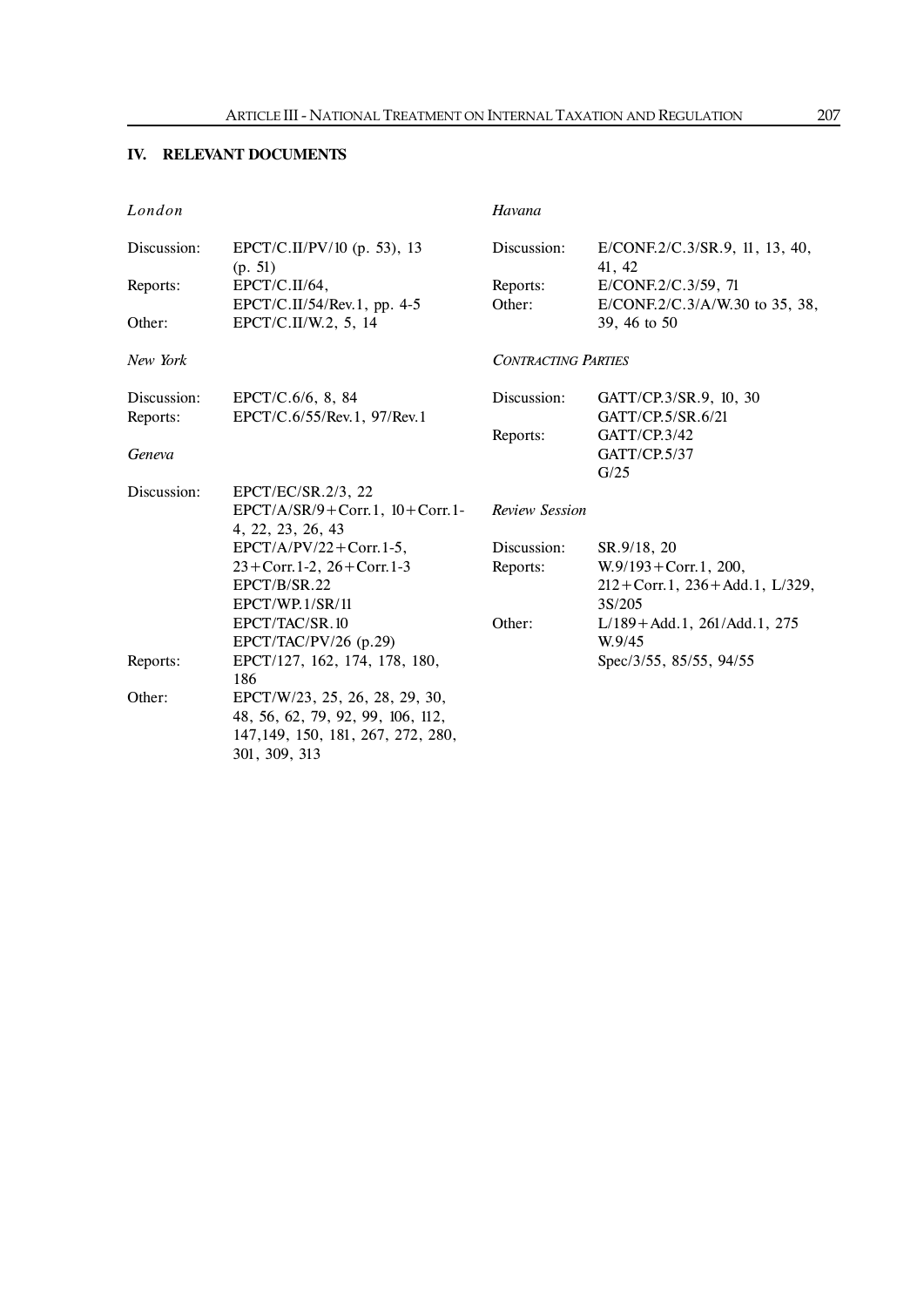## IV. RELEVANT DOCUMENTS

*London*

| | |
|---|---|
| Discussion: | EPCT/C.II/PV/10 (p. 53), 13 (p. 51) |
| Reports: | EPCT/C.II/64, EPCT/C.II/54/Rev.1, pp. 4-5 |
| Other: | EPCT/C.II/W.2, 5, 14 |

*New York*

| | |
|---|---|
| Discussion: | EPCT/C.6/6, 8, 84 |
| Reports: | EPCT/C.6/55/Rev.1, 97/Rev.1 |

*Geneva*

| | |
|---|---|
| Discussion: | EPCT/EC/SR.2/3, 22<br>EPCT/A/SR/9+Corr.1, 10+Corr.1-4, 22, 23, 26, 43<br>EPCT/A/PV/22+Corr.1-5, 23+Corr.1-2, 26+Corr.1-3<br>EPCT/B/SR.22<br>EPCT/WP.1/SR/11<br>EPCT/TAC/SR.10<br>EPCT/TAC/PV/26 (p.29) |
| Reports: | EPCT/127, 162, 174, 178, 180, 186 |
| Other: | EPCT/W/23, 25, 26, 28, 29, 30, 48, 56, 62, 79, 92, 99, 106, 112, 147,149, 150, 181, 267, 272, 280, 301, 309, 313 |

*Havana*

| | |
|---|---|
| Discussion: | E/CONF.2/C.3/SR.9, 11, 13, 40, 41, 42 |
| Reports: | E/CONF.2/C.3/59, 71 |
| Other: | E/CONF.2/C.3/A/W.30 to 35, 38, 39, 46 to 50 |

*Contracting Parties*

| | |
|---|---|
| Discussion: | GATT/CP.3/SR.9, 10, 30<br>GATT/CP.5/SR.6/21 |
| Reports: | GATT/CP.3/42<br>GATT/CP.5/37<br>G/25 |

*Review Session*

| | |
|---|---|
| Discussion: | SR.9/18, 20 |
| Reports: | W.9/193+Corr.1, 200, 212+Corr.1, 236+Add.1, L/329, 3S/205 |
| Other: | L/189+Add.1, 261/Add.1, 275<br>W.9/45<br>Spec/3/55, 85/55, 94/55 |